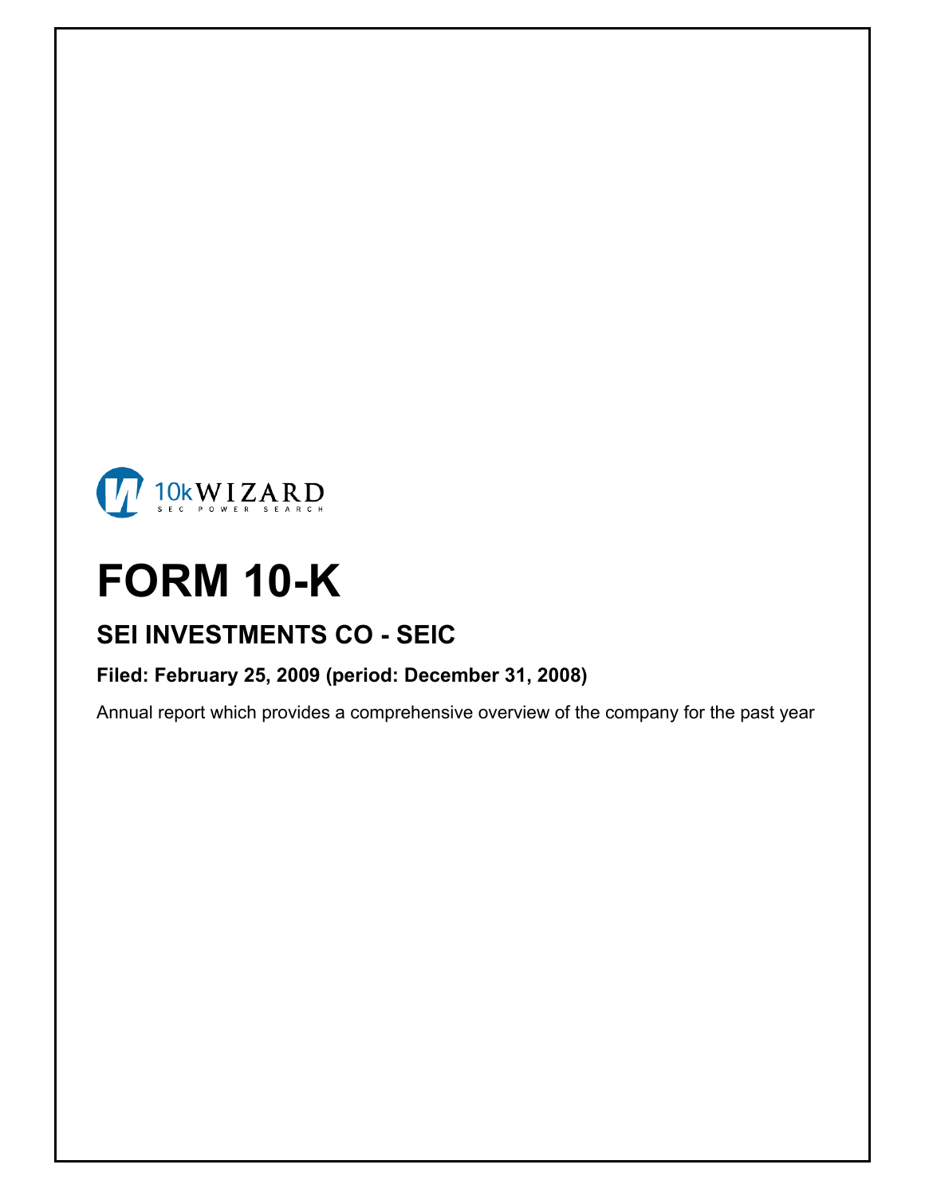10k WIZARD
SEC POWER SEARCH

# FORM 10-K

## SEI INVESTMENTS CO - SEIC

**Filed: February 25, 2009 (period: December 31, 2008)**

Annual report which provides a comprehensive overview of the company for the past year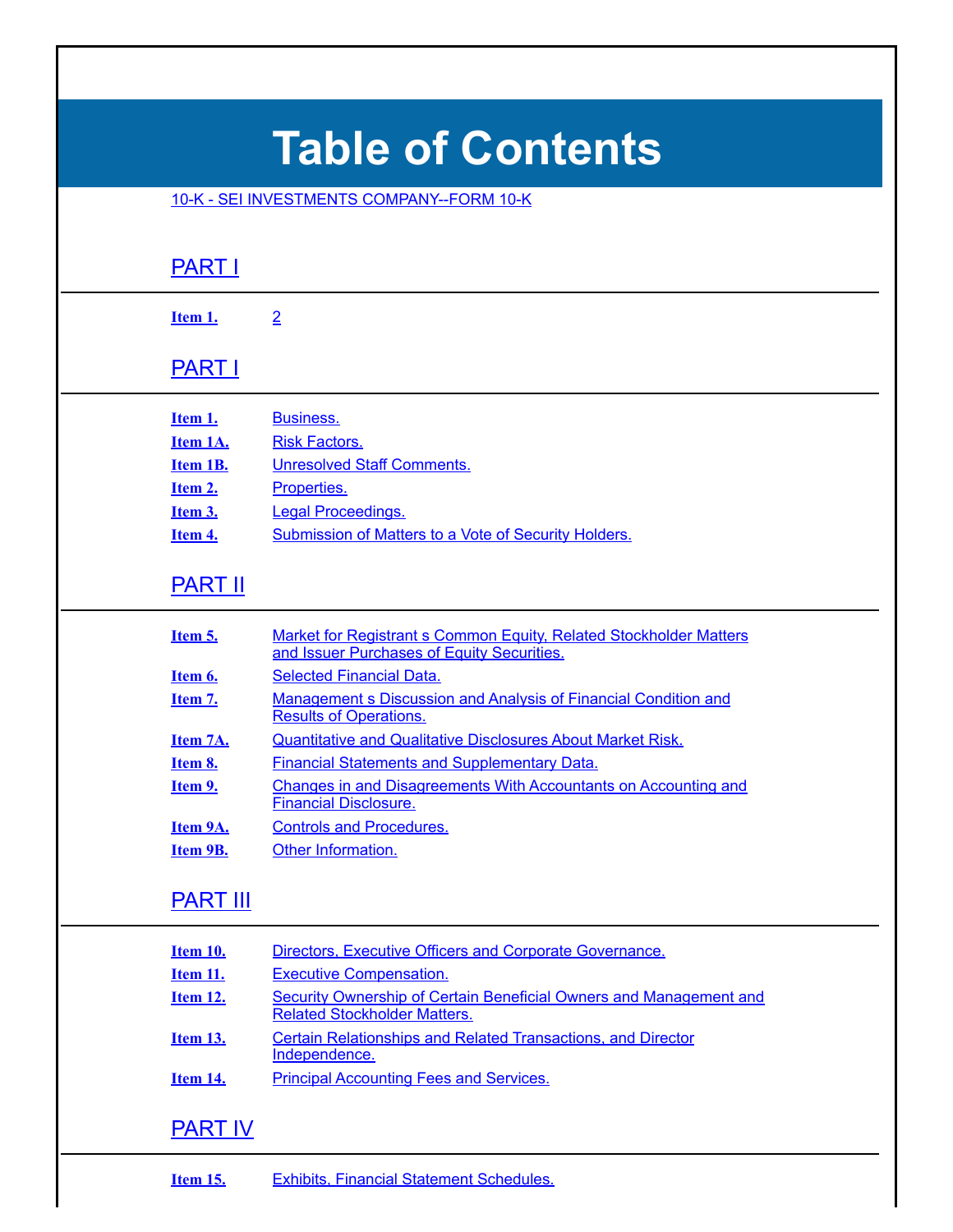# Table of Contents

10-K - SEI INVESTMENTS COMPANY--FORM 10-K

## PART I

| | |
|---|---|
| **Item 1.** | 2 |

## PART I

| | |
|---|---|
| **Item 1.** | Business. |
| **Item 1A.** | Risk Factors. |
| **Item 1B.** | Unresolved Staff Comments. |
| **Item 2.** | Properties. |
| **Item 3.** | Legal Proceedings. |
| **Item 4.** | Submission of Matters to a Vote of Security Holders. |

## PART II

| | |
|---|---|
| **Item 5.** | Market for Registrant s Common Equity, Related Stockholder Matters and Issuer Purchases of Equity Securities. |
| **Item 6.** | Selected Financial Data. |
| **Item 7.** | Management s Discussion and Analysis of Financial Condition and Results of Operations. |
| **Item 7A.** | Quantitative and Qualitative Disclosures About Market Risk. |
| **Item 8.** | Financial Statements and Supplementary Data. |
| **Item 9.** | Changes in and Disagreements With Accountants on Accounting and Financial Disclosure. |
| **Item 9A.** | Controls and Procedures. |
| **Item 9B.** | Other Information. |

## PART III

| | |
|---|---|
| **Item 10.** | Directors, Executive Officers and Corporate Governance. |
| **Item 11.** | Executive Compensation. |
| **Item 12.** | Security Ownership of Certain Beneficial Owners and Management and Related Stockholder Matters. |
| **Item 13.** | Certain Relationships and Related Transactions, and Director Independence. |
| **Item 14.** | Principal Accounting Fees and Services. |

## PART IV

| | |
|---|---|
| **Item 15.** | Exhibits, Financial Statement Schedules. |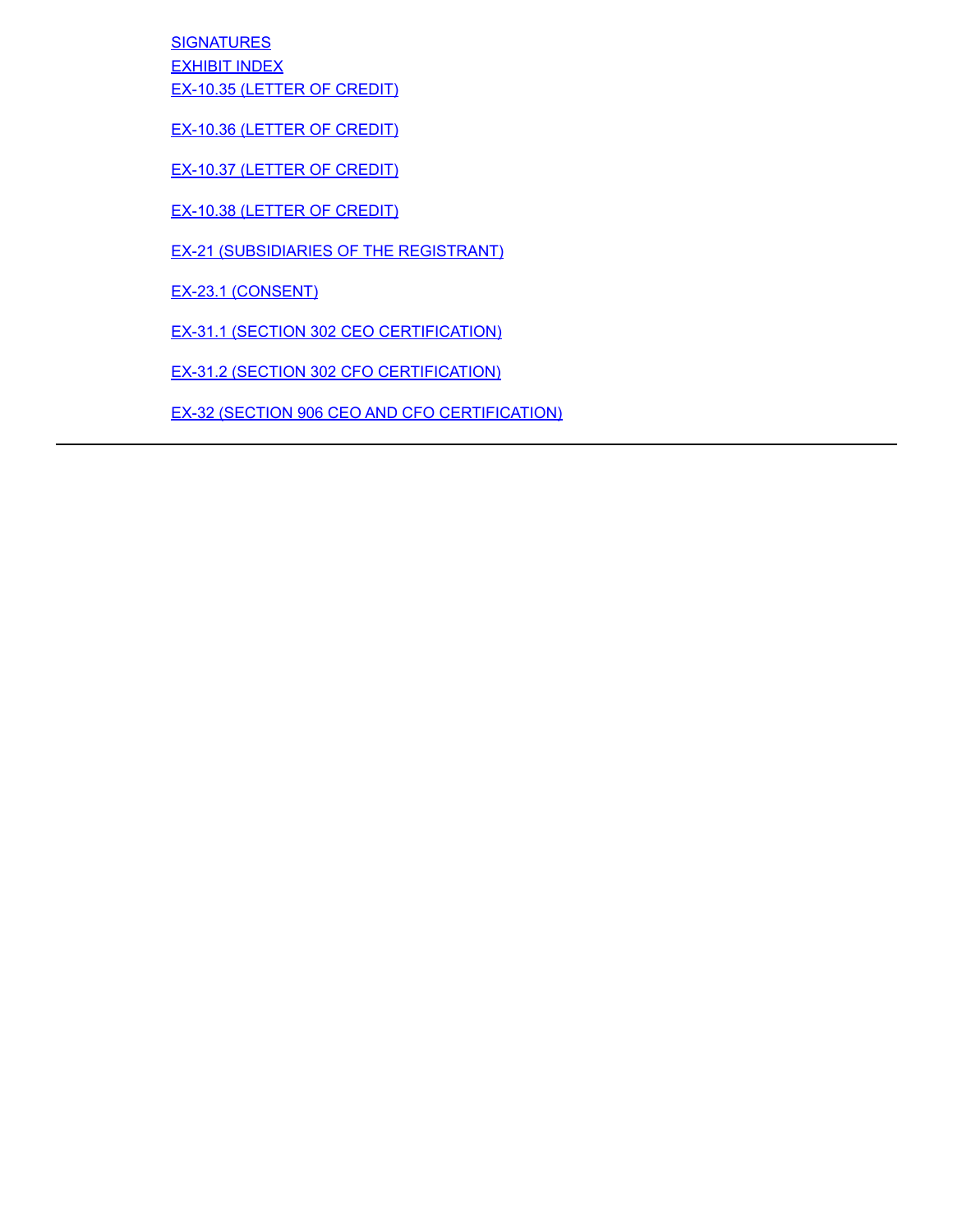SIGNATURES
EXHIBIT INDEX
EX-10.35 (LETTER OF CREDIT)

EX-10.36 (LETTER OF CREDIT)

EX-10.37 (LETTER OF CREDIT)

EX-10.38 (LETTER OF CREDIT)

EX-21 (SUBSIDIARIES OF THE REGISTRANT)

EX-23.1 (CONSENT)

EX-31.1 (SECTION 302 CEO CERTIFICATION)

EX-31.2 (SECTION 302 CFO CERTIFICATION)

EX-32 (SECTION 906 CEO AND CFO CERTIFICATION)

---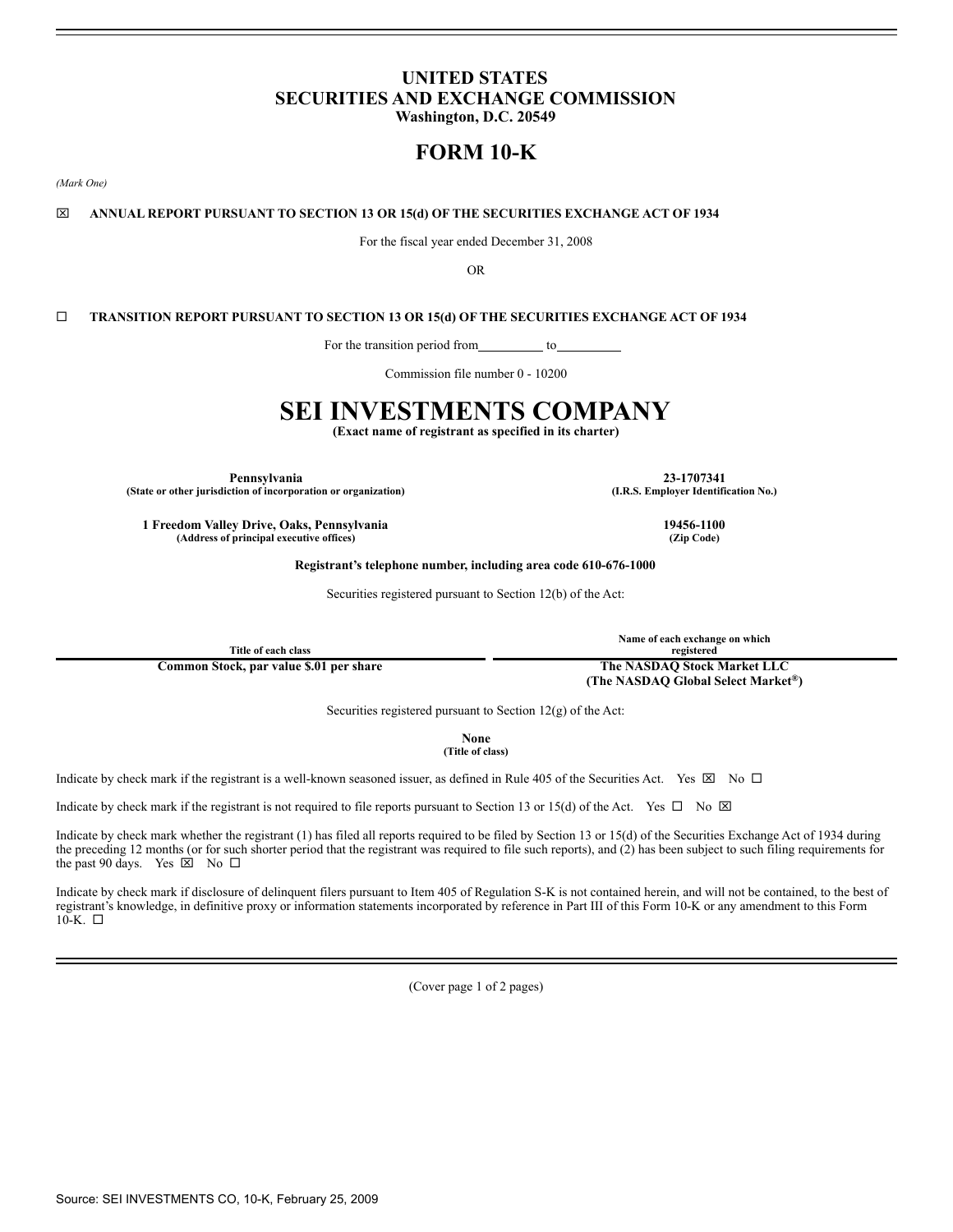# UNITED STATES
# SECURITIES AND EXCHANGE COMMISSION
**Washington, D.C. 20549**

# FORM 10-K

*(Mark One)*

☒ **ANNUAL REPORT PURSUANT TO SECTION 13 OR 15(d) OF THE SECURITIES EXCHANGE ACT OF 1934**

For the fiscal year ended December 31, 2008

OR

☐ **TRANSITION REPORT PURSUANT TO SECTION 13 OR 15(d) OF THE SECURITIES EXCHANGE ACT OF 1934**

For the transition period from\_\_\_\_\_\_\_\_\_\_ to\_\_\_\_\_\_\_\_\_\_

Commission file number 0 - 10200

# SEI INVESTMENTS COMPANY

**(Exact name of registrant as specified in its charter)**

| **Pennsylvania** | **23-1707341** |
|---|---|
| **(State or other jurisdiction of incorporation or organization)** | **(I.R.S. Employer Identification No.)** |
| **1 Freedom Valley Drive, Oaks, Pennsylvania** | **19456-1100** |
| **(Address of principal executive offices)** | **(Zip Code)** |

**Registrant's telephone number, including area code 610-676-1000**

Securities registered pursuant to Section 12(b) of the Act:

| Title of each class | Name of each exchange on which registered |
|---|---|
| **Common Stock, par value $.01 per share** | **The NASDAQ Stock Market LLC (The NASDAQ Global Select Market®)** |

Securities registered pursuant to Section 12(g) of the Act:

**None**
**(Title of class)**

Indicate by check mark if the registrant is a well-known seasoned issuer, as defined in Rule 405 of the Securities Act. Yes ☒ No ☐

Indicate by check mark if the registrant is not required to file reports pursuant to Section 13 or 15(d) of the Act. Yes ☐ No ☒

Indicate by check mark whether the registrant (1) has filed all reports required to be filed by Section 13 or 15(d) of the Securities Exchange Act of 1934 during the preceding 12 months (or for such shorter period that the registrant was required to file such reports), and (2) has been subject to such filing requirements for the past 90 days. Yes ☒ No ☐

Indicate by check mark if disclosure of delinquent filers pursuant to Item 405 of Regulation S-K is not contained herein, and will not be contained, to the best of registrant's knowledge, in definitive proxy or information statements incorporated by reference in Part III of this Form 10-K or any amendment to this Form 10-K. ☐

(Cover page 1 of 2 pages)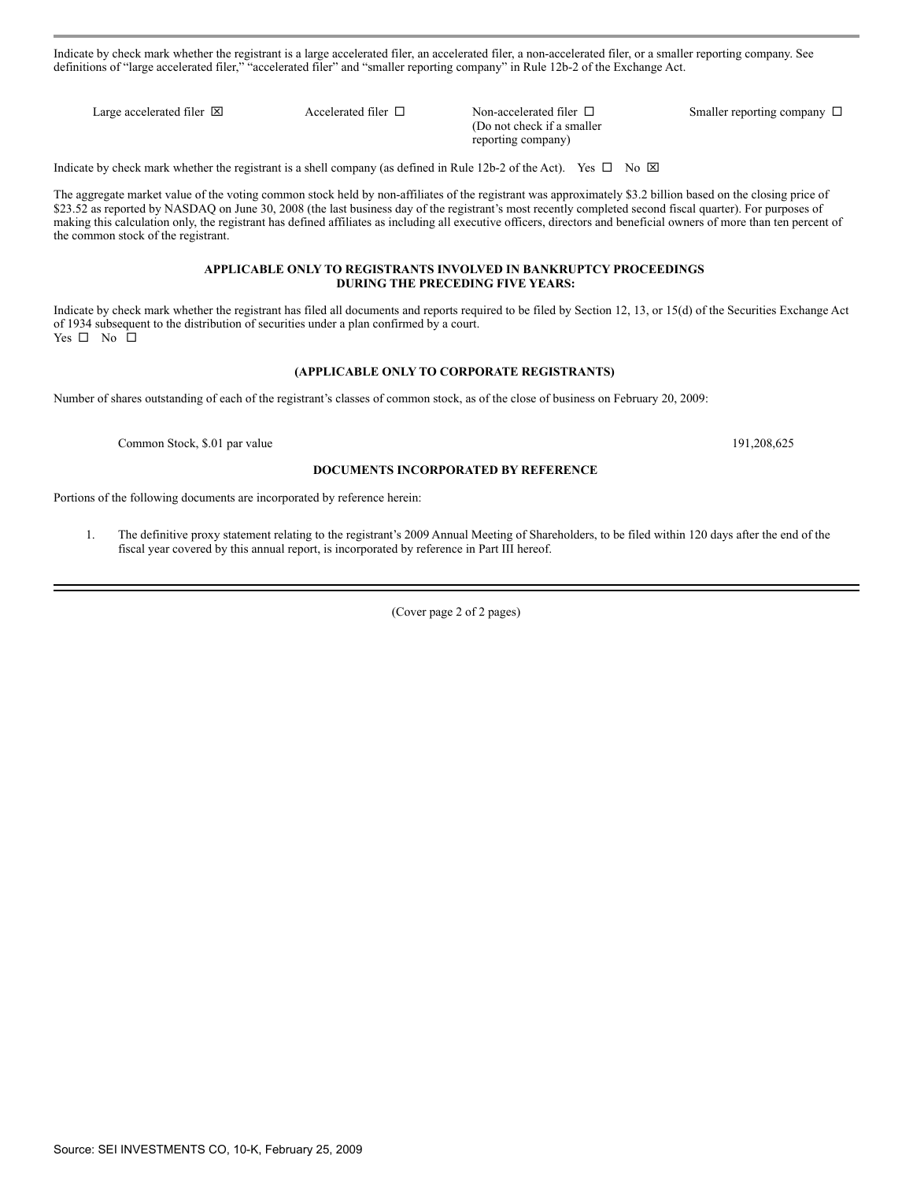Indicate by check mark whether the registrant is a large accelerated filer, an accelerated filer, a non-accelerated filer, or a smaller reporting company. See definitions of "large accelerated filer," "accelerated filer" and "smaller reporting company" in Rule 12b-2 of the Exchange Act.

| Large accelerated filer ☒ | Accelerated filer ☐ | Non-accelerated filer ☐ (Do not check if a smaller reporting company) | Smaller reporting company ☐ |
|---|---|---|---|

Indicate by check mark whether the registrant is a shell company (as defined in Rule 12b-2 of the Act). Yes ☐ No ☒

The aggregate market value of the voting common stock held by non-affiliates of the registrant was approximately $3.2 billion based on the closing price of $23.52 as reported by NASDAQ on June 30, 2008 (the last business day of the registrant's most recently completed second fiscal quarter). For purposes of making this calculation only, the registrant has defined affiliates as including all executive officers, directors and beneficial owners of more than ten percent of the common stock of the registrant.

**APPLICABLE ONLY TO REGISTRANTS INVOLVED IN BANKRUPTCY PROCEEDINGS DURING THE PRECEDING FIVE YEARS:**

Indicate by check mark whether the registrant has filed all documents and reports required to be filed by Section 12, 13, or 15(d) of the Securities Exchange Act of 1934 subsequent to the distribution of securities under a plan confirmed by a court.
Yes ☐ No ☐

**(APPLICABLE ONLY TO CORPORATE REGISTRANTS)**

Number of shares outstanding of each of the registrant's classes of common stock, as of the close of business on February 20, 2009:

| Common Stock, $.01 par value | 191,208,625 |
|---|---|

**DOCUMENTS INCORPORATED BY REFERENCE**

Portions of the following documents are incorporated by reference herein:

1. The definitive proxy statement relating to the registrant's 2009 Annual Meeting of Shareholders, to be filed within 120 days after the end of the fiscal year covered by this annual report, is incorporated by reference in Part III hereof.

(Cover page 2 of 2 pages)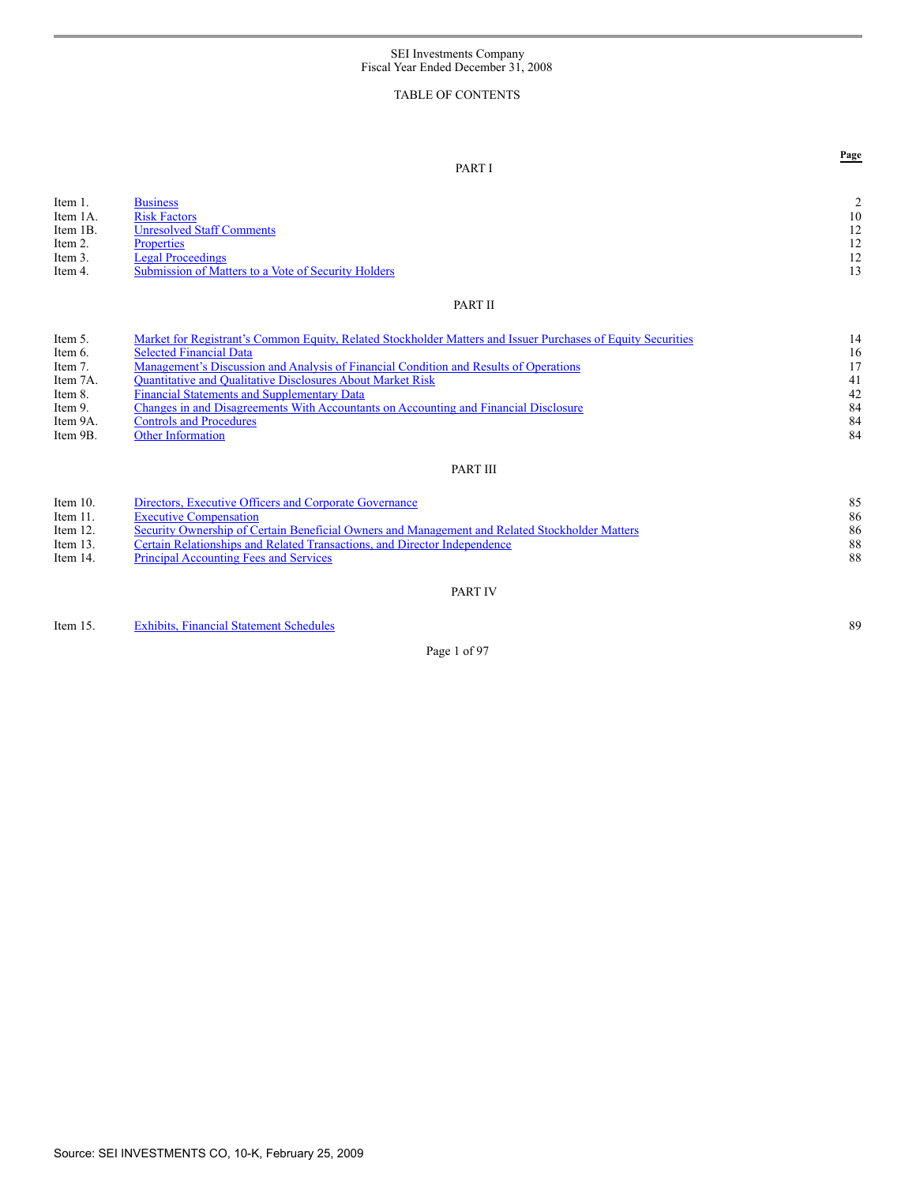SEI Investments Company
Fiscal Year Ended December 31, 2008

TABLE OF CONTENTS

| | | Page |
|---|---|---|
| | **PART I** | |
| Item 1. | Business | 2 |
| Item 1A. | Risk Factors | 10 |
| Item 1B. | Unresolved Staff Comments | 12 |
| Item 2. | Properties | 12 |
| Item 3. | Legal Proceedings | 12 |
| Item 4. | Submission of Matters to a Vote of Security Holders | 13 |
| | **PART II** | |
| Item 5. | Market for Registrant's Common Equity, Related Stockholder Matters and Issuer Purchases of Equity Securities | 14 |
| Item 6. | Selected Financial Data | 16 |
| Item 7. | Management's Discussion and Analysis of Financial Condition and Results of Operations | 17 |
| Item 7A. | Quantitative and Qualitative Disclosures About Market Risk | 41 |
| Item 8. | Financial Statements and Supplementary Data | 42 |
| Item 9. | Changes in and Disagreements With Accountants on Accounting and Financial Disclosure | 84 |
| Item 9A. | Controls and Procedures | 84 |
| Item 9B. | Other Information | 84 |
| | **PART III** | |
| Item 10. | Directors, Executive Officers and Corporate Governance | 85 |
| Item 11. | Executive Compensation | 86 |
| Item 12. | Security Ownership of Certain Beneficial Owners and Management and Related Stockholder Matters | 86 |
| Item 13. | Certain Relationships and Related Transactions, and Director Independence | 88 |
| Item 14. | Principal Accounting Fees and Services | 88 |
| | **PART IV** | |
| Item 15. | Exhibits, Financial Statement Schedules | 89 |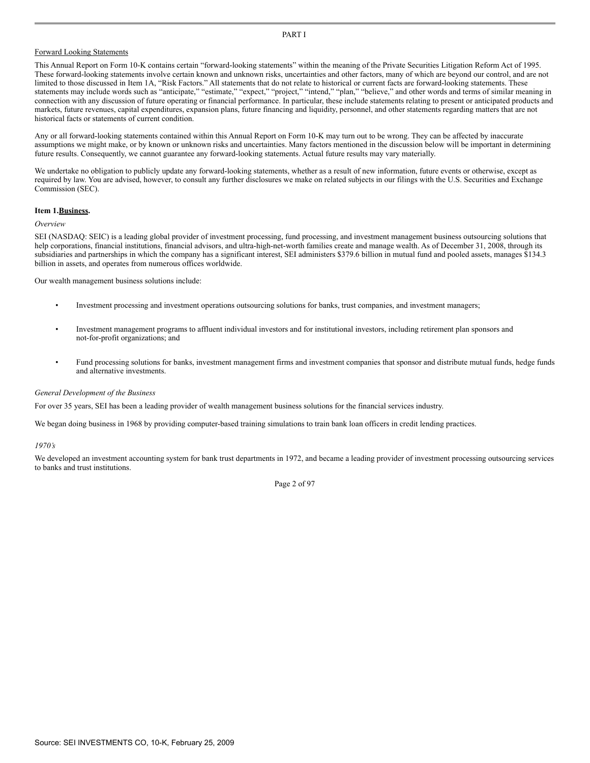PART I

Forward Looking Statements

This Annual Report on Form 10-K contains certain "forward-looking statements" within the meaning of the Private Securities Litigation Reform Act of 1995. These forward-looking statements involve certain known and unknown risks, uncertainties and other factors, many of which are beyond our control, and are not limited to those discussed in Item 1A, "Risk Factors." All statements that do not relate to historical or current facts are forward-looking statements. These statements may include words such as "anticipate," "estimate," "expect," "project," "intend," "plan," "believe," and other words and terms of similar meaning in connection with any discussion of future operating or financial performance. In particular, these include statements relating to present or anticipated products and markets, future revenues, capital expenditures, expansion plans, future financing and liquidity, personnel, and other statements regarding matters that are not historical facts or statements of current condition.

Any or all forward-looking statements contained within this Annual Report on Form 10-K may turn out to be wrong. They can be affected by inaccurate assumptions we might make, or by known or unknown risks and uncertainties. Many factors mentioned in the discussion below will be important in determining future results. Consequently, we cannot guarantee any forward-looking statements. Actual future results may vary materially.

We undertake no obligation to publicly update any forward-looking statements, whether as a result of new information, future events or otherwise, except as required by law. You are advised, however, to consult any further disclosures we make on related subjects in our filings with the U.S. Securities and Exchange Commission (SEC).

## Item 1. Business.

*Overview*

SEI (NASDAQ: SEIC) is a leading global provider of investment processing, fund processing, and investment management business outsourcing solutions that help corporations, financial institutions, financial advisors, and ultra-high-net-worth families create and manage wealth. As of December 31, 2008, through its subsidiaries and partnerships in which the company has a significant interest, SEI administers $379.6 billion in mutual fund and pooled assets, manages $134.3 billion in assets, and operates from numerous offices worldwide.

Our wealth management business solutions include:

- Investment processing and investment operations outsourcing solutions for banks, trust companies, and investment managers;
- Investment management programs to affluent individual investors and for institutional investors, including retirement plan sponsors and not-for-profit organizations; and
- Fund processing solutions for banks, investment management firms and investment companies that sponsor and distribute mutual funds, hedge funds and alternative investments.

*General Development of the Business*

For over 35 years, SEI has been a leading provider of wealth management business solutions for the financial services industry.

We began doing business in 1968 by providing computer-based training simulations to train bank loan officers in credit lending practices.

*1970's*

We developed an investment accounting system for bank trust departments in 1972, and became a leading provider of investment processing outsourcing services to banks and trust institutions.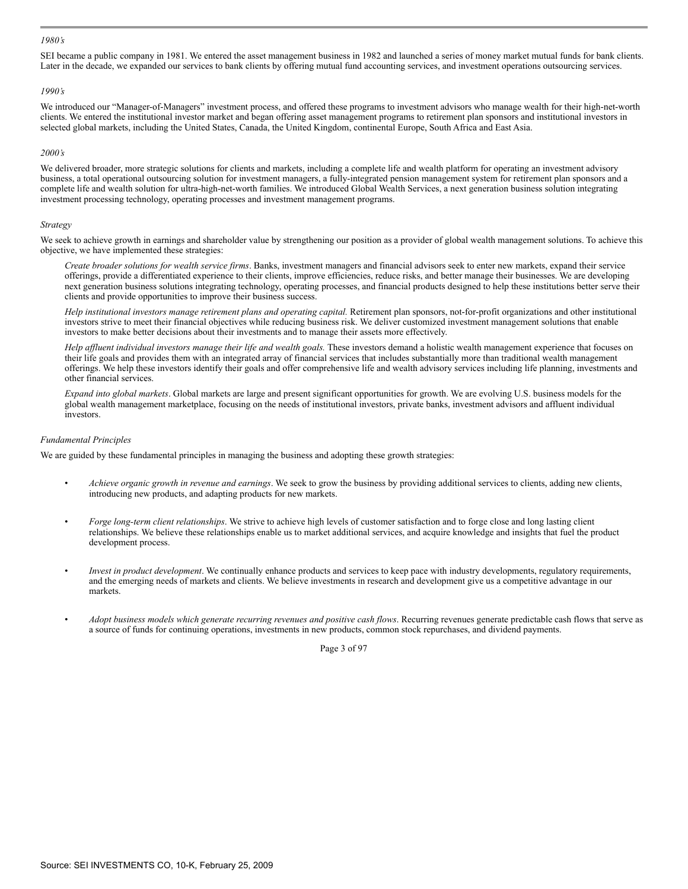*1980's*

SEI became a public company in 1981. We entered the asset management business in 1982 and launched a series of money market mutual funds for bank clients. Later in the decade, we expanded our services to bank clients by offering mutual fund accounting services, and investment operations outsourcing services.

*1990's*

We introduced our "Manager-of-Managers" investment process, and offered these programs to investment advisors who manage wealth for their high-net-worth clients. We entered the institutional investor market and began offering asset management programs to retirement plan sponsors and institutional investors in selected global markets, including the United States, Canada, the United Kingdom, continental Europe, South Africa and East Asia.

*2000's*

We delivered broader, more strategic solutions for clients and markets, including a complete life and wealth platform for operating an investment advisory business, a total operational outsourcing solution for investment managers, a fully-integrated pension management system for retirement plan sponsors and a complete life and wealth solution for ultra-high-net-worth families. We introduced Global Wealth Services, a next generation business solution integrating investment processing technology, operating processes and investment management programs.

*Strategy*

We seek to achieve growth in earnings and shareholder value by strengthening our position as a provider of global wealth management solutions. To achieve this objective, we have implemented these strategies:

*Create broader solutions for wealth service firms*. Banks, investment managers and financial advisors seek to enter new markets, expand their service offerings, provide a differentiated experience to their clients, improve efficiencies, reduce risks, and better manage their businesses. We are developing next generation business solutions integrating technology, operating processes, and financial products designed to help these institutions better serve their clients and provide opportunities to improve their business success.

*Help institutional investors manage retirement plans and operating capital.* Retirement plan sponsors, not-for-profit organizations and other institutional investors strive to meet their financial objectives while reducing business risk. We deliver customized investment management solutions that enable investors to make better decisions about their investments and to manage their assets more effectively.

*Help affluent individual investors manage their life and wealth goals.* These investors demand a holistic wealth management experience that focuses on their life goals and provides them with an integrated array of financial services that includes substantially more than traditional wealth management offerings. We help these investors identify their goals and offer comprehensive life and wealth advisory services including life planning, investments and other financial services.

*Expand into global markets*. Global markets are large and present significant opportunities for growth. We are evolving U.S. business models for the global wealth management marketplace, focusing on the needs of institutional investors, private banks, investment advisors and affluent individual investors.

*Fundamental Principles*

We are guided by these fundamental principles in managing the business and adopting these growth strategies:

- *Achieve organic growth in revenue and earnings*. We seek to grow the business by providing additional services to clients, adding new clients, introducing new products, and adapting products for new markets.

- *Forge long-term client relationships*. We strive to achieve high levels of customer satisfaction and to forge close and long lasting client relationships. We believe these relationships enable us to market additional services, and acquire knowledge and insights that fuel the product development process.

- *Invest in product development*. We continually enhance products and services to keep pace with industry developments, regulatory requirements, and the emerging needs of markets and clients. We believe investments in research and development give us a competitive advantage in our markets.

- *Adopt business models which generate recurring revenues and positive cash flows*. Recurring revenues generate predictable cash flows that serve as a source of funds for continuing operations, investments in new products, common stock repurchases, and dividend payments.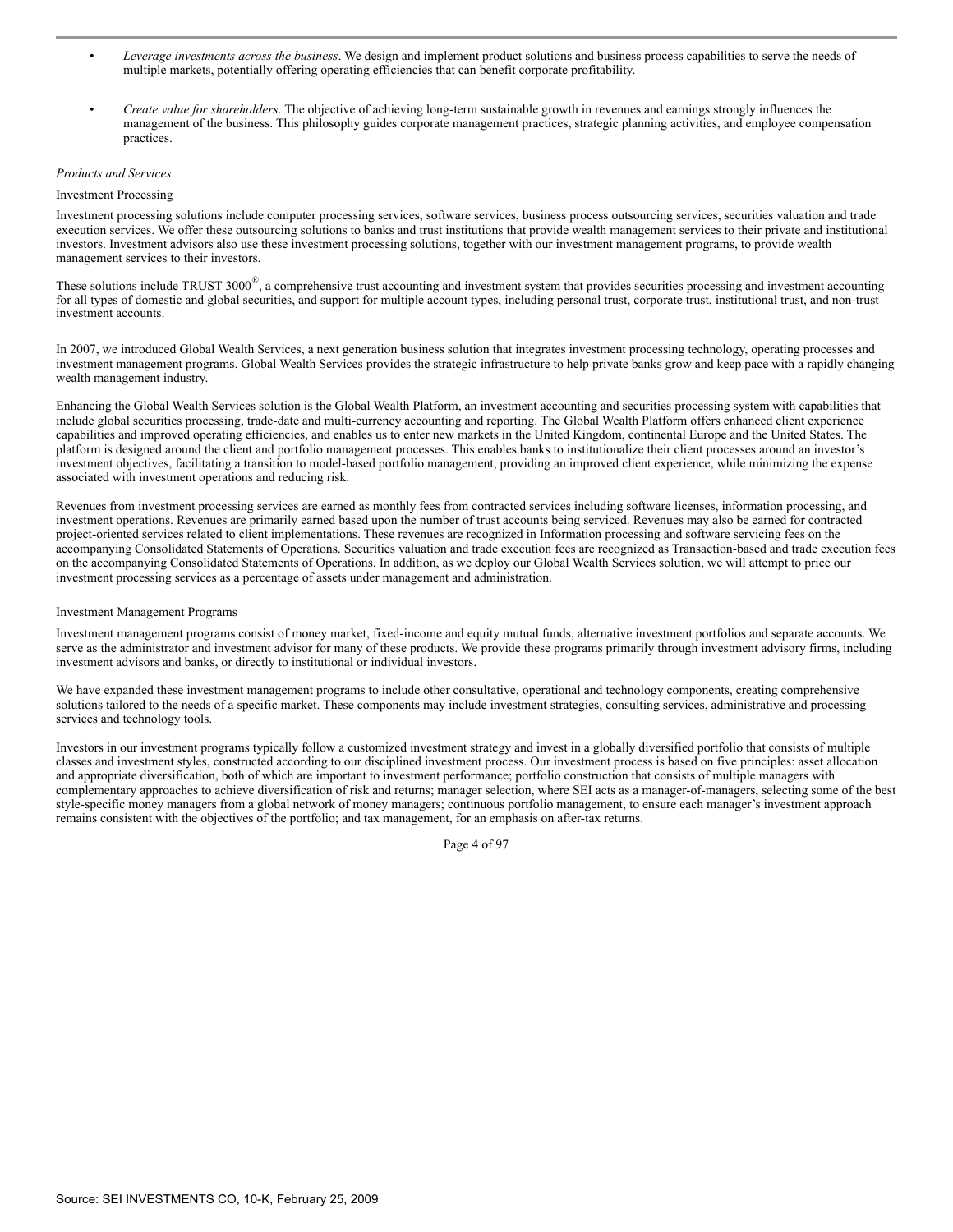- *Leverage investments across the business*. We design and implement product solutions and business process capabilities to serve the needs of multiple markets, potentially offering operating efficiencies that can benefit corporate profitability.

- *Create value for shareholders*. The objective of achieving long-term sustainable growth in revenues and earnings strongly influences the management of the business. This philosophy guides corporate management practices, strategic planning activities, and employee compensation practices.

*Products and Services*

Investment Processing

Investment processing solutions include computer processing services, software services, business process outsourcing services, securities valuation and trade execution services. We offer these outsourcing solutions to banks and trust institutions that provide wealth management services to their private and institutional investors. Investment advisors also use these investment processing solutions, together with our investment management programs, to provide wealth management services to their investors.

These solutions include TRUST 3000®, a comprehensive trust accounting and investment system that provides securities processing and investment accounting for all types of domestic and global securities, and support for multiple account types, including personal trust, corporate trust, institutional trust, and non-trust investment accounts.

In 2007, we introduced Global Wealth Services, a next generation business solution that integrates investment processing technology, operating processes and investment management programs. Global Wealth Services provides the strategic infrastructure to help private banks grow and keep pace with a rapidly changing wealth management industry.

Enhancing the Global Wealth Services solution is the Global Wealth Platform, an investment accounting and securities processing system with capabilities that include global securities processing, trade-date and multi-currency accounting and reporting. The Global Wealth Platform offers enhanced client experience capabilities and improved operating efficiencies, and enables us to enter new markets in the United Kingdom, continental Europe and the United States. The platform is designed around the client and portfolio management processes. This enables banks to institutionalize their client processes around an investor's investment objectives, facilitating a transition to model-based portfolio management, providing an improved client experience, while minimizing the expense associated with investment operations and reducing risk.

Revenues from investment processing services are earned as monthly fees from contracted services including software licenses, information processing, and investment operations. Revenues are primarily earned based upon the number of trust accounts being serviced. Revenues may also be earned for contracted project-oriented services related to client implementations. These revenues are recognized in Information processing and software servicing fees on the accompanying Consolidated Statements of Operations. Securities valuation and trade execution fees are recognized as Transaction-based and trade execution fees on the accompanying Consolidated Statements of Operations. In addition, as we deploy our Global Wealth Services solution, we will attempt to price our investment processing services as a percentage of assets under management and administration.

Investment Management Programs

Investment management programs consist of money market, fixed-income and equity mutual funds, alternative investment portfolios and separate accounts. We serve as the administrator and investment advisor for many of these products. We provide these programs primarily through investment advisory firms, including investment advisors and banks, or directly to institutional or individual investors.

We have expanded these investment management programs to include other consultative, operational and technology components, creating comprehensive solutions tailored to the needs of a specific market. These components may include investment strategies, consulting services, administrative and processing services and technology tools.

Investors in our investment programs typically follow a customized investment strategy and invest in a globally diversified portfolio that consists of multiple classes and investment styles, constructed according to our disciplined investment process. Our investment process is based on five principles: asset allocation and appropriate diversification, both of which are important to investment performance; portfolio construction that consists of multiple managers with complementary approaches to achieve diversification of risk and returns; manager selection, where SEI acts as a manager-of-managers, selecting some of the best style-specific money managers from a global network of money managers; continuous portfolio management, to ensure each manager's investment approach remains consistent with the objectives of the portfolio; and tax management, for an emphasis on after-tax returns.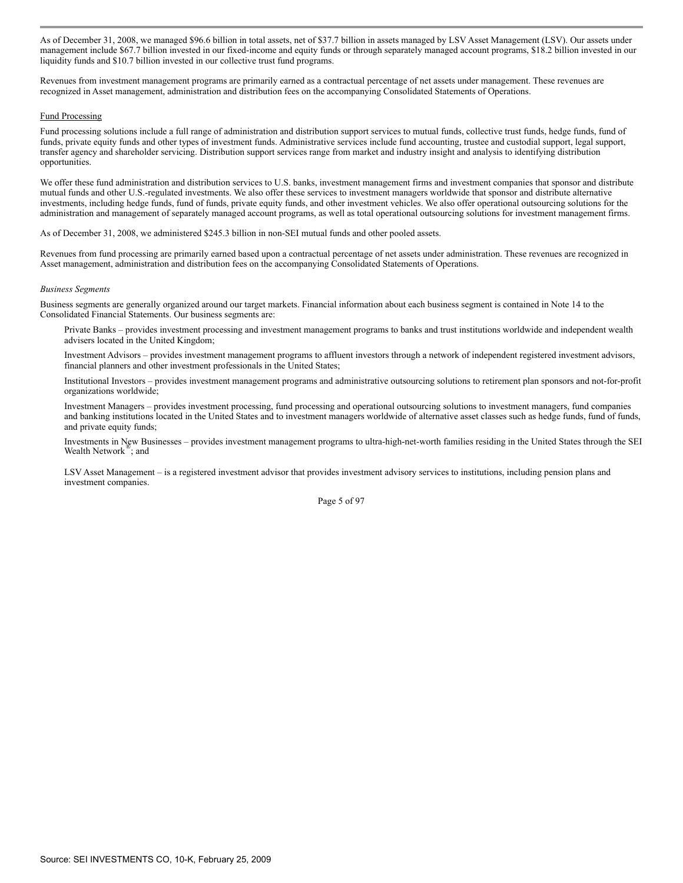As of December 31, 2008, we managed $96.6 billion in total assets, net of $37.7 billion in assets managed by LSV Asset Management (LSV). Our assets under management include $67.7 billion invested in our fixed-income and equity funds or through separately managed account programs, $18.2 billion invested in our liquidity funds and $10.7 billion invested in our collective trust fund programs.

Revenues from investment management programs are primarily earned as a contractual percentage of net assets under management. These revenues are recognized in Asset management, administration and distribution fees on the accompanying Consolidated Statements of Operations.

Fund Processing

Fund processing solutions include a full range of administration and distribution support services to mutual funds, collective trust funds, hedge funds, fund of funds, private equity funds and other types of investment funds. Administrative services include fund accounting, trustee and custodial support, legal support, transfer agency and shareholder servicing. Distribution support services range from market and industry insight and analysis to identifying distribution opportunities.

We offer these fund administration and distribution services to U.S. banks, investment management firms and investment companies that sponsor and distribute mutual funds and other U.S.-regulated investments. We also offer these services to investment managers worldwide that sponsor and distribute alternative investments, including hedge funds, fund of funds, private equity funds, and other investment vehicles. We also offer operational outsourcing solutions for the administration and management of separately managed account programs, as well as total operational outsourcing solutions for investment management firms.

As of December 31, 2008, we administered $245.3 billion in non-SEI mutual funds and other pooled assets.

Revenues from fund processing are primarily earned based upon a contractual percentage of net assets under administration. These revenues are recognized in Asset management, administration and distribution fees on the accompanying Consolidated Statements of Operations.

*Business Segments*

Business segments are generally organized around our target markets. Financial information about each business segment is contained in Note 14 to the Consolidated Financial Statements. Our business segments are:

Private Banks – provides investment processing and investment management programs to banks and trust institutions worldwide and independent wealth advisers located in the United Kingdom;

Investment Advisors – provides investment management programs to affluent investors through a network of independent registered investment advisors, financial planners and other investment professionals in the United States;

Institutional Investors – provides investment management programs and administrative outsourcing solutions to retirement plan sponsors and not-for-profit organizations worldwide;

Investment Managers – provides investment processing, fund processing and operational outsourcing solutions to investment managers, fund companies and banking institutions located in the United States and to investment managers worldwide of alternative asset classes such as hedge funds, fund of funds, and private equity funds;

Investments in New Businesses – provides investment management programs to ultra-high-net-worth families residing in the United States through the SEI Wealth Network®; and

LSV Asset Management – is a registered investment advisor that provides investment advisory services to institutions, including pension plans and investment companies.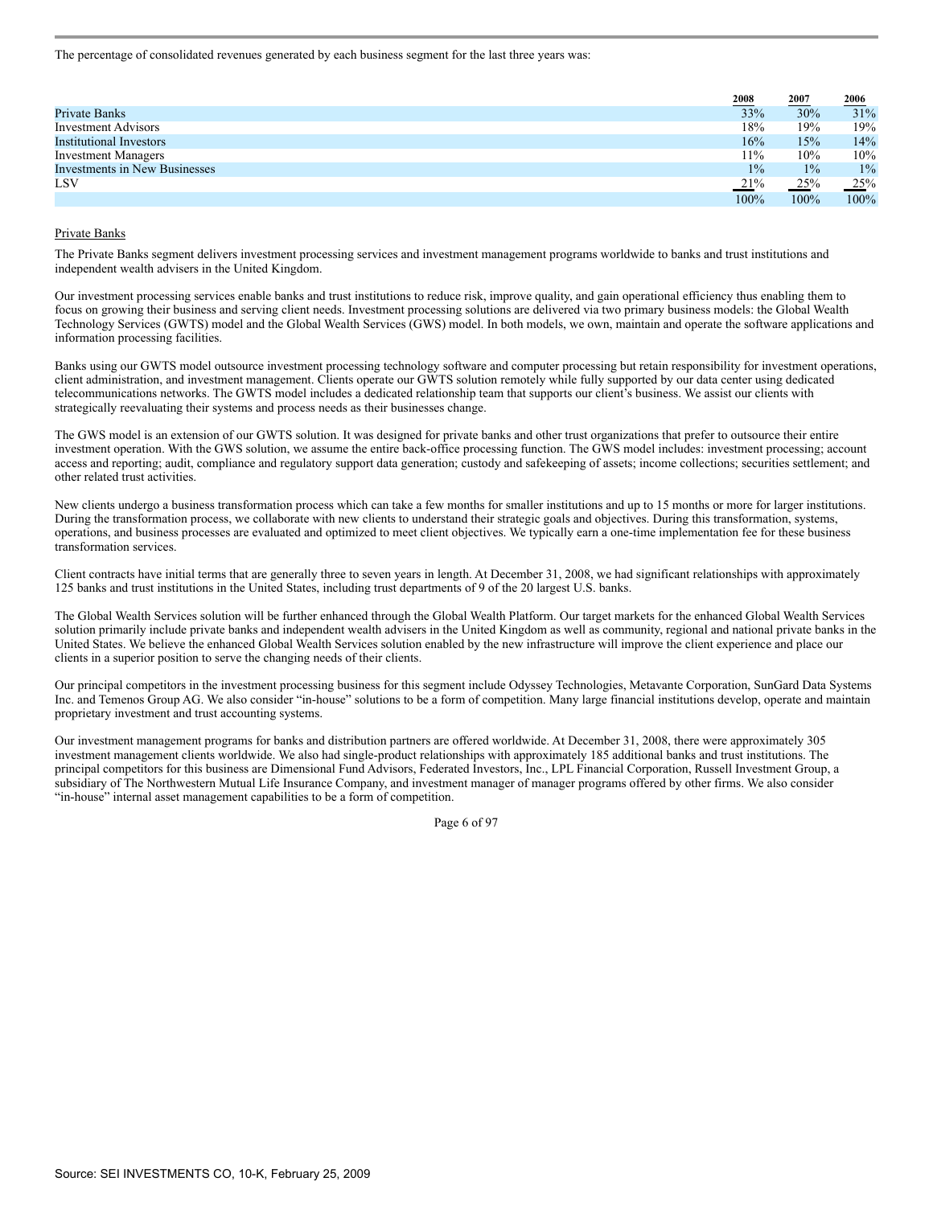The percentage of consolidated revenues generated by each business segment for the last three years was:

| | 2008 | 2007 | 2006 |
|---|---|---|---|
| Private Banks | 33% | 30% | 31% |
| Investment Advisors | 18% | 19% | 19% |
| Institutional Investors | 16% | 15% | 14% |
| Investment Managers | 11% | 10% | 10% |
| Investments in New Businesses | 1% | 1% | 1% |
| LSV | 21% | 25% | 25% |
| | 100% | 100% | 100% |

Private Banks

The Private Banks segment delivers investment processing services and investment management programs worldwide to banks and trust institutions and independent wealth advisers in the United Kingdom.

Our investment processing services enable banks and trust institutions to reduce risk, improve quality, and gain operational efficiency thus enabling them to focus on growing their business and serving client needs. Investment processing solutions are delivered via two primary business models: the Global Wealth Technology Services (GWTS) model and the Global Wealth Services (GWS) model. In both models, we own, maintain and operate the software applications and information processing facilities.

Banks using our GWTS model outsource investment processing technology software and computer processing but retain responsibility for investment operations, client administration, and investment management. Clients operate our GWTS solution remotely while fully supported by our data center using dedicated telecommunications networks. The GWTS model includes a dedicated relationship team that supports our client's business. We assist our clients with strategically reevaluating their systems and process needs as their businesses change.

The GWS model is an extension of our GWTS solution. It was designed for private banks and other trust organizations that prefer to outsource their entire investment operation. With the GWS solution, we assume the entire back-office processing function. The GWS model includes: investment processing; account access and reporting; audit, compliance and regulatory support data generation; custody and safekeeping of assets; income collections; securities settlement; and other related trust activities.

New clients undergo a business transformation process which can take a few months for smaller institutions and up to 15 months or more for larger institutions. During the transformation process, we collaborate with new clients to understand their strategic goals and objectives. During this transformation, systems, operations, and business processes are evaluated and optimized to meet client objectives. We typically earn a one-time implementation fee for these business transformation services.

Client contracts have initial terms that are generally three to seven years in length. At December 31, 2008, we had significant relationships with approximately 125 banks and trust institutions in the United States, including trust departments of 9 of the 20 largest U.S. banks.

The Global Wealth Services solution will be further enhanced through the Global Wealth Platform. Our target markets for the enhanced Global Wealth Services solution primarily include private banks and independent wealth advisers in the United Kingdom as well as community, regional and national private banks in the United States. We believe the enhanced Global Wealth Services solution enabled by the new infrastructure will improve the client experience and place our clients in a superior position to serve the changing needs of their clients.

Our principal competitors in the investment processing business for this segment include Odyssey Technologies, Metavante Corporation, SunGard Data Systems Inc. and Temenos Group AG. We also consider "in-house" solutions to be a form of competition. Many large financial institutions develop, operate and maintain proprietary investment and trust accounting systems.

Our investment management programs for banks and distribution partners are offered worldwide. At December 31, 2008, there were approximately 305 investment management clients worldwide. We also had single-product relationships with approximately 185 additional banks and trust institutions. The principal competitors for this business are Dimensional Fund Advisors, Federated Investors, Inc., LPL Financial Corporation, Russell Investment Group, a subsidiary of The Northwestern Mutual Life Insurance Company, and investment manager of manager programs offered by other firms. We also consider "in-house" internal asset management capabilities to be a form of competition.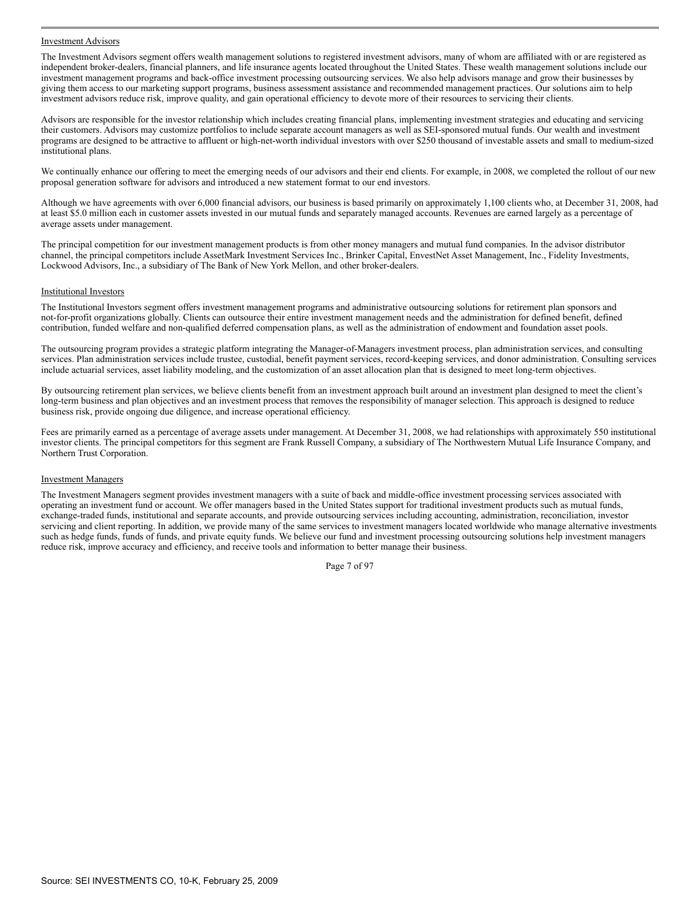Investment Advisors

The Investment Advisors segment offers wealth management solutions to registered investment advisors, many of whom are affiliated with or are registered as independent broker-dealers, financial planners, and life insurance agents located throughout the United States. These wealth management solutions include our investment management programs and back-office investment processing outsourcing services. We also help advisors manage and grow their businesses by giving them access to our marketing support programs, business assessment assistance and recommended management practices. Our solutions aim to help investment advisors reduce risk, improve quality, and gain operational efficiency to devote more of their resources to servicing their clients.

Advisors are responsible for the investor relationship which includes creating financial plans, implementing investment strategies and educating and servicing their customers. Advisors may customize portfolios to include separate account managers as well as SEI-sponsored mutual funds. Our wealth and investment programs are designed to be attractive to affluent or high-net-worth individual investors with over $250 thousand of investable assets and small to medium-sized institutional plans.

We continually enhance our offering to meet the emerging needs of our advisors and their end clients. For example, in 2008, we completed the rollout of our new proposal generation software for advisors and introduced a new statement format to our end investors.

Although we have agreements with over 6,000 financial advisors, our business is based primarily on approximately 1,100 clients who, at December 31, 2008, had at least $5.0 million each in customer assets invested in our mutual funds and separately managed accounts. Revenues are earned largely as a percentage of average assets under management.

The principal competition for our investment management products is from other money managers and mutual fund companies. In the advisor distributor channel, the principal competitors include AssetMark Investment Services Inc., Brinker Capital, EnvestNet Asset Management, Inc., Fidelity Investments, Lockwood Advisors, Inc., a subsidiary of The Bank of New York Mellon, and other broker-dealers.

Institutional Investors

The Institutional Investors segment offers investment management programs and administrative outsourcing solutions for retirement plan sponsors and not-for-profit organizations globally. Clients can outsource their entire investment management needs and the administration for defined benefit, defined contribution, funded welfare and non-qualified deferred compensation plans, as well as the administration of endowment and foundation asset pools.

The outsourcing program provides a strategic platform integrating the Manager-of-Managers investment process, plan administration services, and consulting services. Plan administration services include trustee, custodial, benefit payment services, record-keeping services, and donor administration. Consulting services include actuarial services, asset liability modeling, and the customization of an asset allocation plan that is designed to meet long-term objectives.

By outsourcing retirement plan services, we believe clients benefit from an investment approach built around an investment plan designed to meet the client's long-term business and plan objectives and an investment process that removes the responsibility of manager selection. This approach is designed to reduce business risk, provide ongoing due diligence, and increase operational efficiency.

Fees are primarily earned as a percentage of average assets under management. At December 31, 2008, we had relationships with approximately 550 institutional investor clients. The principal competitors for this segment are Frank Russell Company, a subsidiary of The Northwestern Mutual Life Insurance Company, and Northern Trust Corporation.

Investment Managers

The Investment Managers segment provides investment managers with a suite of back and middle-office investment processing services associated with operating an investment fund or account. We offer managers based in the United States support for traditional investment products such as mutual funds, exchange-traded funds, institutional and separate accounts, and provide outsourcing services including accounting, administration, reconciliation, investor servicing and client reporting. In addition, we provide many of the same services to investment managers located worldwide who manage alternative investments such as hedge funds, funds of funds, and private equity funds. We believe our fund and investment processing outsourcing solutions help investment managers reduce risk, improve accuracy and efficiency, and receive tools and information to better manage their business.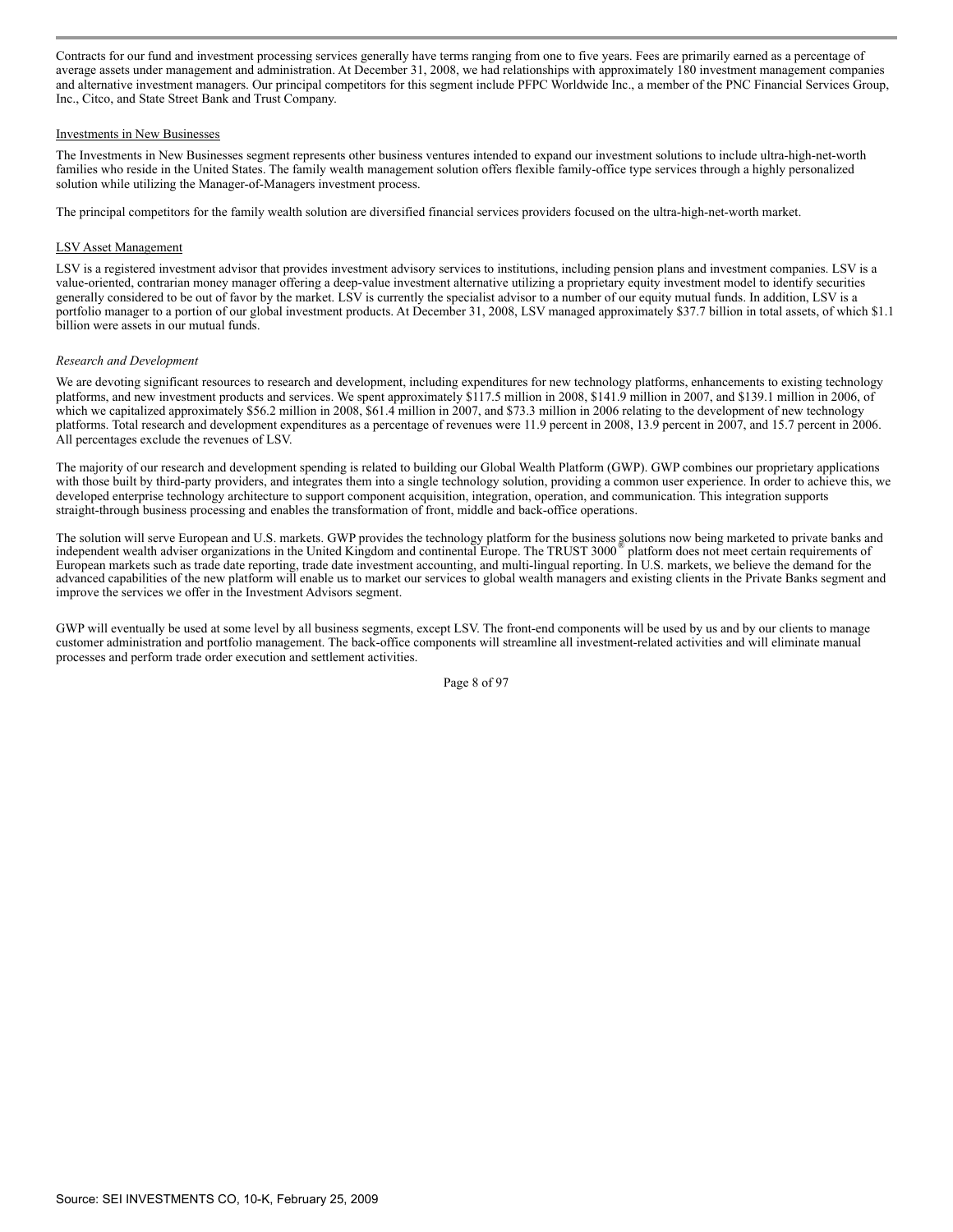Contracts for our fund and investment processing services generally have terms ranging from one to five years. Fees are primarily earned as a percentage of average assets under management and administration. At December 31, 2008, we had relationships with approximately 180 investment management companies and alternative investment managers. Our principal competitors for this segment include PFPC Worldwide Inc., a member of the PNC Financial Services Group, Inc., Citco, and State Street Bank and Trust Company.

Investments in New Businesses

The Investments in New Businesses segment represents other business ventures intended to expand our investment solutions to include ultra-high-net-worth families who reside in the United States. The family wealth management solution offers flexible family-office type services through a highly personalized solution while utilizing the Manager-of-Managers investment process.

The principal competitors for the family wealth solution are diversified financial services providers focused on the ultra-high-net-worth market.

LSV Asset Management

LSV is a registered investment advisor that provides investment advisory services to institutions, including pension plans and investment companies. LSV is a value-oriented, contrarian money manager offering a deep-value investment alternative utilizing a proprietary equity investment model to identify securities generally considered to be out of favor by the market. LSV is currently the specialist advisor to a number of our equity mutual funds. In addition, LSV is a portfolio manager to a portion of our global investment products. At December 31, 2008, LSV managed approximately $37.7 billion in total assets, of which $1.1 billion were assets in our mutual funds.

*Research and Development*

We are devoting significant resources to research and development, including expenditures for new technology platforms, enhancements to existing technology platforms, and new investment products and services. We spent approximately $117.5 million in 2008, $141.9 million in 2007, and $139.1 million in 2006, of which we capitalized approximately $56.2 million in 2008, $61.4 million in 2007, and $73.3 million in 2006 relating to the development of new technology platforms. Total research and development expenditures as a percentage of revenues were 11.9 percent in 2008, 13.9 percent in 2007, and 15.7 percent in 2006. All percentages exclude the revenues of LSV.

The majority of our research and development spending is related to building our Global Wealth Platform (GWP). GWP combines our proprietary applications with those built by third-party providers, and integrates them into a single technology solution, providing a common user experience. In order to achieve this, we developed enterprise technology architecture to support component acquisition, integration, operation, and communication. This integration supports straight-through business processing and enables the transformation of front, middle and back-office operations.

The solution will serve European and U.S. markets. GWP provides the technology platform for the business solutions now being marketed to private banks and independent wealth adviser organizations in the United Kingdom and continental Europe. The TRUST 3000® platform does not meet certain requirements of European markets such as trade date reporting, trade date investment accounting, and multi-lingual reporting. In U.S. markets, we believe the demand for the advanced capabilities of the new platform will enable us to market our services to global wealth managers and existing clients in the Private Banks segment and improve the services we offer in the Investment Advisors segment.

GWP will eventually be used at some level by all business segments, except LSV. The front-end components will be used by us and by our clients to manage customer administration and portfolio management. The back-office components will streamline all investment-related activities and will eliminate manual processes and perform trade order execution and settlement activities.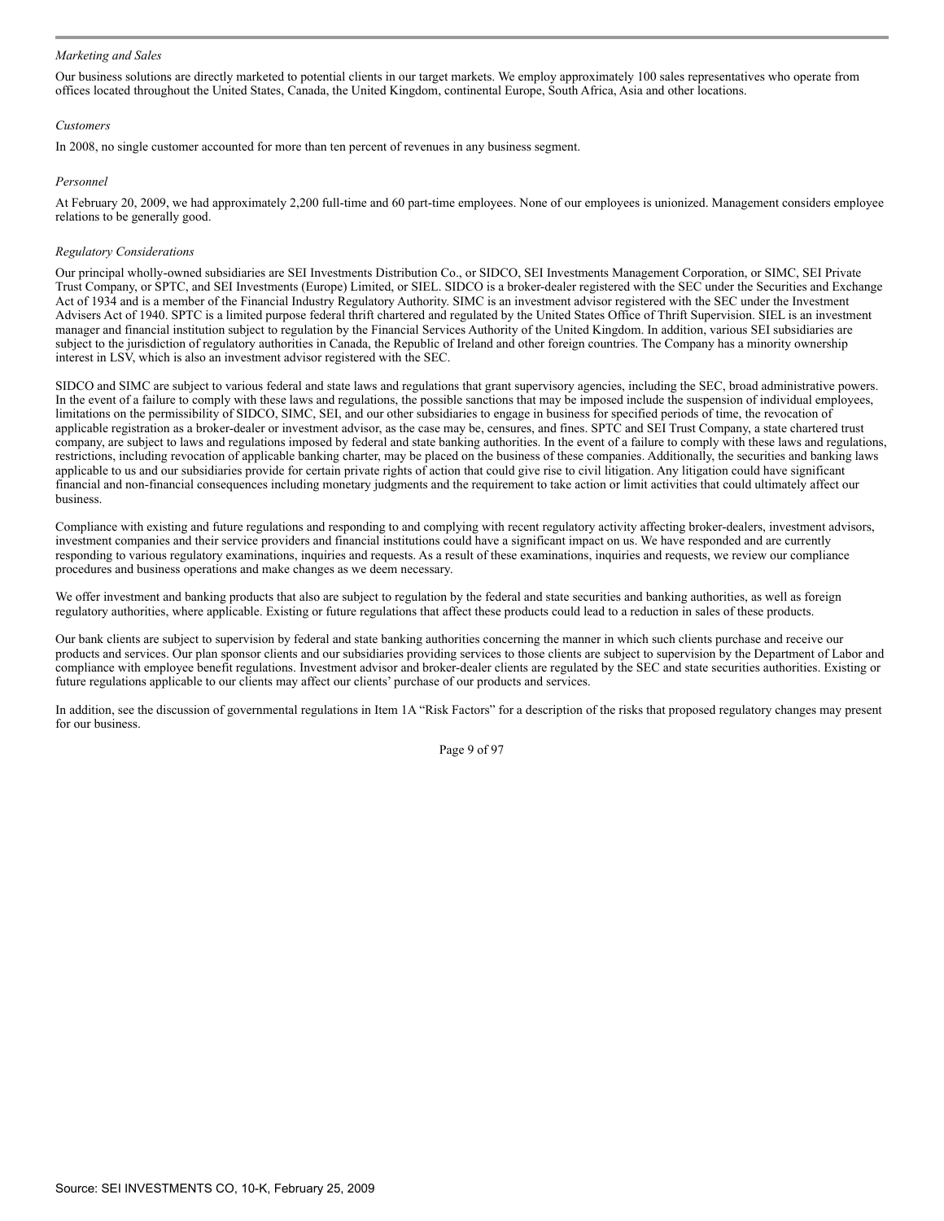*Marketing and Sales*

Our business solutions are directly marketed to potential clients in our target markets. We employ approximately 100 sales representatives who operate from offices located throughout the United States, Canada, the United Kingdom, continental Europe, South Africa, Asia and other locations.

*Customers*

In 2008, no single customer accounted for more than ten percent of revenues in any business segment.

*Personnel*

At February 20, 2009, we had approximately 2,200 full-time and 60 part-time employees. None of our employees is unionized. Management considers employee relations to be generally good.

*Regulatory Considerations*

Our principal wholly-owned subsidiaries are SEI Investments Distribution Co., or SIDCO, SEI Investments Management Corporation, or SIMC, SEI Private Trust Company, or SPTC, and SEI Investments (Europe) Limited, or SIEL. SIDCO is a broker-dealer registered with the SEC under the Securities and Exchange Act of 1934 and is a member of the Financial Industry Regulatory Authority. SIMC is an investment advisor registered with the SEC under the Investment Advisers Act of 1940. SPTC is a limited purpose federal thrift chartered and regulated by the United States Office of Thrift Supervision. SIEL is an investment manager and financial institution subject to regulation by the Financial Services Authority of the United Kingdom. In addition, various SEI subsidiaries are subject to the jurisdiction of regulatory authorities in Canada, the Republic of Ireland and other foreign countries. The Company has a minority ownership interest in LSV, which is also an investment advisor registered with the SEC.

SIDCO and SIMC are subject to various federal and state laws and regulations that grant supervisory agencies, including the SEC, broad administrative powers. In the event of a failure to comply with these laws and regulations, the possible sanctions that may be imposed include the suspension of individual employees, limitations on the permissibility of SIDCO, SIMC, SEI, and our other subsidiaries to engage in business for specified periods of time, the revocation of applicable registration as a broker-dealer or investment advisor, as the case may be, censures, and fines. SPTC and SEI Trust Company, a state chartered trust company, are subject to laws and regulations imposed by federal and state banking authorities. In the event of a failure to comply with these laws and regulations, restrictions, including revocation of applicable banking charter, may be placed on the business of these companies. Additionally, the securities and banking laws applicable to us and our subsidiaries provide for certain private rights of action that could give rise to civil litigation. Any litigation could have significant financial and non-financial consequences including monetary judgments and the requirement to take action or limit activities that could ultimately affect our business.

Compliance with existing and future regulations and responding to and complying with recent regulatory activity affecting broker-dealers, investment advisors, investment companies and their service providers and financial institutions could have a significant impact on us. We have responded and are currently responding to various regulatory examinations, inquiries and requests. As a result of these examinations, inquiries and requests, we review our compliance procedures and business operations and make changes as we deem necessary.

We offer investment and banking products that also are subject to regulation by the federal and state securities and banking authorities, as well as foreign regulatory authorities, where applicable. Existing or future regulations that affect these products could lead to a reduction in sales of these products.

Our bank clients are subject to supervision by federal and state banking authorities concerning the manner in which such clients purchase and receive our products and services. Our plan sponsor clients and our subsidiaries providing services to those clients are subject to supervision by the Department of Labor and compliance with employee benefit regulations. Investment advisor and broker-dealer clients are regulated by the SEC and state securities authorities. Existing or future regulations applicable to our clients may affect our clients' purchase of our products and services.

In addition, see the discussion of governmental regulations in Item 1A "Risk Factors" for a description of the risks that proposed regulatory changes may present for our business.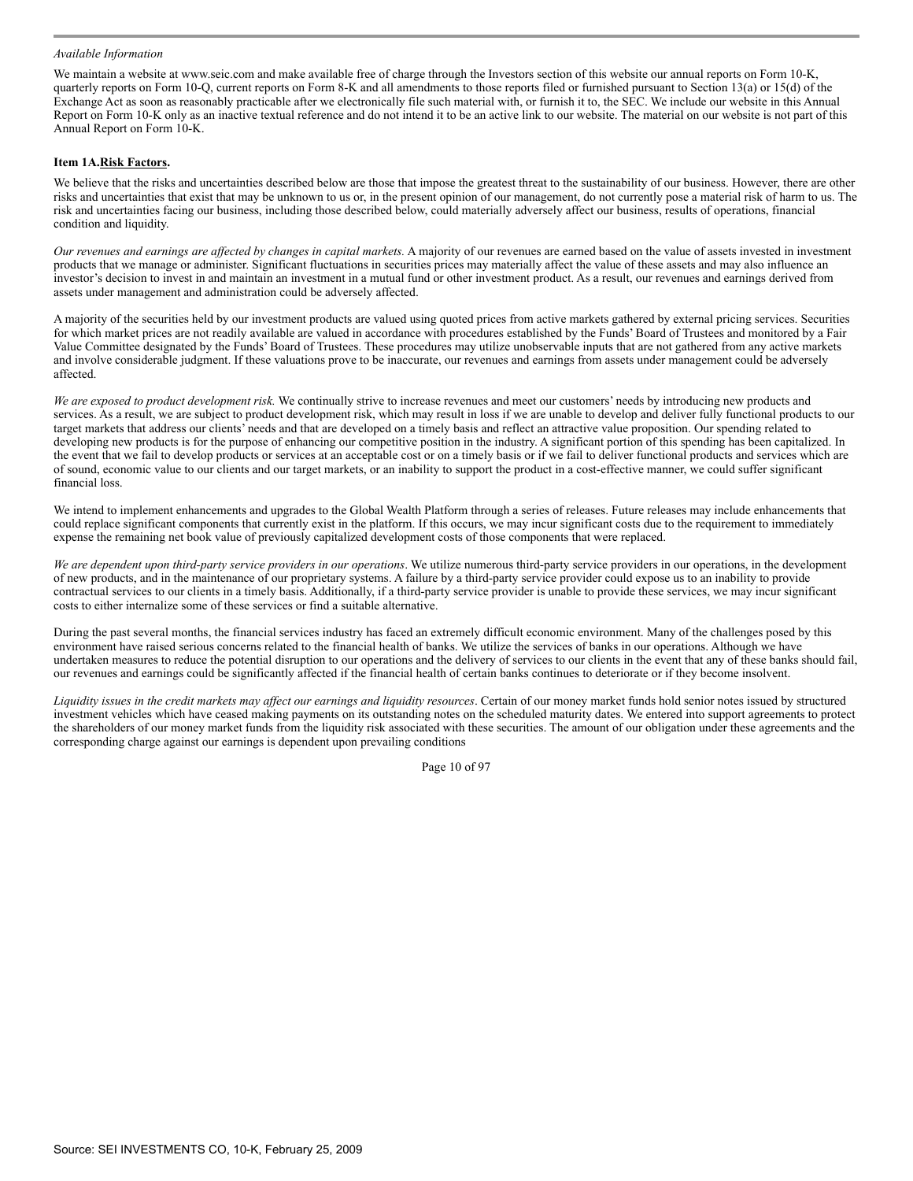*Available Information*

We maintain a website at www.seic.com and make available free of charge through the Investors section of this website our annual reports on Form 10-K, quarterly reports on Form 10-Q, current reports on Form 8-K and all amendments to those reports filed or furnished pursuant to Section 13(a) or 15(d) of the Exchange Act as soon as reasonably practicable after we electronically file such material with, or furnish it to, the SEC. We include our website in this Annual Report on Form 10-K only as an inactive textual reference and do not intend it to be an active link to our website. The material on our website is not part of this Annual Report on Form 10-K.

**Item 1A.Risk Factors.**

We believe that the risks and uncertainties described below are those that impose the greatest threat to the sustainability of our business. However, there are other risks and uncertainties that exist that may be unknown to us or, in the present opinion of our management, do not currently pose a material risk of harm to us. The risk and uncertainties facing our business, including those described below, could materially adversely affect our business, results of operations, financial condition and liquidity.

*Our revenues and earnings are affected by changes in capital markets.* A majority of our revenues are earned based on the value of assets invested in investment products that we manage or administer. Significant fluctuations in securities prices may materially affect the value of these assets and may also influence an investor's decision to invest in and maintain an investment in a mutual fund or other investment product. As a result, our revenues and earnings derived from assets under management and administration could be adversely affected.

A majority of the securities held by our investment products are valued using quoted prices from active markets gathered by external pricing services. Securities for which market prices are not readily available are valued in accordance with procedures established by the Funds' Board of Trustees and monitored by a Fair Value Committee designated by the Funds' Board of Trustees. These procedures may utilize unobservable inputs that are not gathered from any active markets and involve considerable judgment. If these valuations prove to be inaccurate, our revenues and earnings from assets under management could be adversely affected.

*We are exposed to product development risk.* We continually strive to increase revenues and meet our customers' needs by introducing new products and services. As a result, we are subject to product development risk, which may result in loss if we are unable to develop and deliver fully functional products to our target markets that address our clients' needs and that are developed on a timely basis and reflect an attractive value proposition. Our spending related to developing new products is for the purpose of enhancing our competitive position in the industry. A significant portion of this spending has been capitalized. In the event that we fail to develop products or services at an acceptable cost or on a timely basis or if we fail to deliver functional products and services which are of sound, economic value to our clients and our target markets, or an inability to support the product in a cost-effective manner, we could suffer significant financial loss.

We intend to implement enhancements and upgrades to the Global Wealth Platform through a series of releases. Future releases may include enhancements that could replace significant components that currently exist in the platform. If this occurs, we may incur significant costs due to the requirement to immediately expense the remaining net book value of previously capitalized development costs of those components that were replaced.

*We are dependent upon third-party service providers in our operations*. We utilize numerous third-party service providers in our operations, in the development of new products, and in the maintenance of our proprietary systems. A failure by a third-party service provider could expose us to an inability to provide contractual services to our clients in a timely basis. Additionally, if a third-party service provider is unable to provide these services, we may incur significant costs to either internalize some of these services or find a suitable alternative.

During the past several months, the financial services industry has faced an extremely difficult economic environment. Many of the challenges posed by this environment have raised serious concerns related to the financial health of banks. We utilize the services of banks in our operations. Although we have undertaken measures to reduce the potential disruption to our operations and the delivery of services to our clients in the event that any of these banks should fail, our revenues and earnings could be significantly affected if the financial health of certain banks continues to deteriorate or if they become insolvent.

*Liquidity issues in the credit markets may affect our earnings and liquidity resources*. Certain of our money market funds hold senior notes issued by structured investment vehicles which have ceased making payments on its outstanding notes on the scheduled maturity dates. We entered into support agreements to protect the shareholders of our money market funds from the liquidity risk associated with these securities. The amount of our obligation under these agreements and the corresponding charge against our earnings is dependent upon prevailing conditions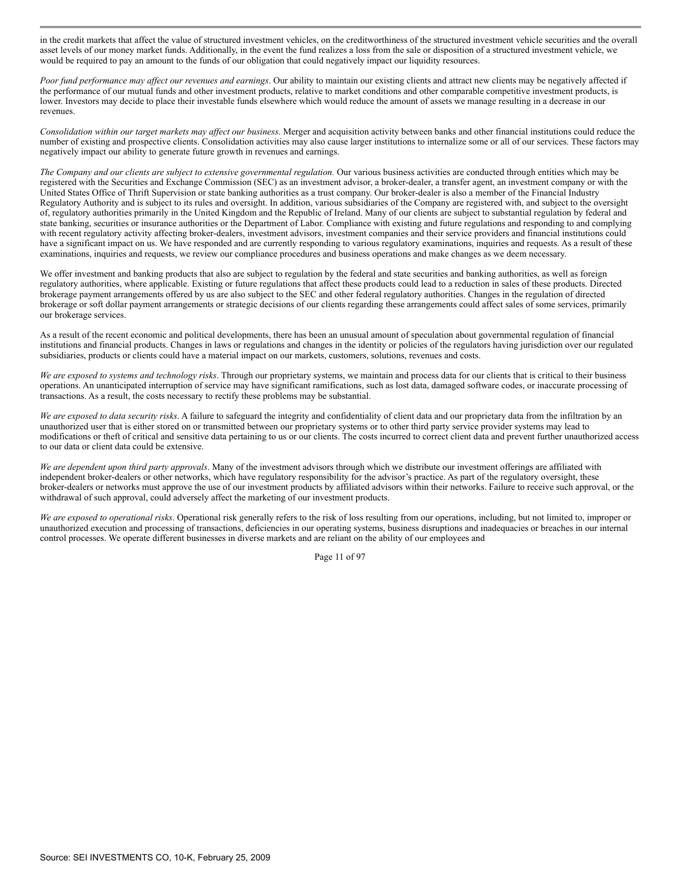in the credit markets that affect the value of structured investment vehicles, on the creditworthiness of the structured investment vehicle securities and the overall asset levels of our money market funds. Additionally, in the event the fund realizes a loss from the sale or disposition of a structured investment vehicle, we would be required to pay an amount to the funds of our obligation that could negatively impact our liquidity resources.

*Poor fund performance may affect our revenues and earnings*. Our ability to maintain our existing clients and attract new clients may be negatively affected if the performance of our mutual funds and other investment products, relative to market conditions and other comparable competitive investment products, is lower. Investors may decide to place their investable funds elsewhere which would reduce the amount of assets we manage resulting in a decrease in our revenues.

*Consolidation within our target markets may affect our business*. Merger and acquisition activity between banks and other financial institutions could reduce the number of existing and prospective clients. Consolidation activities may also cause larger institutions to internalize some or all of our services. These factors may negatively impact our ability to generate future growth in revenues and earnings.

*The Company and our clients are subject to extensive governmental regulation.* Our various business activities are conducted through entities which may be registered with the Securities and Exchange Commission (SEC) as an investment advisor, a broker-dealer, a transfer agent, an investment company or with the United States Office of Thrift Supervision or state banking authorities as a trust company. Our broker-dealer is also a member of the Financial Industry Regulatory Authority and is subject to its rules and oversight. In addition, various subsidiaries of the Company are registered with, and subject to the oversight of, regulatory authorities primarily in the United Kingdom and the Republic of Ireland. Many of our clients are subject to substantial regulation by federal and state banking, securities or insurance authorities or the Department of Labor. Compliance with existing and future regulations and responding to and complying with recent regulatory activity affecting broker-dealers, investment advisors, investment companies and their service providers and financial institutions could have a significant impact on us. We have responded and are currently responding to various regulatory examinations, inquiries and requests. As a result of these examinations, inquiries and requests, we review our compliance procedures and business operations and make changes as we deem necessary.

We offer investment and banking products that also are subject to regulation by the federal and state securities and banking authorities, as well as foreign regulatory authorities, where applicable. Existing or future regulations that affect these products could lead to a reduction in sales of these products. Directed brokerage payment arrangements offered by us are also subject to the SEC and other federal regulatory authorities. Changes in the regulation of directed brokerage or soft dollar payment arrangements or strategic decisions of our clients regarding these arrangements could affect sales of some services, primarily our brokerage services.

As a result of the recent economic and political developments, there has been an unusual amount of speculation about governmental regulation of financial institutions and financial products. Changes in laws or regulations and changes in the identity or policies of the regulators having jurisdiction over our regulated subsidiaries, products or clients could have a material impact on our markets, customers, solutions, revenues and costs.

*We are exposed to systems and technology risks*. Through our proprietary systems, we maintain and process data for our clients that is critical to their business operations. An unanticipated interruption of service may have significant ramifications, such as lost data, damaged software codes, or inaccurate processing of transactions. As a result, the costs necessary to rectify these problems may be substantial.

*We are exposed to data security risks*. A failure to safeguard the integrity and confidentiality of client data and our proprietary data from the infiltration by an unauthorized user that is either stored on or transmitted between our proprietary systems or to other third party service provider systems may lead to modifications or theft of critical and sensitive data pertaining to us or our clients. The costs incurred to correct client data and prevent further unauthorized access to our data or client data could be extensive.

*We are dependent upon third party approvals*. Many of the investment advisors through which we distribute our investment offerings are affiliated with independent broker-dealers or other networks, which have regulatory responsibility for the advisor's practice. As part of the regulatory oversight, these broker-dealers or networks must approve the use of our investment products by affiliated advisors within their networks. Failure to receive such approval, or the withdrawal of such approval, could adversely affect the marketing of our investment products.

*We are exposed to operational risks*. Operational risk generally refers to the risk of loss resulting from our operations, including, but not limited to, improper or unauthorized execution and processing of transactions, deficiencies in our operating systems, business disruptions and inadequacies or breaches in our internal control processes. We operate different businesses in diverse markets and are reliant on the ability of our employees and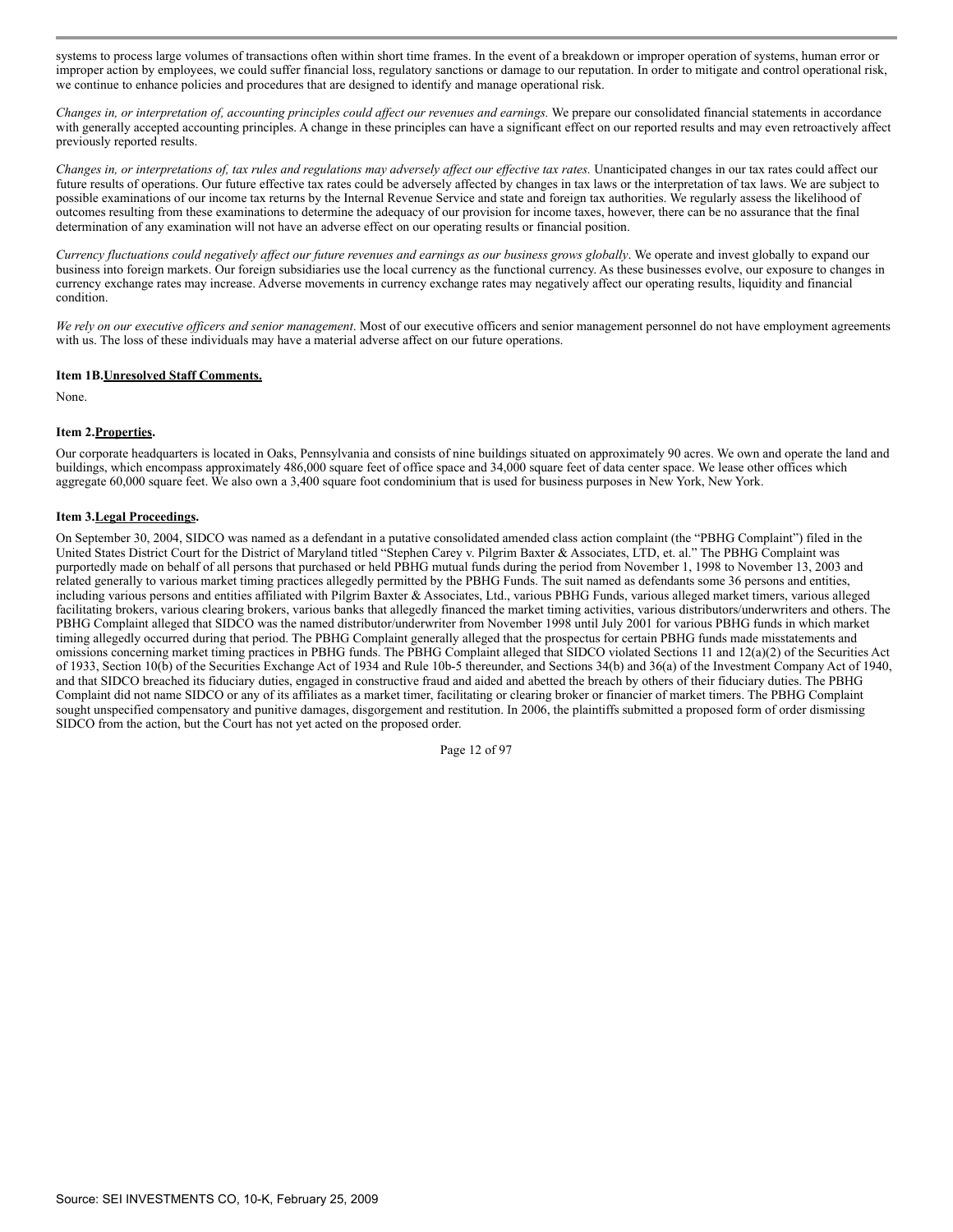systems to process large volumes of transactions often within short time frames. In the event of a breakdown or improper operation of systems, human error or improper action by employees, we could suffer financial loss, regulatory sanctions or damage to our reputation. In order to mitigate and control operational risk, we continue to enhance policies and procedures that are designed to identify and manage operational risk.

*Changes in, or interpretation of, accounting principles could affect our revenues and earnings.* We prepare our consolidated financial statements in accordance with generally accepted accounting principles. A change in these principles can have a significant effect on our reported results and may even retroactively affect previously reported results.

*Changes in, or interpretations of, tax rules and regulations may adversely affect our effective tax rates.* Unanticipated changes in our tax rates could affect our future results of operations. Our future effective tax rates could be adversely affected by changes in tax laws or the interpretation of tax laws. We are subject to possible examinations of our income tax returns by the Internal Revenue Service and state and foreign tax authorities. We regularly assess the likelihood of outcomes resulting from these examinations to determine the adequacy of our provision for income taxes, however, there can be no assurance that the final determination of any examination will not have an adverse effect on our operating results or financial position.

*Currency fluctuations could negatively affect our future revenues and earnings as our business grows globally*. We operate and invest globally to expand our business into foreign markets. Our foreign subsidiaries use the local currency as the functional currency. As these businesses evolve, our exposure to changes in currency exchange rates may increase. Adverse movements in currency exchange rates may negatively affect our operating results, liquidity and financial condition.

*We rely on our executive officers and senior management*. Most of our executive officers and senior management personnel do not have employment agreements with us. The loss of these individuals may have a material adverse affect on our future operations.

**Item 1B.Unresolved Staff Comments.**

None.

**Item 2.Properties.**

Our corporate headquarters is located in Oaks, Pennsylvania and consists of nine buildings situated on approximately 90 acres. We own and operate the land and buildings, which encompass approximately 486,000 square feet of office space and 34,000 square feet of data center space. We lease other offices which aggregate 60,000 square feet. We also own a 3,400 square foot condominium that is used for business purposes in New York, New York.

**Item 3.Legal Proceedings.**

On September 30, 2004, SIDCO was named as a defendant in a putative consolidated amended class action complaint (the "PBHG Complaint") filed in the United States District Court for the District of Maryland titled "Stephen Carey v. Pilgrim Baxter & Associates, LTD, et. al." The PBHG Complaint was purportedly made on behalf of all persons that purchased or held PBHG mutual funds during the period from November 1, 1998 to November 13, 2003 and related generally to various market timing practices allegedly permitted by the PBHG Funds. The suit named as defendants some 36 persons and entities, including various persons and entities affiliated with Pilgrim Baxter & Associates, Ltd., various PBHG Funds, various alleged market timers, various alleged facilitating brokers, various clearing brokers, various banks that allegedly financed the market timing activities, various distributors/underwriters and others. The PBHG Complaint alleged that SIDCO was the named distributor/underwriter from November 1998 until July 2001 for various PBHG funds in which market timing allegedly occurred during that period. The PBHG Complaint generally alleged that the prospectus for certain PBHG funds made misstatements and omissions concerning market timing practices in PBHG funds. The PBHG Complaint alleged that SIDCO violated Sections 11 and 12(a)(2) of the Securities Act of 1933, Section 10(b) of the Securities Exchange Act of 1934 and Rule 10b-5 thereunder, and Sections 34(b) and 36(a) of the Investment Company Act of 1940, and that SIDCO breached its fiduciary duties, engaged in constructive fraud and aided and abetted the breach by others of their fiduciary duties. The PBHG Complaint did not name SIDCO or any of its affiliates as a market timer, facilitating or clearing broker or financier of market timers. The PBHG Complaint sought unspecified compensatory and punitive damages, disgorgement and restitution. In 2006, the plaintiffs submitted a proposed form of order dismissing SIDCO from the action, but the Court has not yet acted on the proposed order.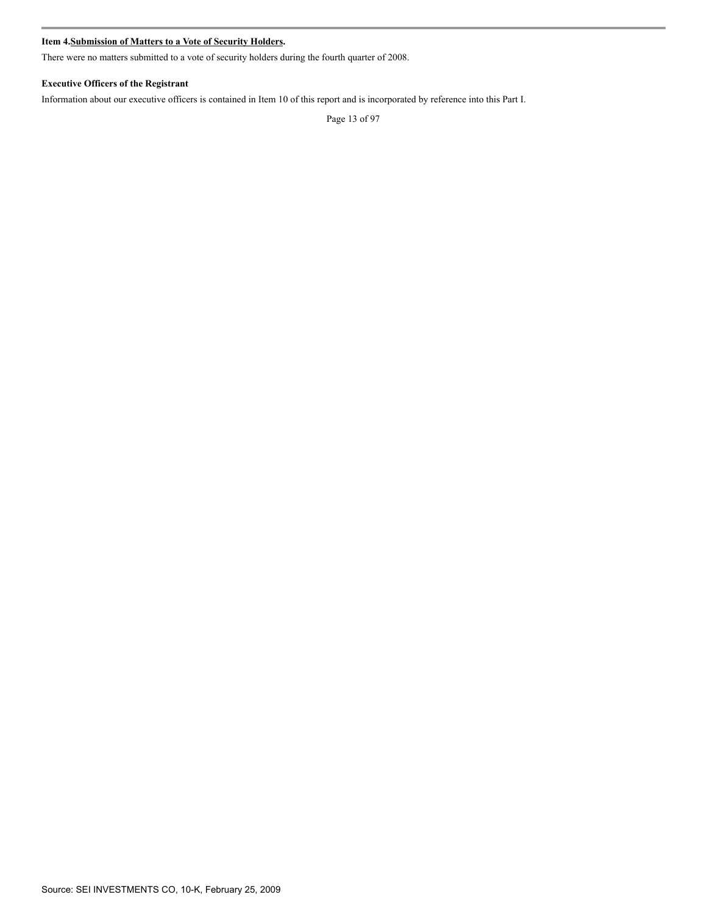**Item 4.Submission of Matters to a Vote of Security Holders.**

There were no matters submitted to a vote of security holders during the fourth quarter of 2008.

**Executive Officers of the Registrant**

Information about our executive officers is contained in Item 10 of this report and is incorporated by reference into this Part I.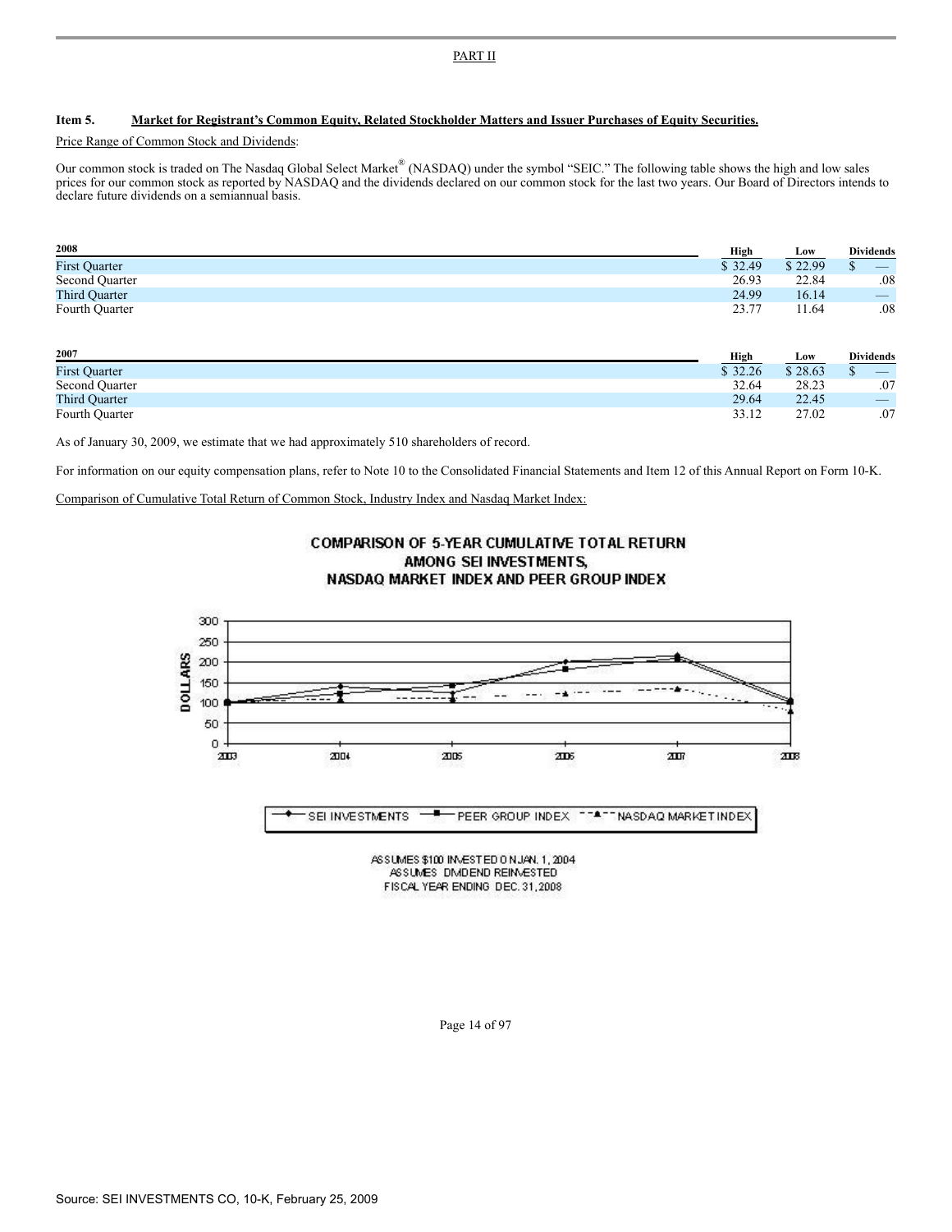PART II

### Item 5. Market for Registrant's Common Equity, Related Stockholder Matters and Issuer Purchases of Equity Securities.

Price Range of Common Stock and Dividends:

Our common stock is traded on The Nasdaq Global Select Market® (NASDAQ) under the symbol "SEIC." The following table shows the high and low sales prices for our common stock as reported by NASDAQ and the dividends declared on our common stock for the last two years. Our Board of Directors intends to declare future dividends on a semiannual basis.

| 2008 | High | Low | Dividends |
|---|---|---|---|
| First Quarter | $ 32.49 | $ 22.99 | $ — |
| Second Quarter | 26.93 | 22.84 | .08 |
| Third Quarter | 24.99 | 16.14 | — |
| Fourth Quarter | 23.77 | 11.64 | .08 |

| 2007 | High | Low | Dividends |
|---|---|---|---|
| First Quarter | $ 32.26 | $ 28.63 | $ — |
| Second Quarter | 32.64 | 28.23 | .07 |
| Third Quarter | 29.64 | 22.45 | — |
| Fourth Quarter | 33.12 | 27.02 | .07 |

As of January 30, 2009, we estimate that we had approximately 510 shareholders of record.

For information on our equity compensation plans, refer to Note 10 to the Consolidated Financial Statements and Item 12 of this Annual Report on Form 10-K.

Comparison of Cumulative Total Return of Common Stock, Industry Index and Nasdaq Market Index:

COMPARISON OF 5-YEAR CUMULATIVE TOTAL RETURN AMONG SEI INVESTMENTS, NASDAQ MARKET INDEX AND PEER GROUP INDEX

ASSUMES $100 INVESTED ON JAN. 1, 2004
ASSUMES DIVIDEND REINVESTED
FISCAL YEAR ENDING DEC. 31, 2008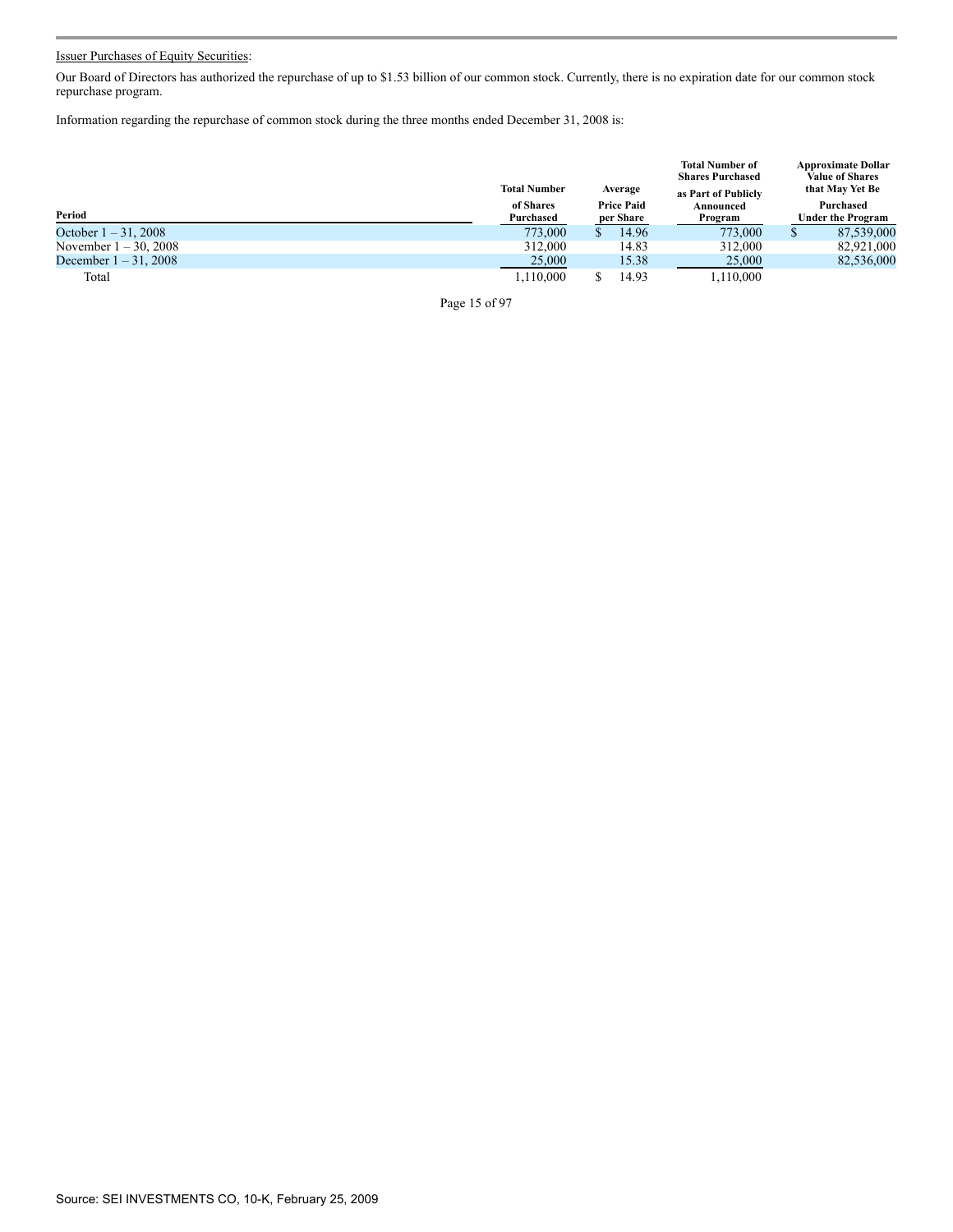Issuer Purchases of Equity Securities:

Our Board of Directors has authorized the repurchase of up to $1.53 billion of our common stock. Currently, there is no expiration date for our common stock repurchase program.

Information regarding the repurchase of common stock during the three months ended December 31, 2008 is:

| Period | Total Number of Shares Purchased | Average Price Paid per Share | Total Number of Shares Purchased as Part of Publicly Announced Program | Approximate Dollar Value of Shares that May Yet Be Purchased Under the Program |
|---|---|---|---|---|
| October 1 – 31, 2008 | 773,000 | $ 14.96 | 773,000 | $ 87,539,000 |
| November 1 – 30, 2008 | 312,000 | 14.83 | 312,000 | 82,921,000 |
| December 1 – 31, 2008 | 25,000 | 15.38 | 25,000 | 82,536,000 |
| Total | 1,110,000 | $ 14.93 | 1,110,000 | |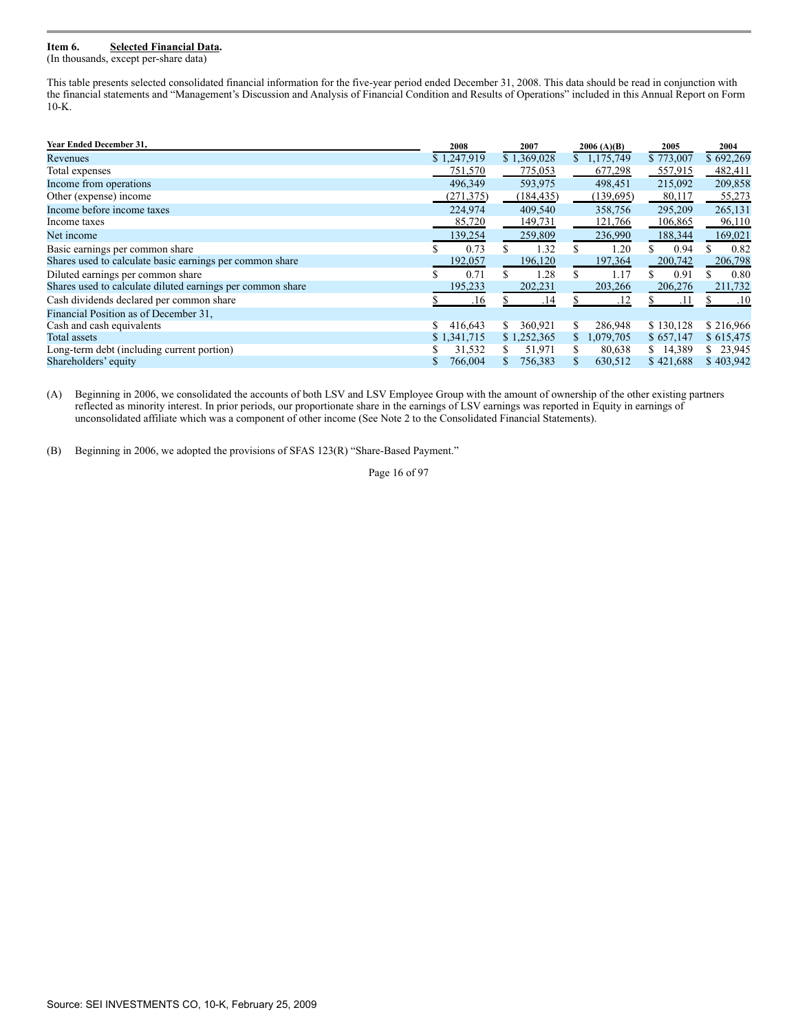**Item 6. Selected Financial Data.**
(In thousands, except per-share data)

This table presents selected consolidated financial information for the five-year period ended December 31, 2008. This data should be read in conjunction with the financial statements and "Management's Discussion and Analysis of Financial Condition and Results of Operations" included in this Annual Report on Form 10-K.

| Year Ended December 31, | 2008 | 2007 | 2006 (A)(B) | 2005 | 2004 |
|---|---|---|---|---|---|
| Revenues | $ 1,247,919 | $ 1,369,028 | $ 1,175,749 | $ 773,007 | $ 692,269 |
| Total expenses | 751,570 | 775,053 | 677,298 | 557,915 | 482,411 |
| Income from operations | 496,349 | 593,975 | 498,451 | 215,092 | 209,858 |
| Other (expense) income | (271,375) | (184,435) | (139,695) | 80,117 | 55,273 |
| Income before income taxes | 224,974 | 409,540 | 358,756 | 295,209 | 265,131 |
| Income taxes | 85,720 | 149,731 | 121,766 | 106,865 | 96,110 |
| Net income | 139,254 | 259,809 | 236,990 | 188,344 | 169,021 |
| Basic earnings per common share | $ 0.73 | $ 1.32 | $ 1.20 | $ 0.94 | $ 0.82 |
| Shares used to calculate basic earnings per common share | 192,057 | 196,120 | 197,364 | 200,742 | 206,798 |
| Diluted earnings per common share | $ 0.71 | $ 1.28 | $ 1.17 | $ 0.91 | $ 0.80 |
| Shares used to calculate diluted earnings per common share | 195,233 | 202,231 | 203,266 | 206,276 | 211,732 |
| Cash dividends declared per common share | $ .16 | $ .14 | $ .12 | $ .11 | $ .10 |
| Financial Position as of December 31, | | | | | |
| Cash and cash equivalents | $ 416,643 | $ 360,921 | $ 286,948 | $ 130,128 | $ 216,966 |
| Total assets | $ 1,341,715 | $ 1,252,365 | $ 1,079,705 | $ 657,147 | $ 615,475 |
| Long-term debt (including current portion) | $ 31,532 | $ 51,971 | $ 80,638 | $ 14,389 | $ 23,945 |
| Shareholders' equity | $ 766,004 | $ 756,383 | $ 630,512 | $ 421,688 | $ 403,942 |

(A) Beginning in 2006, we consolidated the accounts of both LSV and LSV Employee Group with the amount of ownership of the other existing partners reflected as minority interest. In prior periods, our proportionate share in the earnings of LSV earnings was reported in Equity in earnings of unconsolidated affiliate which was a component of other income (See Note 2 to the Consolidated Financial Statements).

(B) Beginning in 2006, we adopted the provisions of SFAS 123(R) "Share-Based Payment."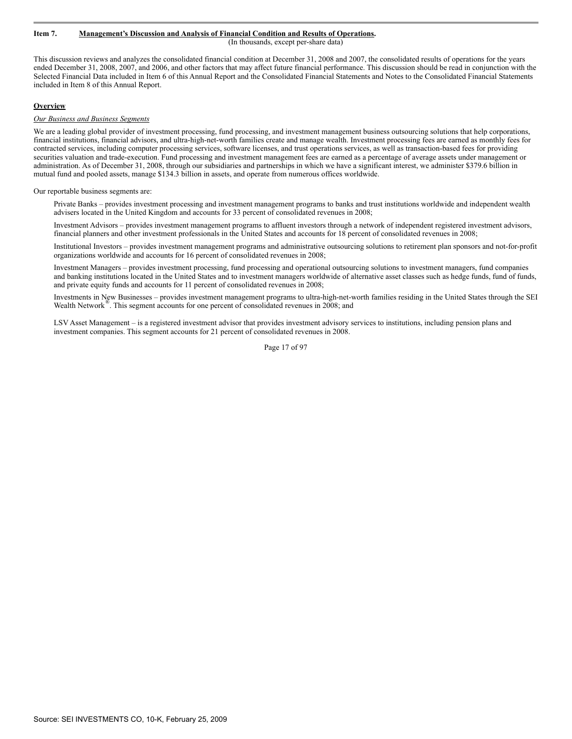## Item 7. Management's Discussion and Analysis of Financial Condition and Results of Operations.

(In thousands, except per-share data)

This discussion reviews and analyzes the consolidated financial condition at December 31, 2008 and 2007, the consolidated results of operations for the years ended December 31, 2008, 2007, and 2006, and other factors that may affect future financial performance. This discussion should be read in conjunction with the Selected Financial Data included in Item 6 of this Annual Report and the Consolidated Financial Statements and Notes to the Consolidated Financial Statements included in Item 8 of this Annual Report.

### Overview

*Our Business and Business Segments*

We are a leading global provider of investment processing, fund processing, and investment management business outsourcing solutions that help corporations, financial institutions, financial advisors, and ultra-high-net-worth families create and manage wealth. Investment processing fees are earned as monthly fees for contracted services, including computer processing services, software licenses, and trust operations services, as well as transaction-based fees for providing securities valuation and trade-execution. Fund processing and investment management fees are earned as a percentage of average assets under management or administration. As of December 31, 2008, through our subsidiaries and partnerships in which we have a significant interest, we administer $379.6 billion in mutual fund and pooled assets, manage $134.3 billion in assets, and operate from numerous offices worldwide.

Our reportable business segments are:

Private Banks – provides investment processing and investment management programs to banks and trust institutions worldwide and independent wealth advisers located in the United Kingdom and accounts for 33 percent of consolidated revenues in 2008;

Investment Advisors – provides investment management programs to affluent investors through a network of independent registered investment advisors, financial planners and other investment professionals in the United States and accounts for 18 percent of consolidated revenues in 2008;

Institutional Investors – provides investment management programs and administrative outsourcing solutions to retirement plan sponsors and not-for-profit organizations worldwide and accounts for 16 percent of consolidated revenues in 2008;

Investment Managers – provides investment processing, fund processing and operational outsourcing solutions to investment managers, fund companies and banking institutions located in the United States and to investment managers worldwide of alternative asset classes such as hedge funds, fund of funds, and private equity funds and accounts for 11 percent of consolidated revenues in 2008;

Investments in New Businesses – provides investment management programs to ultra-high-net-worth families residing in the United States through the SEI Wealth Network®. This segment accounts for one percent of consolidated revenues in 2008; and

LSV Asset Management – is a registered investment advisor that provides investment advisory services to institutions, including pension plans and investment companies. This segment accounts for 21 percent of consolidated revenues in 2008.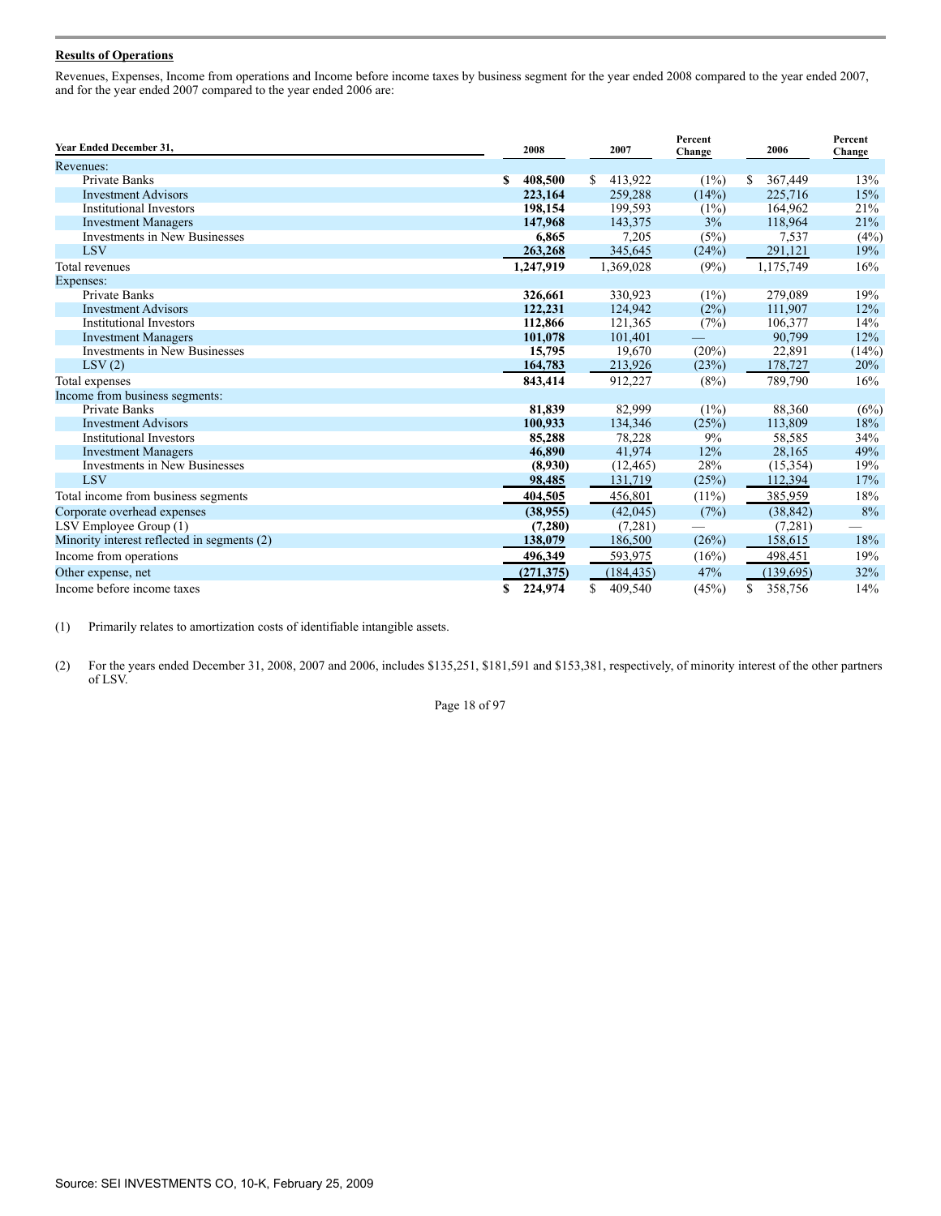**Results of Operations**

Revenues, Expenses, Income from operations and Income before income taxes by business segment for the year ended 2008 compared to the year ended 2007, and for the year ended 2007 compared to the year ended 2006 are:

| Year Ended December 31, | 2008 | 2007 | Percent Change | 2006 | Percent Change |
|---|---|---|---|---|---|
| Revenues: | | | | | |
| Private Banks | **$ 408,500** | $ 413,922 | (1%) | $ 367,449 | 13% |
| Investment Advisors | **223,164** | 259,288 | (14%) | 225,716 | 15% |
| Institutional Investors | **198,154** | 199,593 | (1%) | 164,962 | 21% |
| Investment Managers | **147,968** | 143,375 | 3% | 118,964 | 21% |
| Investments in New Businesses | **6,865** | 7,205 | (5%) | 7,537 | (4%) |
| LSV | **263,268** | 345,645 | (24%) | 291,121 | 19% |
| Total revenues | **1,247,919** | 1,369,028 | (9%) | 1,175,749 | 16% |
| Expenses: | | | | | |
| Private Banks | **326,661** | 330,923 | (1%) | 279,089 | 19% |
| Investment Advisors | **122,231** | 124,942 | (2%) | 111,907 | 12% |
| Institutional Investors | **112,866** | 121,365 | (7%) | 106,377 | 14% |
| Investment Managers | **101,078** | 101,401 | — | 90,799 | 12% |
| Investments in New Businesses | **15,795** | 19,670 | (20%) | 22,891 | (14%) |
| LSV (2) | **164,783** | 213,926 | (23%) | 178,727 | 20% |
| Total expenses | **843,414** | 912,227 | (8%) | 789,790 | 16% |
| Income from business segments: | | | | | |
| Private Banks | **81,839** | 82,999 | (1%) | 88,360 | (6%) |
| Investment Advisors | **100,933** | 134,346 | (25%) | 113,809 | 18% |
| Institutional Investors | **85,288** | 78,228 | 9% | 58,585 | 34% |
| Investment Managers | **46,890** | 41,974 | 12% | 28,165 | 49% |
| Investments in New Businesses | **(8,930)** | (12,465) | 28% | (15,354) | 19% |
| LSV | **98,485** | 131,719 | (25%) | 112,394 | 17% |
| Total income from business segments | **404,505** | 456,801 | (11%) | 385,959 | 18% |
| Corporate overhead expenses | **(38,955)** | (42,045) | (7%) | (38,842) | 8% |
| LSV Employee Group (1) | **(7,280)** | (7,281) | — | (7,281) | — |
| Minority interest reflected in segments (2) | **138,079** | 186,500 | (26%) | 158,615 | 18% |
| Income from operations | **496,349** | 593,975 | (16%) | 498,451 | 19% |
| Other expense, net | **(271,375)** | (184,435) | 47% | (139,695) | 32% |
| Income before income taxes | **$ 224,974** | $ 409,540 | (45%) | $ 358,756 | 14% |

(1) Primarily relates to amortization costs of identifiable intangible assets.

(2) For the years ended December 31, 2008, 2007 and 2006, includes $135,251, $181,591 and $153,381, respectively, of minority interest of the other partners of LSV.

Source: SEI INVESTMENTS CO, 10-K, February 25, 2009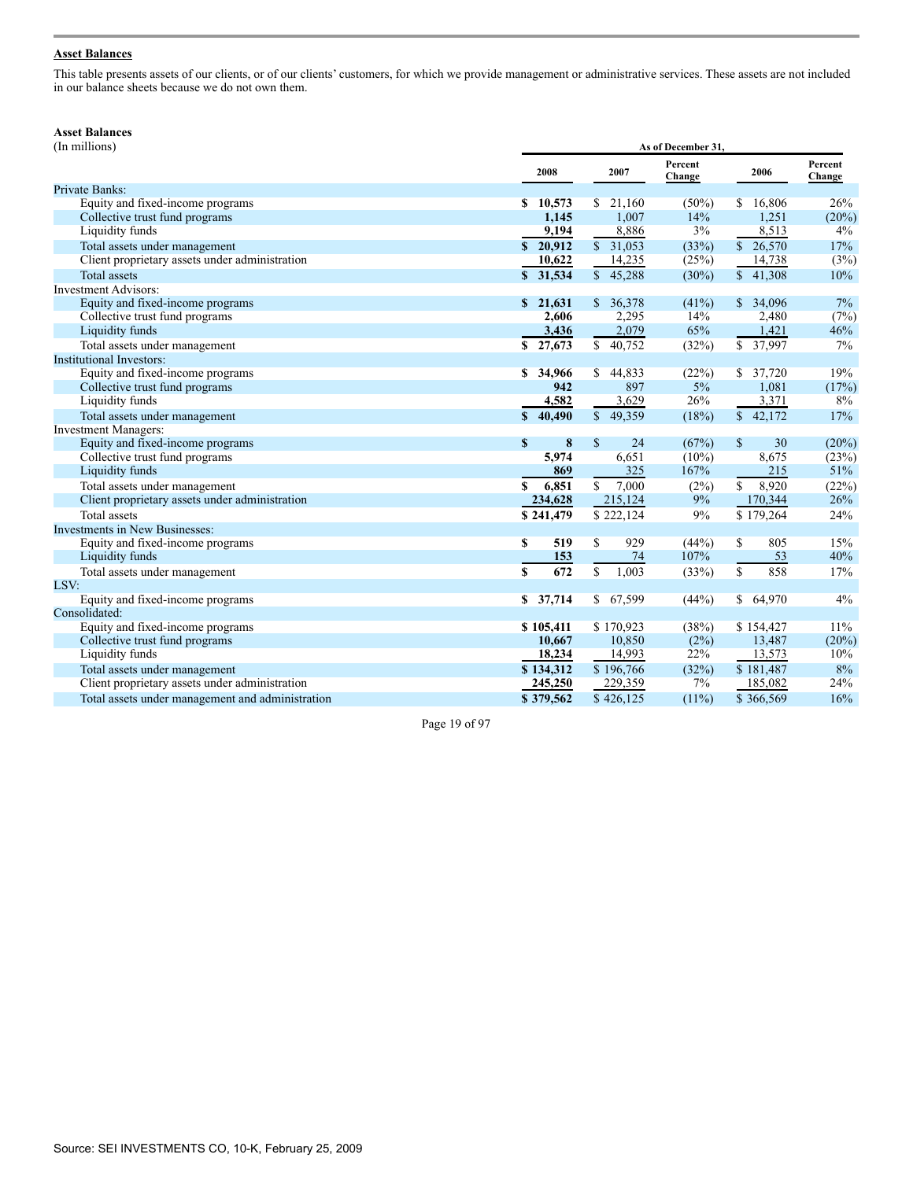## Asset Balances

This table presents assets of our clients, or of our clients' customers, for which we provide management or administrative services. These assets are not included in our balance sheets because we do not own them.

**Asset Balances**
(In millions)

| | As of December 31, | | | | |
|---|---|---|---|---|---|
| | **2008** | **2007** | **Percent Change** | **2006** | **Percent Change** |
| **Private Banks:** | | | | | |
| Equity and fixed-income programs | **$ 10,573** | $ 21,160 | (50%) | $ 16,806 | 26% |
| Collective trust fund programs | **1,145** | 1,007 | 14% | 1,251 | (20%) |
| Liquidity funds | **9,194** | 8,886 | 3% | 8,513 | 4% |
| Total assets under management | **$ 20,912** | $ 31,053 | (33%) | $ 26,570 | 17% |
| Client proprietary assets under administration | **10,622** | 14,235 | (25%) | 14,738 | (3%) |
| Total assets | **$ 31,534** | $ 45,288 | (30%) | $ 41,308 | 10% |
| **Investment Advisors:** | | | | | |
| Equity and fixed-income programs | **$ 21,631** | $ 36,378 | (41%) | $ 34,096 | 7% |
| Collective trust fund programs | **2,606** | 2,295 | 14% | 2,480 | (7%) |
| Liquidity funds | **3,436** | 2,079 | 65% | 1,421 | 46% |
| Total assets under management | **$ 27,673** | $ 40,752 | (32%) | $ 37,997 | 7% |
| **Institutional Investors:** | | | | | |
| Equity and fixed-income programs | **$ 34,966** | $ 44,833 | (22%) | $ 37,720 | 19% |
| Collective trust fund programs | **942** | 897 | 5% | 1,081 | (17%) |
| Liquidity funds | **4,582** | 3,629 | 26% | 3,371 | 8% |
| Total assets under management | **$ 40,490** | $ 49,359 | (18%) | $ 42,172 | 17% |
| **Investment Managers:** | | | | | |
| Equity and fixed-income programs | **$ 8** | $ 24 | (67%) | $ 30 | (20%) |
| Collective trust fund programs | **5,974** | 6,651 | (10%) | 8,675 | (23%) |
| Liquidity funds | **869** | 325 | 167% | 215 | 51% |
| Total assets under management | **$ 6,851** | $ 7,000 | (2%) | $ 8,920 | (22%) |
| Client proprietary assets under administration | **234,628** | 215,124 | 9% | 170,344 | 26% |
| Total assets | **$ 241,479** | $ 222,124 | 9% | $ 179,264 | 24% |
| **Investments in New Businesses:** | | | | | |
| Equity and fixed-income programs | **$ 519** | $ 929 | (44%) | $ 805 | 15% |
| Liquidity funds | **153** | 74 | 107% | 53 | 40% |
| Total assets under management | **$ 672** | $ 1,003 | (33%) | $ 858 | 17% |
| **LSV:** | | | | | |
| Equity and fixed-income programs | **$ 37,714** | $ 67,599 | (44%) | $ 64,970 | 4% |
| **Consolidated:** | | | | | |
| Equity and fixed-income programs | **$ 105,411** | $ 170,923 | (38%) | $ 154,427 | 11% |
| Collective trust fund programs | **10,667** | 10,850 | (2%) | 13,487 | (20%) |
| Liquidity funds | **18,234** | 14,993 | 22% | 13,573 | 10% |
| Total assets under management | **$ 134,312** | $ 196,766 | (32%) | $ 181,487 | 8% |
| Client proprietary assets under administration | **245,250** | 229,359 | 7% | 185,082 | 24% |
| Total assets under management and administration | **$ 379,562** | $ 426,125 | (11%) | $ 366,569 | 16% |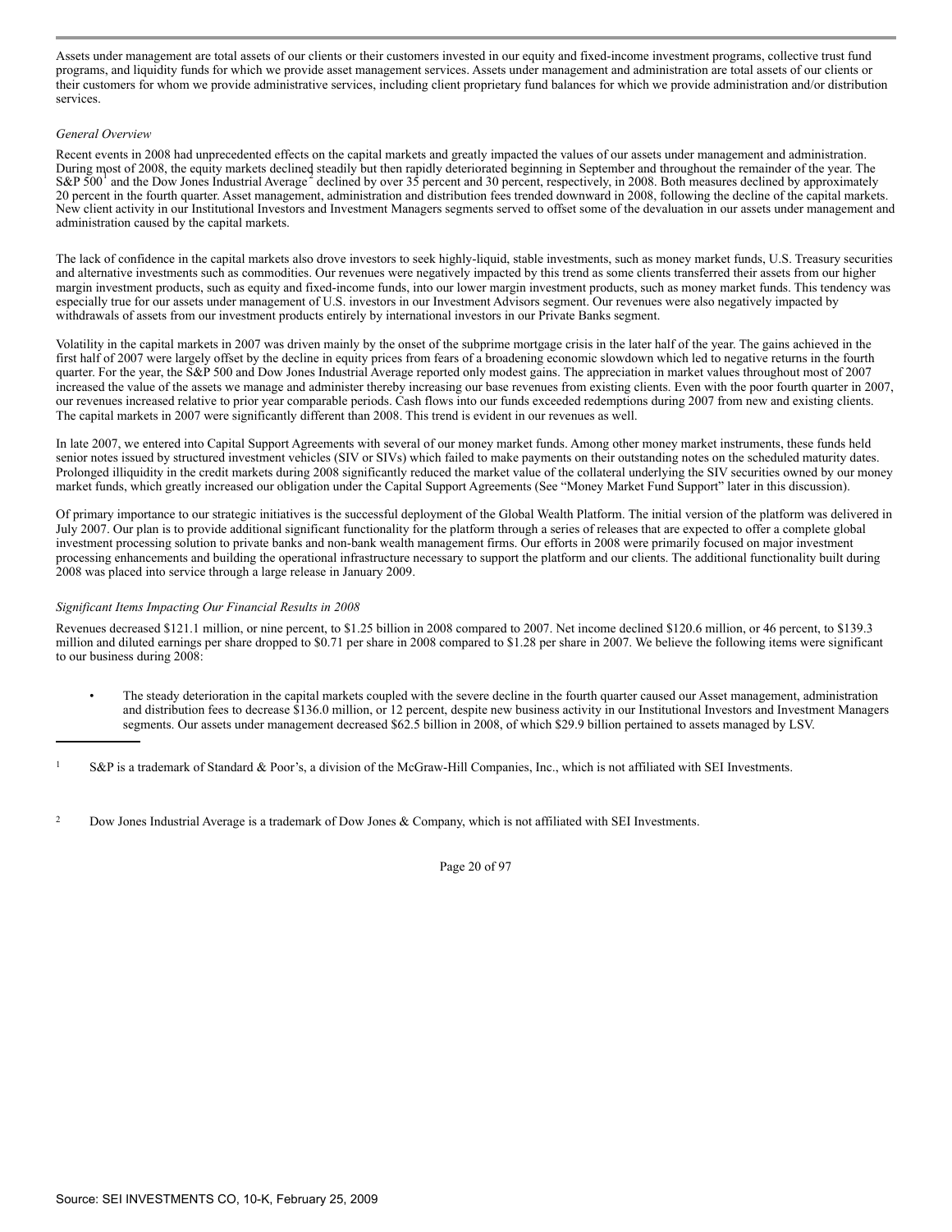Assets under management are total assets of our clients or their customers invested in our equity and fixed-income investment programs, collective trust fund programs, and liquidity funds for which we provide asset management services. Assets under management and administration are total assets of our clients or their customers for whom we provide administrative services, including client proprietary fund balances for which we provide administration and/or distribution services.

*General Overview*

Recent events in 2008 had unprecedented effects on the capital markets and greatly impacted the values of our assets under management and administration. During most of 2008, the equity markets declined steadily but then rapidly deteriorated beginning in September and throughout the remainder of the year. The S&P 500[1] and the Dow Jones Industrial Average[2] declined by over 35 percent and 30 percent, respectively, in 2008. Both measures declined by approximately 20 percent in the fourth quarter. Asset management, administration and distribution fees trended downward in 2008, following the decline of the capital markets. New client activity in our Institutional Investors and Investment Managers segments served to offset some of the devaluation in our assets under management and administration caused by the capital markets.

The lack of confidence in the capital markets also drove investors to seek highly-liquid, stable investments, such as money market funds, U.S. Treasury securities and alternative investments such as commodities. Our revenues were negatively impacted by this trend as some clients transferred their assets from our higher margin investment products, such as equity and fixed-income funds, into our lower margin investment products, such as money market funds. This tendency was especially true for our assets under management of U.S. investors in our Investment Advisors segment. Our revenues were also negatively impacted by withdrawals of assets from our investment products entirely by international investors in our Private Banks segment.

Volatility in the capital markets in 2007 was driven mainly by the onset of the subprime mortgage crisis in the later half of the year. The gains achieved in the first half of 2007 were largely offset by the decline in equity prices from fears of a broadening economic slowdown which led to negative returns in the fourth quarter. For the year, the S&P 500 and Dow Jones Industrial Average reported only modest gains. The appreciation in market values throughout most of 2007 increased the value of the assets we manage and administer thereby increasing our base revenues from existing clients. Even with the poor fourth quarter in 2007, our revenues increased relative to prior year comparable periods. Cash flows into our funds exceeded redemptions during 2007 from new and existing clients. The capital markets in 2007 were significantly different than 2008. This trend is evident in our revenues as well.

In late 2007, we entered into Capital Support Agreements with several of our money market funds. Among other money market instruments, these funds held senior notes issued by structured investment vehicles (SIV or SIVs) which failed to make payments on their outstanding notes on the scheduled maturity dates. Prolonged illiquidity in the credit markets during 2008 significantly reduced the market value of the collateral underlying the SIV securities owned by our money market funds, which greatly increased our obligation under the Capital Support Agreements (See "Money Market Fund Support" later in this discussion).

Of primary importance to our strategic initiatives is the successful deployment of the Global Wealth Platform. The initial version of the platform was delivered in July 2007. Our plan is to provide additional significant functionality for the platform through a series of releases that are expected to offer a complete global investment processing solution to private banks and non-bank wealth management firms. Our efforts in 2008 were primarily focused on major investment processing enhancements and building the operational infrastructure necessary to support the platform and our clients. The additional functionality built during 2008 was placed into service through a large release in January 2009.

*Significant Items Impacting Our Financial Results in 2008*

Revenues decreased $121.1 million, or nine percent, to $1.25 billion in 2008 compared to 2007. Net income declined $120.6 million, or 46 percent, to $139.3 million and diluted earnings per share dropped to $0.71 per share in 2008 compared to $1.28 per share in 2007. We believe the following items were significant to our business during 2008:

- The steady deterioration in the capital markets coupled with the severe decline in the fourth quarter caused our Asset management, administration and distribution fees to decrease $136.0 million, or 12 percent, despite new business activity in our Institutional Investors and Investment Managers segments. Our assets under management decreased $62.5 billion in 2008, of which $29.9 billion pertained to assets managed by LSV.

---

[1] S&P is a trademark of Standard & Poor's, a division of the McGraw-Hill Companies, Inc., which is not affiliated with SEI Investments.

[2] Dow Jones Industrial Average is a trademark of Dow Jones & Company, which is not affiliated with SEI Investments.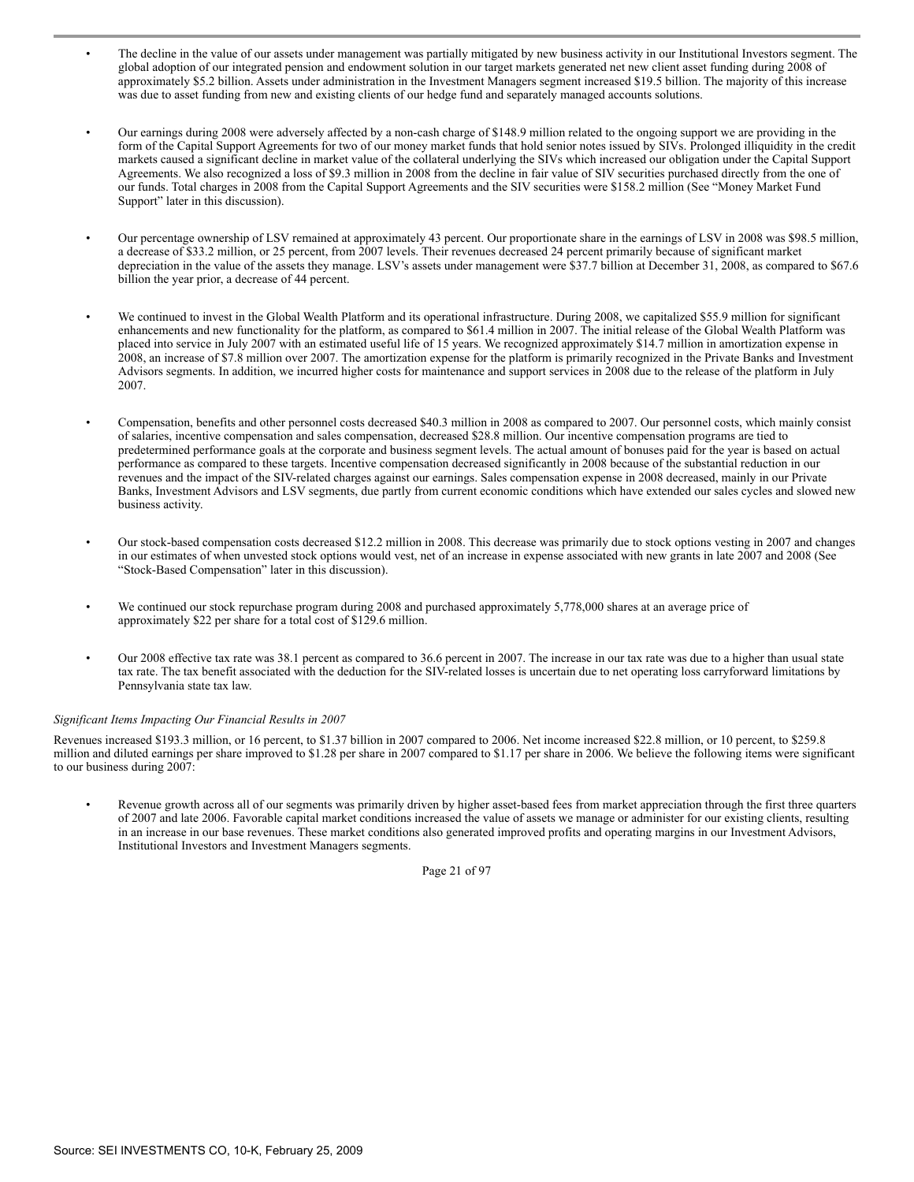- The decline in the value of our assets under management was partially mitigated by new business activity in our Institutional Investors segment. The global adoption of our integrated pension and endowment solution in our target markets generated net new client asset funding during 2008 of approximately $5.2 billion. Assets under administration in the Investment Managers segment increased $19.5 billion. The majority of this increase was due to asset funding from new and existing clients of our hedge fund and separately managed accounts solutions.

- Our earnings during 2008 were adversely affected by a non-cash charge of $148.9 million related to the ongoing support we are providing in the form of the Capital Support Agreements for two of our money market funds that hold senior notes issued by SIVs. Prolonged illiquidity in the credit markets caused a significant decline in market value of the collateral underlying the SIVs which increased our obligation under the Capital Support Agreements. We also recognized a loss of $9.3 million in 2008 from the decline in fair value of SIV securities purchased directly from the one of our funds. Total charges in 2008 from the Capital Support Agreements and the SIV securities were $158.2 million (See "Money Market Fund Support" later in this discussion).

- Our percentage ownership of LSV remained at approximately 43 percent. Our proportionate share in the earnings of LSV in 2008 was $98.5 million, a decrease of $33.2 million, or 25 percent, from 2007 levels. Their revenues decreased 24 percent primarily because of significant market depreciation in the value of the assets they manage. LSV's assets under management were $37.7 billion at December 31, 2008, as compared to $67.6 billion the year prior, a decrease of 44 percent.

- We continued to invest in the Global Wealth Platform and its operational infrastructure. During 2008, we capitalized $55.9 million for significant enhancements and new functionality for the platform, as compared to $61.4 million in 2007. The initial release of the Global Wealth Platform was placed into service in July 2007 with an estimated useful life of 15 years. We recognized approximately $14.7 million in amortization expense in 2008, an increase of $7.8 million over 2007. The amortization expense for the platform is primarily recognized in the Private Banks and Investment Advisors segments. In addition, we incurred higher costs for maintenance and support services in 2008 due to the release of the platform in July 2007.

- Compensation, benefits and other personnel costs decreased $40.3 million in 2008 as compared to 2007. Our personnel costs, which mainly consist of salaries, incentive compensation and sales compensation, decreased $28.8 million. Our incentive compensation programs are tied to predetermined performance goals at the corporate and business segment levels. The actual amount of bonuses paid for the year is based on actual performance as compared to these targets. Incentive compensation decreased significantly in 2008 because of the substantial reduction in our revenues and the impact of the SIV-related charges against our earnings. Sales compensation expense in 2008 decreased, mainly in our Private Banks, Investment Advisors and LSV segments, due partly from current economic conditions which have extended our sales cycles and slowed new business activity.

- Our stock-based compensation costs decreased $12.2 million in 2008. This decrease was primarily due to stock options vesting in 2007 and changes in our estimates of when unvested stock options would vest, net of an increase in expense associated with new grants in late 2007 and 2008 (See "Stock-Based Compensation" later in this discussion).

- We continued our stock repurchase program during 2008 and purchased approximately 5,778,000 shares at an average price of approximately $22 per share for a total cost of $129.6 million.

- Our 2008 effective tax rate was 38.1 percent as compared to 36.6 percent in 2007. The increase in our tax rate was due to a higher than usual state tax rate. The tax benefit associated with the deduction for the SIV-related losses is uncertain due to net operating loss carryforward limitations by Pennsylvania state tax law.

*Significant Items Impacting Our Financial Results in 2007*

Revenues increased $193.3 million, or 16 percent, to $1.37 billion in 2007 compared to 2006. Net income increased $22.8 million, or 10 percent, to $259.8 million and diluted earnings per share improved to $1.28 per share in 2007 compared to $1.17 per share in 2006. We believe the following items were significant to our business during 2007:

- Revenue growth across all of our segments was primarily driven by higher asset-based fees from market appreciation through the first three quarters of 2007 and late 2006. Favorable capital market conditions increased the value of assets we manage or administer for our existing clients, resulting in an increase in our base revenues. These market conditions also generated improved profits and operating margins in our Investment Advisors, Institutional Investors and Investment Managers segments.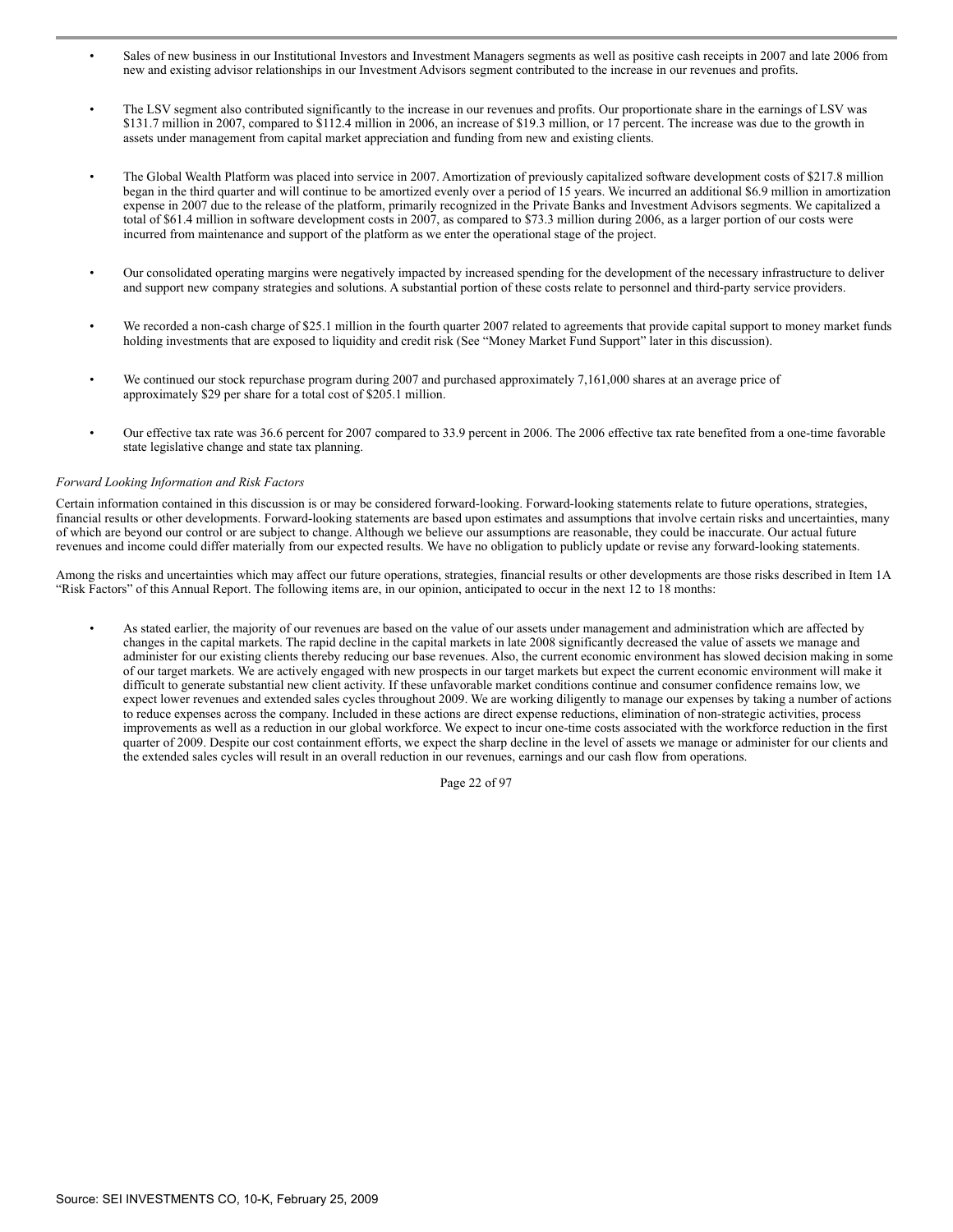- Sales of new business in our Institutional Investors and Investment Managers segments as well as positive cash receipts in 2007 and late 2006 from new and existing advisor relationships in our Investment Advisors segment contributed to the increase in our revenues and profits.

- The LSV segment also contributed significantly to the increase in our revenues and profits. Our proportionate share in the earnings of LSV was $131.7 million in 2007, compared to $112.4 million in 2006, an increase of $19.3 million, or 17 percent. The increase was due to the growth in assets under management from capital market appreciation and funding from new and existing clients.

- The Global Wealth Platform was placed into service in 2007. Amortization of previously capitalized software development costs of $217.8 million began in the third quarter and will continue to be amortized evenly over a period of 15 years. We incurred an additional $6.9 million in amortization expense in 2007 due to the release of the platform, primarily recognized in the Private Banks and Investment Advisors segments. We capitalized a total of $61.4 million in software development costs in 2007, as compared to $73.3 million during 2006, as a larger portion of our costs were incurred from maintenance and support of the platform as we enter the operational stage of the project.

- Our consolidated operating margins were negatively impacted by increased spending for the development of the necessary infrastructure to deliver and support new company strategies and solutions. A substantial portion of these costs relate to personnel and third-party service providers.

- We recorded a non-cash charge of $25.1 million in the fourth quarter 2007 related to agreements that provide capital support to money market funds holding investments that are exposed to liquidity and credit risk (See "Money Market Fund Support" later in this discussion).

- We continued our stock repurchase program during 2007 and purchased approximately 7,161,000 shares at an average price of approximately $29 per share for a total cost of $205.1 million.

- Our effective tax rate was 36.6 percent for 2007 compared to 33.9 percent in 2006. The 2006 effective tax rate benefited from a one-time favorable state legislative change and state tax planning.

*Forward Looking Information and Risk Factors*

Certain information contained in this discussion is or may be considered forward-looking. Forward-looking statements relate to future operations, strategies, financial results or other developments. Forward-looking statements are based upon estimates and assumptions that involve certain risks and uncertainties, many of which are beyond our control or are subject to change. Although we believe our assumptions are reasonable, they could be inaccurate. Our actual future revenues and income could differ materially from our expected results. We have no obligation to publicly update or revise any forward-looking statements.

Among the risks and uncertainties which may affect our future operations, strategies, financial results or other developments are those risks described in Item 1A "Risk Factors" of this Annual Report. The following items are, in our opinion, anticipated to occur in the next 12 to 18 months:

- As stated earlier, the majority of our revenues are based on the value of our assets under management and administration which are affected by changes in the capital markets. The rapid decline in the capital markets in late 2008 significantly decreased the value of assets we manage and administer for our existing clients thereby reducing our base revenues. Also, the current economic environment has slowed decision making in some of our target markets. We are actively engaged with new prospects in our target markets but expect the current economic environment will make it difficult to generate substantial new client activity. If these unfavorable market conditions continue and consumer confidence remains low, we expect lower revenues and extended sales cycles throughout 2009. We are working diligently to manage our expenses by taking a number of actions to reduce expenses across the company. Included in these actions are direct expense reductions, elimination of non-strategic activities, process improvements as well as a reduction in our global workforce. We expect to incur one-time costs associated with the workforce reduction in the first quarter of 2009. Despite our cost containment efforts, we expect the sharp decline in the level of assets we manage or administer for our clients and the extended sales cycles will result in an overall reduction in our revenues, earnings and our cash flow from operations.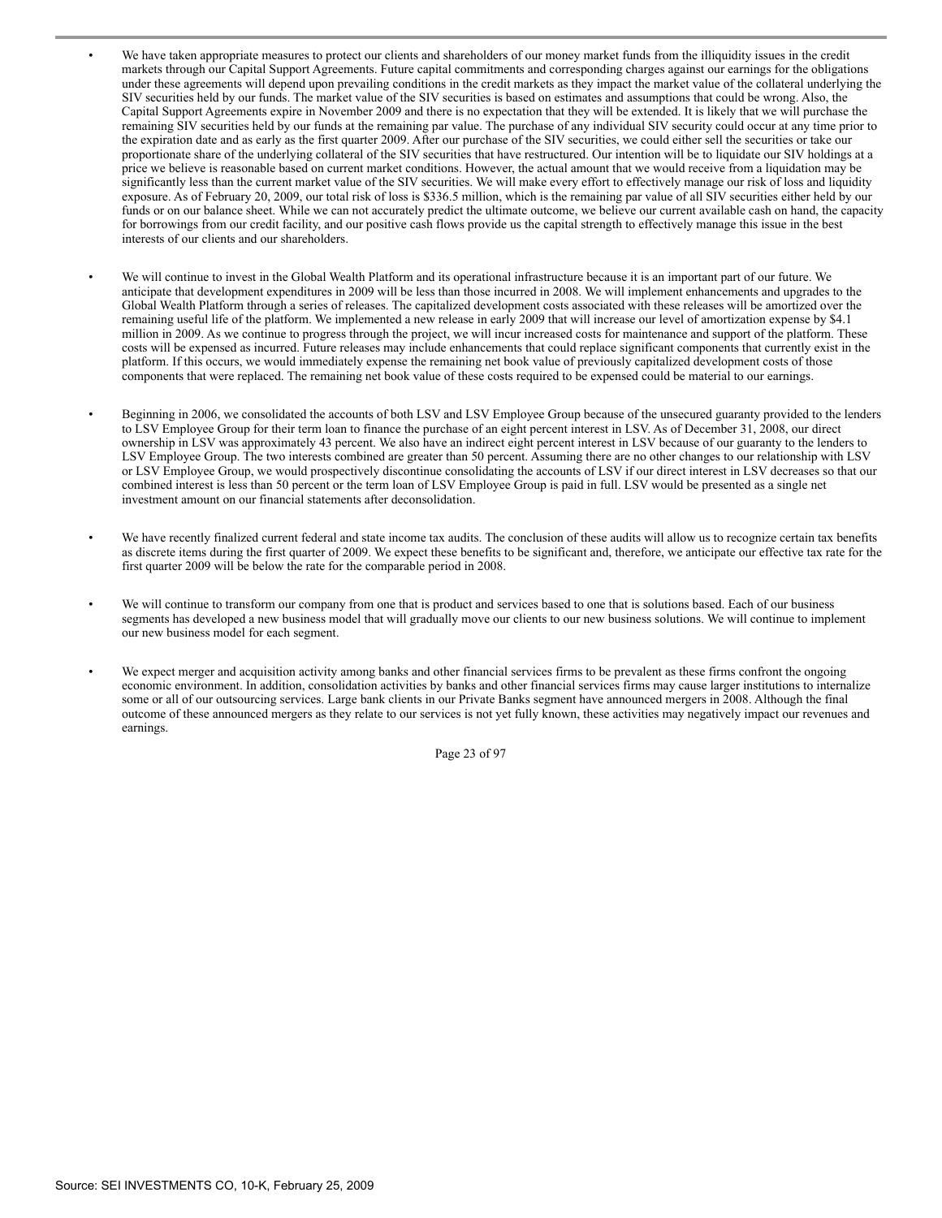- We have taken appropriate measures to protect our clients and shareholders of our money market funds from the illiquidity issues in the credit markets through our Capital Support Agreements. Future capital commitments and corresponding charges against our earnings for the obligations under these agreements will depend upon prevailing conditions in the credit markets as they impact the market value of the collateral underlying the SIV securities held by our funds. The market value of the SIV securities is based on estimates and assumptions that could be wrong. Also, the Capital Support Agreements expire in November 2009 and there is no expectation that they will be extended. It is likely that we will purchase the remaining SIV securities held by our funds at the remaining par value. The purchase of any individual SIV security could occur at any time prior to the expiration date and as early as the first quarter 2009. After our purchase of the SIV securities, we could either sell the securities or take our proportionate share of the underlying collateral of the SIV securities that have restructured. Our intention will be to liquidate our SIV holdings at a price we believe is reasonable based on current market conditions. However, the actual amount that we would receive from a liquidation may be significantly less than the current market value of the SIV securities. We will make every effort to effectively manage our risk of loss and liquidity exposure. As of February 20, 2009, our total risk of loss is $336.5 million, which is the remaining par value of all SIV securities either held by our funds or on our balance sheet. While we can not accurately predict the ultimate outcome, we believe our current available cash on hand, the capacity for borrowings from our credit facility, and our positive cash flows provide us the capital strength to effectively manage this issue in the best interests of our clients and our shareholders.

- We will continue to invest in the Global Wealth Platform and its operational infrastructure because it is an important part of our future. We anticipate that development expenditures in 2009 will be less than those incurred in 2008. We will implement enhancements and upgrades to the Global Wealth Platform through a series of releases. The capitalized development costs associated with these releases will be amortized over the remaining useful life of the platform. We implemented a new release in early 2009 that will increase our level of amortization expense by $4.1 million in 2009. As we continue to progress through the project, we will incur increased costs for maintenance and support of the platform. These costs will be expensed as incurred. Future releases may include enhancements that could replace significant components that currently exist in the platform. If this occurs, we would immediately expense the remaining net book value of previously capitalized development costs of those components that were replaced. The remaining net book value of these costs required to be expensed could be material to our earnings.

- Beginning in 2006, we consolidated the accounts of both LSV and LSV Employee Group because of the unsecured guaranty provided to the lenders to LSV Employee Group for their term loan to finance the purchase of an eight percent interest in LSV. As of December 31, 2008, our direct ownership in LSV was approximately 43 percent. We also have an indirect eight percent interest in LSV because of our guaranty to the lenders to LSV Employee Group. The two interests combined are greater than 50 percent. Assuming there are no other changes to our relationship with LSV or LSV Employee Group, we would prospectively discontinue consolidating the accounts of LSV if our direct interest in LSV decreases so that our combined interest is less than 50 percent or the term loan of LSV Employee Group is paid in full. LSV would be presented as a single net investment amount on our financial statements after deconsolidation.

- We have recently finalized current federal and state income tax audits. The conclusion of these audits will allow us to recognize certain tax benefits as discrete items during the first quarter of 2009. We expect these benefits to be significant and, therefore, we anticipate our effective tax rate for the first quarter 2009 will be below the rate for the comparable period in 2008.

- We will continue to transform our company from one that is product and services based to one that is solutions based. Each of our business segments has developed a new business model that will gradually move our clients to our new business solutions. We will continue to implement our new business model for each segment.

- We expect merger and acquisition activity among banks and other financial services firms to be prevalent as these firms confront the ongoing economic environment. In addition, consolidation activities by banks and other financial services firms may cause larger institutions to internalize some or all of our outsourcing services. Large bank clients in our Private Banks segment have announced mergers in 2008. Although the final outcome of these announced mergers as they relate to our services is not yet fully known, these activities may negatively impact our revenues and earnings.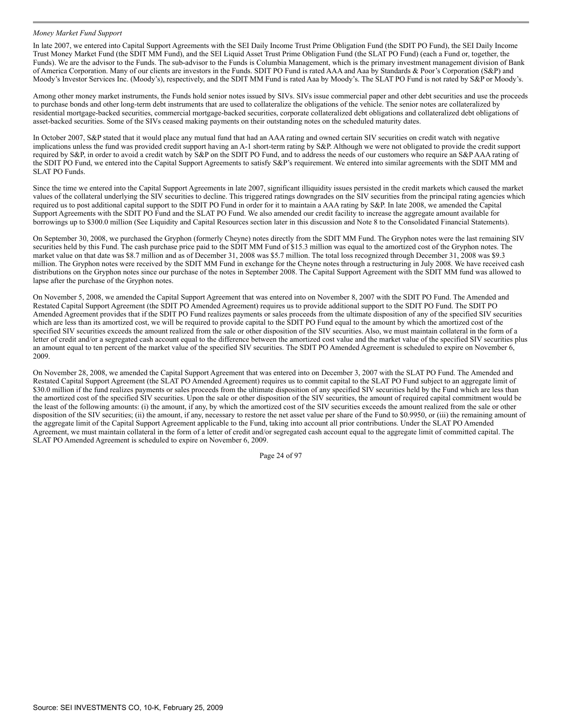*Money Market Fund Support*

In late 2007, we entered into Capital Support Agreements with the SEI Daily Income Trust Prime Obligation Fund (the SDIT PO Fund), the SEI Daily Income Trust Money Market Fund (the SDIT MM Fund), and the SEI Liquid Asset Trust Prime Obligation Fund (the SLAT PO Fund) (each a Fund or, together, the Funds). We are the advisor to the Funds. The sub-advisor to the Funds is Columbia Management, which is the primary investment management division of Bank of America Corporation. Many of our clients are investors in the Funds. SDIT PO Fund is rated AAA and Aaa by Standards & Poor's Corporation (S&P) and Moody's Investor Services Inc. (Moody's), respectively, and the SDIT MM Fund is rated Aaa by Moody's. The SLAT PO Fund is not rated by S&P or Moody's.

Among other money market instruments, the Funds hold senior notes issued by SIVs. SIVs issue commercial paper and other debt securities and use the proceeds to purchase bonds and other long-term debt instruments that are used to collateralize the obligations of the vehicle. The senior notes are collateralized by residential mortgage-backed securities, commercial mortgage-backed securities, corporate collateralized debt obligations and collateralized debt obligations of asset-backed securities. Some of the SIVs ceased making payments on their outstanding notes on the scheduled maturity dates.

In October 2007, S&P stated that it would place any mutual fund that had an AAA rating and owned certain SIV securities on credit watch with negative implications unless the fund was provided credit support having an A-1 short-term rating by S&P. Although we were not obligated to provide the credit support required by S&P, in order to avoid a credit watch by S&P on the SDIT PO Fund, and to address the needs of our customers who require an S&P AAA rating of the SDIT PO Fund, we entered into the Capital Support Agreements to satisfy S&P's requirement. We entered into similar agreements with the SDIT MM and SLAT PO Funds.

Since the time we entered into the Capital Support Agreements in late 2007, significant illiquidity issues persisted in the credit markets which caused the market values of the collateral underlying the SIV securities to decline. This triggered ratings downgrades on the SIV securities from the principal rating agencies which required us to post additional capital support to the SDIT PO Fund in order for it to maintain a AAA rating by S&P. In late 2008, we amended the Capital Support Agreements with the SDIT PO Fund and the SLAT PO Fund. We also amended our credit facility to increase the aggregate amount available for borrowings up to $300.0 million (See Liquidity and Capital Resources section later in this discussion and Note 8 to the Consolidated Financial Statements).

On September 30, 2008, we purchased the Gryphon (formerly Cheyne) notes directly from the SDIT MM Fund. The Gryphon notes were the last remaining SIV securities held by this Fund. The cash purchase price paid to the SDIT MM Fund of $15.3 million was equal to the amortized cost of the Gryphon notes. The market value on that date was $8.7 million and as of December 31, 2008 was $5.7 million. The total loss recognized through December 31, 2008 was $9.3 million. The Gryphon notes were received by the SDIT MM Fund in exchange for the Cheyne notes through a restructuring in July 2008. We have received cash distributions on the Gryphon notes since our purchase of the notes in September 2008. The Capital Support Agreement with the SDIT MM fund was allowed to lapse after the purchase of the Gryphon notes.

On November 5, 2008, we amended the Capital Support Agreement that was entered into on November 8, 2007 with the SDIT PO Fund. The Amended and Restated Capital Support Agreement (the SDIT PO Amended Agreement) requires us to provide additional support to the SDIT PO Fund. The SDIT PO Amended Agreement provides that if the SDIT PO Fund realizes payments or sales proceeds from the ultimate disposition of any of the specified SIV securities which are less than its amortized cost, we will be required to provide capital to the SDIT PO Fund equal to the amount by which the amortized cost of the specified SIV securities exceeds the amount realized from the sale or other disposition of the SIV securities. Also, we must maintain collateral in the form of a letter of credit and/or a segregated cash account equal to the difference between the amortized cost value and the market value of the specified SIV securities plus an amount equal to ten percent of the market value of the specified SIV securities. The SDIT PO Amended Agreement is scheduled to expire on November 6, 2009.

On November 28, 2008, we amended the Capital Support Agreement that was entered into on December 3, 2007 with the SLAT PO Fund. The Amended and Restated Capital Support Agreement (the SLAT PO Amended Agreement) requires us to commit capital to the SLAT PO Fund subject to an aggregate limit of $30.0 million if the fund realizes payments or sales proceeds from the ultimate disposition of any specified SIV securities held by the Fund which are less than the amortized cost of the specified SIV securities. Upon the sale or other disposition of the SIV securities, the amount of required capital commitment would be the least of the following amounts: (i) the amount, if any, by which the amortized cost of the SIV securities exceeds the amount realized from the sale or other disposition of the SIV securities; (ii) the amount, if any, necessary to restore the net asset value per share of the Fund to $0.9950, or (iii) the remaining amount of the aggregate limit of the Capital Support Agreement applicable to the Fund, taking into account all prior contributions. Under the SLAT PO Amended Agreement, we must maintain collateral in the form of a letter of credit and/or segregated cash account equal to the aggregate limit of committed capital. The SLAT PO Amended Agreement is scheduled to expire on November 6, 2009.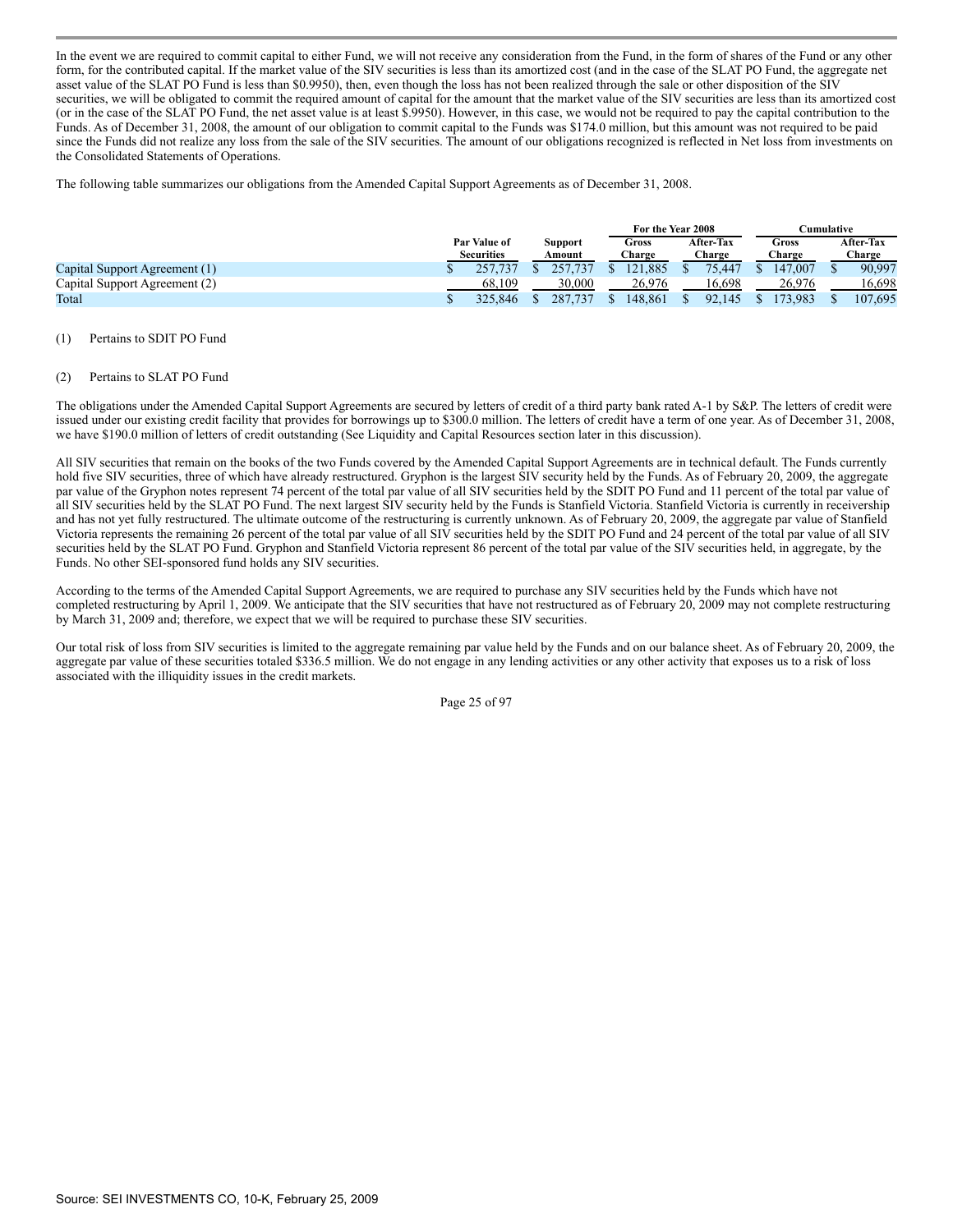In the event we are required to commit capital to either Fund, we will not receive any consideration from the Fund, in the form of shares of the Fund or any other form, for the contributed capital. If the market value of the SIV securities is less than its amortized cost (and in the case of the SLAT PO Fund, the aggregate net asset value of the SLAT PO Fund is less than $0.9950), then, even though the loss has not been realized through the sale or other disposition of the SIV securities, we will be obligated to commit the required amount of capital for the amount that the market value of the SIV securities are less than its amortized cost (or in the case of the SLAT PO Fund, the net asset value is at least $.9950). However, in this case, we would not be required to pay the capital contribution to the Funds. As of December 31, 2008, the amount of our obligation to commit capital to the Funds was $174.0 million, but this amount was not required to be paid since the Funds did not realize any loss from the sale of the SIV securities. The amount of our obligations recognized is reflected in Net loss from investments on the Consolidated Statements of Operations.

The following table summarizes our obligations from the Amended Capital Support Agreements as of December 31, 2008.

| | | | For the Year 2008 | | Cumulative | |
|---|---|---|---|---|---|---|
| | Par Value of Securities | Support Amount | Gross Charge | After-Tax Charge | Gross Charge | After-Tax Charge |
| Capital Support Agreement (1) | $ 257,737 | $ 257,737 | $ 121,885 | $ 75,447 | $ 147,007 | $ 90,997 |
| Capital Support Agreement (2) | 68,109 | 30,000 | 26,976 | 16,698 | 26,976 | 16,698 |
| Total | $ 325,846 | $ 287,737 | $ 148,861 | $ 92,145 | $ 173,983 | $ 107,695 |

(1) Pertains to SDIT PO Fund

(2) Pertains to SLAT PO Fund

The obligations under the Amended Capital Support Agreements are secured by letters of credit of a third party bank rated A-1 by S&P. The letters of credit were issued under our existing credit facility that provides for borrowings up to $300.0 million. The letters of credit have a term of one year. As of December 31, 2008, we have $190.0 million of letters of credit outstanding (See Liquidity and Capital Resources section later in this discussion).

All SIV securities that remain on the books of the two Funds covered by the Amended Capital Support Agreements are in technical default. The Funds currently hold five SIV securities, three of which have already restructured. Gryphon is the largest SIV security held by the Funds. As of February 20, 2009, the aggregate par value of the Gryphon notes represent 74 percent of the total par value of all SIV securities held by the SDIT PO Fund and 11 percent of the total par value of all SIV securities held by the SLAT PO Fund. The next largest SIV security held by the Funds is Stanfield Victoria. Stanfield Victoria is currently in receivership and has not yet fully restructured. The ultimate outcome of the restructuring is currently unknown. As of February 20, 2009, the aggregate par value of Stanfield Victoria represents the remaining 26 percent of the total par value of all SIV securities held by the SDIT PO Fund and 24 percent of the total par value of all SIV securities held by the SLAT PO Fund. Gryphon and Stanfield Victoria represent 86 percent of the total par value of the SIV securities held, in aggregate, by the Funds. No other SEI-sponsored fund holds any SIV securities.

According to the terms of the Amended Capital Support Agreements, we are required to purchase any SIV securities held by the Funds which have not completed restructuring by April 1, 2009. We anticipate that the SIV securities that have not restructured as of February 20, 2009 may not complete restructuring by March 31, 2009 and; therefore, we expect that we will be required to purchase these SIV securities.

Our total risk of loss from SIV securities is limited to the aggregate remaining par value held by the Funds and on our balance sheet. As of February 20, 2009, the aggregate par value of these securities totaled $336.5 million. We do not engage in any lending activities or any other activity that exposes us to a risk of loss associated with the illiquidity issues in the credit markets.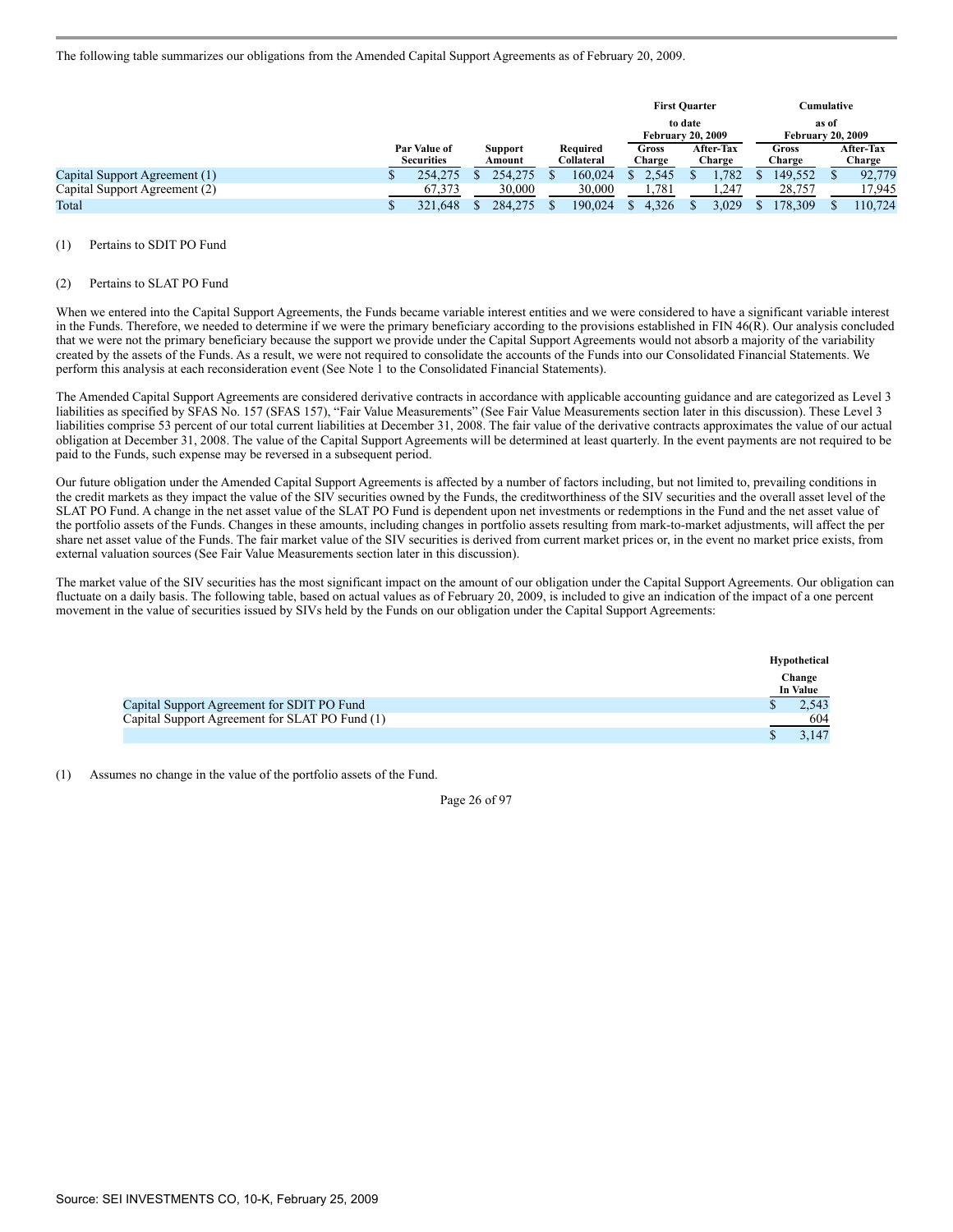The following table summarizes our obligations from the Amended Capital Support Agreements as of February 20, 2009.

| | | | | First Quarter to date February 20, 2009 | | Cumulative as of February 20, 2009 | |
|---|---|---|---|---|---|---|---|
| | Par Value of Securities | Support Amount | Required Collateral | Gross Charge | After-Tax Charge | Gross Charge | After-Tax Charge |
| Capital Support Agreement (1) | $ 254,275 | $ 254,275 | $ 160,024 | $ 2,545 | $ 1,782 | $ 149,552 | $ 92,779 |
| Capital Support Agreement (2) | 67,373 | 30,000 | 30,000 | 1,781 | 1,247 | 28,757 | 17,945 |
| Total | $ 321,648 | $ 284,275 | $ 190,024 | $ 4,326 | $ 3,029 | $ 178,309 | $ 110,724 |

(1) Pertains to SDIT PO Fund

(2) Pertains to SLAT PO Fund

When we entered into the Capital Support Agreements, the Funds became variable interest entities and we were considered to have a significant variable interest in the Funds. Therefore, we needed to determine if we were the primary beneficiary according to the provisions established in FIN 46(R). Our analysis concluded that we were not the primary beneficiary because the support we provide under the Capital Support Agreements would not absorb a majority of the variability created by the assets of the Funds. As a result, we were not required to consolidate the accounts of the Funds into our Consolidated Financial Statements. We perform this analysis at each reconsideration event (See Note 1 to the Consolidated Financial Statements).

The Amended Capital Support Agreements are considered derivative contracts in accordance with applicable accounting guidance and are categorized as Level 3 liabilities as specified by SFAS No. 157 (SFAS 157), "Fair Value Measurements" (See Fair Value Measurements section later in this discussion). These Level 3 liabilities comprise 53 percent of our total current liabilities at December 31, 2008. The fair value of the derivative contracts approximates the value of our actual obligation at December 31, 2008. The value of the Capital Support Agreements will be determined at least quarterly. In the event payments are not required to be paid to the Funds, such expense may be reversed in a subsequent period.

Our future obligation under the Amended Capital Support Agreements is affected by a number of factors including, but not limited to, prevailing conditions in the credit markets as they impact the value of the SIV securities owned by the Funds, the creditworthiness of the SIV securities and the overall asset level of the SLAT PO Fund. A change in the net asset value of the SLAT PO Fund is dependent upon net investments or redemptions in the Fund and the net asset value of the portfolio assets of the Funds. Changes in these amounts, including changes in portfolio assets resulting from mark-to-market adjustments, will affect the per share net asset value of the Funds. The fair market value of the SIV securities is derived from current market prices or, in the event no market price exists, from external valuation sources (See Fair Value Measurements section later in this discussion).

The market value of the SIV securities has the most significant impact on the amount of our obligation under the Capital Support Agreements. Our obligation can fluctuate on a daily basis. The following table, based on actual values as of February 20, 2009, is included to give an indication of the impact of a one percent movement in the value of securities issued by SIVs held by the Funds on our obligation under the Capital Support Agreements:

| | Hypothetical Change In Value |
|---|---|
| Capital Support Agreement for SDIT PO Fund | $ 2,543 |
| Capital Support Agreement for SLAT PO Fund (1) | 604 |
| | $ 3,147 |

(1) Assumes no change in the value of the portfolio assets of the Fund.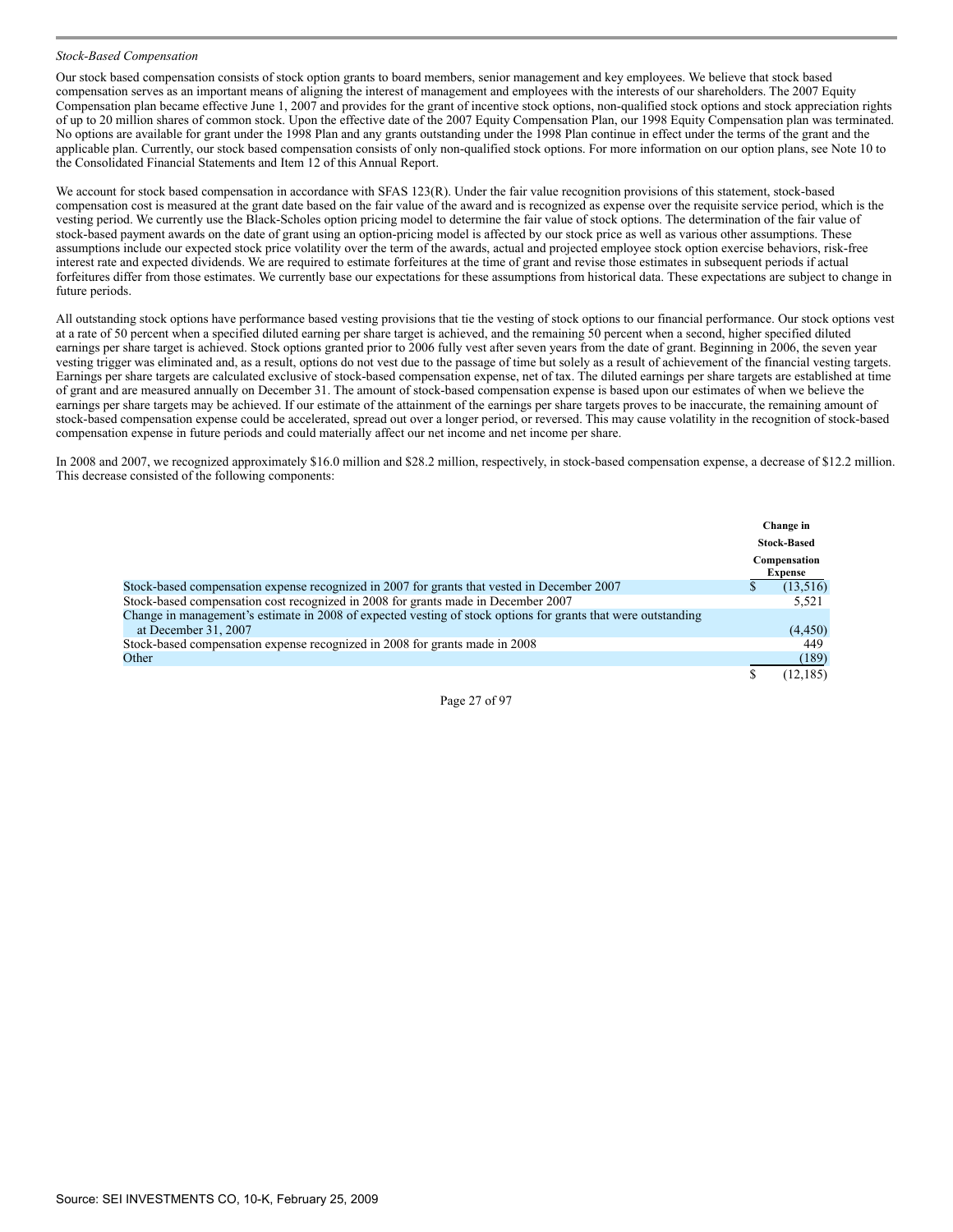*Stock-Based Compensation*

Our stock based compensation consists of stock option grants to board members, senior management and key employees. We believe that stock based compensation serves as an important means of aligning the interest of management and employees with the interests of our shareholders. The 2007 Equity Compensation plan became effective June 1, 2007 and provides for the grant of incentive stock options, non-qualified stock options and stock appreciation rights of up to 20 million shares of common stock. Upon the effective date of the 2007 Equity Compensation Plan, our 1998 Equity Compensation plan was terminated. No options are available for grant under the 1998 Plan and any grants outstanding under the 1998 Plan continue in effect under the terms of the grant and the applicable plan. Currently, our stock based compensation consists of only non-qualified stock options. For more information on our option plans, see Note 10 to the Consolidated Financial Statements and Item 12 of this Annual Report.

We account for stock based compensation in accordance with SFAS 123(R). Under the fair value recognition provisions of this statement, stock-based compensation cost is measured at the grant date based on the fair value of the award and is recognized as expense over the requisite service period, which is the vesting period. We currently use the Black-Scholes option pricing model to determine the fair value of stock options. The determination of the fair value of stock-based payment awards on the date of grant using an option-pricing model is affected by our stock price as well as various other assumptions. These assumptions include our expected stock price volatility over the term of the awards, actual and projected employee stock option exercise behaviors, risk-free interest rate and expected dividends. We are required to estimate forfeitures at the time of grant and revise those estimates in subsequent periods if actual forfeitures differ from those estimates. We currently base our expectations for these assumptions from historical data. These expectations are subject to change in future periods.

All outstanding stock options have performance based vesting provisions that tie the vesting of stock options to our financial performance. Our stock options vest at a rate of 50 percent when a specified diluted earning per share target is achieved, and the remaining 50 percent when a second, higher specified diluted earnings per share target is achieved. Stock options granted prior to 2006 fully vest after seven years from the date of grant. Beginning in 2006, the seven year vesting trigger was eliminated and, as a result, options do not vest due to the passage of time but solely as a result of achievement of the financial vesting targets. Earnings per share targets are calculated exclusive of stock-based compensation expense, net of tax. The diluted earnings per share targets are established at time of grant and are measured annually on December 31. The amount of stock-based compensation expense is based upon our estimates of when we believe the earnings per share targets may be achieved. If our estimate of the attainment of the earnings per share targets proves to be inaccurate, the remaining amount of stock-based compensation expense could be accelerated, spread out over a longer period, or reversed. This may cause volatility in the recognition of stock-based compensation expense in future periods and could materially affect our net income and net income per share.

In 2008 and 2007, we recognized approximately $16.0 million and $28.2 million, respectively, in stock-based compensation expense, a decrease of $12.2 million. This decrease consisted of the following components:

| | Change in Stock-Based Compensation Expense |
|---|---|
| Stock-based compensation expense recognized in 2007 for grants that vested in December 2007 | $ (13,516) |
| Stock-based compensation cost recognized in 2008 for grants made in December 2007 | 5,521 |
| Change in management's estimate in 2008 of expected vesting of stock options for grants that were outstanding at December 31, 2007 | (4,450) |
| Stock-based compensation expense recognized in 2008 for grants made in 2008 | 449 |
| Other | (189) |
| | $ (12,185) |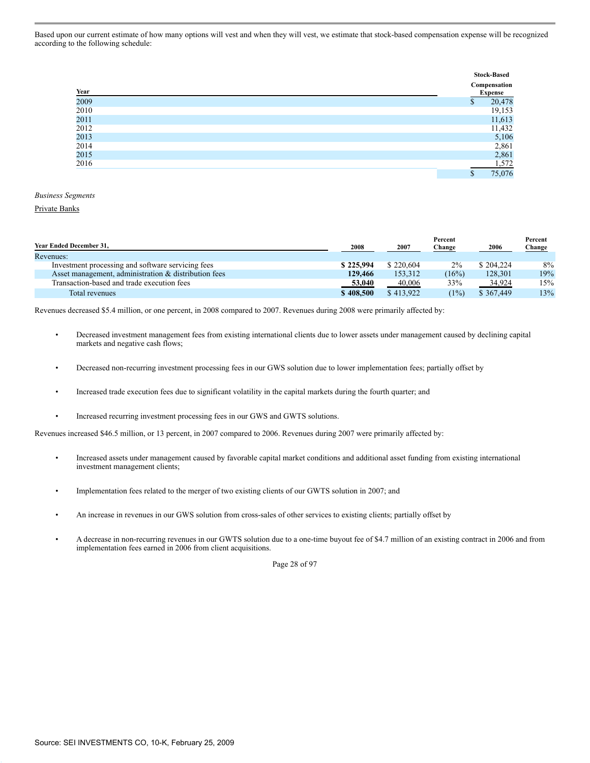Based upon our current estimate of how many options will vest and when they will vest, we estimate that stock-based compensation expense will be recognized according to the following schedule:

| Year | Stock-Based Compensation Expense |
|---|---|
| 2009 | $ 20,478 |
| 2010 | 19,153 |
| 2011 | 11,613 |
| 2012 | 11,432 |
| 2013 | 5,106 |
| 2014 | 2,861 |
| 2015 | 2,861 |
| 2016 | 1,572 |
| | $ 75,076 |

*Business Segments*

Private Banks

| Year Ended December 31, | 2008 | 2007 | Percent Change | 2006 | Percent Change |
|---|---|---|---|---|---|
| Revenues: | | | | | |
| Investment processing and software servicing fees | **$ 225,994** | $ 220,604 | 2% | $ 204,224 | 8% |
| Asset management, administration & distribution fees | **129,466** | 153,312 | (16%) | 128,301 | 19% |
| Transaction-based and trade execution fees | **53,040** | 40,006 | 33% | 34,924 | 15% |
| Total revenues | **$ 408,500** | $ 413,922 | (1%) | $ 367,449 | 13% |

Revenues decreased $5.4 million, or one percent, in 2008 compared to 2007. Revenues during 2008 were primarily affected by:

- Decreased investment management fees from existing international clients due to lower assets under management caused by declining capital markets and negative cash flows;
- Decreased non-recurring investment processing fees in our GWS solution due to lower implementation fees; partially offset by
- Increased trade execution fees due to significant volatility in the capital markets during the fourth quarter; and
- Increased recurring investment processing fees in our GWS and GWTS solutions.

Revenues increased $46.5 million, or 13 percent, in 2007 compared to 2006. Revenues during 2007 were primarily affected by:

- Increased assets under management caused by favorable capital market conditions and additional asset funding from existing international investment management clients;
- Implementation fees related to the merger of two existing clients of our GWTS solution in 2007; and
- An increase in revenues in our GWS solution from cross-sales of other services to existing clients; partially offset by
- A decrease in non-recurring revenues in our GWTS solution due to a one-time buyout fee of $4.7 million of an existing contract in 2006 and from implementation fees earned in 2006 from client acquisitions.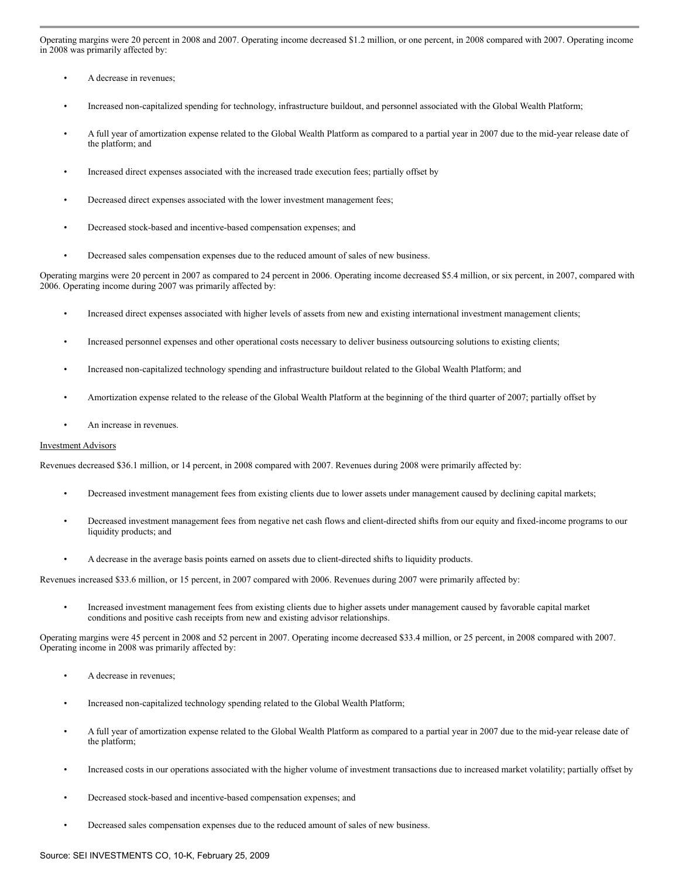Operating margins were 20 percent in 2008 and 2007. Operating income decreased $1.2 million, or one percent, in 2008 compared with 2007. Operating income in 2008 was primarily affected by:

- A decrease in revenues;
- Increased non-capitalized spending for technology, infrastructure buildout, and personnel associated with the Global Wealth Platform;
- A full year of amortization expense related to the Global Wealth Platform as compared to a partial year in 2007 due to the mid-year release date of the platform; and
- Increased direct expenses associated with the increased trade execution fees; partially offset by
- Decreased direct expenses associated with the lower investment management fees;
- Decreased stock-based and incentive-based compensation expenses; and
- Decreased sales compensation expenses due to the reduced amount of sales of new business.

Operating margins were 20 percent in 2007 as compared to 24 percent in 2006. Operating income decreased $5.4 million, or six percent, in 2007, compared with 2006. Operating income during 2007 was primarily affected by:

- Increased direct expenses associated with higher levels of assets from new and existing international investment management clients;
- Increased personnel expenses and other operational costs necessary to deliver business outsourcing solutions to existing clients;
- Increased non-capitalized technology spending and infrastructure buildout related to the Global Wealth Platform; and
- Amortization expense related to the release of the Global Wealth Platform at the beginning of the third quarter of 2007; partially offset by
- An increase in revenues.

Investment Advisors

Revenues decreased $36.1 million, or 14 percent, in 2008 compared with 2007. Revenues during 2008 were primarily affected by:

- Decreased investment management fees from existing clients due to lower assets under management caused by declining capital markets;
- Decreased investment management fees from negative net cash flows and client-directed shifts from our equity and fixed-income programs to our liquidity products; and
- A decrease in the average basis points earned on assets due to client-directed shifts to liquidity products.

Revenues increased $33.6 million, or 15 percent, in 2007 compared with 2006. Revenues during 2007 were primarily affected by:

- Increased investment management fees from existing clients due to higher assets under management caused by favorable capital market conditions and positive cash receipts from new and existing advisor relationships.

Operating margins were 45 percent in 2008 and 52 percent in 2007. Operating income decreased $33.4 million, or 25 percent, in 2008 compared with 2007. Operating income in 2008 was primarily affected by:

- A decrease in revenues;
- Increased non-capitalized technology spending related to the Global Wealth Platform;
- A full year of amortization expense related to the Global Wealth Platform as compared to a partial year in 2007 due to the mid-year release date of the platform;
- Increased costs in our operations associated with the higher volume of investment transactions due to increased market volatility; partially offset by
- Decreased stock-based and incentive-based compensation expenses; and
- Decreased sales compensation expenses due to the reduced amount of sales of new business.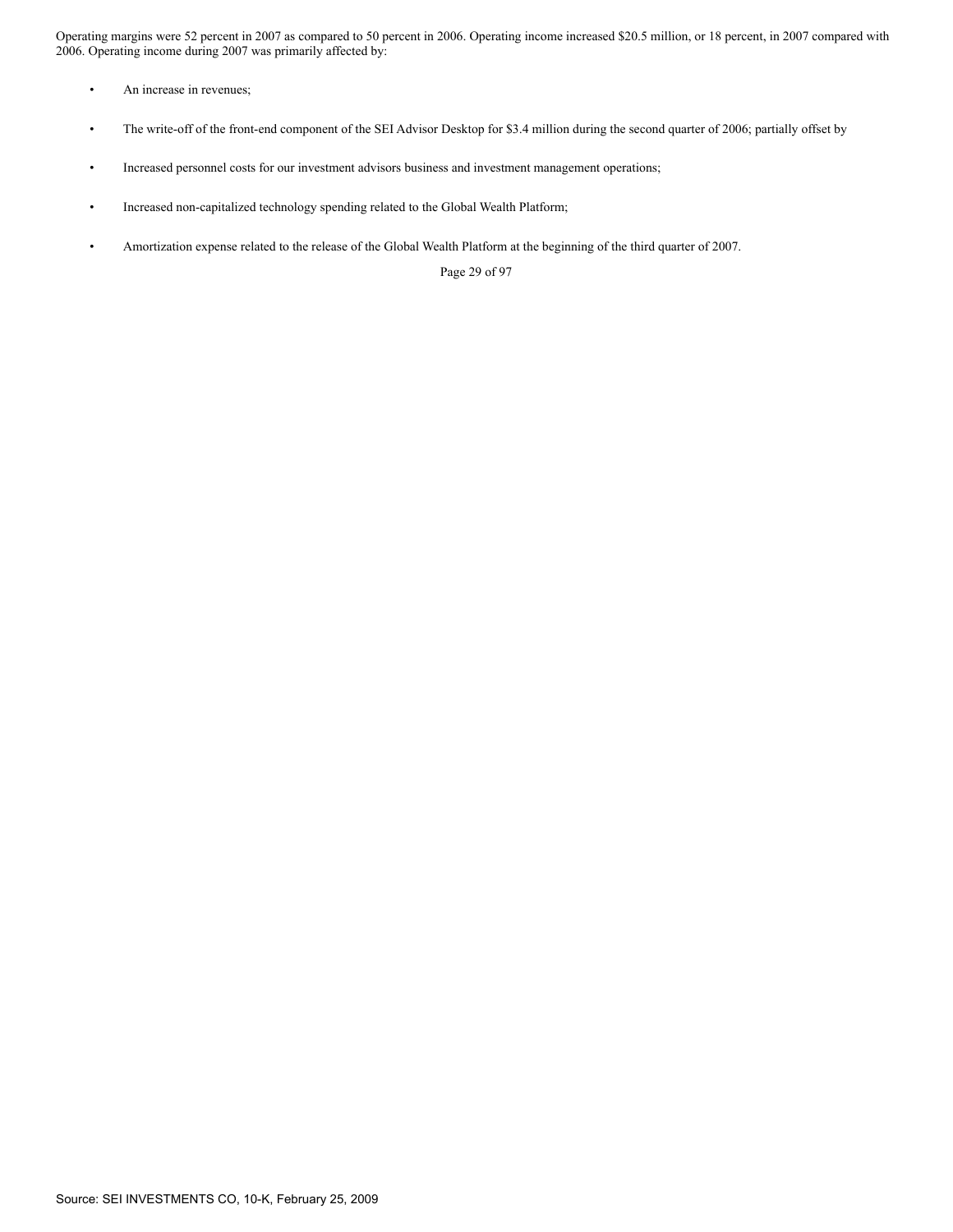Operating margins were 52 percent in 2007 as compared to 50 percent in 2006. Operating income increased $20.5 million, or 18 percent, in 2007 compared with 2006. Operating income during 2007 was primarily affected by:

- An increase in revenues;
- The write-off of the front-end component of the SEI Advisor Desktop for $3.4 million during the second quarter of 2006; partially offset by
- Increased personnel costs for our investment advisors business and investment management operations;
- Increased non-capitalized technology spending related to the Global Wealth Platform;
- Amortization expense related to the release of the Global Wealth Platform at the beginning of the third quarter of 2007.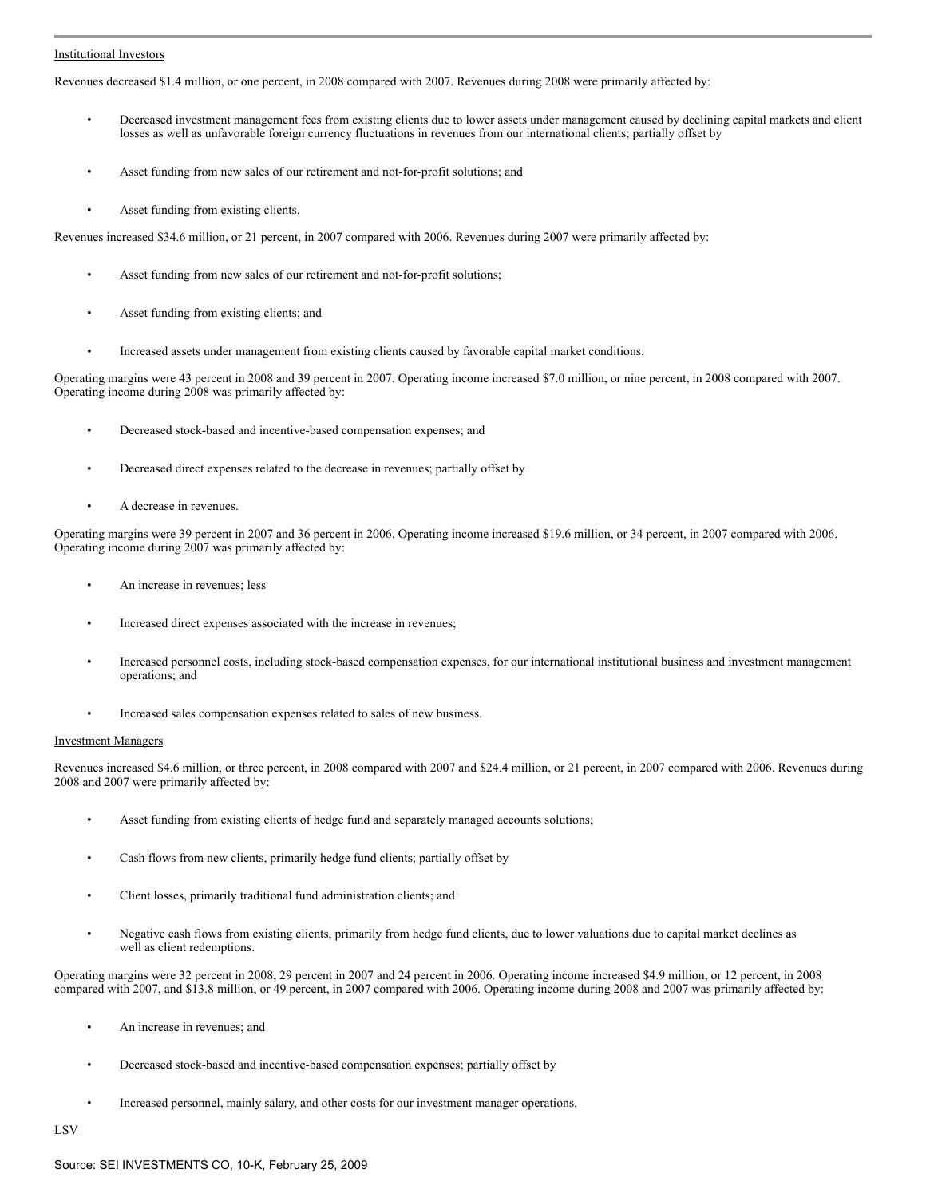Institutional Investors

Revenues decreased $1.4 million, or one percent, in 2008 compared with 2007. Revenues during 2008 were primarily affected by:

- Decreased investment management fees from existing clients due to lower assets under management caused by declining capital markets and client losses as well as unfavorable foreign currency fluctuations in revenues from our international clients; partially offset by
- Asset funding from new sales of our retirement and not-for-profit solutions; and
- Asset funding from existing clients.

Revenues increased $34.6 million, or 21 percent, in 2007 compared with 2006. Revenues during 2007 were primarily affected by:

- Asset funding from new sales of our retirement and not-for-profit solutions;
- Asset funding from existing clients; and
- Increased assets under management from existing clients caused by favorable capital market conditions.

Operating margins were 43 percent in 2008 and 39 percent in 2007. Operating income increased $7.0 million, or nine percent, in 2008 compared with 2007. Operating income during 2008 was primarily affected by:

- Decreased stock-based and incentive-based compensation expenses; and
- Decreased direct expenses related to the decrease in revenues; partially offset by
- A decrease in revenues.

Operating margins were 39 percent in 2007 and 36 percent in 2006. Operating income increased $19.6 million, or 34 percent, in 2007 compared with 2006. Operating income during 2007 was primarily affected by:

- An increase in revenues; less
- Increased direct expenses associated with the increase in revenues;
- Increased personnel costs, including stock-based compensation expenses, for our international institutional business and investment management operations; and
- Increased sales compensation expenses related to sales of new business.

Investment Managers

Revenues increased $4.6 million, or three percent, in 2008 compared with 2007 and $24.4 million, or 21 percent, in 2007 compared with 2006. Revenues during 2008 and 2007 were primarily affected by:

- Asset funding from existing clients of hedge fund and separately managed accounts solutions;
- Cash flows from new clients, primarily hedge fund clients; partially offset by
- Client losses, primarily traditional fund administration clients; and
- Negative cash flows from existing clients, primarily from hedge fund clients, due to lower valuations due to capital market declines as well as client redemptions.

Operating margins were 32 percent in 2008, 29 percent in 2007 and 24 percent in 2006. Operating income increased $4.9 million, or 12 percent, in 2008 compared with 2007, and $13.8 million, or 49 percent, in 2007 compared with 2006. Operating income during 2008 and 2007 was primarily affected by:

- An increase in revenues; and
- Decreased stock-based and incentive-based compensation expenses; partially offset by
- Increased personnel, mainly salary, and other costs for our investment manager operations.

LSV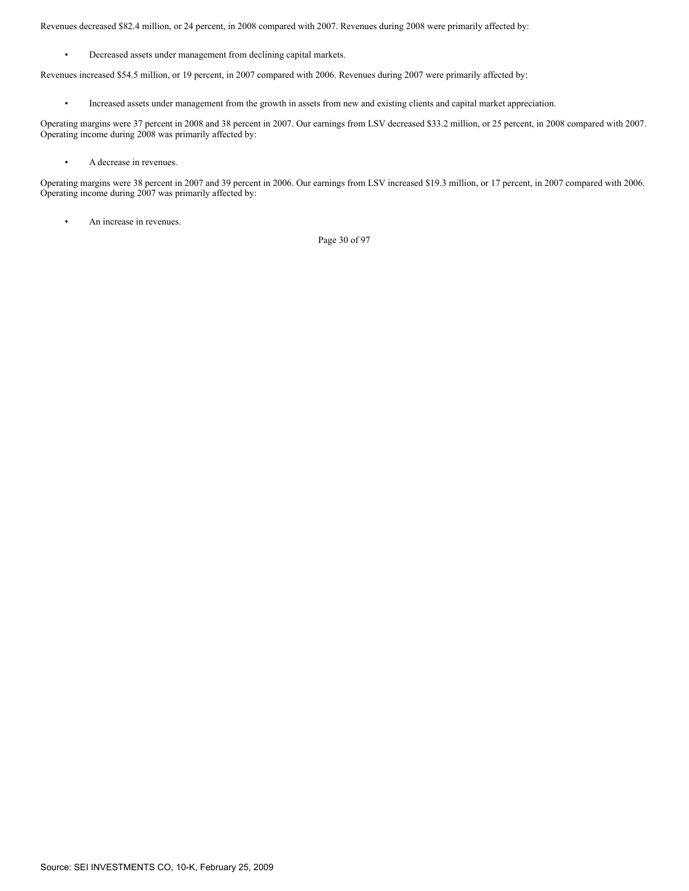Revenues decreased $82.4 million, or 24 percent, in 2008 compared with 2007. Revenues during 2008 were primarily affected by:

- Decreased assets under management from declining capital markets.

Revenues increased $54.5 million, or 19 percent, in 2007 compared with 2006. Revenues during 2007 were primarily affected by:

- Increased assets under management from the growth in assets from new and existing clients and capital market appreciation.

Operating margins were 37 percent in 2008 and 38 percent in 2007. Our earnings from LSV decreased $33.2 million, or 25 percent, in 2008 compared with 2007. Operating income during 2008 was primarily affected by:

- A decrease in revenues.

Operating margins were 38 percent in 2007 and 39 percent in 2006. Our earnings from LSV increased $19.3 million, or 17 percent, in 2007 compared with 2006. Operating income during 2007 was primarily affected by:

- An increase in revenues.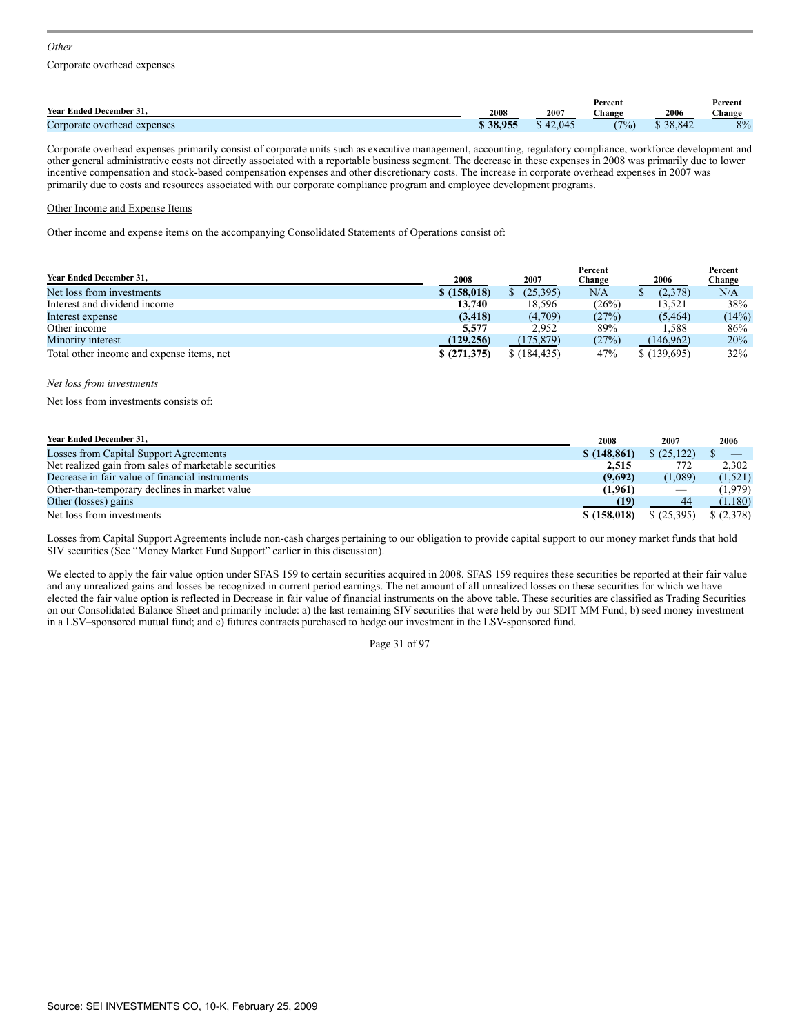*Other*

Corporate overhead expenses

| Year Ended December 31, | 2008 | 2007 | Percent Change | 2006 | Percent Change |
|---|---|---|---|---|---|
| Corporate overhead expenses | **$ 38,955** | $ 42,045 | (7%) | $ 38,842 | 8% |

Corporate overhead expenses primarily consist of corporate units such as executive management, accounting, regulatory compliance, workforce development and other general administrative costs not directly associated with a reportable business segment. The decrease in these expenses in 2008 was primarily due to lower incentive compensation and stock-based compensation expenses and other discretionary costs. The increase in corporate overhead expenses in 2007 was primarily due to costs and resources associated with our corporate compliance program and employee development programs.

Other Income and Expense Items

Other income and expense items on the accompanying Consolidated Statements of Operations consist of:

| Year Ended December 31, | 2008 | 2007 | Percent Change | 2006 | Percent Change |
|---|---|---|---|---|---|
| Net loss from investments | **$ (158,018)** | $ (25,395) | N/A | $ (2,378) | N/A |
| Interest and dividend income | **13,740** | 18,596 | (26%) | 13,521 | 38% |
| Interest expense | **(3,418)** | (4,709) | (27%) | (5,464) | (14%) |
| Other income | **5,577** | 2,952 | 89% | 1,588 | 86% |
| Minority interest | **(129,256)** | (175,879) | (27%) | (146,962) | 20% |
| Total other income and expense items, net | **$ (271,375)** | $ (184,435) | 47% | $ (139,695) | 32% |

*Net loss from investments*

Net loss from investments consists of:

| Year Ended December 31, | 2008 | 2007 | 2006 |
|---|---|---|---|
| Losses from Capital Support Agreements | **$ (148,861)** | $ (25,122) | $ — |
| Net realized gain from sales of marketable securities | **2,515** | 772 | 2,302 |
| Decrease in fair value of financial instruments | **(9,692)** | (1,089) | (1,521) |
| Other-than-temporary declines in market value | **(1,961)** | — | (1,979) |
| Other (losses) gains | **(19)** | 44 | (1,180) |
| Net loss from investments | **$ (158,018)** | $ (25,395) | $ (2,378) |

Losses from Capital Support Agreements include non-cash charges pertaining to our obligation to provide capital support to our money market funds that hold SIV securities (See "Money Market Fund Support" earlier in this discussion).

We elected to apply the fair value option under SFAS 159 to certain securities acquired in 2008. SFAS 159 requires these securities be reported at their fair value and any unrealized gains and losses be recognized in current period earnings. The net amount of all unrealized losses on these securities for which we have elected the fair value option is reflected in Decrease in fair value of financial instruments on the above table. These securities are classified as Trading Securities on our Consolidated Balance Sheet and primarily include: a) the last remaining SIV securities that were held by our SDIT MM Fund; b) seed money investment in a LSV–sponsored mutual fund; and c) futures contracts purchased to hedge our investment in the LSV-sponsored fund.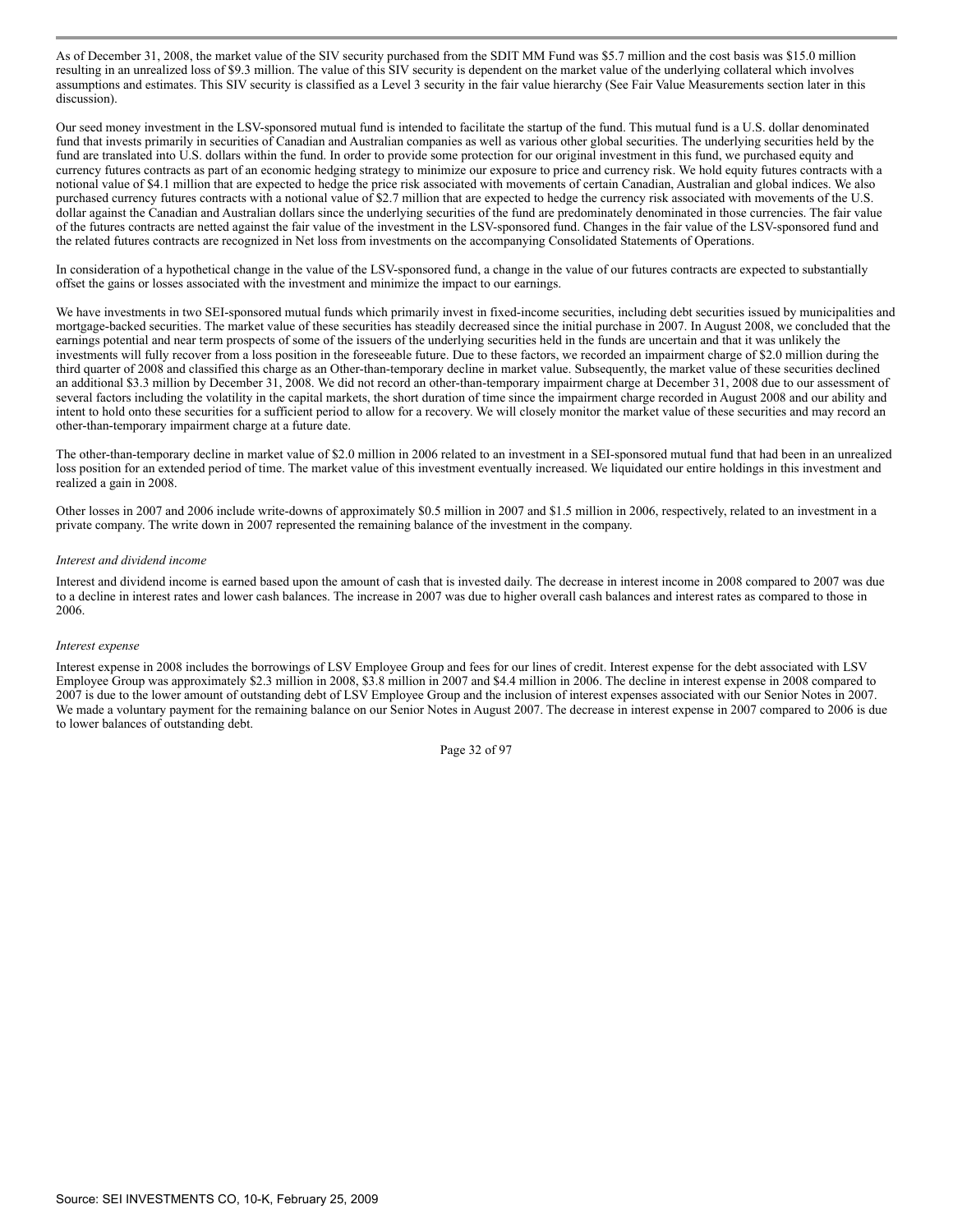As of December 31, 2008, the market value of the SIV security purchased from the SDIT MM Fund was $5.7 million and the cost basis was $15.0 million resulting in an unrealized loss of $9.3 million. The value of this SIV security is dependent on the market value of the underlying collateral which involves assumptions and estimates. This SIV security is classified as a Level 3 security in the fair value hierarchy (See Fair Value Measurements section later in this discussion).

Our seed money investment in the LSV-sponsored mutual fund is intended to facilitate the startup of the fund. This mutual fund is a U.S. dollar denominated fund that invests primarily in securities of Canadian and Australian companies as well as various other global securities. The underlying securities held by the fund are translated into U.S. dollars within the fund. In order to provide some protection for our original investment in this fund, we purchased equity and currency futures contracts as part of an economic hedging strategy to minimize our exposure to price and currency risk. We hold equity futures contracts with a notional value of $4.1 million that are expected to hedge the price risk associated with movements of certain Canadian, Australian and global indices. We also purchased currency futures contracts with a notional value of $2.7 million that are expected to hedge the currency risk associated with movements of the U.S. dollar against the Canadian and Australian dollars since the underlying securities of the fund are predominately denominated in those currencies. The fair value of the futures contracts are netted against the fair value of the investment in the LSV-sponsored fund. Changes in the fair value of the LSV-sponsored fund and the related futures contracts are recognized in Net loss from investments on the accompanying Consolidated Statements of Operations.

In consideration of a hypothetical change in the value of the LSV-sponsored fund, a change in the value of our futures contracts are expected to substantially offset the gains or losses associated with the investment and minimize the impact to our earnings.

We have investments in two SEI-sponsored mutual funds which primarily invest in fixed-income securities, including debt securities issued by municipalities and mortgage-backed securities. The market value of these securities has steadily decreased since the initial purchase in 2007. In August 2008, we concluded that the earnings potential and near term prospects of some of the issuers of the underlying securities held in the funds are uncertain and that it was unlikely the investments will fully recover from a loss position in the foreseeable future. Due to these factors, we recorded an impairment charge of $2.0 million during the third quarter of 2008 and classified this charge as an Other-than-temporary decline in market value. Subsequently, the market value of these securities declined an additional $3.3 million by December 31, 2008. We did not record an other-than-temporary impairment charge at December 31, 2008 due to our assessment of several factors including the volatility in the capital markets, the short duration of time since the impairment charge recorded in August 2008 and our ability and intent to hold onto these securities for a sufficient period to allow for a recovery. We will closely monitor the market value of these securities and may record an other-than-temporary impairment charge at a future date.

The other-than-temporary decline in market value of $2.0 million in 2006 related to an investment in a SEI-sponsored mutual fund that had been in an unrealized loss position for an extended period of time. The market value of this investment eventually increased. We liquidated our entire holdings in this investment and realized a gain in 2008.

Other losses in 2007 and 2006 include write-downs of approximately $0.5 million in 2007 and $1.5 million in 2006, respectively, related to an investment in a private company. The write down in 2007 represented the remaining balance of the investment in the company.

*Interest and dividend income*

Interest and dividend income is earned based upon the amount of cash that is invested daily. The decrease in interest income in 2008 compared to 2007 was due to a decline in interest rates and lower cash balances. The increase in 2007 was due to higher overall cash balances and interest rates as compared to those in 2006.

*Interest expense*

Interest expense in 2008 includes the borrowings of LSV Employee Group and fees for our lines of credit. Interest expense for the debt associated with LSV Employee Group was approximately $2.3 million in 2008, $3.8 million in 2007 and $4.4 million in 2006. The decline in interest expense in 2008 compared to 2007 is due to the lower amount of outstanding debt of LSV Employee Group and the inclusion of interest expenses associated with our Senior Notes in 2007. We made a voluntary payment for the remaining balance on our Senior Notes in August 2007. The decrease in interest expense in 2007 compared to 2006 is due to lower balances of outstanding debt.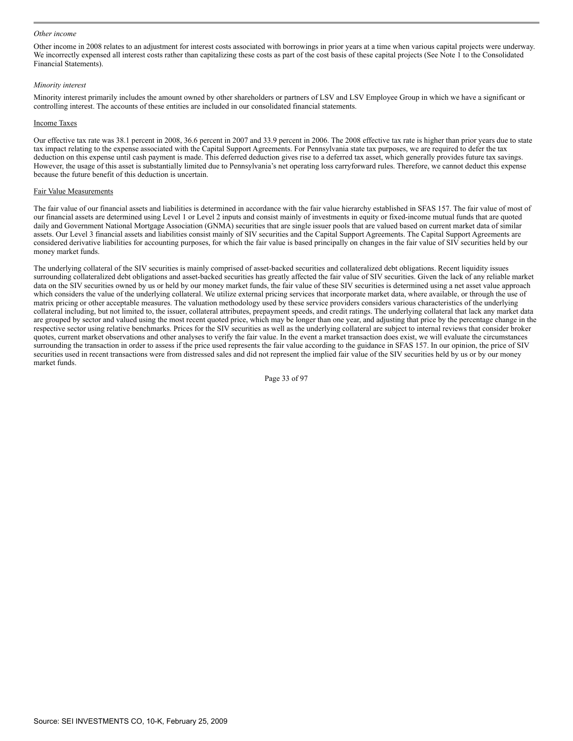*Other income*

Other income in 2008 relates to an adjustment for interest costs associated with borrowings in prior years at a time when various capital projects were underway. We incorrectly expensed all interest costs rather than capitalizing these costs as part of the cost basis of these capital projects (See Note 1 to the Consolidated Financial Statements).

*Minority interest*

Minority interest primarily includes the amount owned by other shareholders or partners of LSV and LSV Employee Group in which we have a significant or controlling interest. The accounts of these entities are included in our consolidated financial statements.

Income Taxes

Our effective tax rate was 38.1 percent in 2008, 36.6 percent in 2007 and 33.9 percent in 2006. The 2008 effective tax rate is higher than prior years due to state tax impact relating to the expense associated with the Capital Support Agreements. For Pennsylvania state tax purposes, we are required to defer the tax deduction on this expense until cash payment is made. This deferred deduction gives rise to a deferred tax asset, which generally provides future tax savings. However, the usage of this asset is substantially limited due to Pennsylvania's net operating loss carryforward rules. Therefore, we cannot deduct this expense because the future benefit of this deduction is uncertain.

Fair Value Measurements

The fair value of our financial assets and liabilities is determined in accordance with the fair value hierarchy established in SFAS 157. The fair value of most of our financial assets are determined using Level 1 or Level 2 inputs and consist mainly of investments in equity or fixed-income mutual funds that are quoted daily and Government National Mortgage Association (GNMA) securities that are single issuer pools that are valued based on current market data of similar assets. Our Level 3 financial assets and liabilities consist mainly of SIV securities and the Capital Support Agreements. The Capital Support Agreements are considered derivative liabilities for accounting purposes, for which the fair value is based principally on changes in the fair value of SIV securities held by our money market funds.

The underlying collateral of the SIV securities is mainly comprised of asset-backed securities and collateralized debt obligations. Recent liquidity issues surrounding collateralized debt obligations and asset-backed securities has greatly affected the fair value of SIV securities. Given the lack of any reliable market data on the SIV securities owned by us or held by our money market funds, the fair value of these SIV securities is determined using a net asset value approach which considers the value of the underlying collateral. We utilize external pricing services that incorporate market data, where available, or through the use of matrix pricing or other acceptable measures. The valuation methodology used by these service providers considers various characteristics of the underlying collateral including, but not limited to, the issuer, collateral attributes, prepayment speeds, and credit ratings. The underlying collateral that lack any market data are grouped by sector and valued using the most recent quoted price, which may be longer than one year, and adjusting that price by the percentage change in the respective sector using relative benchmarks. Prices for the SIV securities as well as the underlying collateral are subject to internal reviews that consider broker quotes, current market observations and other analyses to verify the fair value. In the event a market transaction does exist, we will evaluate the circumstances surrounding the transaction in order to assess if the price used represents the fair value according to the guidance in SFAS 157. In our opinion, the price of SIV securities used in recent transactions were from distressed sales and did not represent the implied fair value of the SIV securities held by us or by our money market funds.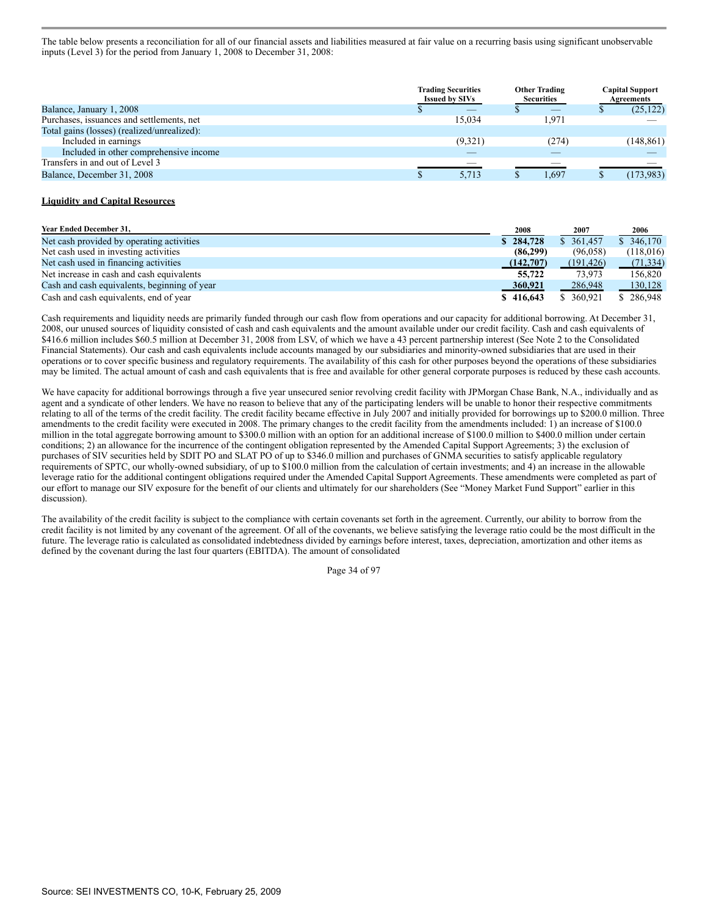The table below presents a reconciliation for all of our financial assets and liabilities measured at fair value on a recurring basis using significant unobservable inputs (Level 3) for the period from January 1, 2008 to December 31, 2008:

| | Trading Securities Issued by SIVs | Other Trading Securities | Capital Support Agreements |
|---|---|---|---|
| Balance, January 1, 2008 | $ — | $ — | $ (25,122) |
| Purchases, issuances and settlements, net | 15,034 | 1,971 | — |
| Total gains (losses) (realized/unrealized): | | | |
| Included in earnings | (9,321) | (274) | (148,861) |
| Included in other comprehensive income | — | — | — |
| Transfers in and out of Level 3 | — | — | — |
| Balance, December 31, 2008 | $ 5,713 | $ 1,697 | $ (173,983) |

## Liquidity and Capital Resources

| Year Ended December 31, | 2008 | 2007 | 2006 |
|---|---|---|---|
| Net cash provided by operating activities | **$ 284,728** | $ 361,457 | $ 346,170 |
| Net cash used in investing activities | **(86,299)** | (96,058) | (118,016) |
| Net cash used in financing activities | **(142,707)** | (191,426) | (71,334) |
| Net increase in cash and cash equivalents | **55,722** | 73,973 | 156,820 |
| Cash and cash equivalents, beginning of year | **360,921** | 286,948 | 130,128 |
| Cash and cash equivalents, end of year | **$ 416,643** | $ 360,921 | $ 286,948 |

Cash requirements and liquidity needs are primarily funded through our cash flow from operations and our capacity for additional borrowing. At December 31, 2008, our unused sources of liquidity consisted of cash and cash equivalents and the amount available under our credit facility. Cash and cash equivalents of $416.6 million includes $60.5 million at December 31, 2008 from LSV, of which we have a 43 percent partnership interest (See Note 2 to the Consolidated Financial Statements). Our cash and cash equivalents include accounts managed by our subsidiaries and minority-owned subsidiaries that are used in their operations or to cover specific business and regulatory requirements. The availability of this cash for other purposes beyond the operations of these subsidiaries may be limited. The actual amount of cash and cash equivalents that is free and available for other general corporate purposes is reduced by these cash accounts.

We have capacity for additional borrowings through a five year unsecured senior revolving credit facility with JPMorgan Chase Bank, N.A., individually and as agent and a syndicate of other lenders. We have no reason to believe that any of the participating lenders will be unable to honor their respective commitments relating to all of the terms of the credit facility. The credit facility became effective in July 2007 and initially provided for borrowings up to $200.0 million. Three amendments to the credit facility were executed in 2008. The primary changes to the credit facility from the amendments included: 1) an increase of $100.0 million in the total aggregate borrowing amount to $300.0 million with an option for an additional increase of $100.0 million to $400.0 million under certain conditions; 2) an allowance for the incurrence of the contingent obligation represented by the Amended Capital Support Agreements; 3) the exclusion of purchases of SIV securities held by SDIT PO and SLAT PO of up to $346.0 million and purchases of GNMA securities to satisfy applicable regulatory requirements of SPTC, our wholly-owned subsidiary, of up to $100.0 million from the calculation of certain investments; and 4) an increase in the allowable leverage ratio for the additional contingent obligations required under the Amended Capital Support Agreements. These amendments were completed as part of our effort to manage our SIV exposure for the benefit of our clients and ultimately for our shareholders (See "Money Market Fund Support" earlier in this discussion).

The availability of the credit facility is subject to the compliance with certain covenants set forth in the agreement. Currently, our ability to borrow from the credit facility is not limited by any covenant of the agreement. Of all of the covenants, we believe satisfying the leverage ratio could be the most difficult in the future. The leverage ratio is calculated as consolidated indebtedness divided by earnings before interest, taxes, depreciation, amortization and other items as defined by the covenant during the last four quarters (EBITDA). The amount of consolidated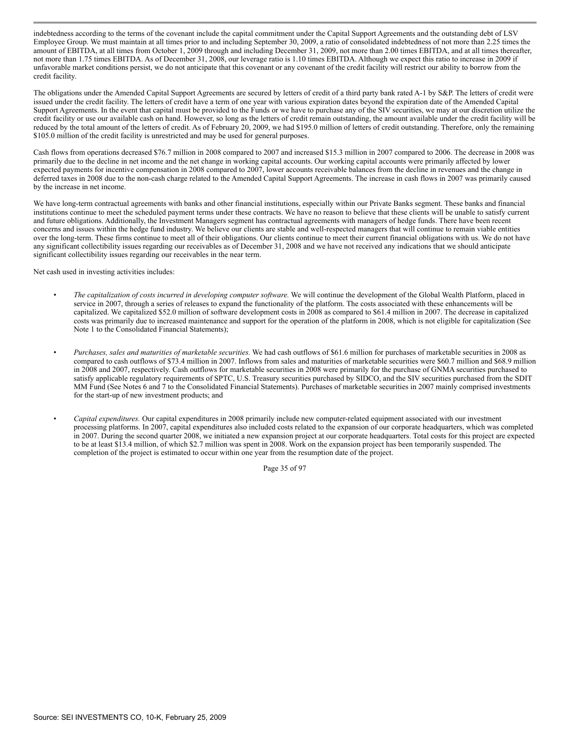indebtedness according to the terms of the covenant include the capital commitment under the Capital Support Agreements and the outstanding debt of LSV Employee Group. We must maintain at all times prior to and including September 30, 2009, a ratio of consolidated indebtedness of not more than 2.25 times the amount of EBITDA, at all times from October 1, 2009 through and including December 31, 2009, not more than 2.00 times EBITDA, and at all times thereafter, not more than 1.75 times EBITDA. As of December 31, 2008, our leverage ratio is 1.10 times EBITDA. Although we expect this ratio to increase in 2009 if unfavorable market conditions persist, we do not anticipate that this covenant or any covenant of the credit facility will restrict our ability to borrow from the credit facility.

The obligations under the Amended Capital Support Agreements are secured by letters of credit of a third party bank rated A-1 by S&P. The letters of credit were issued under the credit facility. The letters of credit have a term of one year with various expiration dates beyond the expiration date of the Amended Capital Support Agreements. In the event that capital must be provided to the Funds or we have to purchase any of the SIV securities, we may at our discretion utilize the credit facility or use our available cash on hand. However, so long as the letters of credit remain outstanding, the amount available under the credit facility will be reduced by the total amount of the letters of credit. As of February 20, 2009, we had $195.0 million of letters of credit outstanding. Therefore, only the remaining $105.0 million of the credit facility is unrestricted and may be used for general purposes.

Cash flows from operations decreased $76.7 million in 2008 compared to 2007 and increased $15.3 million in 2007 compared to 2006. The decrease in 2008 was primarily due to the decline in net income and the net change in working capital accounts. Our working capital accounts were primarily affected by lower expected payments for incentive compensation in 2008 compared to 2007, lower accounts receivable balances from the decline in revenues and the change in deferred taxes in 2008 due to the non-cash charge related to the Amended Capital Support Agreements. The increase in cash flows in 2007 was primarily caused by the increase in net income.

We have long-term contractual agreements with banks and other financial institutions, especially within our Private Banks segment. These banks and financial institutions continue to meet the scheduled payment terms under these contracts. We have no reason to believe that these clients will be unable to satisfy current and future obligations. Additionally, the Investment Managers segment has contractual agreements with managers of hedge funds. There have been recent concerns and issues within the hedge fund industry. We believe our clients are stable and well-respected managers that will continue to remain viable entities over the long-term. These firms continue to meet all of their obligations. Our clients continue to meet their current financial obligations with us. We do not have any significant collectibility issues regarding our receivables as of December 31, 2008 and we have not received any indications that we should anticipate significant collectibility issues regarding our receivables in the near term.

Net cash used in investing activities includes:

- *The capitalization of costs incurred in developing computer software.* We will continue the development of the Global Wealth Platform, placed in service in 2007, through a series of releases to expand the functionality of the platform. The costs associated with these enhancements will be capitalized. We capitalized $52.0 million of software development costs in 2008 as compared to $61.4 million in 2007. The decrease in capitalized costs was primarily due to increased maintenance and support for the operation of the platform in 2008, which is not eligible for capitalization (See Note 1 to the Consolidated Financial Statements);

- *Purchases, sales and maturities of marketable securities.* We had cash outflows of $61.6 million for purchases of marketable securities in 2008 as compared to cash outflows of $73.4 million in 2007. Inflows from sales and maturities of marketable securities were $60.7 million and $68.9 million in 2008 and 2007, respectively. Cash outflows for marketable securities in 2008 were primarily for the purchase of GNMA securities purchased to satisfy applicable regulatory requirements of SPTC, U.S. Treasury securities purchased by SIDCO, and the SIV securities purchased from the SDIT MM Fund (See Notes 6 and 7 to the Consolidated Financial Statements). Purchases of marketable securities in 2007 mainly comprised investments for the start-up of new investment products; and

- *Capital expenditures.* Our capital expenditures in 2008 primarily include new computer-related equipment associated with our investment processing platforms. In 2007, capital expenditures also included costs related to the expansion of our corporate headquarters, which was completed in 2007. During the second quarter 2008, we initiated a new expansion project at our corporate headquarters. Total costs for this project are expected to be at least $13.4 million, of which $2.7 million was spent in 2008. Work on the expansion project has been temporarily suspended. The completion of the project is estimated to occur within one year from the resumption date of the project.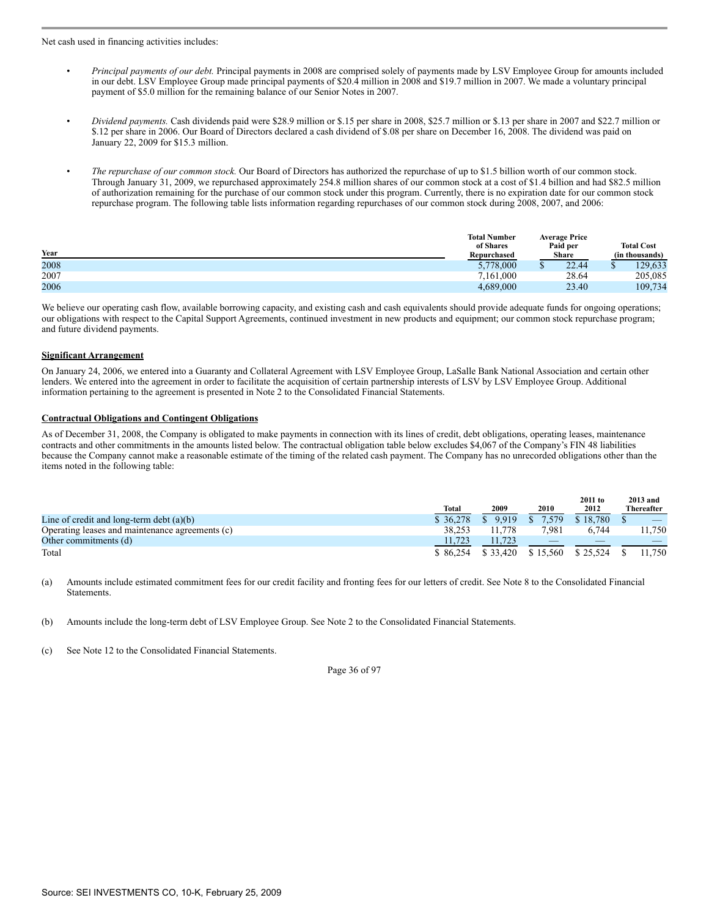Net cash used in financing activities includes:

- *Principal payments of our debt.* Principal payments in 2008 are comprised solely of payments made by LSV Employee Group for amounts included in our debt. LSV Employee Group made principal payments of $20.4 million in 2008 and $19.7 million in 2007. We made a voluntary principal payment of $5.0 million for the remaining balance of our Senior Notes in 2007.

- *Dividend payments.* Cash dividends paid were $28.9 million or $.15 per share in 2008, $25.7 million or $.13 per share in 2007 and $22.7 million or $.12 per share in 2006. Our Board of Directors declared a cash dividend of $.08 per share on December 16, 2008. The dividend was paid on January 22, 2009 for $15.3 million.

- *The repurchase of our common stock.* Our Board of Directors has authorized the repurchase of up to $1.5 billion worth of our common stock. Through January 31, 2009, we repurchased approximately 254.8 million shares of our common stock at a cost of $1.4 billion and had $82.5 million of authorization remaining for the purchase of our common stock under this program. Currently, there is no expiration date for our common stock repurchase program. The following table lists information regarding repurchases of our common stock during 2008, 2007, and 2006:

| Year | Total Number of Shares Repurchased | Average Price Paid per Share | Total Cost (in thousands) |
|---|---|---|---|
| 2008 | 5,778,000 | $ 22.44 | $ 129,633 |
| 2007 | 7,161,000 | 28.64 | 205,085 |
| 2006 | 4,689,000 | 23.40 | 109,734 |

We believe our operating cash flow, available borrowing capacity, and existing cash and cash equivalents should provide adequate funds for ongoing operations; our obligations with respect to the Capital Support Agreements, continued investment in new products and equipment; our common stock repurchase program; and future dividend payments.

**Significant Arrangement**

On January 24, 2006, we entered into a Guaranty and Collateral Agreement with LSV Employee Group, LaSalle Bank National Association and certain other lenders. We entered into the agreement in order to facilitate the acquisition of certain partnership interests of LSV by LSV Employee Group. Additional information pertaining to the agreement is presented in Note 2 to the Consolidated Financial Statements.

**Contractual Obligations and Contingent Obligations**

As of December 31, 2008, the Company is obligated to make payments in connection with its lines of credit, debt obligations, operating leases, maintenance contracts and other commitments in the amounts listed below. The contractual obligation table below excludes $4,067 of the Company's FIN 48 liabilities because the Company cannot make a reasonable estimate of the timing of the related cash payment. The Company has no unrecorded obligations other than the items noted in the following table:

| | Total | 2009 | 2010 | 2011 to 2012 | 2013 and Thereafter |
|---|---|---|---|---|---|
| Line of credit and long-term debt (a)(b) | $ 36,278 | $ 9,919 | $ 7,579 | $ 18,780 | $ — |
| Operating leases and maintenance agreements (c) | 38,253 | 11,778 | 7,981 | 6,744 | 11,750 |
| Other commitments (d) | 11,723 | 11,723 | — | — | — |
| Total | $ 86,254 | $ 33,420 | $ 15,560 | $ 25,524 | $ 11,750 |

(a) Amounts include estimated commitment fees for our credit facility and fronting fees for our letters of credit. See Note 8 to the Consolidated Financial Statements.

(b) Amounts include the long-term debt of LSV Employee Group. See Note 2 to the Consolidated Financial Statements.

(c) See Note 12 to the Consolidated Financial Statements.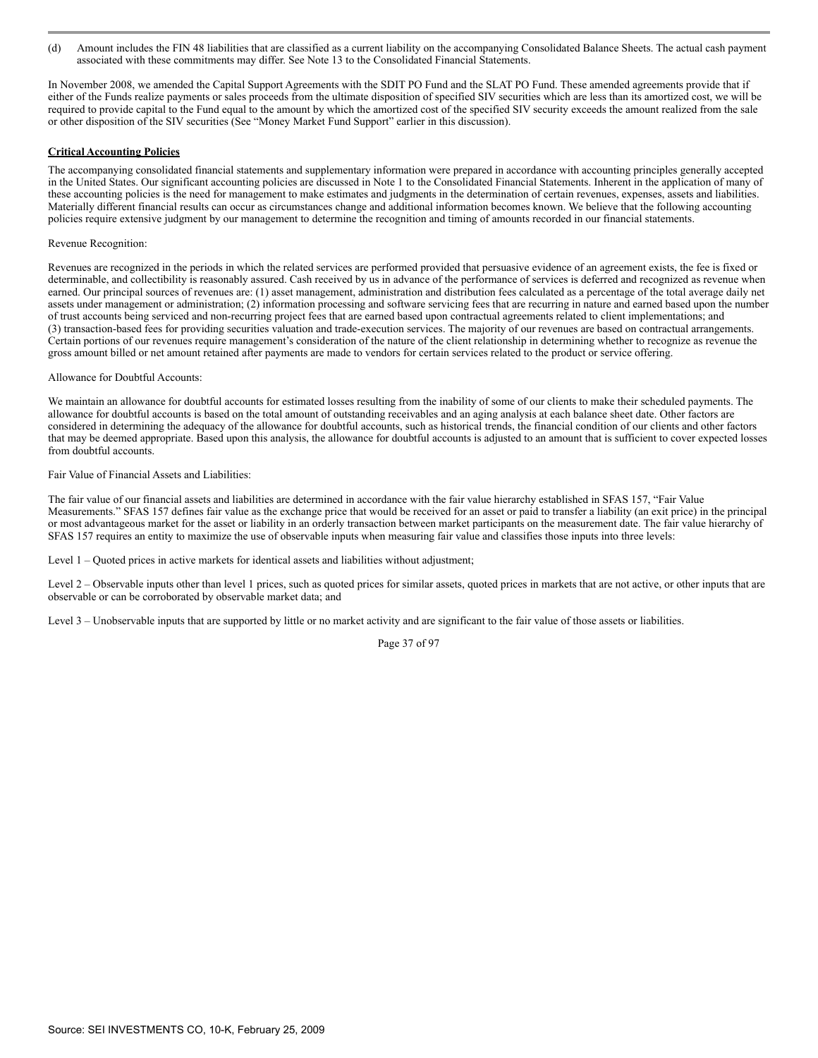(d) Amount includes the FIN 48 liabilities that are classified as a current liability on the accompanying Consolidated Balance Sheets. The actual cash payment associated with these commitments may differ. See Note 13 to the Consolidated Financial Statements.

In November 2008, we amended the Capital Support Agreements with the SDIT PO Fund and the SLAT PO Fund. These amended agreements provide that if either of the Funds realize payments or sales proceeds from the ultimate disposition of specified SIV securities which are less than its amortized cost, we will be required to provide capital to the Fund equal to the amount by which the amortized cost of the specified SIV security exceeds the amount realized from the sale or other disposition of the SIV securities (See "Money Market Fund Support" earlier in this discussion).

**Critical Accounting Policies**

The accompanying consolidated financial statements and supplementary information were prepared in accordance with accounting principles generally accepted in the United States. Our significant accounting policies are discussed in Note 1 to the Consolidated Financial Statements. Inherent in the application of many of these accounting policies is the need for management to make estimates and judgments in the determination of certain revenues, expenses, assets and liabilities. Materially different financial results can occur as circumstances change and additional information becomes known. We believe that the following accounting policies require extensive judgment by our management to determine the recognition and timing of amounts recorded in our financial statements.

Revenue Recognition:

Revenues are recognized in the periods in which the related services are performed provided that persuasive evidence of an agreement exists, the fee is fixed or determinable, and collectibility is reasonably assured. Cash received by us in advance of the performance of services is deferred and recognized as revenue when earned. Our principal sources of revenues are: (1) asset management, administration and distribution fees calculated as a percentage of the total average daily net assets under management or administration; (2) information processing and software servicing fees that are recurring in nature and earned based upon the number of trust accounts being serviced and non-recurring project fees that are earned based upon contractual agreements related to client implementations; and (3) transaction-based fees for providing securities valuation and trade-execution services. The majority of our revenues are based on contractual arrangements. Certain portions of our revenues require management's consideration of the nature of the client relationship in determining whether to recognize as revenue the gross amount billed or net amount retained after payments are made to vendors for certain services related to the product or service offering.

Allowance for Doubtful Accounts:

We maintain an allowance for doubtful accounts for estimated losses resulting from the inability of some of our clients to make their scheduled payments. The allowance for doubtful accounts is based on the total amount of outstanding receivables and an aging analysis at each balance sheet date. Other factors are considered in determining the adequacy of the allowance for doubtful accounts, such as historical trends, the financial condition of our clients and other factors that may be deemed appropriate. Based upon this analysis, the allowance for doubtful accounts is adjusted to an amount that is sufficient to cover expected losses from doubtful accounts.

Fair Value of Financial Assets and Liabilities:

The fair value of our financial assets and liabilities are determined in accordance with the fair value hierarchy established in SFAS 157, "Fair Value Measurements." SFAS 157 defines fair value as the exchange price that would be received for an asset or paid to transfer a liability (an exit price) in the principal or most advantageous market for the asset or liability in an orderly transaction between market participants on the measurement date. The fair value hierarchy of SFAS 157 requires an entity to maximize the use of observable inputs when measuring fair value and classifies those inputs into three levels:

Level 1 – Quoted prices in active markets for identical assets and liabilities without adjustment;

Level 2 – Observable inputs other than level 1 prices, such as quoted prices for similar assets, quoted prices in markets that are not active, or other inputs that are observable or can be corroborated by observable market data; and

Level 3 – Unobservable inputs that are supported by little or no market activity and are significant to the fair value of those assets or liabilities.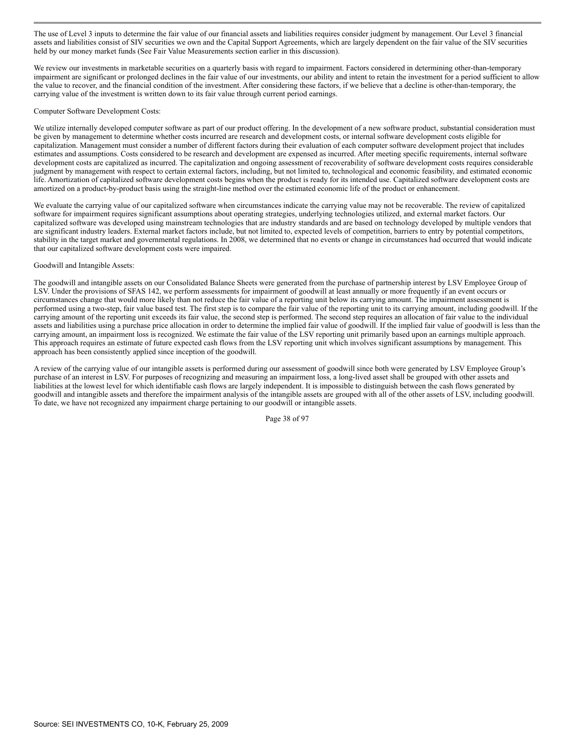The use of Level 3 inputs to determine the fair value of our financial assets and liabilities requires consider judgment by management. Our Level 3 financial assets and liabilities consist of SIV securities we own and the Capital Support Agreements, which are largely dependent on the fair value of the SIV securities held by our money market funds (See Fair Value Measurements section earlier in this discussion).

We review our investments in marketable securities on a quarterly basis with regard to impairment. Factors considered in determining other-than-temporary impairment are significant or prolonged declines in the fair value of our investments, our ability and intent to retain the investment for a period sufficient to allow the value to recover, and the financial condition of the investment. After considering these factors, if we believe that a decline is other-than-temporary, the carrying value of the investment is written down to its fair value through current period earnings.

Computer Software Development Costs:

We utilize internally developed computer software as part of our product offering. In the development of a new software product, substantial consideration must be given by management to determine whether costs incurred are research and development costs, or internal software development costs eligible for capitalization. Management must consider a number of different factors during their evaluation of each computer software development project that includes estimates and assumptions. Costs considered to be research and development are expensed as incurred. After meeting specific requirements, internal software development costs are capitalized as incurred. The capitalization and ongoing assessment of recoverability of software development costs requires considerable judgment by management with respect to certain external factors, including, but not limited to, technological and economic feasibility, and estimated economic life. Amortization of capitalized software development costs begins when the product is ready for its intended use. Capitalized software development costs are amortized on a product-by-product basis using the straight-line method over the estimated economic life of the product or enhancement.

We evaluate the carrying value of our capitalized software when circumstances indicate the carrying value may not be recoverable. The review of capitalized software for impairment requires significant assumptions about operating strategies, underlying technologies utilized, and external market factors. Our capitalized software was developed using mainstream technologies that are industry standards and are based on technology developed by multiple vendors that are significant industry leaders. External market factors include, but not limited to, expected levels of competition, barriers to entry by potential competitors, stability in the target market and governmental regulations. In 2008, we determined that no events or change in circumstances had occurred that would indicate that our capitalized software development costs were impaired.

Goodwill and Intangible Assets:

The goodwill and intangible assets on our Consolidated Balance Sheets were generated from the purchase of partnership interest by LSV Employee Group of LSV. Under the provisions of SFAS 142, we perform assessments for impairment of goodwill at least annually or more frequently if an event occurs or circumstances change that would more likely than not reduce the fair value of a reporting unit below its carrying amount. The impairment assessment is performed using a two-step, fair value based test. The first step is to compare the fair value of the reporting unit to its carrying amount, including goodwill. If the carrying amount of the reporting unit exceeds its fair value, the second step is performed. The second step requires an allocation of fair value to the individual assets and liabilities using a purchase price allocation in order to determine the implied fair value of goodwill. If the implied fair value of goodwill is less than the carrying amount, an impairment loss is recognized. We estimate the fair value of the LSV reporting unit primarily based upon an earnings multiple approach. This approach requires an estimate of future expected cash flows from the LSV reporting unit which involves significant assumptions by management. This approach has been consistently applied since inception of the goodwill.

A review of the carrying value of our intangible assets is performed during our assessment of goodwill since both were generated by LSV Employee Group's purchase of an interest in LSV. For purposes of recognizing and measuring an impairment loss, a long-lived asset shall be grouped with other assets and liabilities at the lowest level for which identifiable cash flows are largely independent. It is impossible to distinguish between the cash flows generated by goodwill and intangible assets and therefore the impairment analysis of the intangible assets are grouped with all of the other assets of LSV, including goodwill. To date, we have not recognized any impairment charge pertaining to our goodwill or intangible assets.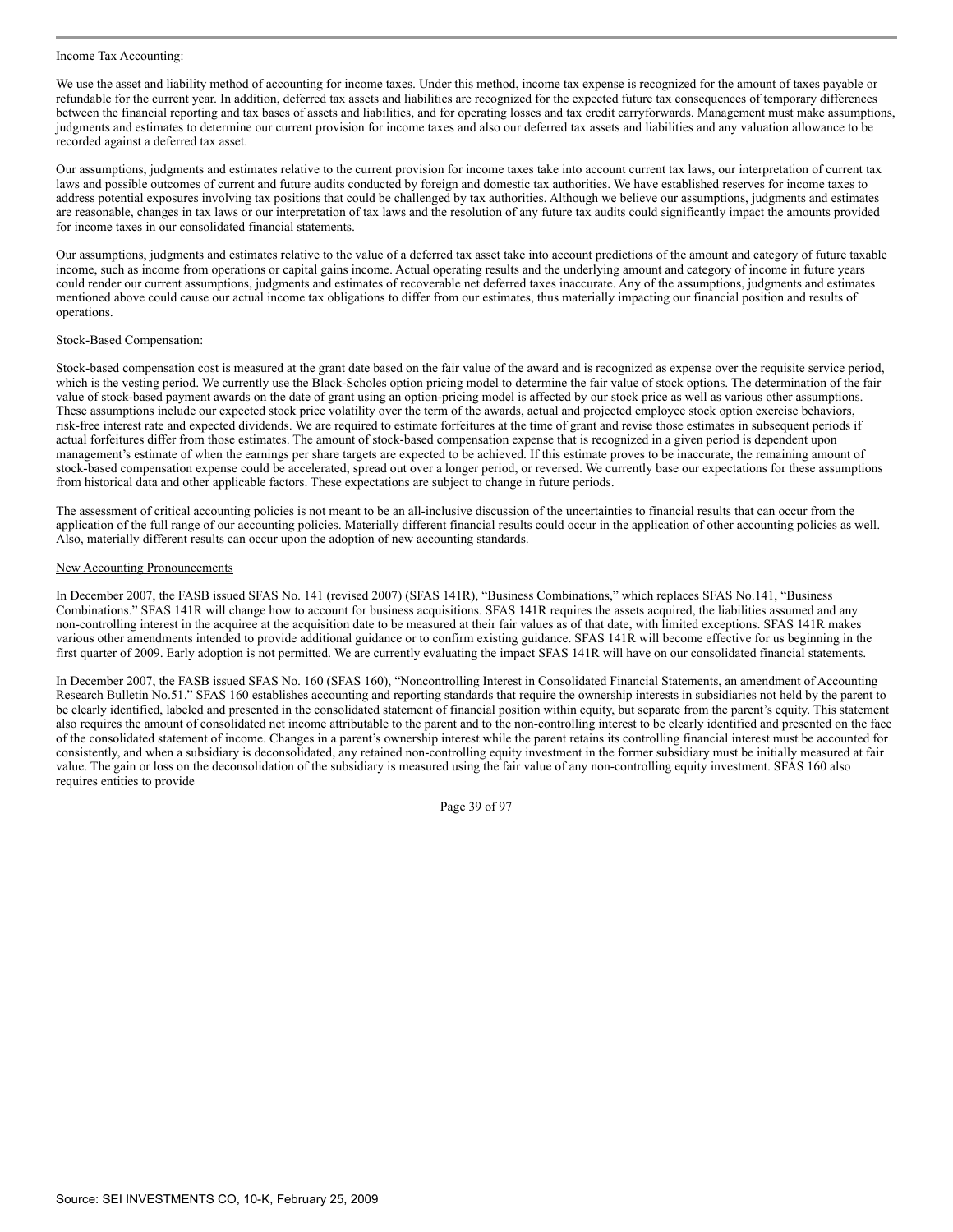Income Tax Accounting:

We use the asset and liability method of accounting for income taxes. Under this method, income tax expense is recognized for the amount of taxes payable or refundable for the current year. In addition, deferred tax assets and liabilities are recognized for the expected future tax consequences of temporary differences between the financial reporting and tax bases of assets and liabilities, and for operating losses and tax credit carryforwards. Management must make assumptions, judgments and estimates to determine our current provision for income taxes and also our deferred tax assets and liabilities and any valuation allowance to be recorded against a deferred tax asset.

Our assumptions, judgments and estimates relative to the current provision for income taxes take into account current tax laws, our interpretation of current tax laws and possible outcomes of current and future audits conducted by foreign and domestic tax authorities. We have established reserves for income taxes to address potential exposures involving tax positions that could be challenged by tax authorities. Although we believe our assumptions, judgments and estimates are reasonable, changes in tax laws or our interpretation of tax laws and the resolution of any future tax audits could significantly impact the amounts provided for income taxes in our consolidated financial statements.

Our assumptions, judgments and estimates relative to the value of a deferred tax asset take into account predictions of the amount and category of future taxable income, such as income from operations or capital gains income. Actual operating results and the underlying amount and category of income in future years could render our current assumptions, judgments and estimates of recoverable net deferred taxes inaccurate. Any of the assumptions, judgments and estimates mentioned above could cause our actual income tax obligations to differ from our estimates, thus materially impacting our financial position and results of operations.

Stock-Based Compensation:

Stock-based compensation cost is measured at the grant date based on the fair value of the award and is recognized as expense over the requisite service period, which is the vesting period. We currently use the Black-Scholes option pricing model to determine the fair value of stock options. The determination of the fair value of stock-based payment awards on the date of grant using an option-pricing model is affected by our stock price as well as various other assumptions. These assumptions include our expected stock price volatility over the term of the awards, actual and projected employee stock option exercise behaviors, risk-free interest rate and expected dividends. We are required to estimate forfeitures at the time of grant and revise those estimates in subsequent periods if actual forfeitures differ from those estimates. The amount of stock-based compensation expense that is recognized in a given period is dependent upon management's estimate of when the earnings per share targets are expected to be achieved. If this estimate proves to be inaccurate, the remaining amount of stock-based compensation expense could be accelerated, spread out over a longer period, or reversed. We currently base our expectations for these assumptions from historical data and other applicable factors. These expectations are subject to change in future periods.

The assessment of critical accounting policies is not meant to be an all-inclusive discussion of the uncertainties to financial results that can occur from the application of the full range of our accounting policies. Materially different financial results could occur in the application of other accounting policies as well. Also, materially different results can occur upon the adoption of new accounting standards.

New Accounting Pronouncements

In December 2007, the FASB issued SFAS No. 141 (revised 2007) (SFAS 141R), "Business Combinations," which replaces SFAS No.141, "Business Combinations." SFAS 141R will change how to account for business acquisitions. SFAS 141R requires the assets acquired, the liabilities assumed and any non-controlling interest in the acquiree at the acquisition date to be measured at their fair values as of that date, with limited exceptions. SFAS 141R makes various other amendments intended to provide additional guidance or to confirm existing guidance. SFAS 141R will become effective for us beginning in the first quarter of 2009. Early adoption is not permitted. We are currently evaluating the impact SFAS 141R will have on our consolidated financial statements.

In December 2007, the FASB issued SFAS No. 160 (SFAS 160), "Noncontrolling Interest in Consolidated Financial Statements, an amendment of Accounting Research Bulletin No.51." SFAS 160 establishes accounting and reporting standards that require the ownership interests in subsidiaries not held by the parent to be clearly identified, labeled and presented in the consolidated statement of financial position within equity, but separate from the parent's equity. This statement also requires the amount of consolidated net income attributable to the parent and to the non-controlling interest to be clearly identified and presented on the face of the consolidated statement of income. Changes in a parent's ownership interest while the parent retains its controlling financial interest must be accounted for consistently, and when a subsidiary is deconsolidated, any retained non-controlling equity investment in the former subsidiary must be initially measured at fair value. The gain or loss on the deconsolidation of the subsidiary is measured using the fair value of any non-controlling equity investment. SFAS 160 also requires entities to provide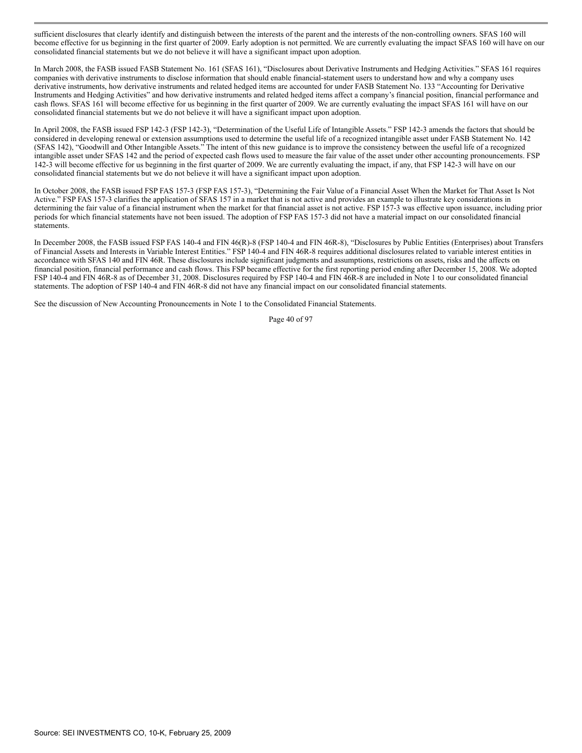sufficient disclosures that clearly identify and distinguish between the interests of the parent and the interests of the non-controlling owners. SFAS 160 will become effective for us beginning in the first quarter of 2009. Early adoption is not permitted. We are currently evaluating the impact SFAS 160 will have on our consolidated financial statements but we do not believe it will have a significant impact upon adoption.

In March 2008, the FASB issued FASB Statement No. 161 (SFAS 161), "Disclosures about Derivative Instruments and Hedging Activities." SFAS 161 requires companies with derivative instruments to disclose information that should enable financial-statement users to understand how and why a company uses derivative instruments, how derivative instruments and related hedged items are accounted for under FASB Statement No. 133 "Accounting for Derivative Instruments and Hedging Activities" and how derivative instruments and related hedged items affect a company's financial position, financial performance and cash flows. SFAS 161 will become effective for us beginning in the first quarter of 2009. We are currently evaluating the impact SFAS 161 will have on our consolidated financial statements but we do not believe it will have a significant impact upon adoption.

In April 2008, the FASB issued FSP 142-3 (FSP 142-3), "Determination of the Useful Life of Intangible Assets." FSP 142-3 amends the factors that should be considered in developing renewal or extension assumptions used to determine the useful life of a recognized intangible asset under FASB Statement No. 142 (SFAS 142), "Goodwill and Other Intangible Assets." The intent of this new guidance is to improve the consistency between the useful life of a recognized intangible asset under SFAS 142 and the period of expected cash flows used to measure the fair value of the asset under other accounting pronouncements. FSP 142-3 will become effective for us beginning in the first quarter of 2009. We are currently evaluating the impact, if any, that FSP 142-3 will have on our consolidated financial statements but we do not believe it will have a significant impact upon adoption.

In October 2008, the FASB issued FSP FAS 157-3 (FSP FAS 157-3), "Determining the Fair Value of a Financial Asset When the Market for That Asset Is Not Active." FSP FAS 157-3 clarifies the application of SFAS 157 in a market that is not active and provides an example to illustrate key considerations in determining the fair value of a financial instrument when the market for that financial asset is not active. FSP 157-3 was effective upon issuance, including prior periods for which financial statements have not been issued. The adoption of FSP FAS 157-3 did not have a material impact on our consolidated financial statements.

In December 2008, the FASB issued FSP FAS 140-4 and FIN 46(R)-8 (FSP 140-4 and FIN 46R-8), "Disclosures by Public Entities (Enterprises) about Transfers of Financial Assets and Interests in Variable Interest Entities." FSP 140-4 and FIN 46R-8 requires additional disclosures related to variable interest entities in accordance with SFAS 140 and FIN 46R. These disclosures include significant judgments and assumptions, restrictions on assets, risks and the affects on financial position, financial performance and cash flows. This FSP became effective for the first reporting period ending after December 15, 2008. We adopted FSP 140-4 and FIN 46R-8 as of December 31, 2008. Disclosures required by FSP 140-4 and FIN 46R-8 are included in Note 1 to our consolidated financial statements. The adoption of FSP 140-4 and FIN 46R-8 did not have any financial impact on our consolidated financial statements.

See the discussion of New Accounting Pronouncements in Note 1 to the Consolidated Financial Statements.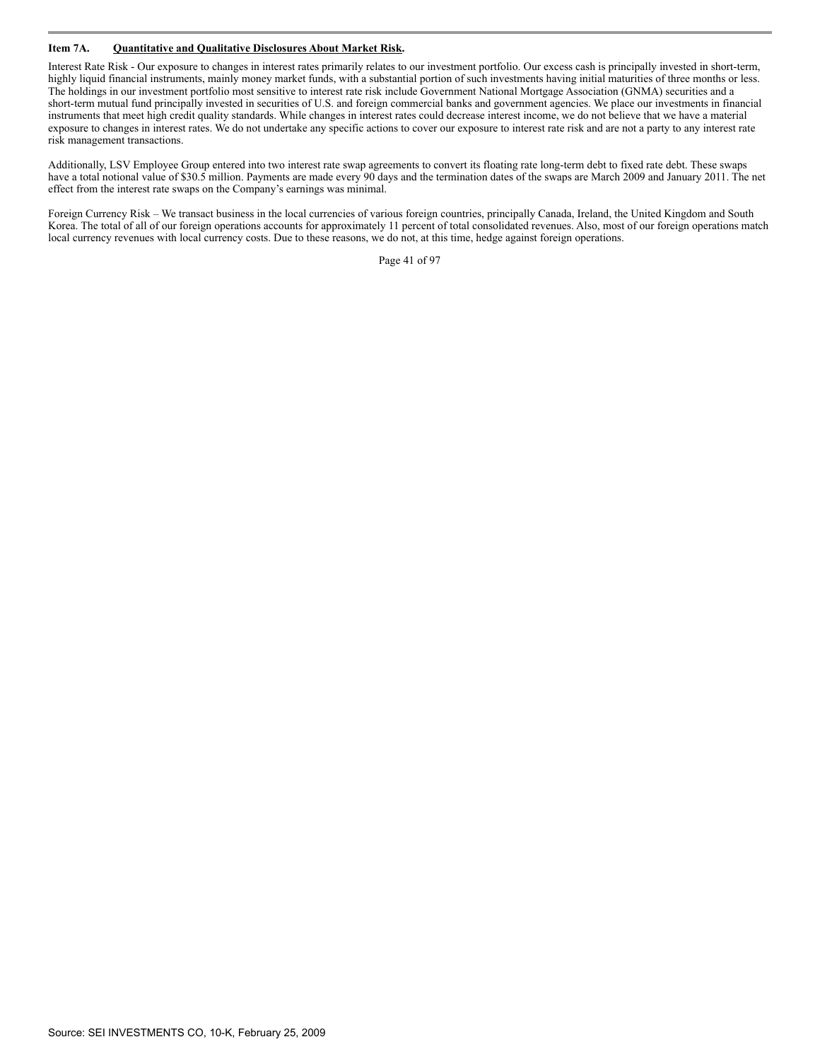### Item 7A. Quantitative and Qualitative Disclosures About Market Risk.

Interest Rate Risk - Our exposure to changes in interest rates primarily relates to our investment portfolio. Our excess cash is principally invested in short-term, highly liquid financial instruments, mainly money market funds, with a substantial portion of such investments having initial maturities of three months or less. The holdings in our investment portfolio most sensitive to interest rate risk include Government National Mortgage Association (GNMA) securities and a short-term mutual fund principally invested in securities of U.S. and foreign commercial banks and government agencies. We place our investments in financial instruments that meet high credit quality standards. While changes in interest rates could decrease interest income, we do not believe that we have a material exposure to changes in interest rates. We do not undertake any specific actions to cover our exposure to interest rate risk and are not a party to any interest rate risk management transactions.

Additionally, LSV Employee Group entered into two interest rate swap agreements to convert its floating rate long-term debt to fixed rate debt. These swaps have a total notional value of $30.5 million. Payments are made every 90 days and the termination dates of the swaps are March 2009 and January 2011. The net effect from the interest rate swaps on the Company's earnings was minimal.

Foreign Currency Risk – We transact business in the local currencies of various foreign countries, principally Canada, Ireland, the United Kingdom and South Korea. The total of all of our foreign operations accounts for approximately 11 percent of total consolidated revenues. Also, most of our foreign operations match local currency revenues with local currency costs. Due to these reasons, we do not, at this time, hedge against foreign operations.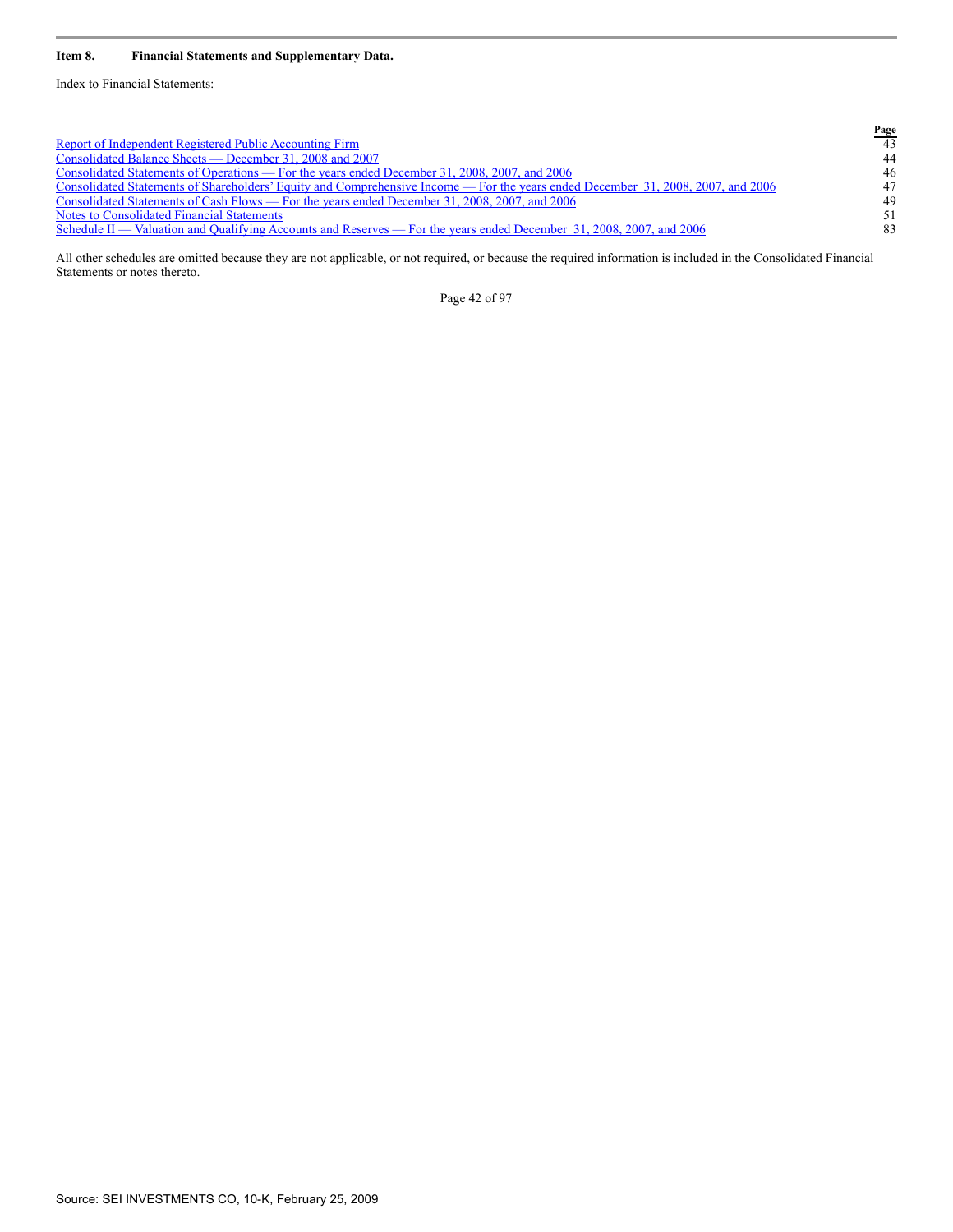**Item 8. Financial Statements and Supplementary Data.**

Index to Financial Statements:

| | Page |
|---|---|
| Report of Independent Registered Public Accounting Firm | 43 |
| Consolidated Balance Sheets — December 31, 2008 and 2007 | 44 |
| Consolidated Statements of Operations — For the years ended December 31, 2008, 2007, and 2006 | 46 |
| Consolidated Statements of Shareholders' Equity and Comprehensive Income — For the years ended December 31, 2008, 2007, and 2006 | 47 |
| Consolidated Statements of Cash Flows — For the years ended December 31, 2008, 2007, and 2006 | 49 |
| Notes to Consolidated Financial Statements | 51 |
| Schedule II — Valuation and Qualifying Accounts and Reserves — For the years ended December 31, 2008, 2007, and 2006 | 83 |

All other schedules are omitted because they are not applicable, or not required, or because the required information is included in the Consolidated Financial Statements or notes thereto.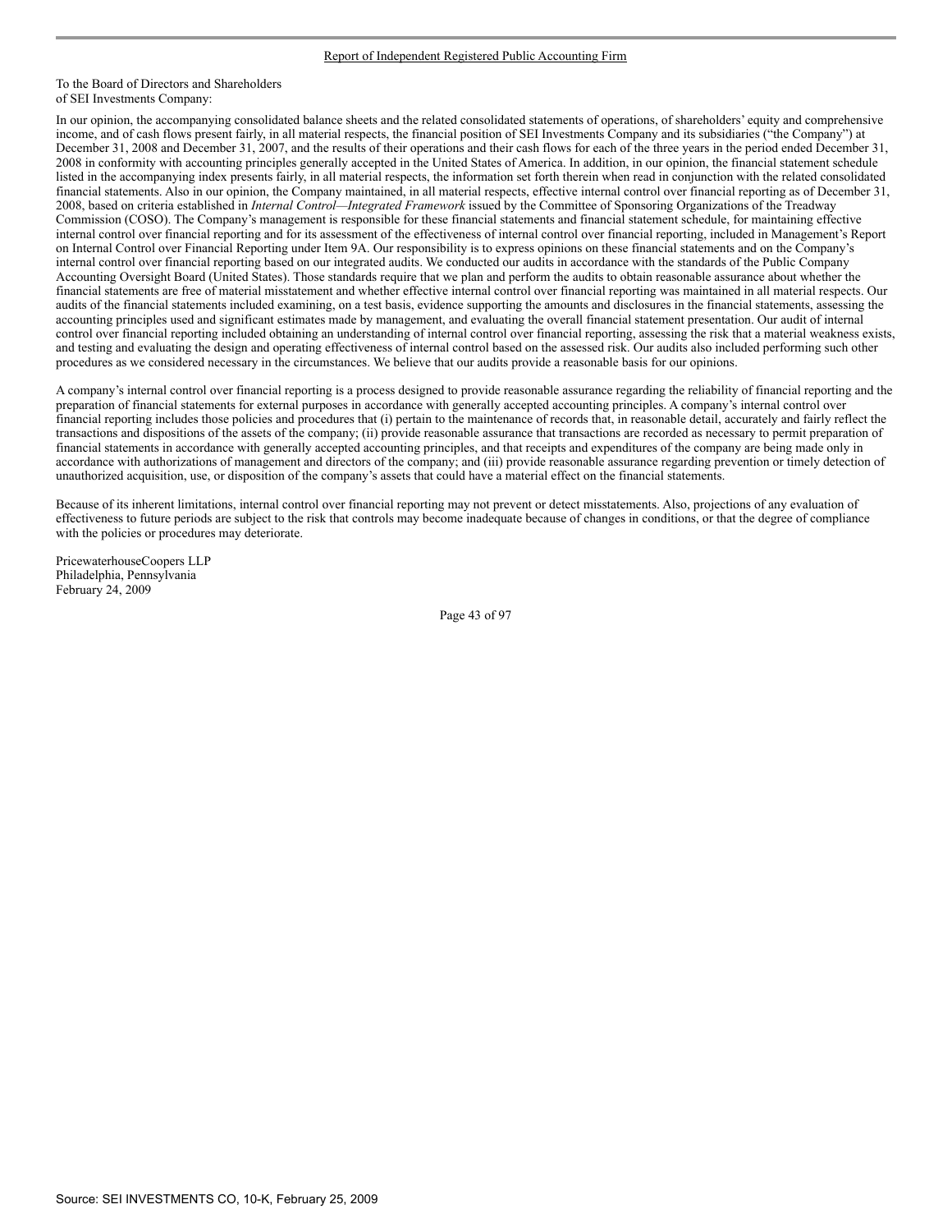## Report of Independent Registered Public Accounting Firm

To the Board of Directors and Shareholders
of SEI Investments Company:

In our opinion, the accompanying consolidated balance sheets and the related consolidated statements of operations, of shareholders' equity and comprehensive income, and of cash flows present fairly, in all material respects, the financial position of SEI Investments Company and its subsidiaries ("the Company") at December 31, 2008 and December 31, 2007, and the results of their operations and their cash flows for each of the three years in the period ended December 31, 2008 in conformity with accounting principles generally accepted in the United States of America. In addition, in our opinion, the financial statement schedule listed in the accompanying index presents fairly, in all material respects, the information set forth therein when read in conjunction with the related consolidated financial statements. Also in our opinion, the Company maintained, in all material respects, effective internal control over financial reporting as of December 31, 2008, based on criteria established in *Internal Control—Integrated Framework* issued by the Committee of Sponsoring Organizations of the Treadway Commission (COSO). The Company's management is responsible for these financial statements and financial statement schedule, for maintaining effective internal control over financial reporting and for its assessment of the effectiveness of internal control over financial reporting, included in Management's Report on Internal Control over Financial Reporting under Item 9A. Our responsibility is to express opinions on these financial statements and on the Company's internal control over financial reporting based on our integrated audits. We conducted our audits in accordance with the standards of the Public Company Accounting Oversight Board (United States). Those standards require that we plan and perform the audits to obtain reasonable assurance about whether the financial statements are free of material misstatement and whether effective internal control over financial reporting was maintained in all material respects. Our audits of the financial statements included examining, on a test basis, evidence supporting the amounts and disclosures in the financial statements, assessing the accounting principles used and significant estimates made by management, and evaluating the overall financial statement presentation. Our audit of internal control over financial reporting included obtaining an understanding of internal control over financial reporting, assessing the risk that a material weakness exists, and testing and evaluating the design and operating effectiveness of internal control based on the assessed risk. Our audits also included performing such other procedures as we considered necessary in the circumstances. We believe that our audits provide a reasonable basis for our opinions.

A company's internal control over financial reporting is a process designed to provide reasonable assurance regarding the reliability of financial reporting and the preparation of financial statements for external purposes in accordance with generally accepted accounting principles. A company's internal control over financial reporting includes those policies and procedures that (i) pertain to the maintenance of records that, in reasonable detail, accurately and fairly reflect the transactions and dispositions of the assets of the company; (ii) provide reasonable assurance that transactions are recorded as necessary to permit preparation of financial statements in accordance with generally accepted accounting principles, and that receipts and expenditures of the company are being made only in accordance with authorizations of management and directors of the company; and (iii) provide reasonable assurance regarding prevention or timely detection of unauthorized acquisition, use, or disposition of the company's assets that could have a material effect on the financial statements.

Because of its inherent limitations, internal control over financial reporting may not prevent or detect misstatements. Also, projections of any evaluation of effectiveness to future periods are subject to the risk that controls may become inadequate because of changes in conditions, or that the degree of compliance with the policies or procedures may deteriorate.

PricewaterhouseCoopers LLP
Philadelphia, Pennsylvania
February 24, 2009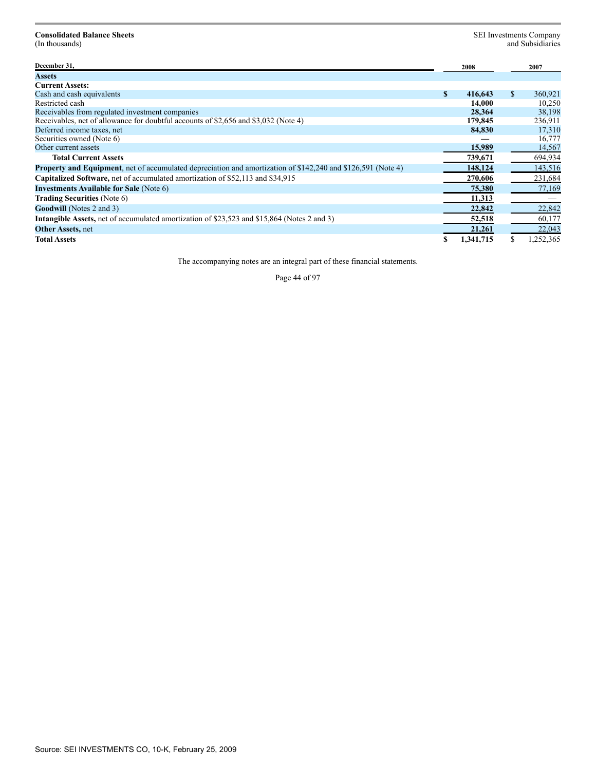**Consolidated Balance Sheets**
(In thousands)

SEI Investments Company
and Subsidiaries

| December 31, | 2008 | 2007 |
|---|---|---|
| **Assets** | | |
| **Current Assets:** | | |
| Cash and cash equivalents | **$ 416,643** | $ 360,921 |
| Restricted cash | **14,000** | 10,250 |
| Receivables from regulated investment companies | **28,364** | 38,198 |
| Receivables, net of allowance for doubtful accounts of $2,656 and $3,032 (Note 4) | **179,845** | 236,911 |
| Deferred income taxes, net | **84,830** | 17,310 |
| Securities owned (Note 6) | **—** | 16,777 |
| Other current assets | **15,989** | 14,567 |
| **Total Current Assets** | **739,671** | 694,934 |
| **Property and Equipment**, net of accumulated depreciation and amortization of $142,240 and $126,591 (Note 4) | **148,124** | 143,516 |
| **Capitalized Software,** net of accumulated amortization of $52,113 and $34,915 | **270,606** | 231,684 |
| **Investments Available for Sale** (Note 6) | **75,380** | 77,169 |
| **Trading Securities** (Note 6) | **11,313** | — |
| **Goodwill** (Notes 2 and 3) | **22,842** | 22,842 |
| **Intangible Assets,** net of accumulated amortization of $23,523 and $15,864 (Notes 2 and 3) | **52,518** | 60,177 |
| **Other Assets,** net | **21,261** | 22,043 |
| **Total Assets** | **$ 1,341,715** | $ 1,252,365 |

The accompanying notes are an integral part of these financial statements.

Source: SEI INVESTMENTS CO, 10-K, February 25, 2009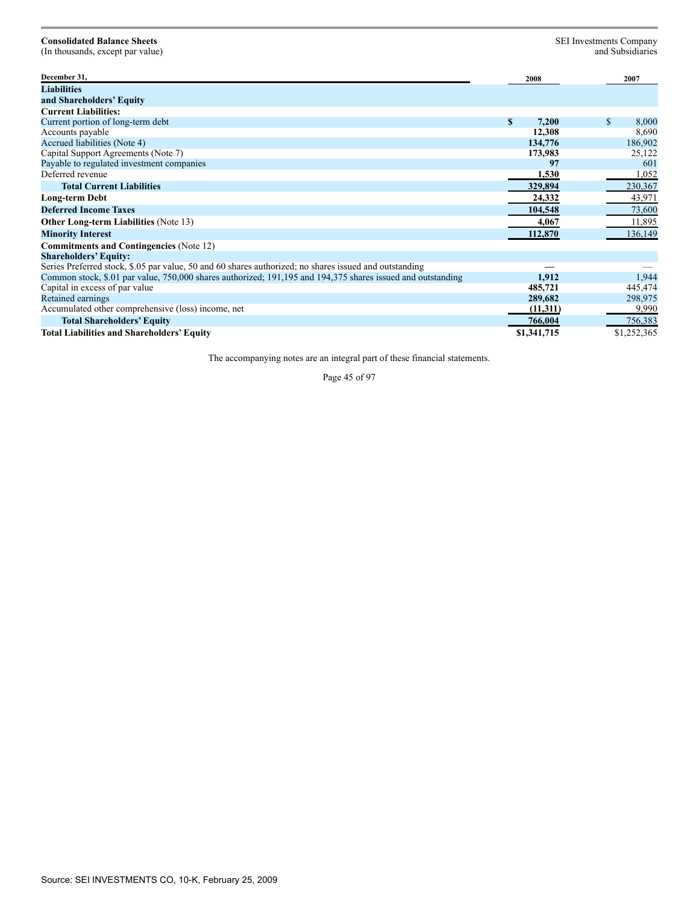**Consolidated Balance Sheets**
(In thousands, except par value)

SEI Investments Company
and Subsidiaries

| December 31, | 2008 | 2007 |
|---|---|---|
| **Liabilities and Shareholders' Equity** | | |
| **Current Liabilities:** | | |
| Current portion of long-term debt | **$ 7,200** | $ 8,000 |
| Accounts payable | **12,308** | 8,690 |
| Accrued liabilities (Note 4) | **134,776** | 186,902 |
| Capital Support Agreements (Note 7) | **173,983** | 25,122 |
| Payable to regulated investment companies | **97** | 601 |
| Deferred revenue | **1,530** | 1,052 |
| **Total Current Liabilities** | **329,894** | 230,367 |
| **Long-term Debt** | **24,332** | 43,971 |
| **Deferred Income Taxes** | **104,548** | 73,600 |
| **Other Long-term Liabilities** (Note 13) | **4,067** | 11,895 |
| **Minority Interest** | **112,870** | 136,149 |
| **Commitments and Contingencies** (Note 12) | | |
| **Shareholders' Equity:** | | |
| Series Preferred stock, $.05 par value, 50 and 60 shares authorized; no shares issued and outstanding | **—** | — |
| Common stock, $.01 par value, 750,000 shares authorized; 191,195 and 194,375 shares issued and outstanding | **1,912** | 1,944 |
| Capital in excess of par value | **485,721** | 445,474 |
| Retained earnings | **289,682** | 298,975 |
| Accumulated other comprehensive (loss) income, net | **(11,311)** | 9,990 |
| **Total Shareholders' Equity** | **766,004** | 756,383 |
| **Total Liabilities and Shareholders' Equity** | **$1,341,715** | $1,252,365 |

The accompanying notes are an integral part of these financial statements.

Source: SEI INVESTMENTS CO, 10-K, February 25, 2009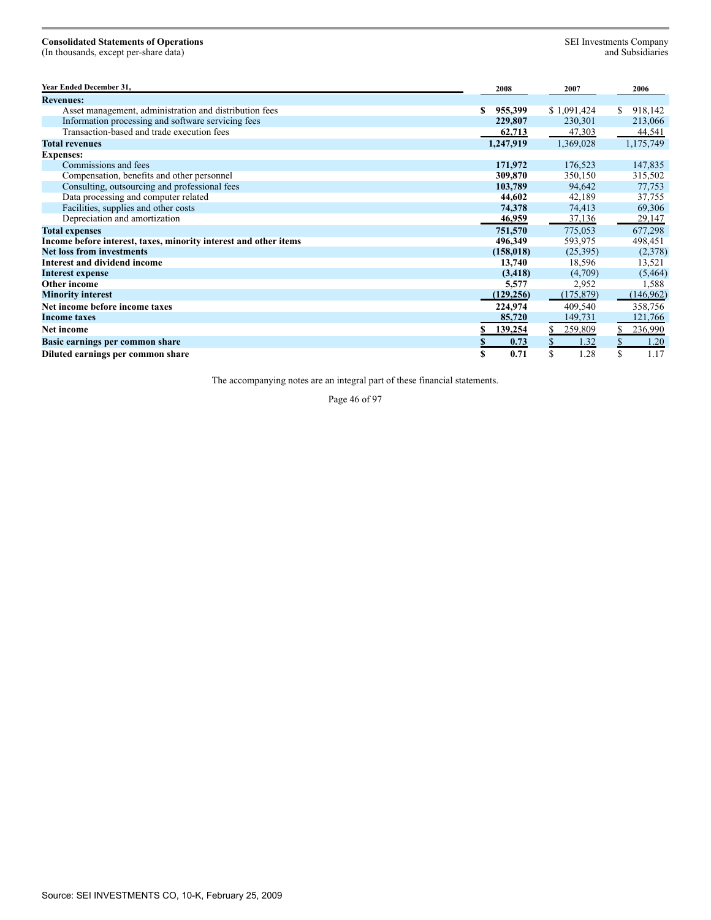**Consolidated Statements of Operations**
(In thousands, except per-share data)

SEI Investments Company
and Subsidiaries

| Year Ended December 31, | 2008 | 2007 | 2006 |
|---|---|---|---|
| **Revenues:** | | | |
| Asset management, administration and distribution fees | **$ 955,399** | $ 1,091,424 | $ 918,142 |
| Information processing and software servicing fees | **229,807** | 230,301 | 213,066 |
| Transaction-based and trade execution fees | **62,713** | 47,303 | 44,541 |
| **Total revenues** | **1,247,919** | 1,369,028 | 1,175,749 |
| **Expenses:** | | | |
| Commissions and fees | **171,972** | 176,523 | 147,835 |
| Compensation, benefits and other personnel | **309,870** | 350,150 | 315,502 |
| Consulting, outsourcing and professional fees | **103,789** | 94,642 | 77,753 |
| Data processing and computer related | **44,602** | 42,189 | 37,755 |
| Facilities, supplies and other costs | **74,378** | 74,413 | 69,306 |
| Depreciation and amortization | **46,959** | 37,136 | 29,147 |
| **Total expenses** | **751,570** | 775,053 | 677,298 |
| **Income before interest, taxes, minority interest and other items** | **496,349** | 593,975 | 498,451 |
| **Net loss from investments** | **(158,018)** | (25,395) | (2,378) |
| **Interest and dividend income** | **13,740** | 18,596 | 13,521 |
| **Interest expense** | **(3,418)** | (4,709) | (5,464) |
| **Other income** | **5,577** | 2,952 | 1,588 |
| **Minority interest** | **(129,256)** | (175,879) | (146,962) |
| **Net income before income taxes** | **224,974** | 409,540 | 358,756 |
| **Income taxes** | **85,720** | 149,731 | 121,766 |
| **Net income** | **$ 139,254** | $ 259,809 | $ 236,990 |
| **Basic earnings per common share** | **$ 0.73** | $ 1.32 | $ 1.20 |
| **Diluted earnings per common share** | **$ 0.71** | $ 1.28 | $ 1.17 |

The accompanying notes are an integral part of these financial statements.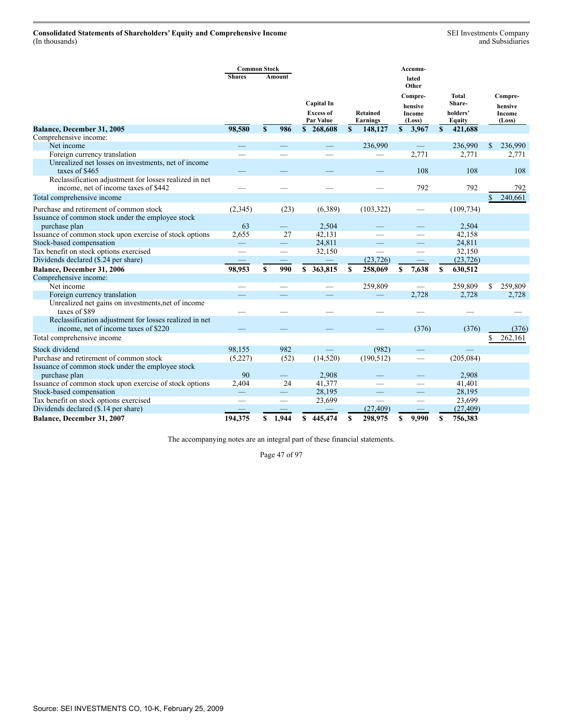**Consolidated Statements of Shareholders' Equity and Comprehensive Income**
(In thousands)

SEI Investments Company
and Subsidiaries

| | Common Stock Shares | Common Stock Amount | Capital In Excess of Par Value | Retained Earnings | Accumulated Other Comprehensive Income (Loss) | Total Shareholders' Equity | Comprehensive Income (Loss) |
|---|---|---|---|---|---|---|---|
| **Balance, December 31, 2005** | **98,580** | **$ 986** | **$ 268,608** | **$ 148,127** | **$ 3,967** | **$ 421,688** | |
| Comprehensive income: | | | | | | | |
| Net income | — | — | — | 236,990 | — | 236,990 | $ 236,990 |
| Foreign currency translation | — | — | — | — | 2,771 | 2,771 | 2,771 |
| Unrealized net losses on investments, net of income taxes of $465 | — | — | — | — | 108 | 108 | 108 |
| Reclassification adjustment for losses realized in net income, net of income taxes of $442 | — | — | — | — | 792 | 792 | 792 |
| Total comprehensive income | | | | | | | $ 240,661 |
| Purchase and retirement of common stock | (2,345) | (23) | (6,389) | (103,322) | — | (109,734) | |
| Issuance of common stock under the employee stock purchase plan | 63 | — | 2,504 | — | — | 2,504 | |
| Issuance of common stock upon exercise of stock options | 2,655 | 27 | 42,131 | — | — | 42,158 | |
| Stock-based compensation | — | — | 24,811 | — | — | 24,811 | |
| Tax benefit on stock options exercised | — | — | 32,150 | — | — | 32,150 | |
| Dividends declared ($.24 per share) | — | — | — | (23,726) | — | (23,726) | |
| **Balance, December 31, 2006** | **98,953** | **$ 990** | **$ 363,815** | **$ 258,069** | **$ 7,638** | **$ 630,512** | |
| Comprehensive income: | | | | | | | |
| Net income | — | — | — | 259,809 | — | 259,809 | $ 259,809 |
| Foreign currency translation | — | — | — | — | 2,728 | 2,728 | 2,728 |
| Unrealized net gains on investments,net of income taxes of $89 | — | — | — | — | — | — | — |
| Reclassification adjustment for losses realized in net income, net of income taxes of $220 | — | — | — | — | (376) | (376) | (376) |
| Total comprehensive income | | | | | | | $ 262,161 |
| Stock dividend | 98,155 | 982 | — | (982) | — | — | |
| Purchase and retirement of common stock | (5,227) | (52) | (14,520) | (190,512) | — | (205,084) | |
| Issuance of common stock under the employee stock purchase plan | 90 | — | 2,908 | — | — | 2,908 | |
| Issuance of common stock upon exercise of stock options | 2,404 | 24 | 41,377 | — | — | 41,401 | |
| Stock-based compensation | — | — | 28,195 | — | — | 28,195 | |
| Tax benefit on stock options exercised | — | — | 23,699 | — | — | 23,699 | |
| Dividends declared ($.14 per share) | — | — | — | (27,409) | — | (27,409) | |
| **Balance, December 31, 2007** | **194,375** | **$ 1,944** | **$ 445,474** | **$ 298,975** | **$ 9,990** | **$ 756,383** | |

The accompanying notes are an integral part of these financial statements.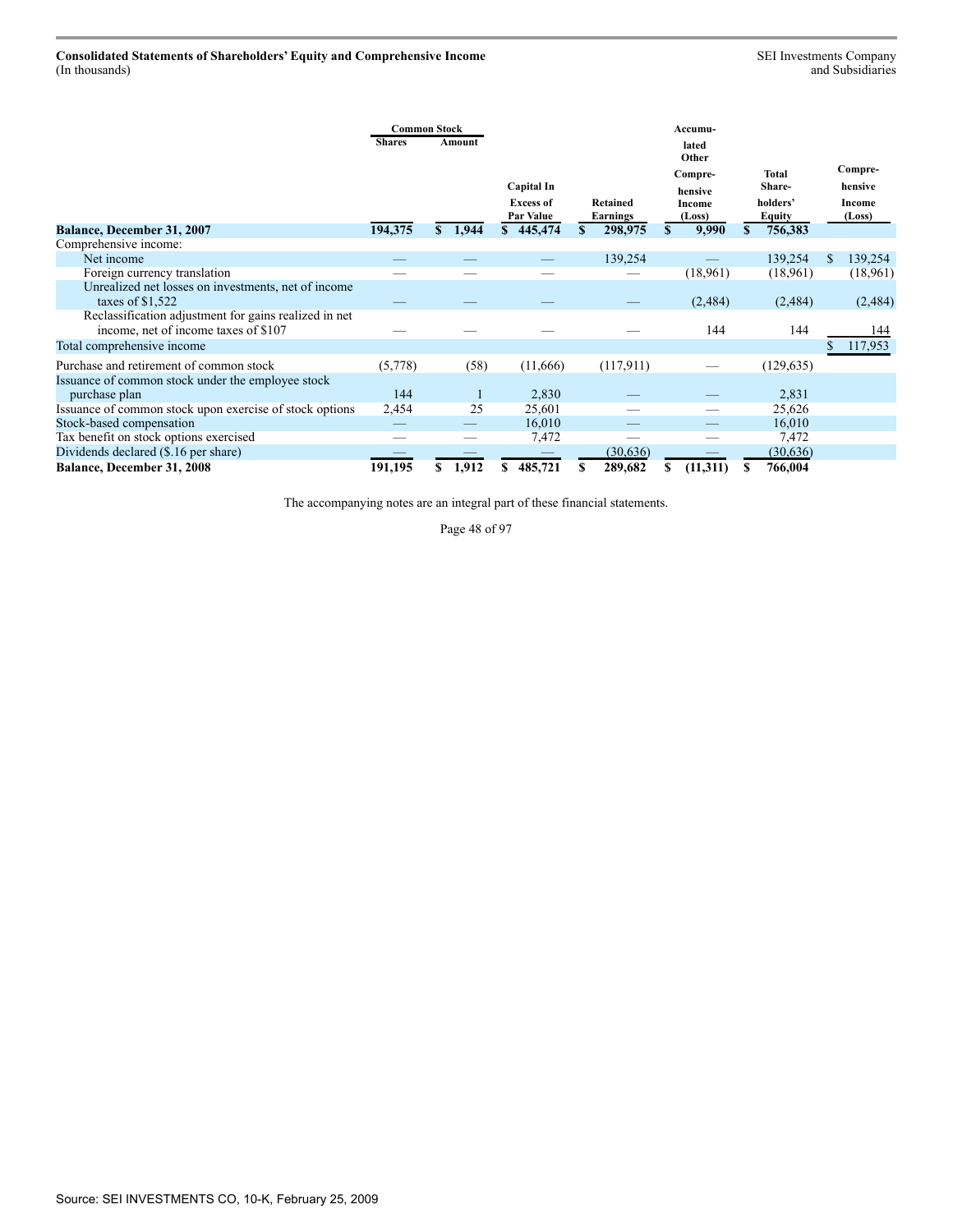**Consolidated Statements of Shareholders' Equity and Comprehensive Income**
(In thousands)

SEI Investments Company
and Subsidiaries

| | Common Stock | | | | | | |
|---|---|---|---|---|---|---|---|
| | Shares | Amount | Capital In Excess of Par Value | Retained Earnings | Accumulated Other Comprehensive Income (Loss) | Total Shareholders' Equity | Comprehensive Income (Loss) |
| **Balance, December 31, 2007** | **194,375** | **$ 1,944** | **$ 445,474** | **$ 298,975** | **$ 9,990** | **$ 756,383** | |
| Comprehensive income: | | | | | | | |
| Net income | — | — | — | 139,254 | — | 139,254 | $ 139,254 |
| Foreign currency translation | — | — | — | — | (18,961) | (18,961) | (18,961) |
| Unrealized net losses on investments, net of income taxes of $1,522 | — | — | — | — | (2,484) | (2,484) | (2,484) |
| Reclassification adjustment for gains realized in net income, net of income taxes of $107 | — | — | — | — | 144 | 144 | 144 |
| Total comprehensive income | | | | | | | $ 117,953 |
| Purchase and retirement of common stock | (5,778) | (58) | (11,666) | (117,911) | — | (129,635) | |
| Issuance of common stock under the employee stock purchase plan | 144 | 1 | 2,830 | — | — | 2,831 | |
| Issuance of common stock upon exercise of stock options | 2,454 | 25 | 25,601 | — | — | 25,626 | |
| Stock-based compensation | — | — | 16,010 | — | — | 16,010 | |
| Tax benefit on stock options exercised | — | — | 7,472 | — | — | 7,472 | |
| Dividends declared ($.16 per share) | — | — | — | (30,636) | — | (30,636) | |
| **Balance, December 31, 2008** | **191,195** | **$ 1,912** | **$ 485,721** | **$ 289,682** | **$ (11,311)** | **$ 766,004** | |

The accompanying notes are an integral part of these financial statements.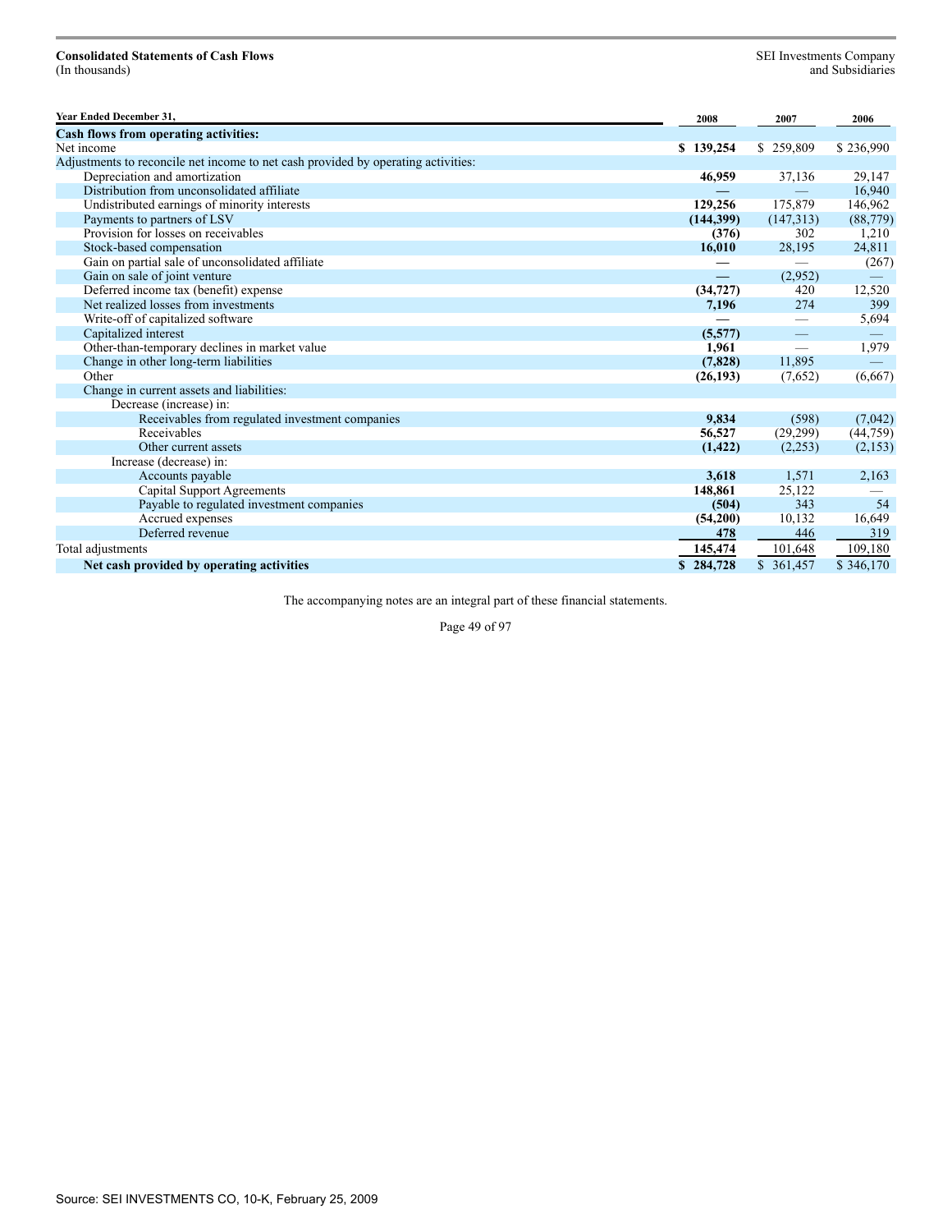**Consolidated Statements of Cash Flows**
(In thousands)

SEI Investments Company
and Subsidiaries

| Year Ended December 31, | 2008 | 2007 | 2006 |
|---|---|---|---|
| **Cash flows from operating activities:** | | | |
| Net income | **$ 139,254** | $ 259,809 | $ 236,990 |
| Adjustments to reconcile net income to net cash provided by operating activities: | | | |
| Depreciation and amortization | **46,959** | 37,136 | 29,147 |
| Distribution from unconsolidated affiliate | **—** | — | 16,940 |
| Undistributed earnings of minority interests | **129,256** | 175,879 | 146,962 |
| Payments to partners of LSV | **(144,399)** | (147,313) | (88,779) |
| Provision for losses on receivables | **(376)** | 302 | 1,210 |
| Stock-based compensation | **16,010** | 28,195 | 24,811 |
| Gain on partial sale of unconsolidated affiliate | **—** | — | (267) |
| Gain on sale of joint venture | **—** | (2,952) | — |
| Deferred income tax (benefit) expense | **(34,727)** | 420 | 12,520 |
| Net realized losses from investments | **7,196** | 274 | 399 |
| Write-off of capitalized software | **—** | — | 5,694 |
| Capitalized interest | **(5,577)** | — | — |
| Other-than-temporary declines in market value | **1,961** | — | 1,979 |
| Change in other long-term liabilities | **(7,828)** | 11,895 | — |
| Other | **(26,193)** | (7,652) | (6,667) |
| Change in current assets and liabilities: | | | |
| Decrease (increase) in: | | | |
| Receivables from regulated investment companies | **9,834** | (598) | (7,042) |
| Receivables | **56,527** | (29,299) | (44,759) |
| Other current assets | **(1,422)** | (2,253) | (2,153) |
| Increase (decrease) in: | | | |
| Accounts payable | **3,618** | 1,571 | 2,163 |
| Capital Support Agreements | **148,861** | 25,122 | — |
| Payable to regulated investment companies | **(504)** | 343 | 54 |
| Accrued expenses | **(54,200)** | 10,132 | 16,649 |
| Deferred revenue | **478** | 446 | 319 |
| Total adjustments | **145,474** | 101,648 | 109,180 |
| **Net cash provided by operating activities** | **$ 284,728** | $ 361,457 | $ 346,170 |

The accompanying notes are an integral part of these financial statements.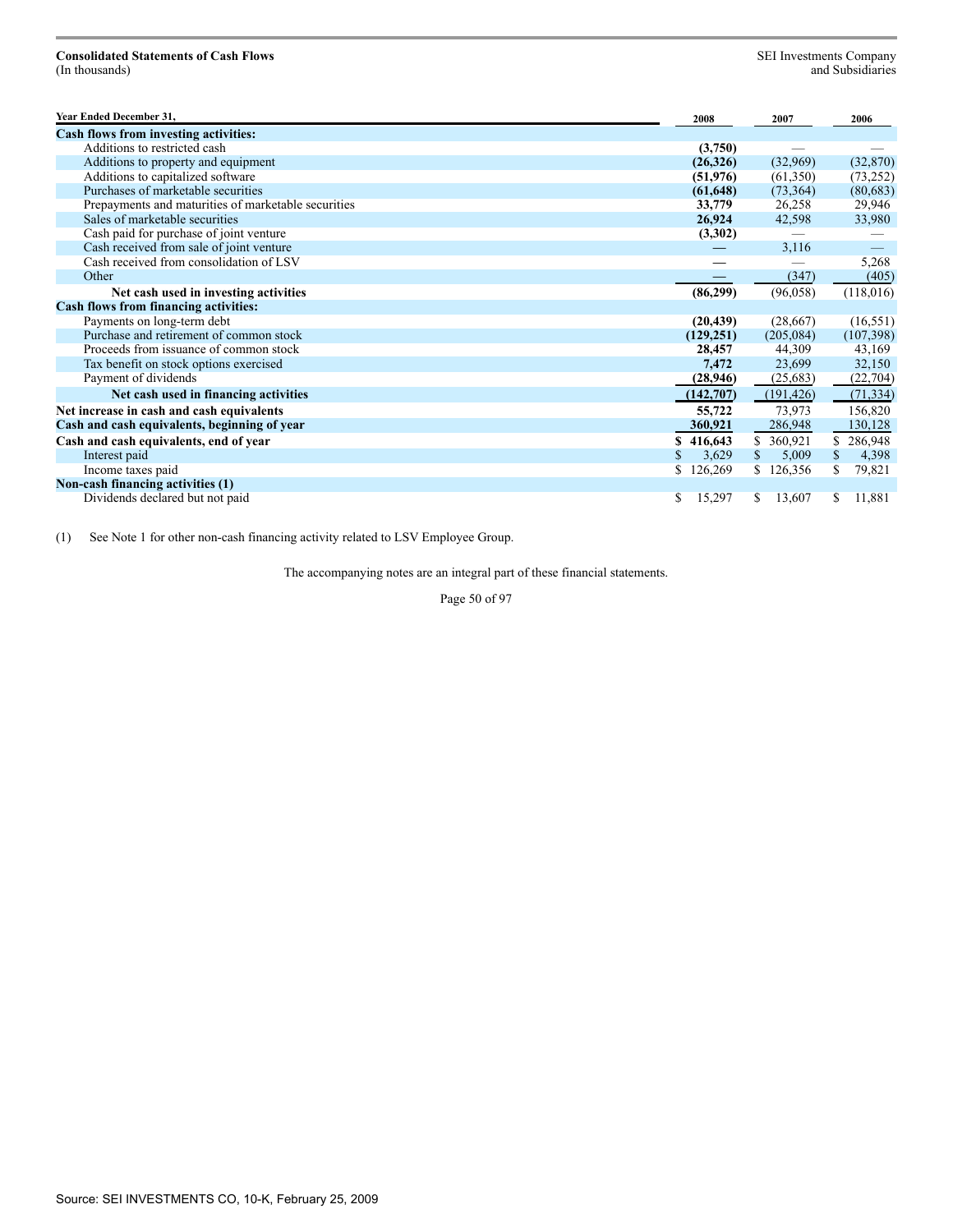**Consolidated Statements of Cash Flows**
(In thousands)

SEI Investments Company
and Subsidiaries

| Year Ended December 31, | 2008 | 2007 | 2006 |
|---|---|---|---|
| **Cash flows from investing activities:** | | | |
| Additions to restricted cash | **(3,750)** | — | — |
| Additions to property and equipment | **(26,326)** | (32,969) | (32,870) |
| Additions to capitalized software | **(51,976)** | (61,350) | (73,252) |
| Purchases of marketable securities | **(61,648)** | (73,364) | (80,683) |
| Prepayments and maturities of marketable securities | **33,779** | 26,258 | 29,946 |
| Sales of marketable securities | **26,924** | 42,598 | 33,980 |
| Cash paid for purchase of joint venture | **(3,302)** | — | — |
| Cash received from sale of joint venture | **—** | 3,116 | — |
| Cash received from consolidation of LSV | **—** | — | 5,268 |
| Other | **—** | (347) | (405) |
| **Net cash used in investing activities** | **(86,299)** | (96,058) | (118,016) |
| **Cash flows from financing activities:** | | | |
| Payments on long-term debt | **(20,439)** | (28,667) | (16,551) |
| Purchase and retirement of common stock | **(129,251)** | (205,084) | (107,398) |
| Proceeds from issuance of common stock | **28,457** | 44,309 | 43,169 |
| Tax benefit on stock options exercised | **7,472** | 23,699 | 32,150 |
| Payment of dividends | **(28,946)** | (25,683) | (22,704) |
| **Net cash used in financing activities** | **(142,707)** | (191,426) | (71,334) |
| **Net increase in cash and cash equivalents** | **55,722** | 73,973 | 156,820 |
| **Cash and cash equivalents, beginning of year** | **360,921** | 286,948 | 130,128 |
| **Cash and cash equivalents, end of year** | **$ 416,643** | $ 360,921 | $ 286,948 |
| Interest paid | $ 3,629 | $ 5,009 | $ 4,398 |
| Income taxes paid | $ 126,269 | $ 126,356 | $ 79,821 |
| **Non-cash financing activities (1)** | | | |
| Dividends declared but not paid | $ 15,297 | $ 13,607 | $ 11,881 |

(1) See Note 1 for other non-cash financing activity related to LSV Employee Group.

The accompanying notes are an integral part of these financial statements.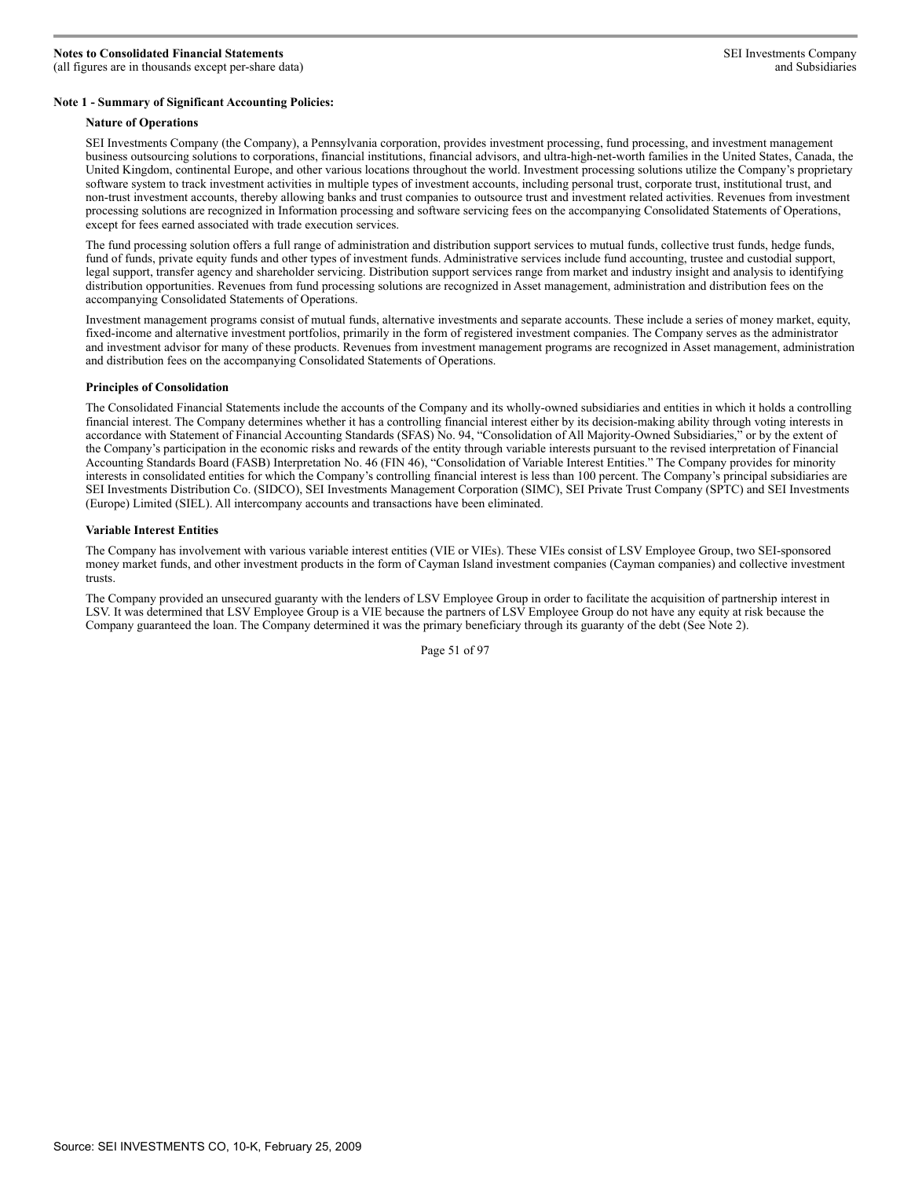### Note 1 - Summary of Significant Accounting Policies:

#### Nature of Operations

SEI Investments Company (the Company), a Pennsylvania corporation, provides investment processing, fund processing, and investment management business outsourcing solutions to corporations, financial institutions, financial advisors, and ultra-high-net-worth families in the United States, Canada, the United Kingdom, continental Europe, and other various locations throughout the world. Investment processing solutions utilize the Company's proprietary software system to track investment activities in multiple types of investment accounts, including personal trust, corporate trust, institutional trust, and non-trust investment accounts, thereby allowing banks and trust companies to outsource trust and investment related activities. Revenues from investment processing solutions are recognized in Information processing and software servicing fees on the accompanying Consolidated Statements of Operations, except for fees earned associated with trade execution services.

The fund processing solution offers a full range of administration and distribution support services to mutual funds, collective trust funds, hedge funds, fund of funds, private equity funds and other types of investment funds. Administrative services include fund accounting, trustee and custodial support, legal support, transfer agency and shareholder servicing. Distribution support services range from market and industry insight and analysis to identifying distribution opportunities. Revenues from fund processing solutions are recognized in Asset management, administration and distribution fees on the accompanying Consolidated Statements of Operations.

Investment management programs consist of mutual funds, alternative investments and separate accounts. These include a series of money market, equity, fixed-income and alternative investment portfolios, primarily in the form of registered investment companies. The Company serves as the administrator and investment advisor for many of these products. Revenues from investment management programs are recognized in Asset management, administration and distribution fees on the accompanying Consolidated Statements of Operations.

#### Principles of Consolidation

The Consolidated Financial Statements include the accounts of the Company and its wholly-owned subsidiaries and entities in which it holds a controlling financial interest. The Company determines whether it has a controlling financial interest either by its decision-making ability through voting interests in accordance with Statement of Financial Accounting Standards (SFAS) No. 94, "Consolidation of All Majority-Owned Subsidiaries," or by the extent of the Company's participation in the economic risks and rewards of the entity through variable interests pursuant to the revised interpretation of Financial Accounting Standards Board (FASB) Interpretation No. 46 (FIN 46), "Consolidation of Variable Interest Entities." The Company provides for minority interests in consolidated entities for which the Company's controlling financial interest is less than 100 percent. The Company's principal subsidiaries are SEI Investments Distribution Co. (SIDCO), SEI Investments Management Corporation (SIMC), SEI Private Trust Company (SPTC) and SEI Investments (Europe) Limited (SIEL). All intercompany accounts and transactions have been eliminated.

#### Variable Interest Entities

The Company has involvement with various variable interest entities (VIE or VIEs). These VIEs consist of LSV Employee Group, two SEI-sponsored money market funds, and other investment products in the form of Cayman Island investment companies (Cayman companies) and collective investment trusts.

The Company provided an unsecured guaranty with the lenders of LSV Employee Group in order to facilitate the acquisition of partnership interest in LSV. It was determined that LSV Employee Group is a VIE because the partners of LSV Employee Group do not have any equity at risk because the Company guaranteed the loan. The Company determined it was the primary beneficiary through its guaranty of the debt (See Note 2).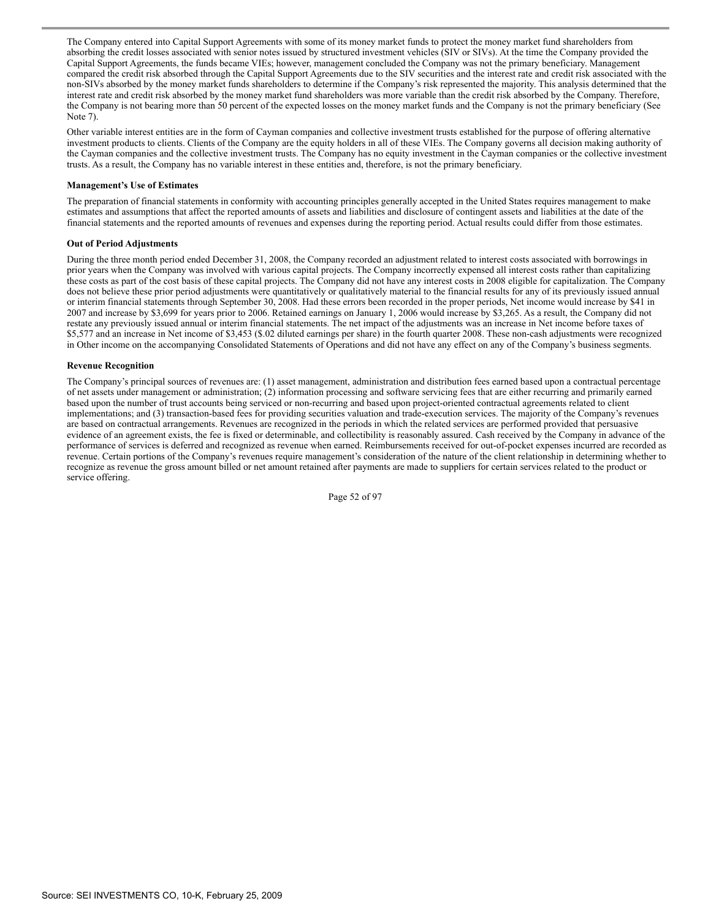The Company entered into Capital Support Agreements with some of its money market funds to protect the money market fund shareholders from absorbing the credit losses associated with senior notes issued by structured investment vehicles (SIV or SIVs). At the time the Company provided the Capital Support Agreements, the funds became VIEs; however, management concluded the Company was not the primary beneficiary. Management compared the credit risk absorbed through the Capital Support Agreements due to the SIV securities and the interest rate and credit risk associated with the non-SIVs absorbed by the money market funds shareholders to determine if the Company's risk represented the majority. This analysis determined that the interest rate and credit risk absorbed by the money market fund shareholders was more variable than the credit risk absorbed by the Company. Therefore, the Company is not bearing more than 50 percent of the expected losses on the money market funds and the Company is not the primary beneficiary (See Note 7).

Other variable interest entities are in the form of Cayman companies and collective investment trusts established for the purpose of offering alternative investment products to clients. Clients of the Company are the equity holders in all of these VIEs. The Company governs all decision making authority of the Cayman companies and the collective investment trusts. The Company has no equity investment in the Cayman companies or the collective investment trusts. As a result, the Company has no variable interest in these entities and, therefore, is not the primary beneficiary.

**Management's Use of Estimates**

The preparation of financial statements in conformity with accounting principles generally accepted in the United States requires management to make estimates and assumptions that affect the reported amounts of assets and liabilities and disclosure of contingent assets and liabilities at the date of the financial statements and the reported amounts of revenues and expenses during the reporting period. Actual results could differ from those estimates.

**Out of Period Adjustments**

During the three month period ended December 31, 2008, the Company recorded an adjustment related to interest costs associated with borrowings in prior years when the Company was involved with various capital projects. The Company incorrectly expensed all interest costs rather than capitalizing these costs as part of the cost basis of these capital projects. The Company did not have any interest costs in 2008 eligible for capitalization. The Company does not believe these prior period adjustments were quantitatively or qualitatively material to the financial results for any of its previously issued annual or interim financial statements through September 30, 2008. Had these errors been recorded in the proper periods, Net income would increase by $41 in 2007 and increase by $3,699 for years prior to 2006. Retained earnings on January 1, 2006 would increase by $3,265. As a result, the Company did not restate any previously issued annual or interim financial statements. The net impact of the adjustments was an increase in Net income before taxes of $5,577 and an increase in Net income of $3,453 ($.02 diluted earnings per share) in the fourth quarter 2008. These non-cash adjustments were recognized in Other income on the accompanying Consolidated Statements of Operations and did not have any effect on any of the Company's business segments.

**Revenue Recognition**

The Company's principal sources of revenues are: (1) asset management, administration and distribution fees earned based upon a contractual percentage of net assets under management or administration; (2) information processing and software servicing fees that are either recurring and primarily earned based upon the number of trust accounts being serviced or non-recurring and based upon project-oriented contractual agreements related to client implementations; and (3) transaction-based fees for providing securities valuation and trade-execution services. The majority of the Company's revenues are based on contractual arrangements. Revenues are recognized in the periods in which the related services are performed provided that persuasive evidence of an agreement exists, the fee is fixed or determinable, and collectibility is reasonably assured. Cash received by the Company in advance of the performance of services is deferred and recognized as revenue when earned. Reimbursements received for out-of-pocket expenses incurred are recorded as revenue. Certain portions of the Company's revenues require management's consideration of the nature of the client relationship in determining whether to recognize as revenue the gross amount billed or net amount retained after payments are made to suppliers for certain services related to the product or service offering.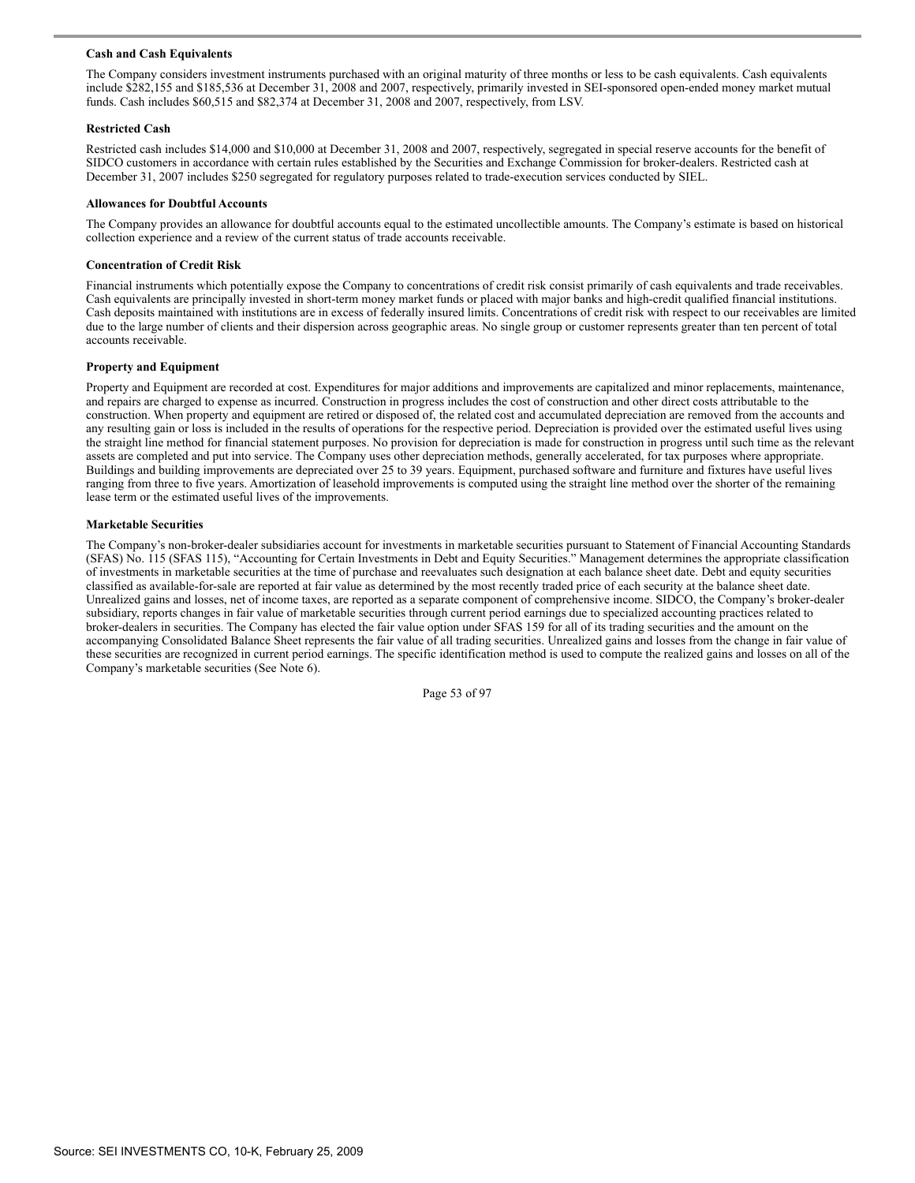**Cash and Cash Equivalents**

The Company considers investment instruments purchased with an original maturity of three months or less to be cash equivalents. Cash equivalents include $282,155 and $185,536 at December 31, 2008 and 2007, respectively, primarily invested in SEI-sponsored open-ended money market mutual funds. Cash includes $60,515 and $82,374 at December 31, 2008 and 2007, respectively, from LSV.

**Restricted Cash**

Restricted cash includes $14,000 and $10,000 at December 31, 2008 and 2007, respectively, segregated in special reserve accounts for the benefit of SIDCO customers in accordance with certain rules established by the Securities and Exchange Commission for broker-dealers. Restricted cash at December 31, 2007 includes $250 segregated for regulatory purposes related to trade-execution services conducted by SIEL.

**Allowances for Doubtful Accounts**

The Company provides an allowance for doubtful accounts equal to the estimated uncollectible amounts. The Company's estimate is based on historical collection experience and a review of the current status of trade accounts receivable.

**Concentration of Credit Risk**

Financial instruments which potentially expose the Company to concentrations of credit risk consist primarily of cash equivalents and trade receivables. Cash equivalents are principally invested in short-term money market funds or placed with major banks and high-credit qualified financial institutions. Cash deposits maintained with institutions are in excess of federally insured limits. Concentrations of credit risk with respect to our receivables are limited due to the large number of clients and their dispersion across geographic areas. No single group or customer represents greater than ten percent of total accounts receivable.

**Property and Equipment**

Property and Equipment are recorded at cost. Expenditures for major additions and improvements are capitalized and minor replacements, maintenance, and repairs are charged to expense as incurred. Construction in progress includes the cost of construction and other direct costs attributable to the construction. When property and equipment are retired or disposed of, the related cost and accumulated depreciation are removed from the accounts and any resulting gain or loss is included in the results of operations for the respective period. Depreciation is provided over the estimated useful lives using the straight line method for financial statement purposes. No provision for depreciation is made for construction in progress until such time as the relevant assets are completed and put into service. The Company uses other depreciation methods, generally accelerated, for tax purposes where appropriate. Buildings and building improvements are depreciated over 25 to 39 years. Equipment, purchased software and furniture and fixtures have useful lives ranging from three to five years. Amortization of leasehold improvements is computed using the straight line method over the shorter of the remaining lease term or the estimated useful lives of the improvements.

**Marketable Securities**

The Company's non-broker-dealer subsidiaries account for investments in marketable securities pursuant to Statement of Financial Accounting Standards (SFAS) No. 115 (SFAS 115), "Accounting for Certain Investments in Debt and Equity Securities." Management determines the appropriate classification of investments in marketable securities at the time of purchase and reevaluates such designation at each balance sheet date. Debt and equity securities classified as available-for-sale are reported at fair value as determined by the most recently traded price of each security at the balance sheet date. Unrealized gains and losses, net of income taxes, are reported as a separate component of comprehensive income. SIDCO, the Company's broker-dealer subsidiary, reports changes in fair value of marketable securities through current period earnings due to specialized accounting practices related to broker-dealers in securities. The Company has elected the fair value option under SFAS 159 for all of its trading securities and the amount on the accompanying Consolidated Balance Sheet represents the fair value of all trading securities. Unrealized gains and losses from the change in fair value of these securities are recognized in current period earnings. The specific identification method is used to compute the realized gains and losses on all of the Company's marketable securities (See Note 6).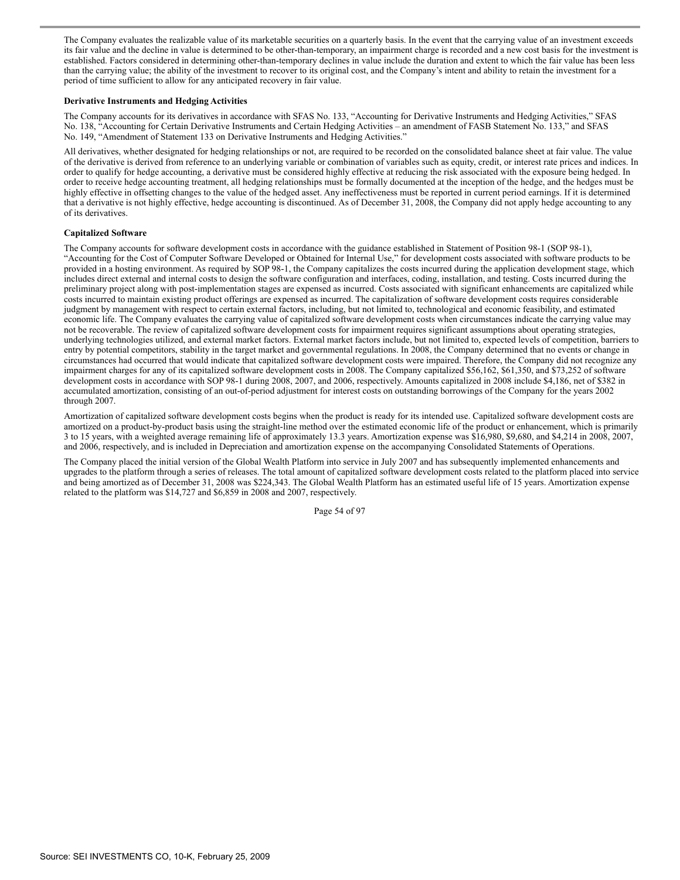The Company evaluates the realizable value of its marketable securities on a quarterly basis. In the event that the carrying value of an investment exceeds its fair value and the decline in value is determined to be other-than-temporary, an impairment charge is recorded and a new cost basis for the investment is established. Factors considered in determining other-than-temporary declines in value include the duration and extent to which the fair value has been less than the carrying value; the ability of the investment to recover to its original cost, and the Company's intent and ability to retain the investment for a period of time sufficient to allow for any anticipated recovery in fair value.

**Derivative Instruments and Hedging Activities**

The Company accounts for its derivatives in accordance with SFAS No. 133, "Accounting for Derivative Instruments and Hedging Activities," SFAS No. 138, "Accounting for Certain Derivative Instruments and Certain Hedging Activities – an amendment of FASB Statement No. 133," and SFAS No. 149, "Amendment of Statement 133 on Derivative Instruments and Hedging Activities."

All derivatives, whether designated for hedging relationships or not, are required to be recorded on the consolidated balance sheet at fair value. The value of the derivative is derived from reference to an underlying variable or combination of variables such as equity, credit, or interest rate prices and indices. In order to qualify for hedge accounting, a derivative must be considered highly effective at reducing the risk associated with the exposure being hedged. In order to receive hedge accounting treatment, all hedging relationships must be formally documented at the inception of the hedge, and the hedges must be highly effective in offsetting changes to the value of the hedged asset. Any ineffectiveness must be reported in current period earnings. If it is determined that a derivative is not highly effective, hedge accounting is discontinued. As of December 31, 2008, the Company did not apply hedge accounting to any of its derivatives.

**Capitalized Software**

The Company accounts for software development costs in accordance with the guidance established in Statement of Position 98-1 (SOP 98-1), "Accounting for the Cost of Computer Software Developed or Obtained for Internal Use," for development costs associated with software products to be provided in a hosting environment. As required by SOP 98-1, the Company capitalizes the costs incurred during the application development stage, which includes direct external and internal costs to design the software configuration and interfaces, coding, installation, and testing. Costs incurred during the preliminary project along with post-implementation stages are expensed as incurred. Costs associated with significant enhancements are capitalized while costs incurred to maintain existing product offerings are expensed as incurred. The capitalization of software development costs requires considerable judgment by management with respect to certain external factors, including, but not limited to, technological and economic feasibility, and estimated economic life. The Company evaluates the carrying value of capitalized software development costs when circumstances indicate the carrying value may not be recoverable. The review of capitalized software development costs for impairment requires significant assumptions about operating strategies, underlying technologies utilized, and external market factors. External market factors include, but not limited to, expected levels of competition, barriers to entry by potential competitors, stability in the target market and governmental regulations. In 2008, the Company determined that no events or change in circumstances had occurred that would indicate that capitalized software development costs were impaired. Therefore, the Company did not recognize any impairment charges for any of its capitalized software development costs in 2008. The Company capitalized $56,162, $61,350, and $73,252 of software development costs in accordance with SOP 98-1 during 2008, 2007, and 2006, respectively. Amounts capitalized in 2008 include $4,186, net of $382 in accumulated amortization, consisting of an out-of-period adjustment for interest costs on outstanding borrowings of the Company for the years 2002 through 2007.

Amortization of capitalized software development costs begins when the product is ready for its intended use. Capitalized software development costs are amortized on a product-by-product basis using the straight-line method over the estimated economic life of the product or enhancement, which is primarily 3 to 15 years, with a weighted average remaining life of approximately 13.3 years. Amortization expense was $16,980, $9,680, and $4,214 in 2008, 2007, and 2006, respectively, and is included in Depreciation and amortization expense on the accompanying Consolidated Statements of Operations.

The Company placed the initial version of the Global Wealth Platform into service in July 2007 and has subsequently implemented enhancements and upgrades to the platform through a series of releases. The total amount of capitalized software development costs related to the platform placed into service and being amortized as of December 31, 2008 was $224,343. The Global Wealth Platform has an estimated useful life of 15 years. Amortization expense related to the platform was $14,727 and $6,859 in 2008 and 2007, respectively.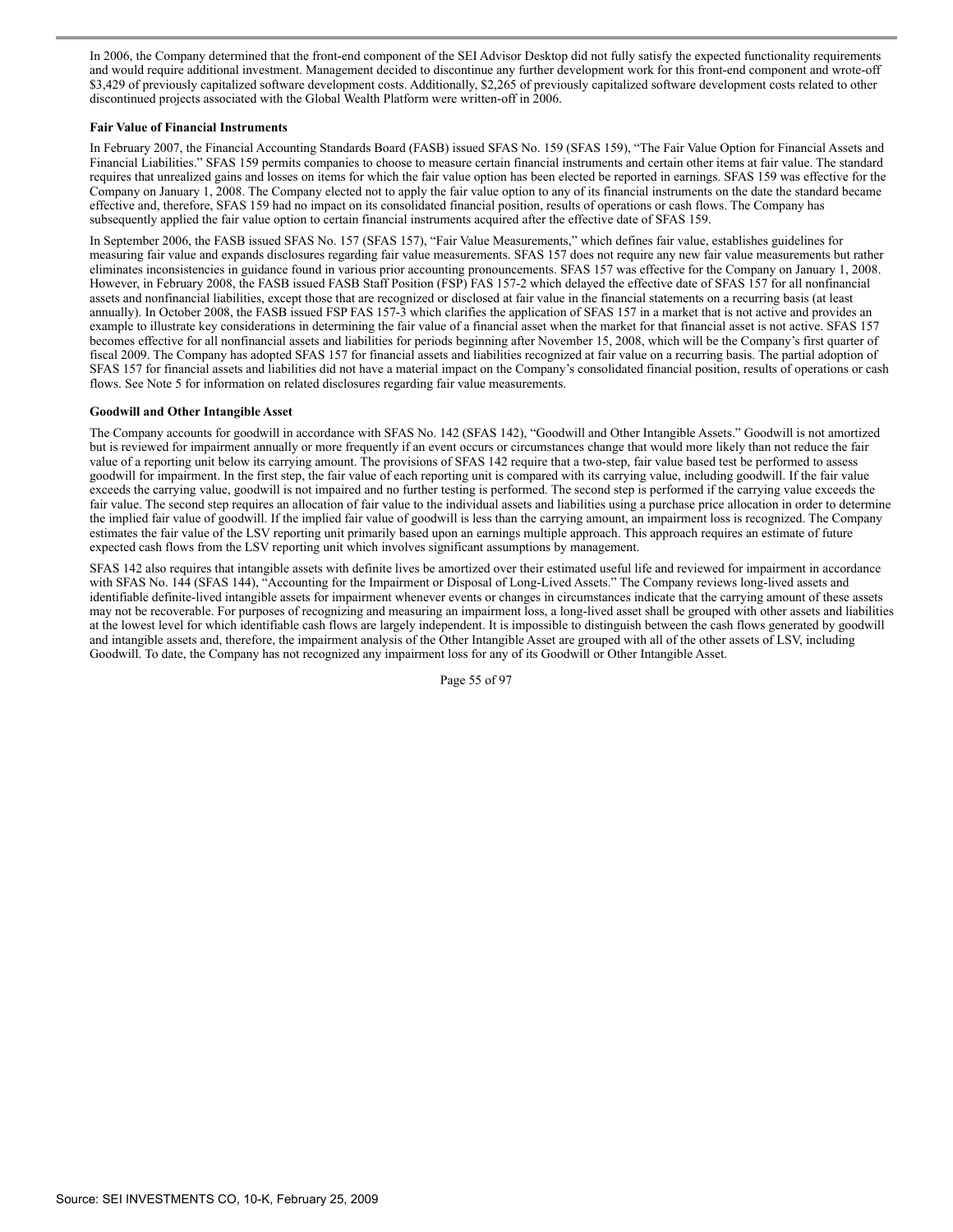In 2006, the Company determined that the front-end component of the SEI Advisor Desktop did not fully satisfy the expected functionality requirements and would require additional investment. Management decided to discontinue any further development work for this front-end component and wrote-off $3,429 of previously capitalized software development costs. Additionally, $2,265 of previously capitalized software development costs related to other discontinued projects associated with the Global Wealth Platform were written-off in 2006.

**Fair Value of Financial Instruments**

In February 2007, the Financial Accounting Standards Board (FASB) issued SFAS No. 159 (SFAS 159), "The Fair Value Option for Financial Assets and Financial Liabilities." SFAS 159 permits companies to choose to measure certain financial instruments and certain other items at fair value. The standard requires that unrealized gains and losses on items for which the fair value option has been elected be reported in earnings. SFAS 159 was effective for the Company on January 1, 2008. The Company elected not to apply the fair value option to any of its financial instruments on the date the standard became effective and, therefore, SFAS 159 had no impact on its consolidated financial position, results of operations or cash flows. The Company has subsequently applied the fair value option to certain financial instruments acquired after the effective date of SFAS 159.

In September 2006, the FASB issued SFAS No. 157 (SFAS 157), "Fair Value Measurements," which defines fair value, establishes guidelines for measuring fair value and expands disclosures regarding fair value measurements. SFAS 157 does not require any new fair value measurements but rather eliminates inconsistencies in guidance found in various prior accounting pronouncements. SFAS 157 was effective for the Company on January 1, 2008. However, in February 2008, the FASB issued FASB Staff Position (FSP) FAS 157-2 which delayed the effective date of SFAS 157 for all nonfinancial assets and nonfinancial liabilities, except those that are recognized or disclosed at fair value in the financial statements on a recurring basis (at least annually). In October 2008, the FASB issued FSP FAS 157-3 which clarifies the application of SFAS 157 in a market that is not active and provides an example to illustrate key considerations in determining the fair value of a financial asset when the market for that financial asset is not active. SFAS 157 becomes effective for all nonfinancial assets and liabilities for periods beginning after November 15, 2008, which will be the Company's first quarter of fiscal 2009. The Company has adopted SFAS 157 for financial assets and liabilities recognized at fair value on a recurring basis. The partial adoption of SFAS 157 for financial assets and liabilities did not have a material impact on the Company's consolidated financial position, results of operations or cash flows. See Note 5 for information on related disclosures regarding fair value measurements.

**Goodwill and Other Intangible Asset**

The Company accounts for goodwill in accordance with SFAS No. 142 (SFAS 142), "Goodwill and Other Intangible Assets." Goodwill is not amortized but is reviewed for impairment annually or more frequently if an event occurs or circumstances change that would more likely than not reduce the fair value of a reporting unit below its carrying amount. The provisions of SFAS 142 require that a two-step, fair value based test be performed to assess goodwill for impairment. In the first step, the fair value of each reporting unit is compared with its carrying value, including goodwill. If the fair value exceeds the carrying value, goodwill is not impaired and no further testing is performed. The second step is performed if the carrying value exceeds the fair value. The second step requires an allocation of fair value to the individual assets and liabilities using a purchase price allocation in order to determine the implied fair value of goodwill. If the implied fair value of goodwill is less than the carrying amount, an impairment loss is recognized. The Company estimates the fair value of the LSV reporting unit primarily based upon an earnings multiple approach. This approach requires an estimate of future expected cash flows from the LSV reporting unit which involves significant assumptions by management.

SFAS 142 also requires that intangible assets with definite lives be amortized over their estimated useful life and reviewed for impairment in accordance with SFAS No. 144 (SFAS 144), "Accounting for the Impairment or Disposal of Long-Lived Assets." The Company reviews long-lived assets and identifiable definite-lived intangible assets for impairment whenever events or changes in circumstances indicate that the carrying amount of these assets may not be recoverable. For purposes of recognizing and measuring an impairment loss, a long-lived asset shall be grouped with other assets and liabilities at the lowest level for which identifiable cash flows are largely independent. It is impossible to distinguish between the cash flows generated by goodwill and intangible assets and, therefore, the impairment analysis of the Other Intangible Asset are grouped with all of the other assets of LSV, including Goodwill. To date, the Company has not recognized any impairment loss for any of its Goodwill or Other Intangible Asset.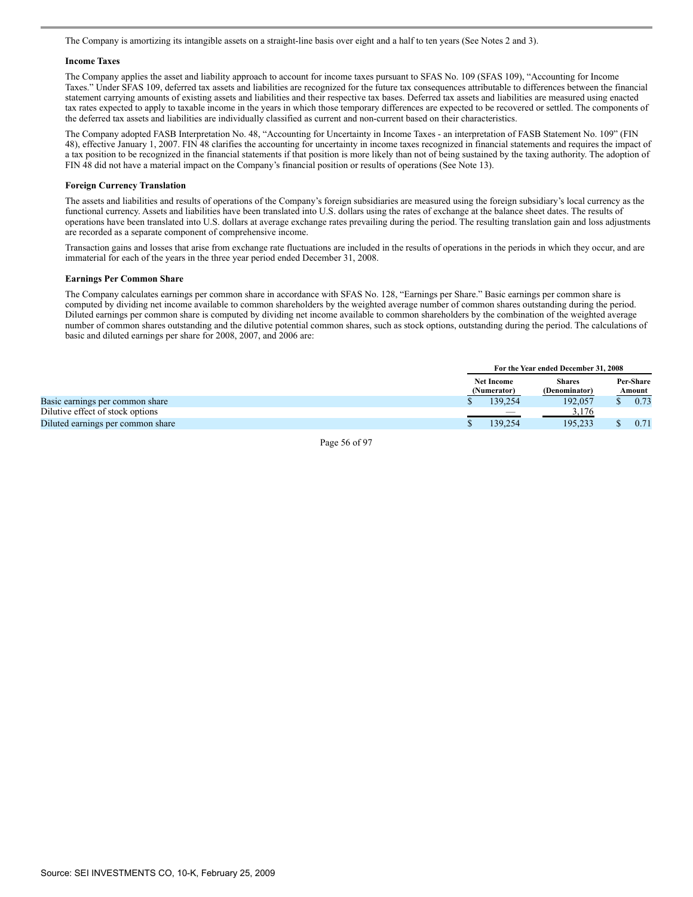The Company is amortizing its intangible assets on a straight-line basis over eight and a half to ten years (See Notes 2 and 3).

**Income Taxes**

The Company applies the asset and liability approach to account for income taxes pursuant to SFAS No. 109 (SFAS 109), "Accounting for Income Taxes." Under SFAS 109, deferred tax assets and liabilities are recognized for the future tax consequences attributable to differences between the financial statement carrying amounts of existing assets and liabilities and their respective tax bases. Deferred tax assets and liabilities are measured using enacted tax rates expected to apply to taxable income in the years in which those temporary differences are expected to be recovered or settled. The components of the deferred tax assets and liabilities are individually classified as current and non-current based on their characteristics.

The Company adopted FASB Interpretation No. 48, "Accounting for Uncertainty in Income Taxes - an interpretation of FASB Statement No. 109" (FIN 48), effective January 1, 2007. FIN 48 clarifies the accounting for uncertainty in income taxes recognized in financial statements and requires the impact of a tax position to be recognized in the financial statements if that position is more likely than not of being sustained by the taxing authority. The adoption of FIN 48 did not have a material impact on the Company's financial position or results of operations (See Note 13).

**Foreign Currency Translation**

The assets and liabilities and results of operations of the Company's foreign subsidiaries are measured using the foreign subsidiary's local currency as the functional currency. Assets and liabilities have been translated into U.S. dollars using the rates of exchange at the balance sheet dates. The results of operations have been translated into U.S. dollars at average exchange rates prevailing during the period. The resulting translation gain and loss adjustments are recorded as a separate component of comprehensive income.

Transaction gains and losses that arise from exchange rate fluctuations are included in the results of operations in the periods in which they occur, and are immaterial for each of the years in the three year period ended December 31, 2008.

**Earnings Per Common Share**

The Company calculates earnings per common share in accordance with SFAS No. 128, "Earnings per Share." Basic earnings per common share is computed by dividing net income available to common shareholders by the weighted average number of common shares outstanding during the period. Diluted earnings per common share is computed by dividing net income available to common shareholders by the combination of the weighted average number of common shares outstanding and the dilutive potential common shares, such as stock options, outstanding during the period. The calculations of basic and diluted earnings per share for 2008, 2007, and 2006 are:

| | For the Year ended December 31, 2008 | | |
|---|---|---|---|
| | Net Income (Numerator) | Shares (Denominator) | Per-Share Amount |
| Basic earnings per common share | $ 139,254 | 192,057 | $ 0.73 |
| Dilutive effect of stock options | — | 3,176 | |
| Diluted earnings per common share | $ 139,254 | 195,233 | $ 0.71 |

Source: SEI INVESTMENTS CO, 10-K, February 25, 2009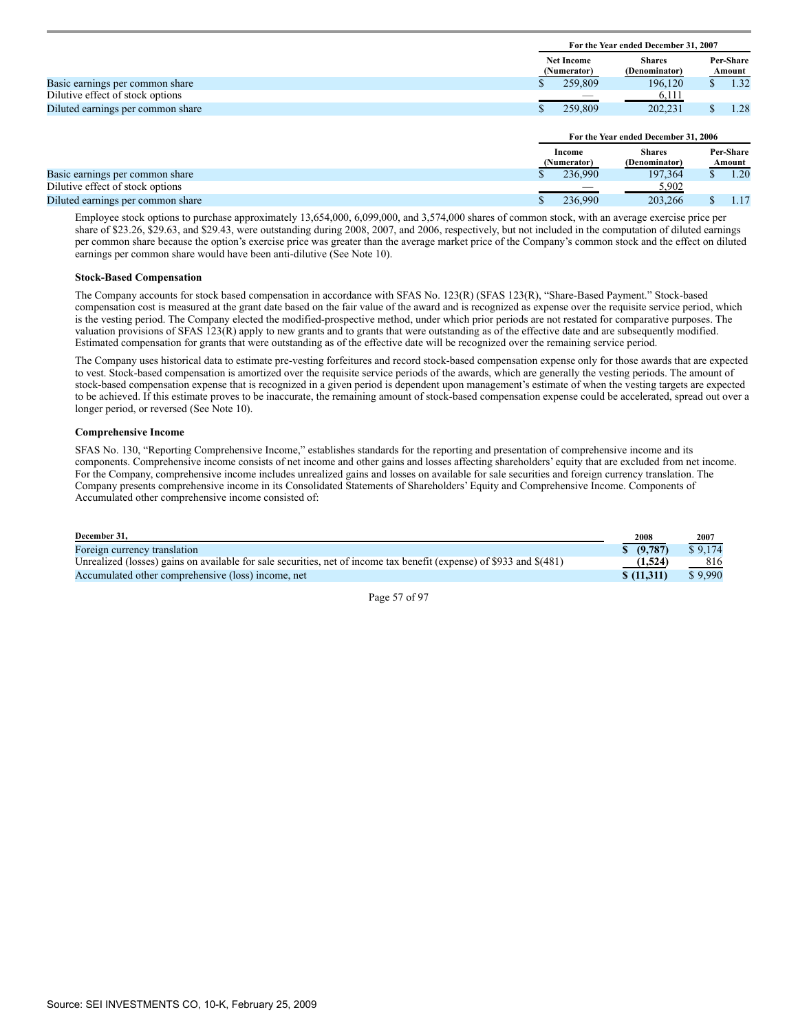| | For the Year ended December 31, 2007 | | |
|---|---|---|---|
| | Net Income (Numerator) | Shares (Denominator) | Per-Share Amount |
| Basic earnings per common share | $ 259,809 | 196,120 | $ 1.32 |
| Dilutive effect of stock options | — | 6,111 | |
| Diluted earnings per common share | $ 259,809 | 202,231 | $ 1.28 |

| | For the Year ended December 31, 2006 | | |
|---|---|---|---|
| | Income (Numerator) | Shares (Denominator) | Per-Share Amount |
| Basic earnings per common share | $ 236,990 | 197,364 | $ 1.20 |
| Dilutive effect of stock options | — | 5,902 | |
| Diluted earnings per common share | $ 236,990 | 203,266 | $ 1.17 |

Employee stock options to purchase approximately 13,654,000, 6,099,000, and 3,574,000 shares of common stock, with an average exercise price per share of $23.26, $29.63, and $29.43, were outstanding during 2008, 2007, and 2006, respectively, but not included in the computation of diluted earnings per common share because the option's exercise price was greater than the average market price of the Company's common stock and the effect on diluted earnings per common share would have been anti-dilutive (See Note 10).

**Stock-Based Compensation**

The Company accounts for stock based compensation in accordance with SFAS No. 123(R) (SFAS 123(R), "Share-Based Payment." Stock-based compensation cost is measured at the grant date based on the fair value of the award and is recognized as expense over the requisite service period, which is the vesting period. The Company elected the modified-prospective method, under which prior periods are not restated for comparative purposes. The valuation provisions of SFAS 123(R) apply to new grants and to grants that were outstanding as of the effective date and are subsequently modified. Estimated compensation for grants that were outstanding as of the effective date will be recognized over the remaining service period.

The Company uses historical data to estimate pre-vesting forfeitures and record stock-based compensation expense only for those awards that are expected to vest. Stock-based compensation is amortized over the requisite service periods of the awards, which are generally the vesting periods. The amount of stock-based compensation expense that is recognized in a given period is dependent upon management's estimate of when the vesting targets are expected to be achieved. If this estimate proves to be inaccurate, the remaining amount of stock-based compensation expense could be accelerated, spread out over a longer period, or reversed (See Note 10).

**Comprehensive Income**

SFAS No. 130, "Reporting Comprehensive Income," establishes standards for the reporting and presentation of comprehensive income and its components. Comprehensive income consists of net income and other gains and losses affecting shareholders' equity that are excluded from net income. For the Company, comprehensive income includes unrealized gains and losses on available for sale securities and foreign currency translation. The Company presents comprehensive income in its Consolidated Statements of Shareholders' Equity and Comprehensive Income. Components of Accumulated other comprehensive income consisted of:

| December 31, | 2008 | 2007 |
|---|---|---|
| Foreign currency translation | **$ (9,787)** | $ 9,174 |
| Unrealized (losses) gains on available for sale securities, net of income tax benefit (expense) of $933 and $(481) | **(1,524)** | 816 |
| Accumulated other comprehensive (loss) income, net | **$ (11,311)** | $ 9,990 |

Source: SEI INVESTMENTS CO, 10-K, February 25, 2009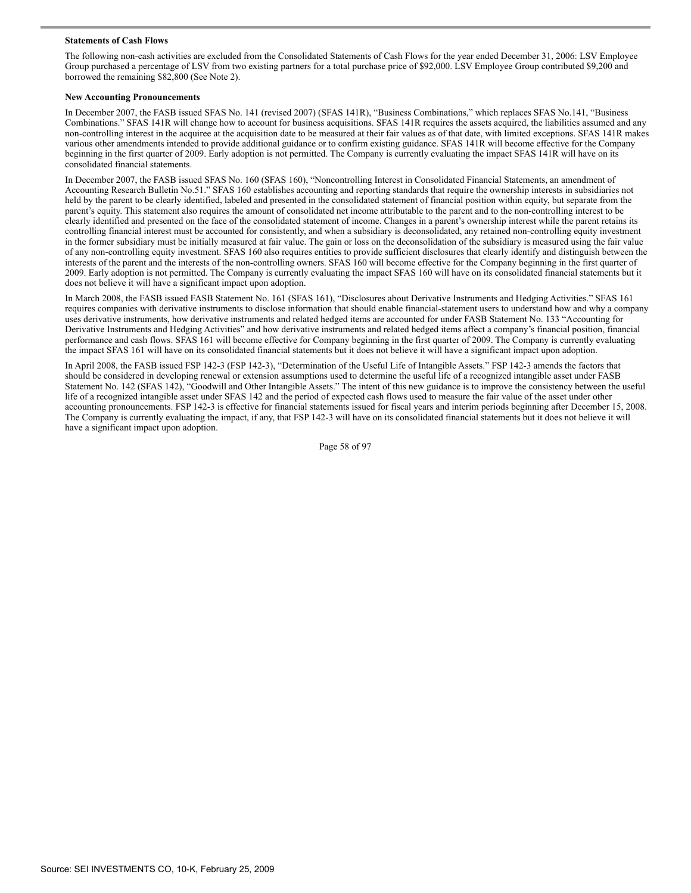**Statements of Cash Flows**

The following non-cash activities are excluded from the Consolidated Statements of Cash Flows for the year ended December 31, 2006: LSV Employee Group purchased a percentage of LSV from two existing partners for a total purchase price of $92,000. LSV Employee Group contributed $9,200 and borrowed the remaining $82,800 (See Note 2).

**New Accounting Pronouncements**

In December 2007, the FASB issued SFAS No. 141 (revised 2007) (SFAS 141R), "Business Combinations," which replaces SFAS No.141, "Business Combinations." SFAS 141R will change how to account for business acquisitions. SFAS 141R requires the assets acquired, the liabilities assumed and any non-controlling interest in the acquiree at the acquisition date to be measured at their fair values as of that date, with limited exceptions. SFAS 141R makes various other amendments intended to provide additional guidance or to confirm existing guidance. SFAS 141R will become effective for the Company beginning in the first quarter of 2009. Early adoption is not permitted. The Company is currently evaluating the impact SFAS 141R will have on its consolidated financial statements.

In December 2007, the FASB issued SFAS No. 160 (SFAS 160), "Noncontrolling Interest in Consolidated Financial Statements, an amendment of Accounting Research Bulletin No.51." SFAS 160 establishes accounting and reporting standards that require the ownership interests in subsidiaries not held by the parent to be clearly identified, labeled and presented in the consolidated statement of financial position within equity, but separate from the parent's equity. This statement also requires the amount of consolidated net income attributable to the parent and to the non-controlling interest to be clearly identified and presented on the face of the consolidated statement of income. Changes in a parent's ownership interest while the parent retains its controlling financial interest must be accounted for consistently, and when a subsidiary is deconsolidated, any retained non-controlling equity investment in the former subsidiary must be initially measured at fair value. The gain or loss on the deconsolidation of the subsidiary is measured using the fair value of any non-controlling equity investment. SFAS 160 also requires entities to provide sufficient disclosures that clearly identify and distinguish between the interests of the parent and the interests of the non-controlling owners. SFAS 160 will become effective for the Company beginning in the first quarter of 2009. Early adoption is not permitted. The Company is currently evaluating the impact SFAS 160 will have on its consolidated financial statements but it does not believe it will have a significant impact upon adoption.

In March 2008, the FASB issued FASB Statement No. 161 (SFAS 161), "Disclosures about Derivative Instruments and Hedging Activities." SFAS 161 requires companies with derivative instruments to disclose information that should enable financial-statement users to understand how and why a company uses derivative instruments, how derivative instruments and related hedged items are accounted for under FASB Statement No. 133 "Accounting for Derivative Instruments and Hedging Activities" and how derivative instruments and related hedged items affect a company's financial position, financial performance and cash flows. SFAS 161 will become effective for Company beginning in the first quarter of 2009. The Company is currently evaluating the impact SFAS 161 will have on its consolidated financial statements but it does not believe it will have a significant impact upon adoption.

In April 2008, the FASB issued FSP 142-3 (FSP 142-3), "Determination of the Useful Life of Intangible Assets." FSP 142-3 amends the factors that should be considered in developing renewal or extension assumptions used to determine the useful life of a recognized intangible asset under FASB Statement No. 142 (SFAS 142), "Goodwill and Other Intangible Assets." The intent of this new guidance is to improve the consistency between the useful life of a recognized intangible asset under SFAS 142 and the period of expected cash flows used to measure the fair value of the asset under other accounting pronouncements. FSP 142-3 is effective for financial statements issued for fiscal years and interim periods beginning after December 15, 2008. The Company is currently evaluating the impact, if any, that FSP 142-3 will have on its consolidated financial statements but it does not believe it will have a significant impact upon adoption.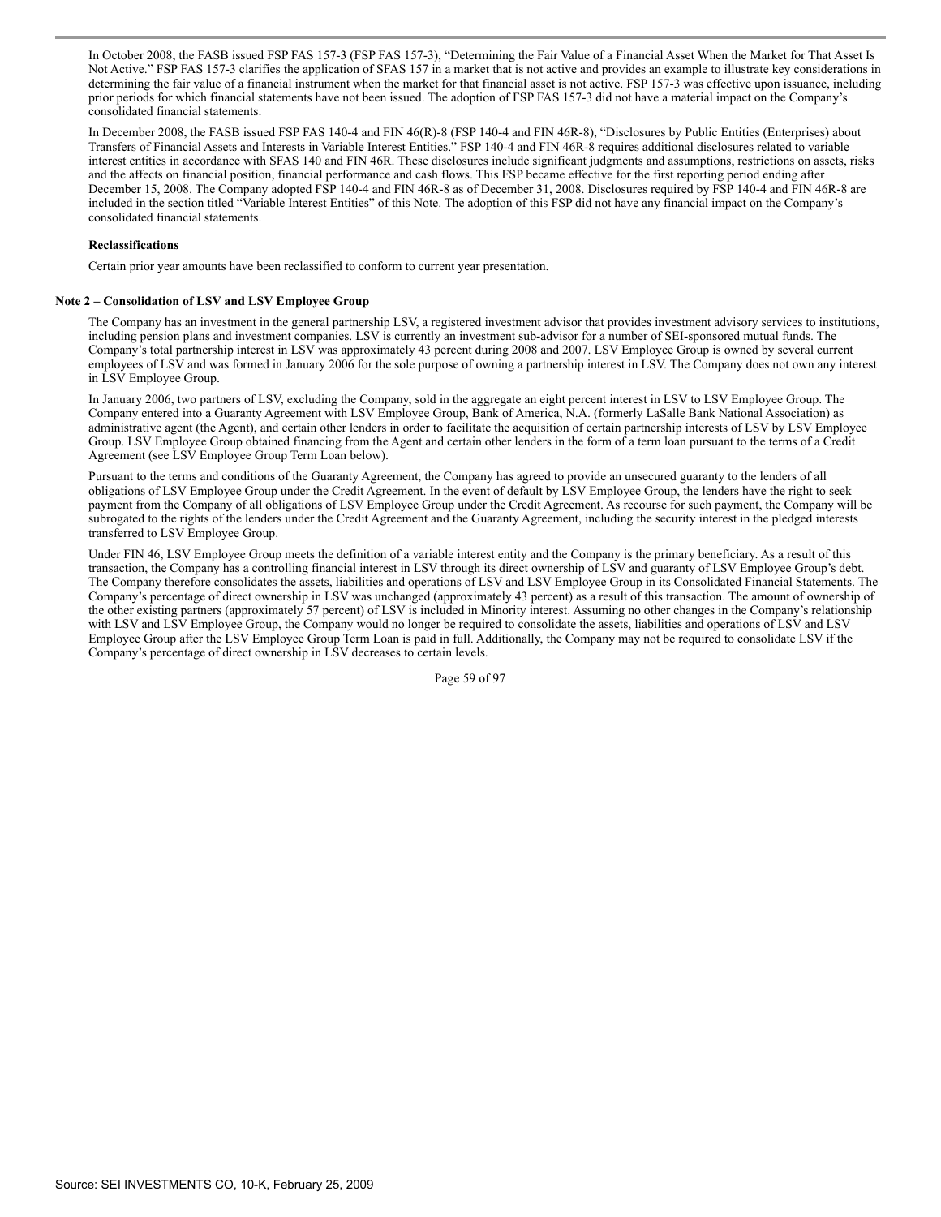In October 2008, the FASB issued FSP FAS 157-3 (FSP FAS 157-3), "Determining the Fair Value of a Financial Asset When the Market for That Asset Is Not Active." FSP FAS 157-3 clarifies the application of SFAS 157 in a market that is not active and provides an example to illustrate key considerations in determining the fair value of a financial instrument when the market for that financial asset is not active. FSP 157-3 was effective upon issuance, including prior periods for which financial statements have not been issued. The adoption of FSP FAS 157-3 did not have a material impact on the Company's consolidated financial statements.

In December 2008, the FASB issued FSP FAS 140-4 and FIN 46(R)-8 (FSP 140-4 and FIN 46R-8), "Disclosures by Public Entities (Enterprises) about Transfers of Financial Assets and Interests in Variable Interest Entities." FSP 140-4 and FIN 46R-8 requires additional disclosures related to variable interest entities in accordance with SFAS 140 and FIN 46R. These disclosures include significant judgments and assumptions, restrictions on assets, risks and the affects on financial position, financial performance and cash flows. This FSP became effective for the first reporting period ending after December 15, 2008. The Company adopted FSP 140-4 and FIN 46R-8 as of December 31, 2008. Disclosures required by FSP 140-4 and FIN 46R-8 are included in the section titled "Variable Interest Entities" of this Note. The adoption of this FSP did not have any financial impact on the Company's consolidated financial statements.

**Reclassifications**

Certain prior year amounts have been reclassified to conform to current year presentation.

**Note 2 – Consolidation of LSV and LSV Employee Group**

The Company has an investment in the general partnership LSV, a registered investment advisor that provides investment advisory services to institutions, including pension plans and investment companies. LSV is currently an investment sub-advisor for a number of SEI-sponsored mutual funds. The Company's total partnership interest in LSV was approximately 43 percent during 2008 and 2007. LSV Employee Group is owned by several current employees of LSV and was formed in January 2006 for the sole purpose of owning a partnership interest in LSV. The Company does not own any interest in LSV Employee Group.

In January 2006, two partners of LSV, excluding the Company, sold in the aggregate an eight percent interest in LSV to LSV Employee Group. The Company entered into a Guaranty Agreement with LSV Employee Group, Bank of America, N.A. (formerly LaSalle Bank National Association) as administrative agent (the Agent), and certain other lenders in order to facilitate the acquisition of certain partnership interests of LSV by LSV Employee Group. LSV Employee Group obtained financing from the Agent and certain other lenders in the form of a term loan pursuant to the terms of a Credit Agreement (see LSV Employee Group Term Loan below).

Pursuant to the terms and conditions of the Guaranty Agreement, the Company has agreed to provide an unsecured guaranty to the lenders of all obligations of LSV Employee Group under the Credit Agreement. In the event of default by LSV Employee Group, the lenders have the right to seek payment from the Company of all obligations of LSV Employee Group under the Credit Agreement. As recourse for such payment, the Company will be subrogated to the rights of the lenders under the Credit Agreement and the Guaranty Agreement, including the security interest in the pledged interests transferred to LSV Employee Group.

Under FIN 46, LSV Employee Group meets the definition of a variable interest entity and the Company is the primary beneficiary. As a result of this transaction, the Company has a controlling financial interest in LSV through its direct ownership of LSV and guaranty of LSV Employee Group's debt. The Company therefore consolidates the assets, liabilities and operations of LSV and LSV Employee Group in its Consolidated Financial Statements. The Company's percentage of direct ownership in LSV was unchanged (approximately 43 percent) as a result of this transaction. The amount of ownership of the other existing partners (approximately 57 percent) of LSV is included in Minority interest. Assuming no other changes in the Company's relationship with LSV and LSV Employee Group, the Company would no longer be required to consolidate the assets, liabilities and operations of LSV and LSV Employee Group after the LSV Employee Group Term Loan is paid in full. Additionally, the Company may not be required to consolidate LSV if the Company's percentage of direct ownership in LSV decreases to certain levels.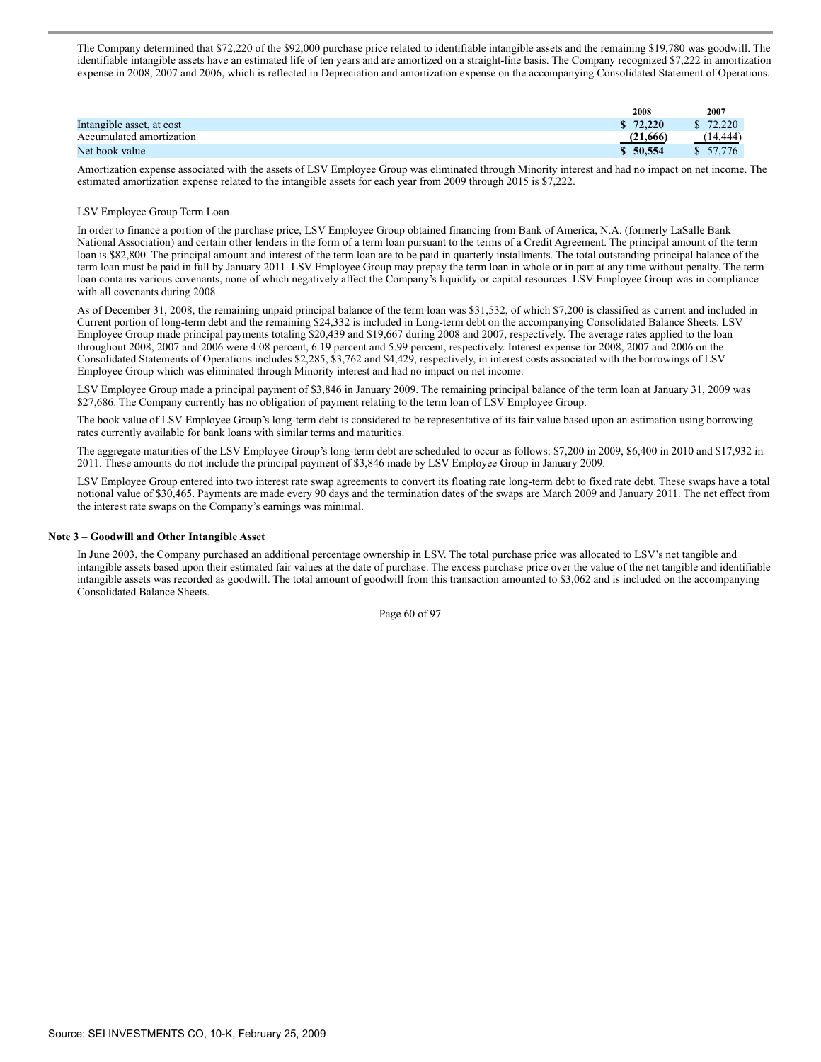The Company determined that $72,220 of the $92,000 purchase price related to identifiable intangible assets and the remaining $19,780 was goodwill. The identifiable intangible assets have an estimated life of ten years and are amortized on a straight-line basis. The Company recognized $7,222 in amortization expense in 2008, 2007 and 2006, which is reflected in Depreciation and amortization expense on the accompanying Consolidated Statement of Operations.

| | 2008 | 2007 |
|---|---|---|
| Intangible asset, at cost | **$ 72,220** | $ 72,220 |
| Accumulated amortization | **(21,666)** | (14,444) |
| Net book value | **$ 50,554** | $ 57,776 |

Amortization expense associated with the assets of LSV Employee Group was eliminated through Minority interest and had no impact on net income. The estimated amortization expense related to the intangible assets for each year from 2009 through 2015 is $7,222.

LSV Employee Group Term Loan

In order to finance a portion of the purchase price, LSV Employee Group obtained financing from Bank of America, N.A. (formerly LaSalle Bank National Association) and certain other lenders in the form of a term loan pursuant to the terms of a Credit Agreement. The principal amount of the term loan is $82,800. The principal amount and interest of the term loan are to be paid in quarterly installments. The total outstanding principal balance of the term loan must be paid in full by January 2011. LSV Employee Group may prepay the term loan in whole or in part at any time without penalty. The term loan contains various covenants, none of which negatively affect the Company's liquidity or capital resources. LSV Employee Group was in compliance with all covenants during 2008.

As of December 31, 2008, the remaining unpaid principal balance of the term loan was $31,532, of which $7,200 is classified as current and included in Current portion of long-term debt and the remaining $24,332 is included in Long-term debt on the accompanying Consolidated Balance Sheets. LSV Employee Group made principal payments totaling $20,439 and $19,667 during 2008 and 2007, respectively. The average rates applied to the loan throughout 2008, 2007 and 2006 were 4.08 percent, 6.19 percent and 5.99 percent, respectively. Interest expense for 2008, 2007 and 2006 on the Consolidated Statements of Operations includes $2,285, $3,762 and $4,429, respectively, in interest costs associated with the borrowings of LSV Employee Group which was eliminated through Minority interest and had no impact on net income.

LSV Employee Group made a principal payment of $3,846 in January 2009. The remaining principal balance of the term loan at January 31, 2009 was $27,686. The Company currently has no obligation of payment relating to the term loan of LSV Employee Group.

The book value of LSV Employee Group's long-term debt is considered to be representative of its fair value based upon an estimation using borrowing rates currently available for bank loans with similar terms and maturities.

The aggregate maturities of the LSV Employee Group's long-term debt are scheduled to occur as follows: $7,200 in 2009, $6,400 in 2010 and $17,932 in 2011. These amounts do not include the principal payment of $3,846 made by LSV Employee Group in January 2009.

LSV Employee Group entered into two interest rate swap agreements to convert its floating rate long-term debt to fixed rate debt. These swaps have a total notional value of $30,465. Payments are made every 90 days and the termination dates of the swaps are March 2009 and January 2011. The net effect from the interest rate swaps on the Company's earnings was minimal.

**Note 3 – Goodwill and Other Intangible Asset**

In June 2003, the Company purchased an additional percentage ownership in LSV. The total purchase price was allocated to LSV's net tangible and intangible assets based upon their estimated fair values at the date of purchase. The excess purchase price over the value of the net tangible and identifiable intangible assets was recorded as goodwill. The total amount of goodwill from this transaction amounted to $3,062 and is included on the accompanying Consolidated Balance Sheets.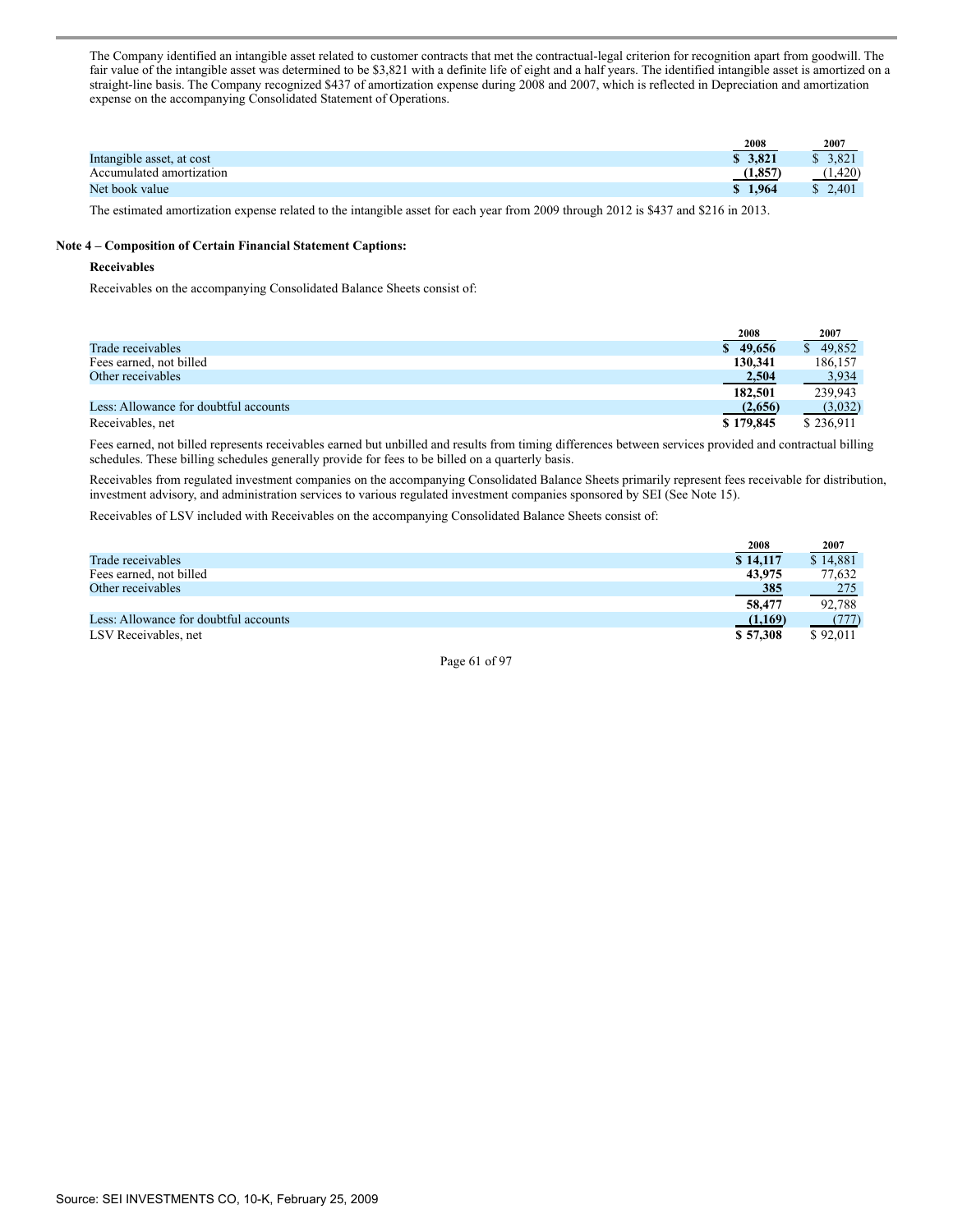The Company identified an intangible asset related to customer contracts that met the contractual-legal criterion for recognition apart from goodwill. The fair value of the intangible asset was determined to be $3,821 with a definite life of eight and a half years. The identified intangible asset is amortized on a straight-line basis. The Company recognized $437 of amortization expense during 2008 and 2007, which is reflected in Depreciation and amortization expense on the accompanying Consolidated Statement of Operations.

| | 2008 | 2007 |
|---|---|---|
| Intangible asset, at cost | **$ 3,821** | $ 3,821 |
| Accumulated amortization | **(1,857)** | (1,420) |
| Net book value | **$ 1,964** | $ 2,401 |

The estimated amortization expense related to the intangible asset for each year from 2009 through 2012 is $437 and $216 in 2013.

## Note 4 – Composition of Certain Financial Statement Captions:

### Receivables

Receivables on the accompanying Consolidated Balance Sheets consist of:

| | 2008 | 2007 |
|---|---|---|
| Trade receivables | **$ 49,656** | $ 49,852 |
| Fees earned, not billed | **130,341** | 186,157 |
| Other receivables | **2,504** | 3,934 |
| | **182,501** | 239,943 |
| Less: Allowance for doubtful accounts | **(2,656)** | (3,032) |
| Receivables, net | **$ 179,845** | $ 236,911 |

Fees earned, not billed represents receivables earned but unbilled and results from timing differences between services provided and contractual billing schedules. These billing schedules generally provide for fees to be billed on a quarterly basis.

Receivables from regulated investment companies on the accompanying Consolidated Balance Sheets primarily represent fees receivable for distribution, investment advisory, and administration services to various regulated investment companies sponsored by SEI (See Note 15).

Receivables of LSV included with Receivables on the accompanying Consolidated Balance Sheets consist of:

| | 2008 | 2007 |
|---|---|---|
| Trade receivables | **$ 14,117** | $ 14,881 |
| Fees earned, not billed | **43,975** | 77,632 |
| Other receivables | **385** | 275 |
| | **58,477** | 92,788 |
| Less: Allowance for doubtful accounts | **(1,169)** | (777) |
| LSV Receivables, net | **$ 57,308** | $ 92,011 |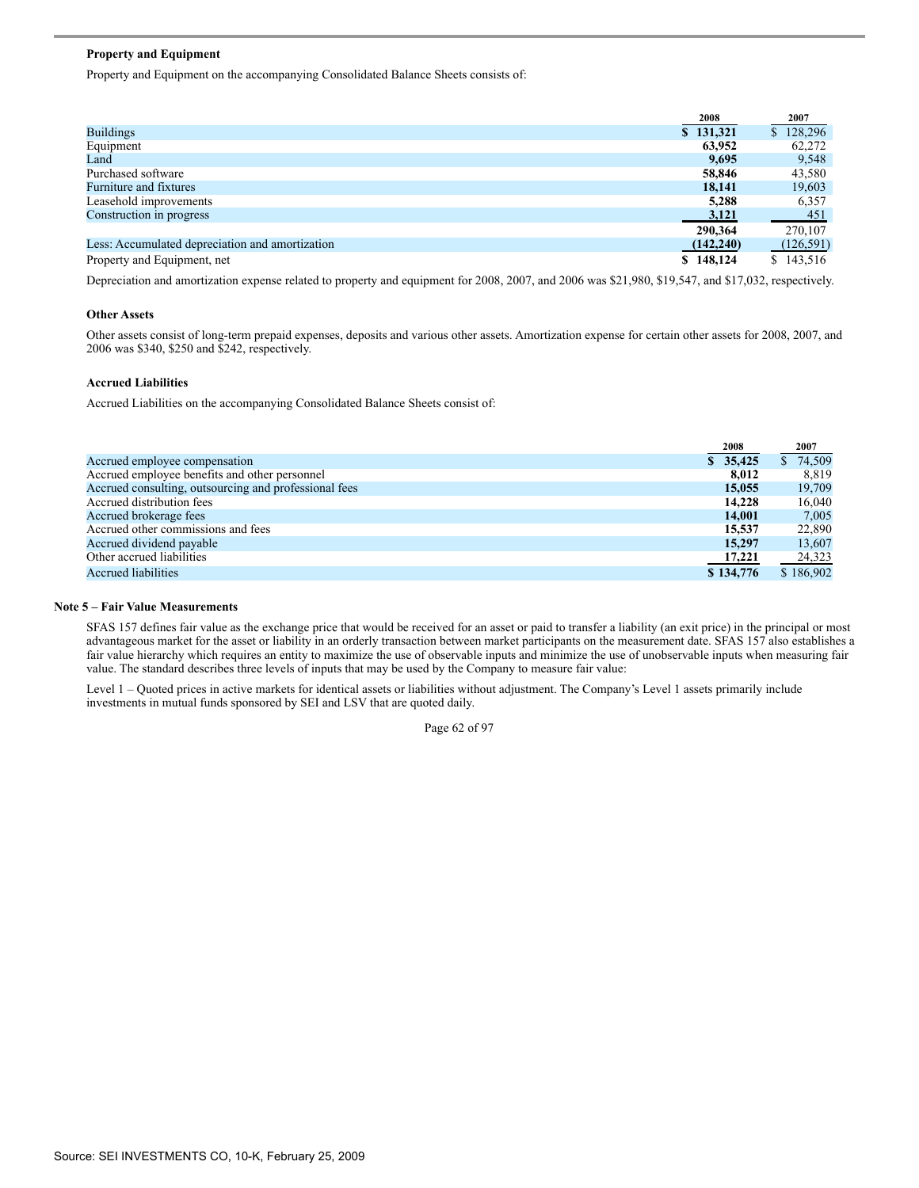**Property and Equipment**

Property and Equipment on the accompanying Consolidated Balance Sheets consists of:

| | 2008 | 2007 |
|---|---|---|
| Buildings | **$ 131,321** | $ 128,296 |
| Equipment | **63,952** | 62,272 |
| Land | **9,695** | 9,548 |
| Purchased software | **58,846** | 43,580 |
| Furniture and fixtures | **18,141** | 19,603 |
| Leasehold improvements | **5,288** | 6,357 |
| Construction in progress | **3,121** | 451 |
| | **290,364** | 270,107 |
| Less: Accumulated depreciation and amortization | **(142,240)** | (126,591) |
| Property and Equipment, net | **$ 148,124** | $ 143,516 |

Depreciation and amortization expense related to property and equipment for 2008, 2007, and 2006 was $21,980, $19,547, and $17,032, respectively.

**Other Assets**

Other assets consist of long-term prepaid expenses, deposits and various other assets. Amortization expense for certain other assets for 2008, 2007, and 2006 was $340, $250 and $242, respectively.

**Accrued Liabilities**

Accrued Liabilities on the accompanying Consolidated Balance Sheets consist of:

| | 2008 | 2007 |
|---|---|---|
| Accrued employee compensation | **$ 35,425** | $ 74,509 |
| Accrued employee benefits and other personnel | **8,012** | 8,819 |
| Accrued consulting, outsourcing and professional fees | **15,055** | 19,709 |
| Accrued distribution fees | **14,228** | 16,040 |
| Accrued brokerage fees | **14,001** | 7,005 |
| Accrued other commissions and fees | **15,537** | 22,890 |
| Accrued dividend payable | **15,297** | 13,607 |
| Other accrued liabilities | **17,221** | 24,323 |
| Accrued liabilities | **$ 134,776** | $ 186,902 |

**Note 5 – Fair Value Measurements**

SFAS 157 defines fair value as the exchange price that would be received for an asset or paid to transfer a liability (an exit price) in the principal or most advantageous market for the asset or liability in an orderly transaction between market participants on the measurement date. SFAS 157 also establishes a fair value hierarchy which requires an entity to maximize the use of observable inputs and minimize the use of unobservable inputs when measuring fair value. The standard describes three levels of inputs that may be used by the Company to measure fair value:

Level 1 – Quoted prices in active markets for identical assets or liabilities without adjustment. The Company's Level 1 assets primarily include investments in mutual funds sponsored by SEI and LSV that are quoted daily.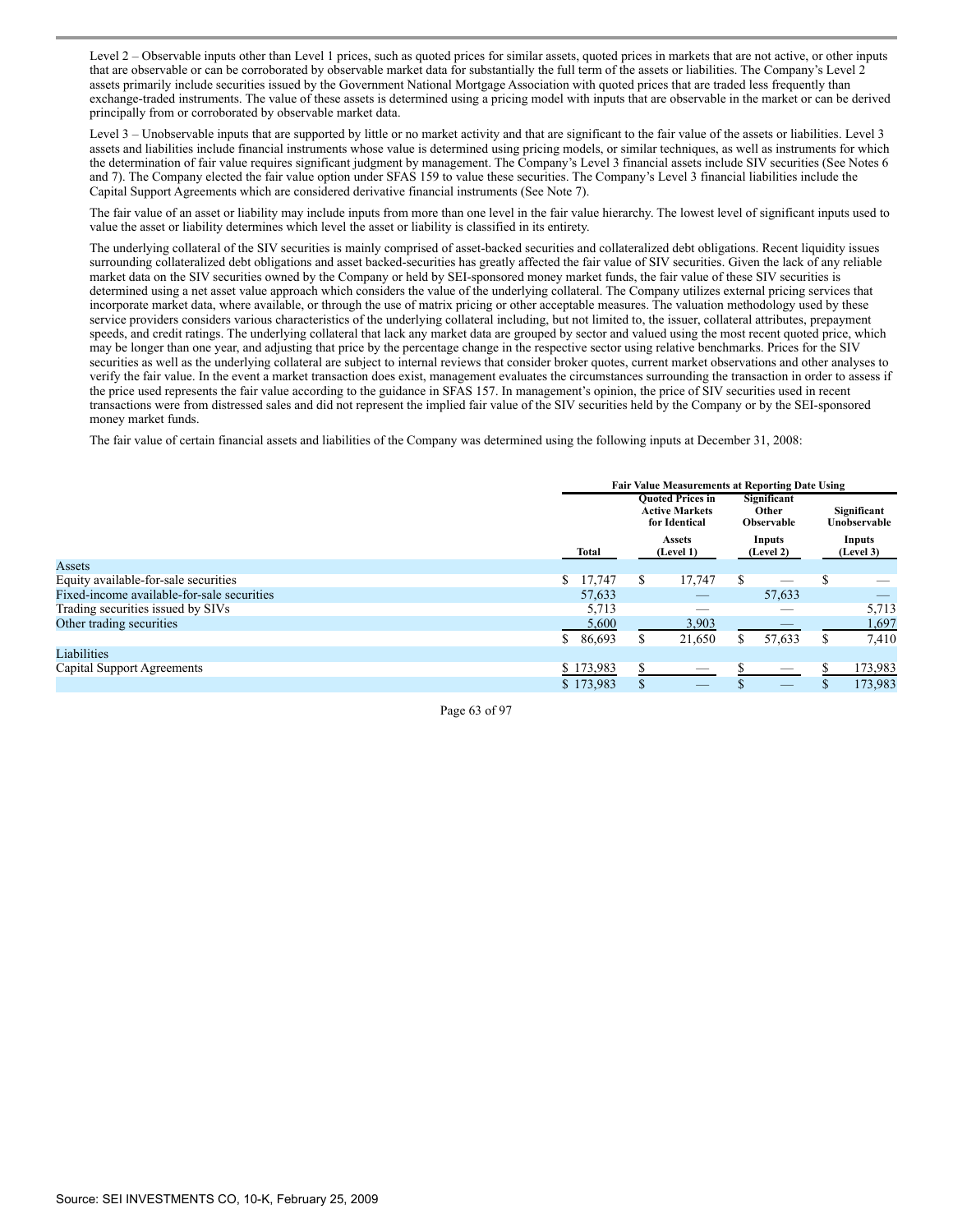Level 2 – Observable inputs other than Level 1 prices, such as quoted prices for similar assets, quoted prices in markets that are not active, or other inputs that are observable or can be corroborated by observable market data for substantially the full term of the assets or liabilities. The Company's Level 2 assets primarily include securities issued by the Government National Mortgage Association with quoted prices that are traded less frequently than exchange-traded instruments. The value of these assets is determined using a pricing model with inputs that are observable in the market or can be derived principally from or corroborated by observable market data.

Level 3 – Unobservable inputs that are supported by little or no market activity and that are significant to the fair value of the assets or liabilities. Level 3 assets and liabilities include financial instruments whose value is determined using pricing models, or similar techniques, as well as instruments for which the determination of fair value requires significant judgment by management. The Company's Level 3 financial assets include SIV securities (See Notes 6 and 7). The Company elected the fair value option under SFAS 159 to value these securities. The Company's Level 3 financial liabilities include the Capital Support Agreements which are considered derivative financial instruments (See Note 7).

The fair value of an asset or liability may include inputs from more than one level in the fair value hierarchy. The lowest level of significant inputs used to value the asset or liability determines which level the asset or liability is classified in its entirety.

The underlying collateral of the SIV securities is mainly comprised of asset-backed securities and collateralized debt obligations. Recent liquidity issues surrounding collateralized debt obligations and asset backed-securities has greatly affected the fair value of SIV securities. Given the lack of any reliable market data on the SIV securities owned by the Company or held by SEI-sponsored money market funds, the fair value of these SIV securities is determined using a net asset value approach which considers the value of the underlying collateral. The Company utilizes external pricing services that incorporate market data, where available, or through the use of matrix pricing or other acceptable measures. The valuation methodology used by these service providers considers various characteristics of the underlying collateral including, but not limited to, the issuer, collateral attributes, prepayment speeds, and credit ratings. The underlying collateral that lack any market data are grouped by sector and valued using the most recent quoted price, which may be longer than one year, and adjusting that price by the percentage change in the respective sector using relative benchmarks. Prices for the SIV securities as well as the underlying collateral are subject to internal reviews that consider broker quotes, current market observations and other analyses to verify the fair value. In the event a market transaction does exist, management evaluates the circumstances surrounding the transaction in order to assess if the price used represents the fair value according to the guidance in SFAS 157. In management's opinion, the price of SIV securities used in recent transactions were from distressed sales and did not represent the implied fair value of the SIV securities held by the Company or by the SEI-sponsored money market funds.

The fair value of certain financial assets and liabilities of the Company was determined using the following inputs at December 31, 2008:

| | | Fair Value Measurements at Reporting Date Using | | |
|---|---|---|---|---|
| | Total | Quoted Prices in Active Markets for Identical Assets (Level 1) | Significant Other Observable Inputs (Level 2) | Significant Unobservable Inputs (Level 3) |
| Assets | | | | |
| Equity available-for-sale securities | $ 17,747 | $ 17,747 | $ — | $ — |
| Fixed-income available-for-sale securities | 57,633 | — | 57,633 | — |
| Trading securities issued by SIVs | 5,713 | — | — | 5,713 |
| Other trading securities | 5,600 | 3,903 | — | 1,697 |
| | $ 86,693 | $ 21,650 | $ 57,633 | $ 7,410 |
| Liabilities | | | | |
| Capital Support Agreements | $ 173,983 | $ — | $ — | $ 173,983 |
| | $ 173,983 | $ — | $ — | $ 173,983 |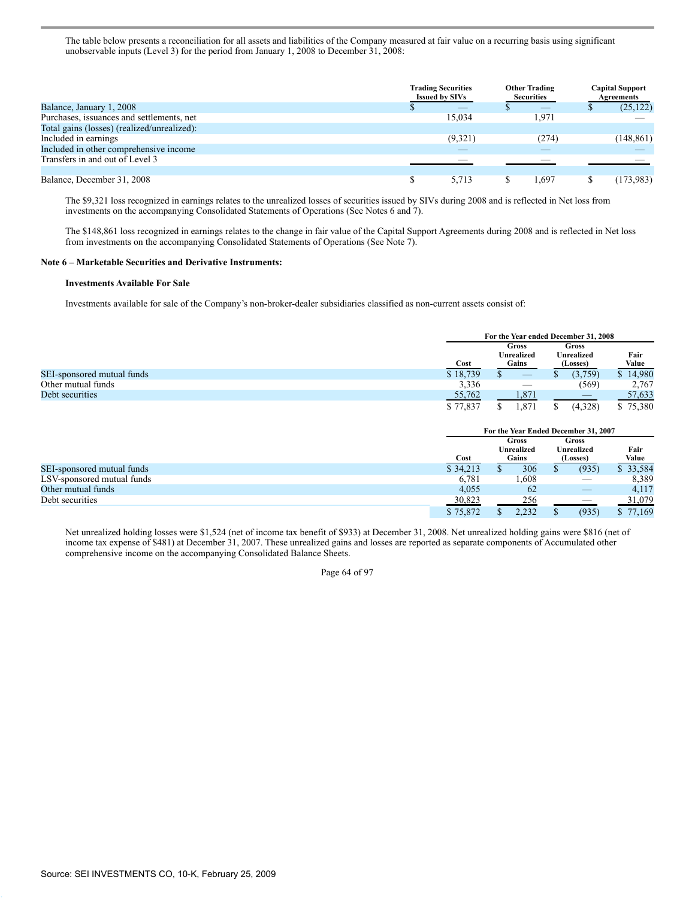The table below presents a reconciliation for all assets and liabilities of the Company measured at fair value on a recurring basis using significant unobservable inputs (Level 3) for the period from January 1, 2008 to December 31, 2008:

| | Trading Securities Issued by SIVs | Other Trading Securities | Capital Support Agreements |
|---|---|---|---|
| Balance, January 1, 2008 | $ — | $ — | $ (25,122) |
| Purchases, issuances and settlements, net | 15,034 | 1,971 | — |
| Total gains (losses) (realized/unrealized): | | | |
| Included in earnings | (9,321) | (274) | (148,861) |
| Included in other comprehensive income | — | — | — |
| Transfers in and out of Level 3 | — | — | — |
| Balance, December 31, 2008 | $ 5,713 | $ 1,697 | $ (173,983) |

The $9,321 loss recognized in earnings relates to the unrealized losses of securities issued by SIVs during 2008 and is reflected in Net loss from investments on the accompanying Consolidated Statements of Operations (See Notes 6 and 7).

The $148,861 loss recognized in earnings relates to the change in fair value of the Capital Support Agreements during 2008 and is reflected in Net loss from investments on the accompanying Consolidated Statements of Operations (See Note 7).

**Note 6 – Marketable Securities and Derivative Instruments:**

**Investments Available For Sale**

Investments available for sale of the Company's non-broker-dealer subsidiaries classified as non-current assets consist of:

| | For the Year ended December 31, 2008 | | | |
|---|---|---|---|---|
| | Cost | Gross Unrealized Gains | Gross Unrealized (Losses) | Fair Value |
| SEI-sponsored mutual funds | $ 18,739 | $ — | $ (3,759) | $ 14,980 |
| Other mutual funds | 3,336 | — | (569) | 2,767 |
| Debt securities | 55,762 | 1,871 | — | 57,633 |
| | $ 77,837 | $ 1,871 | $ (4,328) | $ 75,380 |

| | For the Year Ended December 31, 2007 | | | |
|---|---|---|---|---|
| | Cost | Gross Unrealized Gains | Gross Unrealized (Losses) | Fair Value |
| SEI-sponsored mutual funds | $ 34,213 | $ 306 | $ (935) | $ 33,584 |
| LSV-sponsored mutual funds | 6,781 | 1,608 | — | 8,389 |
| Other mutual funds | 4,055 | 62 | — | 4,117 |
| Debt securities | 30,823 | 256 | — | 31,079 |
| | $ 75,872 | $ 2,232 | $ (935) | $ 77,169 |

Net unrealized holding losses were $1,524 (net of income tax benefit of $933) at December 31, 2008. Net unrealized holding gains were $816 (net of income tax expense of $481) at December 31, 2007. These unrealized gains and losses are reported as separate components of Accumulated other comprehensive income on the accompanying Consolidated Balance Sheets.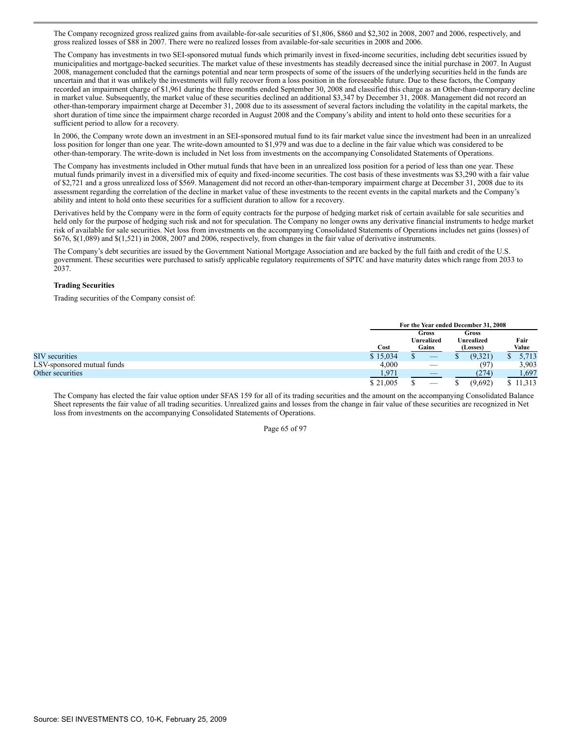The Company recognized gross realized gains from available-for-sale securities of $1,806, $860 and $2,302 in 2008, 2007 and 2006, respectively, and gross realized losses of $88 in 2007. There were no realized losses from available-for-sale securities in 2008 and 2006.

The Company has investments in two SEI-sponsored mutual funds which primarily invest in fixed-income securities, including debt securities issued by municipalities and mortgage-backed securities. The market value of these investments has steadily decreased since the initial purchase in 2007. In August 2008, management concluded that the earnings potential and near term prospects of some of the issuers of the underlying securities held in the funds are uncertain and that it was unlikely the investments will fully recover from a loss position in the foreseeable future. Due to these factors, the Company recorded an impairment charge of $1,961 during the three months ended September 30, 2008 and classified this charge as an Other-than-temporary decline in market value. Subsequently, the market value of these securities declined an additional $3,347 by December 31, 2008. Management did not record an other-than-temporary impairment charge at December 31, 2008 due to its assessment of several factors including the volatility in the capital markets, the short duration of time since the impairment charge recorded in August 2008 and the Company's ability and intent to hold onto these securities for a sufficient period to allow for a recovery.

In 2006, the Company wrote down an investment in an SEI-sponsored mutual fund to its fair market value since the investment had been in an unrealized loss position for longer than one year. The write-down amounted to $1,979 and was due to a decline in the fair value which was considered to be other-than-temporary. The write-down is included in Net loss from investments on the accompanying Consolidated Statements of Operations.

The Company has investments included in Other mutual funds that have been in an unrealized loss position for a period of less than one year. These mutual funds primarily invest in a diversified mix of equity and fixed-income securities. The cost basis of these investments was $3,290 with a fair value of $2,721 and a gross unrealized loss of $569. Management did not record an other-than-temporary impairment charge at December 31, 2008 due to its assessment regarding the correlation of the decline in market value of these investments to the recent events in the capital markets and the Company's ability and intent to hold onto these securities for a sufficient duration to allow for a recovery.

Derivatives held by the Company were in the form of equity contracts for the purpose of hedging market risk of certain available for sale securities and held only for the purpose of hedging such risk and not for speculation. The Company no longer owns any derivative financial instruments to hedge market risk of available for sale securities. Net loss from investments on the accompanying Consolidated Statements of Operations includes net gains (losses) of $676, $(1,089) and $(1,521) in 2008, 2007 and 2006, respectively, from changes in the fair value of derivative instruments.

The Company's debt securities are issued by the Government National Mortgage Association and are backed by the full faith and credit of the U.S. government. These securities were purchased to satisfy applicable regulatory requirements of SPTC and have maturity dates which range from 2033 to 2037.

**Trading Securities**

Trading securities of the Company consist of:

| | For the Year ended December 31, 2008 | | | |
|---|---|---|---|---|
| | Cost | Gross Unrealized Gains | Gross Unrealized (Losses) | Fair Value |
| SIV securities | $ 15,034 | $ — | $ (9,321) | $ 5,713 |
| LSV-sponsored mutual funds | 4,000 | — | (97) | 3,903 |
| Other securities | 1,971 | — | (274) | 1,697 |
| | $ 21,005 | $ — | $ (9,692) | $ 11,313 |

The Company has elected the fair value option under SFAS 159 for all of its trading securities and the amount on the accompanying Consolidated Balance Sheet represents the fair value of all trading securities. Unrealized gains and losses from the change in fair value of these securities are recognized in Net loss from investments on the accompanying Consolidated Statements of Operations.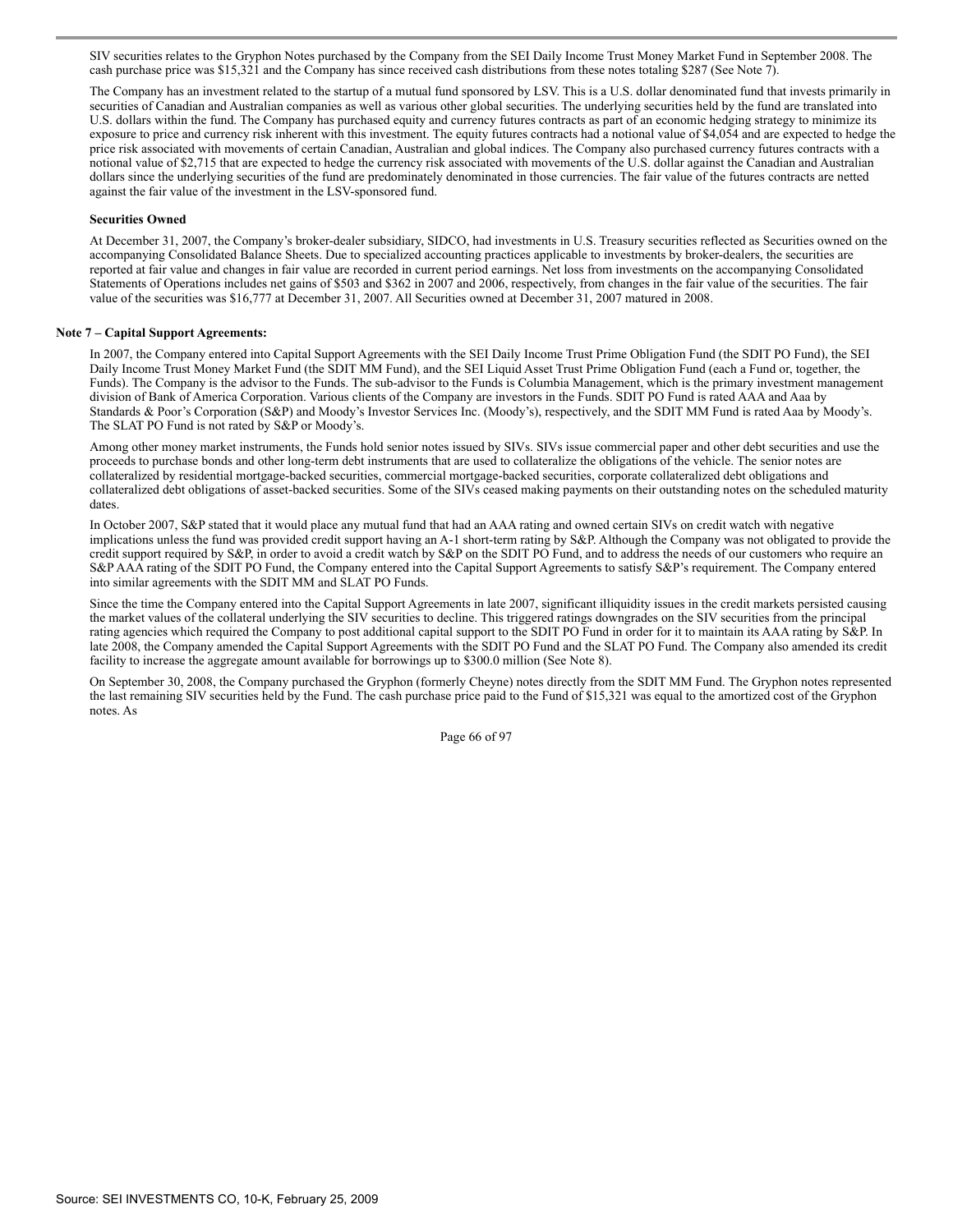SIV securities relates to the Gryphon Notes purchased by the Company from the SEI Daily Income Trust Money Market Fund in September 2008. The cash purchase price was $15,321 and the Company has since received cash distributions from these notes totaling $287 (See Note 7).

The Company has an investment related to the startup of a mutual fund sponsored by LSV. This is a U.S. dollar denominated fund that invests primarily in securities of Canadian and Australian companies as well as various other global securities. The underlying securities held by the fund are translated into U.S. dollars within the fund. The Company has purchased equity and currency futures contracts as part of an economic hedging strategy to minimize its exposure to price and currency risk inherent with this investment. The equity futures contracts had a notional value of $4,054 and are expected to hedge the price risk associated with movements of certain Canadian, Australian and global indices. The Company also purchased currency futures contracts with a notional value of $2,715 that are expected to hedge the currency risk associated with movements of the U.S. dollar against the Canadian and Australian dollars since the underlying securities of the fund are predominately denominated in those currencies. The fair value of the futures contracts are netted against the fair value of the investment in the LSV-sponsored fund.

**Securities Owned**

At December 31, 2007, the Company's broker-dealer subsidiary, SIDCO, had investments in U.S. Treasury securities reflected as Securities owned on the accompanying Consolidated Balance Sheets. Due to specialized accounting practices applicable to investments by broker-dealers, the securities are reported at fair value and changes in fair value are recorded in current period earnings. Net loss from investments on the accompanying Consolidated Statements of Operations includes net gains of $503 and $362 in 2007 and 2006, respectively, from changes in the fair value of the securities. The fair value of the securities was $16,777 at December 31, 2007. All Securities owned at December 31, 2007 matured in 2008.

**Note 7 – Capital Support Agreements:**

In 2007, the Company entered into Capital Support Agreements with the SEI Daily Income Trust Prime Obligation Fund (the SDIT PO Fund), the SEI Daily Income Trust Money Market Fund (the SDIT MM Fund), and the SEI Liquid Asset Trust Prime Obligation Fund (each a Fund or, together, the Funds). The Company is the advisor to the Funds. The sub-advisor to the Funds is Columbia Management, which is the primary investment management division of Bank of America Corporation. Various clients of the Company are investors in the Funds. SDIT PO Fund is rated AAA and Aaa by Standards & Poor's Corporation (S&P) and Moody's Investor Services Inc. (Moody's), respectively, and the SDIT MM Fund is rated Aaa by Moody's. The SLAT PO Fund is not rated by S&P or Moody's.

Among other money market instruments, the Funds hold senior notes issued by SIVs. SIVs issue commercial paper and other debt securities and use the proceeds to purchase bonds and other long-term debt instruments that are used to collateralize the obligations of the vehicle. The senior notes are collateralized by residential mortgage-backed securities, commercial mortgage-backed securities, corporate collateralized debt obligations and collateralized debt obligations of asset-backed securities. Some of the SIVs ceased making payments on their outstanding notes on the scheduled maturity dates.

In October 2007, S&P stated that it would place any mutual fund that had an AAA rating and owned certain SIVs on credit watch with negative implications unless the fund was provided credit support having an A-1 short-term rating by S&P. Although the Company was not obligated to provide the credit support required by S&P, in order to avoid a credit watch by S&P on the SDIT PO Fund, and to address the needs of our customers who require an S&P AAA rating of the SDIT PO Fund, the Company entered into the Capital Support Agreements to satisfy S&P's requirement. The Company entered into similar agreements with the SDIT MM and SLAT PO Funds.

Since the time the Company entered into the Capital Support Agreements in late 2007, significant illiquidity issues in the credit markets persisted causing the market values of the collateral underlying the SIV securities to decline. This triggered ratings downgrades on the SIV securities from the principal rating agencies which required the Company to post additional capital support to the SDIT PO Fund in order for it to maintain its AAA rating by S&P. In late 2008, the Company amended the Capital Support Agreements with the SDIT PO Fund and the SLAT PO Fund. The Company also amended its credit facility to increase the aggregate amount available for borrowings up to $300.0 million (See Note 8).

On September 30, 2008, the Company purchased the Gryphon (formerly Cheyne) notes directly from the SDIT MM Fund. The Gryphon notes represented the last remaining SIV securities held by the Fund. The cash purchase price paid to the Fund of $15,321 was equal to the amortized cost of the Gryphon notes. As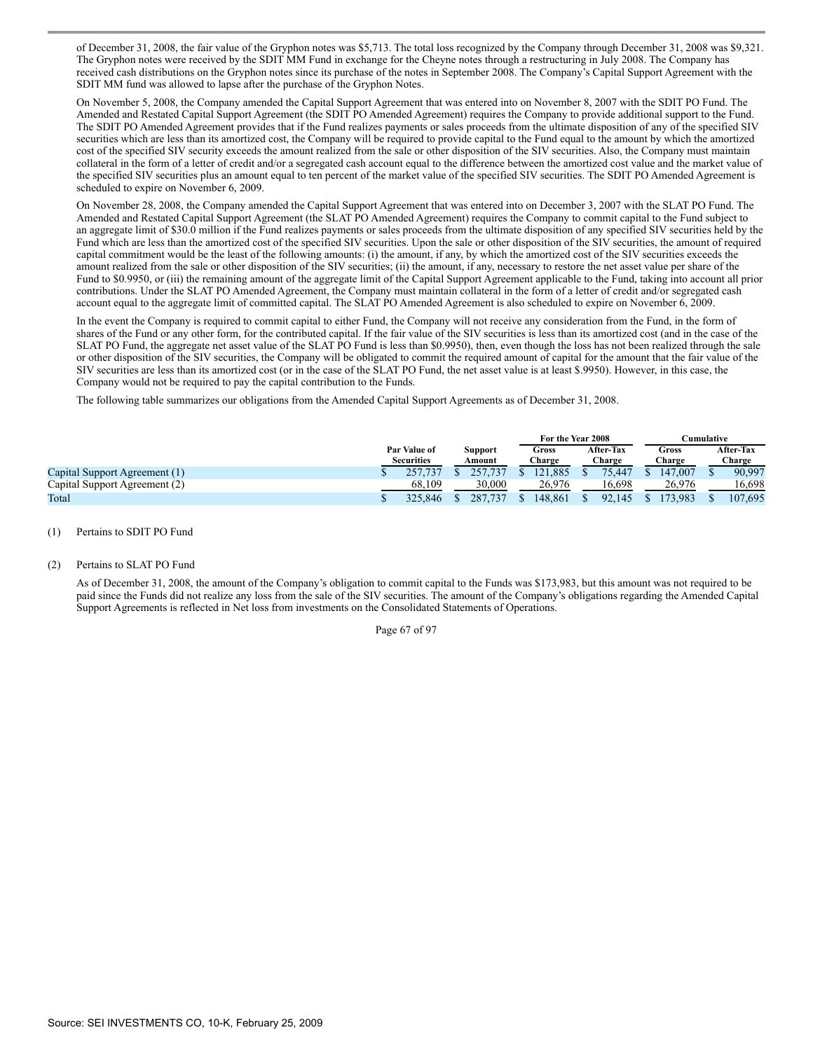of December 31, 2008, the fair value of the Gryphon notes was $5,713. The total loss recognized by the Company through December 31, 2008 was $9,321. The Gryphon notes were received by the SDIT MM Fund in exchange for the Cheyne notes through a restructuring in July 2008. The Company has received cash distributions on the Gryphon notes since its purchase of the notes in September 2008. The Company's Capital Support Agreement with the SDIT MM fund was allowed to lapse after the purchase of the Gryphon Notes.

On November 5, 2008, the Company amended the Capital Support Agreement that was entered into on November 8, 2007 with the SDIT PO Fund. The Amended and Restated Capital Support Agreement (the SDIT PO Amended Agreement) requires the Company to provide additional support to the Fund. The SDIT PO Amended Agreement provides that if the Fund realizes payments or sales proceeds from the ultimate disposition of any of the specified SIV securities which are less than its amortized cost, the Company will be required to provide capital to the Fund equal to the amount by which the amortized cost of the specified SIV security exceeds the amount realized from the sale or other disposition of the SIV securities. Also, the Company must maintain collateral in the form of a letter of credit and/or a segregated cash account equal to the difference between the amortized cost value and the market value of the specified SIV securities plus an amount equal to ten percent of the market value of the specified SIV securities. The SDIT PO Amended Agreement is scheduled to expire on November 6, 2009.

On November 28, 2008, the Company amended the Capital Support Agreement that was entered into on December 3, 2007 with the SLAT PO Fund. The Amended and Restated Capital Support Agreement (the SLAT PO Amended Agreement) requires the Company to commit capital to the Fund subject to an aggregate limit of $30.0 million if the Fund realizes payments or sales proceeds from the ultimate disposition of any specified SIV securities held by the Fund which are less than the amortized cost of the specified SIV securities. Upon the sale or other disposition of the SIV securities, the amount of required capital commitment would be the least of the following amounts: (i) the amount, if any, by which the amortized cost of the SIV securities exceeds the amount realized from the sale or other disposition of the SIV securities; (ii) the amount, if any, necessary to restore the net asset value per share of the Fund to $0.9950, or (iii) the remaining amount of the aggregate limit of the Capital Support Agreement applicable to the Fund, taking into account all prior contributions. Under the SLAT PO Amended Agreement, the Company must maintain collateral in the form of a letter of credit and/or segregated cash account equal to the aggregate limit of committed capital. The SLAT PO Amended Agreement is also scheduled to expire on November 6, 2009.

In the event the Company is required to commit capital to either Fund, the Company will not receive any consideration from the Fund, in the form of shares of the Fund or any other form, for the contributed capital. If the fair value of the SIV securities is less than its amortized cost (and in the case of the SLAT PO Fund, the aggregate net asset value of the SLAT PO Fund is less than $0.9950), then, even though the loss has not been realized through the sale or other disposition of the SIV securities, the Company will be obligated to commit the required amount of capital for the amount that the fair value of the SIV securities are less than its amortized cost (or in the case of the SLAT PO Fund, the net asset value is at least $.9950). However, in this case, the Company would not be required to pay the capital contribution to the Funds.

The following table summarizes our obligations from the Amended Capital Support Agreements as of December 31, 2008.

| | | | For the Year 2008 | | Cumulative | |
|---|---|---|---|---|---|---|
| | Par Value of Securities | Support Amount | Gross Charge | After-Tax Charge | Gross Charge | After-Tax Charge |
| Capital Support Agreement (1) | $ 257,737 | $ 257,737 | $ 121,885 | $ 75,447 | $ 147,007 | $ 90,997 |
| Capital Support Agreement (2) | 68,109 | 30,000 | 26,976 | 16,698 | 26,976 | 16,698 |
| Total | $ 325,846 | $ 287,737 | $ 148,861 | $ 92,145 | $ 173,983 | $ 107,695 |

(1) Pertains to SDIT PO Fund

(2) Pertains to SLAT PO Fund

As of December 31, 2008, the amount of the Company's obligation to commit capital to the Funds was $173,983, but this amount was not required to be paid since the Funds did not realize any loss from the sale of the SIV securities. The amount of the Company's obligations regarding the Amended Capital Support Agreements is reflected in Net loss from investments on the Consolidated Statements of Operations.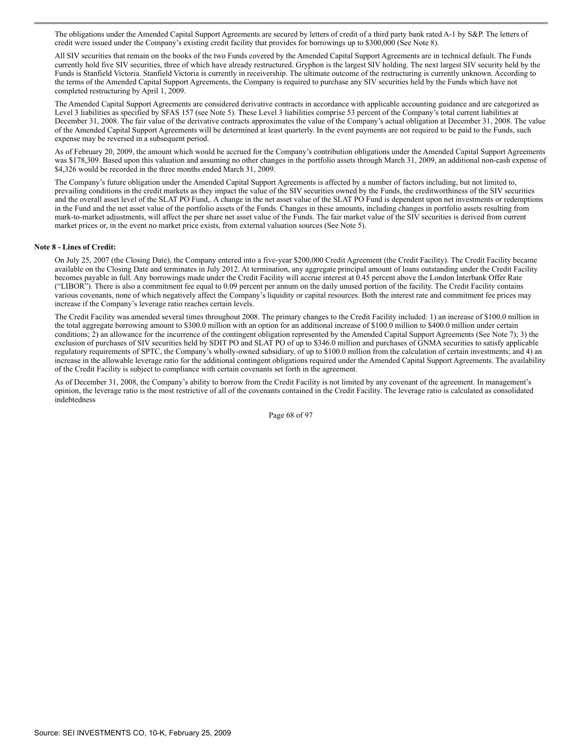The obligations under the Amended Capital Support Agreements are secured by letters of credit of a third party bank rated A-1 by S&P. The letters of credit were issued under the Company's existing credit facility that provides for borrowings up to $300,000 (See Note 8).

All SIV securities that remain on the books of the two Funds covered by the Amended Capital Support Agreements are in technical default. The Funds currently hold five SIV securities, three of which have already restructured. Gryphon is the largest SIV holding. The next largest SIV security held by the Funds is Stanfield Victoria. Stanfield Victoria is currently in receivership. The ultimate outcome of the restructuring is currently unknown. According to the terms of the Amended Capital Support Agreements, the Company is required to purchase any SIV securities held by the Funds which have not completed restructuring by April 1, 2009.

The Amended Capital Support Agreements are considered derivative contracts in accordance with applicable accounting guidance and are categorized as Level 3 liabilities as specified by SFAS 157 (see Note 5). These Level 3 liabilities comprise 53 percent of the Company's total current liabilities at December 31, 2008. The fair value of the derivative contracts approximates the value of the Company's actual obligation at December 31, 2008. The value of the Amended Capital Support Agreements will be determined at least quarterly. In the event payments are not required to be paid to the Funds, such expense may be reversed in a subsequent period.

As of February 20, 2009, the amount which would be accrued for the Company's contribution obligations under the Amended Capital Support Agreements was $178,309. Based upon this valuation and assuming no other changes in the portfolio assets through March 31, 2009, an additional non-cash expense of $4,326 would be recorded in the three months ended March 31, 2009.

The Company's future obligation under the Amended Capital Support Agreements is affected by a number of factors including, but not limited to, prevailing conditions in the credit markets as they impact the value of the SIV securities owned by the Funds, the creditworthiness of the SIV securities and the overall asset level of the SLAT PO Fund,. A change in the net asset value of the SLAT PO Fund is dependent upon net investments or redemptions in the Fund and the net asset value of the portfolio assets of the Funds. Changes in these amounts, including changes in portfolio assets resulting from mark-to-market adjustments, will affect the per share net asset value of the Funds. The fair market value of the SIV securities is derived from current market prices or, in the event no market price exists, from external valuation sources (See Note 5).

**Note 8 - Lines of Credit:**

On July 25, 2007 (the Closing Date), the Company entered into a five-year $200,000 Credit Agreement (the Credit Facility). The Credit Facility became available on the Closing Date and terminates in July 2012. At termination, any aggregate principal amount of loans outstanding under the Credit Facility becomes payable in full. Any borrowings made under the Credit Facility will accrue interest at 0.45 percent above the London Interbank Offer Rate ("LIBOR"). There is also a commitment fee equal to 0.09 percent per annum on the daily unused portion of the facility. The Credit Facility contains various covenants, none of which negatively affect the Company's liquidity or capital resources. Both the interest rate and commitment fee prices may increase if the Company's leverage ratio reaches certain levels.

The Credit Facility was amended several times throughout 2008. The primary changes to the Credit Facility included: 1) an increase of $100.0 million in the total aggregate borrowing amount to $300.0 million with an option for an additional increase of $100.0 million to $400.0 million under certain conditions; 2) an allowance for the incurrence of the contingent obligation represented by the Amended Capital Support Agreements (See Note 7); 3) the exclusion of purchases of SIV securities held by SDIT PO and SLAT PO of up to $346.0 million and purchases of GNMA securities to satisfy applicable regulatory requirements of SPTC, the Company's wholly-owned subsidiary, of up to $100.0 million from the calculation of certain investments; and 4) an increase in the allowable leverage ratio for the additional contingent obligations required under the Amended Capital Support Agreements. The availability of the Credit Facility is subject to compliance with certain covenants set forth in the agreement.

As of December 31, 2008, the Company's ability to borrow from the Credit Facility is not limited by any covenant of the agreement. In management's opinion, the leverage ratio is the most restrictive of all of the covenants contained in the Credit Facility. The leverage ratio is calculated as consolidated indebtedness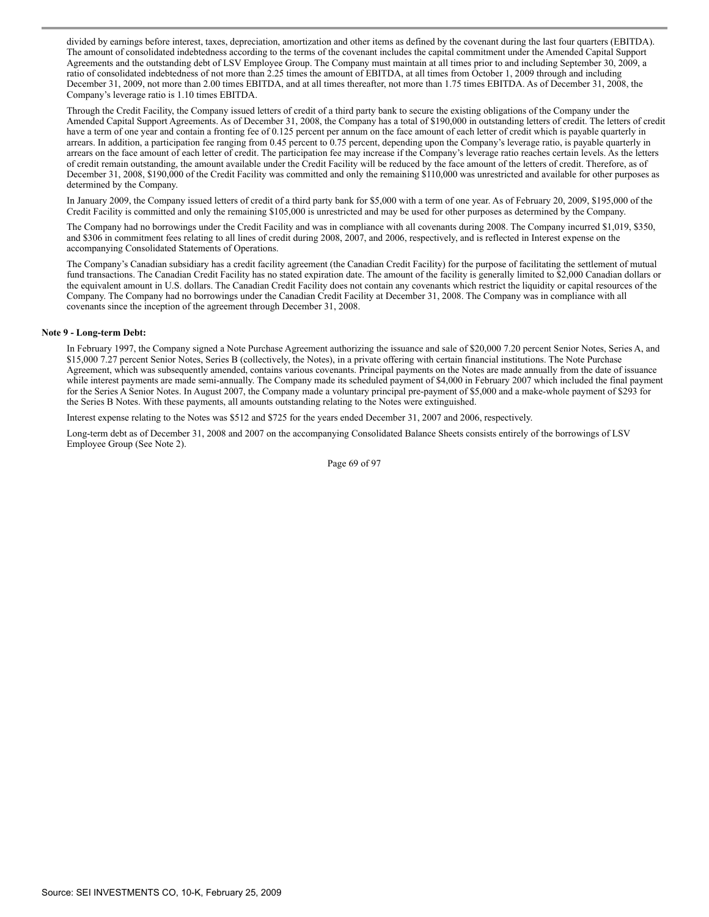divided by earnings before interest, taxes, depreciation, amortization and other items as defined by the covenant during the last four quarters (EBITDA). The amount of consolidated indebtedness according to the terms of the covenant includes the capital commitment under the Amended Capital Support Agreements and the outstanding debt of LSV Employee Group. The Company must maintain at all times prior to and including September 30, 2009, a ratio of consolidated indebtedness of not more than 2.25 times the amount of EBITDA, at all times from October 1, 2009 through and including December 31, 2009, not more than 2.00 times EBITDA, and at all times thereafter, not more than 1.75 times EBITDA. As of December 31, 2008, the Company's leverage ratio is 1.10 times EBITDA.

Through the Credit Facility, the Company issued letters of credit of a third party bank to secure the existing obligations of the Company under the Amended Capital Support Agreements. As of December 31, 2008, the Company has a total of $190,000 in outstanding letters of credit. The letters of credit have a term of one year and contain a fronting fee of 0.125 percent per annum on the face amount of each letter of credit which is payable quarterly in arrears. In addition, a participation fee ranging from 0.45 percent to 0.75 percent, depending upon the Company's leverage ratio, is payable quarterly in arrears on the face amount of each letter of credit. The participation fee may increase if the Company's leverage ratio reaches certain levels. As the letters of credit remain outstanding, the amount available under the Credit Facility will be reduced by the face amount of the letters of credit. Therefore, as of December 31, 2008, $190,000 of the Credit Facility was committed and only the remaining $110,000 was unrestricted and available for other purposes as determined by the Company.

In January 2009, the Company issued letters of credit of a third party bank for $5,000 with a term of one year. As of February 20, 2009, $195,000 of the Credit Facility is committed and only the remaining $105,000 is unrestricted and may be used for other purposes as determined by the Company.

The Company had no borrowings under the Credit Facility and was in compliance with all covenants during 2008. The Company incurred $1,019, $350, and $306 in commitment fees relating to all lines of credit during 2008, 2007, and 2006, respectively, and is reflected in Interest expense on the accompanying Consolidated Statements of Operations.

The Company's Canadian subsidiary has a credit facility agreement (the Canadian Credit Facility) for the purpose of facilitating the settlement of mutual fund transactions. The Canadian Credit Facility has no stated expiration date. The amount of the facility is generally limited to $2,000 Canadian dollars or the equivalent amount in U.S. dollars. The Canadian Credit Facility does not contain any covenants which restrict the liquidity or capital resources of the Company. The Company had no borrowings under the Canadian Credit Facility at December 31, 2008. The Company was in compliance with all covenants since the inception of the agreement through December 31, 2008.

**Note 9 - Long-term Debt:**

In February 1997, the Company signed a Note Purchase Agreement authorizing the issuance and sale of $20,000 7.20 percent Senior Notes, Series A, and $15,000 7.27 percent Senior Notes, Series B (collectively, the Notes), in a private offering with certain financial institutions. The Note Purchase Agreement, which was subsequently amended, contains various covenants. Principal payments on the Notes are made annually from the date of issuance while interest payments are made semi-annually. The Company made its scheduled payment of $4,000 in February 2007 which included the final payment for the Series A Senior Notes. In August 2007, the Company made a voluntary principal pre-payment of $5,000 and a make-whole payment of $293 for the Series B Notes. With these payments, all amounts outstanding relating to the Notes were extinguished.

Interest expense relating to the Notes was $512 and $725 for the years ended December 31, 2007 and 2006, respectively.

Long-term debt as of December 31, 2008 and 2007 on the accompanying Consolidated Balance Sheets consists entirely of the borrowings of LSV Employee Group (See Note 2).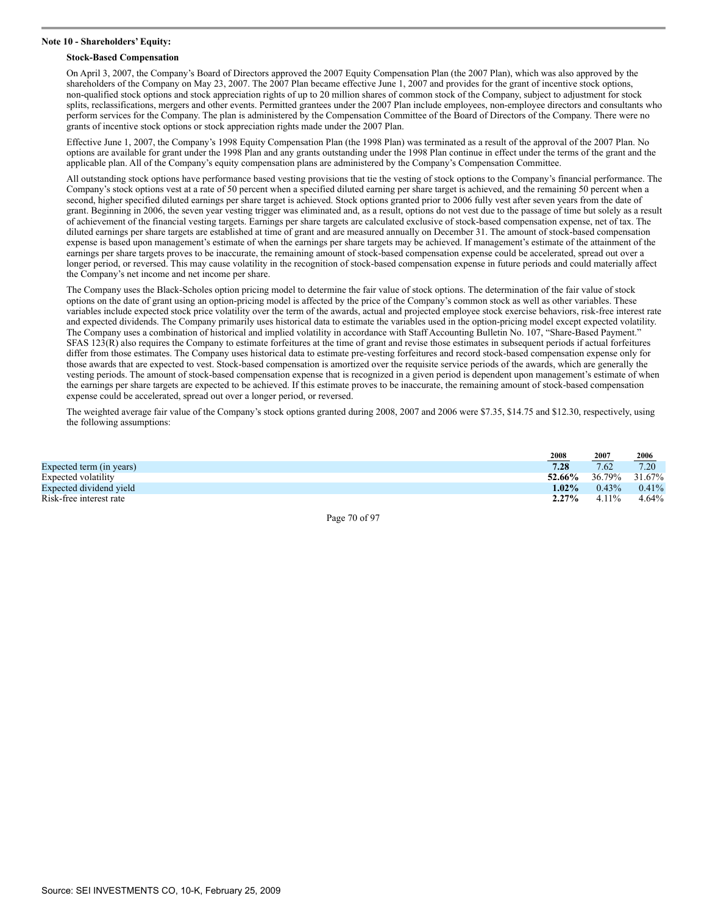**Note 10 - Shareholders' Equity:**

**Stock-Based Compensation**

On April 3, 2007, the Company's Board of Directors approved the 2007 Equity Compensation Plan (the 2007 Plan), which was also approved by the shareholders of the Company on May 23, 2007. The 2007 Plan became effective June 1, 2007 and provides for the grant of incentive stock options, non-qualified stock options and stock appreciation rights of up to 20 million shares of common stock of the Company, subject to adjustment for stock splits, reclassifications, mergers and other events. Permitted grantees under the 2007 Plan include employees, non-employee directors and consultants who perform services for the Company. The plan is administered by the Compensation Committee of the Board of Directors of the Company. There were no grants of incentive stock options or stock appreciation rights made under the 2007 Plan.

Effective June 1, 2007, the Company's 1998 Equity Compensation Plan (the 1998 Plan) was terminated as a result of the approval of the 2007 Plan. No options are available for grant under the 1998 Plan and any grants outstanding under the 1998 Plan continue in effect under the terms of the grant and the applicable plan. All of the Company's equity compensation plans are administered by the Company's Compensation Committee.

All outstanding stock options have performance based vesting provisions that tie the vesting of stock options to the Company's financial performance. The Company's stock options vest at a rate of 50 percent when a specified diluted earning per share target is achieved, and the remaining 50 percent when a second, higher specified diluted earnings per share target is achieved. Stock options granted prior to 2006 fully vest after seven years from the date of grant. Beginning in 2006, the seven year vesting trigger was eliminated and, as a result, options do not vest due to the passage of time but solely as a result of achievement of the financial vesting targets. Earnings per share targets are calculated exclusive of stock-based compensation expense, net of tax. The diluted earnings per share targets are established at time of grant and are measured annually on December 31. The amount of stock-based compensation expense is based upon management's estimate of when the earnings per share targets may be achieved. If management's estimate of the attainment of the earnings per share targets proves to be inaccurate, the remaining amount of stock-based compensation expense could be accelerated, spread out over a longer period, or reversed. This may cause volatility in the recognition of stock-based compensation expense in future periods and could materially affect the Company's net income and net income per share.

The Company uses the Black-Scholes option pricing model to determine the fair value of stock options. The determination of the fair value of stock options on the date of grant using an option-pricing model is affected by the price of the Company's common stock as well as other variables. These variables include expected stock price volatility over the term of the awards, actual and projected employee stock exercise behaviors, risk-free interest rate and expected dividends. The Company primarily uses historical data to estimate the variables used in the option-pricing model except expected volatility. The Company uses a combination of historical and implied volatility in accordance with Staff Accounting Bulletin No. 107, "Share-Based Payment." SFAS 123(R) also requires the Company to estimate forfeitures at the time of grant and revise those estimates in subsequent periods if actual forfeitures differ from those estimates. The Company uses historical data to estimate pre-vesting forfeitures and record stock-based compensation expense only for those awards that are expected to vest. Stock-based compensation is amortized over the requisite service periods of the awards, which are generally the vesting periods. The amount of stock-based compensation expense that is recognized in a given period is dependent upon management's estimate of when the earnings per share targets are expected to be achieved. If this estimate proves to be inaccurate, the remaining amount of stock-based compensation expense could be accelerated, spread out over a longer period, or reversed.

The weighted average fair value of the Company's stock options granted during 2008, 2007 and 2006 were $7.35, $14.75 and $12.30, respectively, using the following assumptions:

| | 2008 | 2007 | 2006 |
|---|---|---|---|
| Expected term (in years) | **7.28** | 7.62 | 7.20 |
| Expected volatility | **52.66%** | 36.79% | 31.67% |
| Expected dividend yield | **1.02%** | 0.43% | 0.41% |
| Risk-free interest rate | **2.27%** | 4.11% | 4.64% |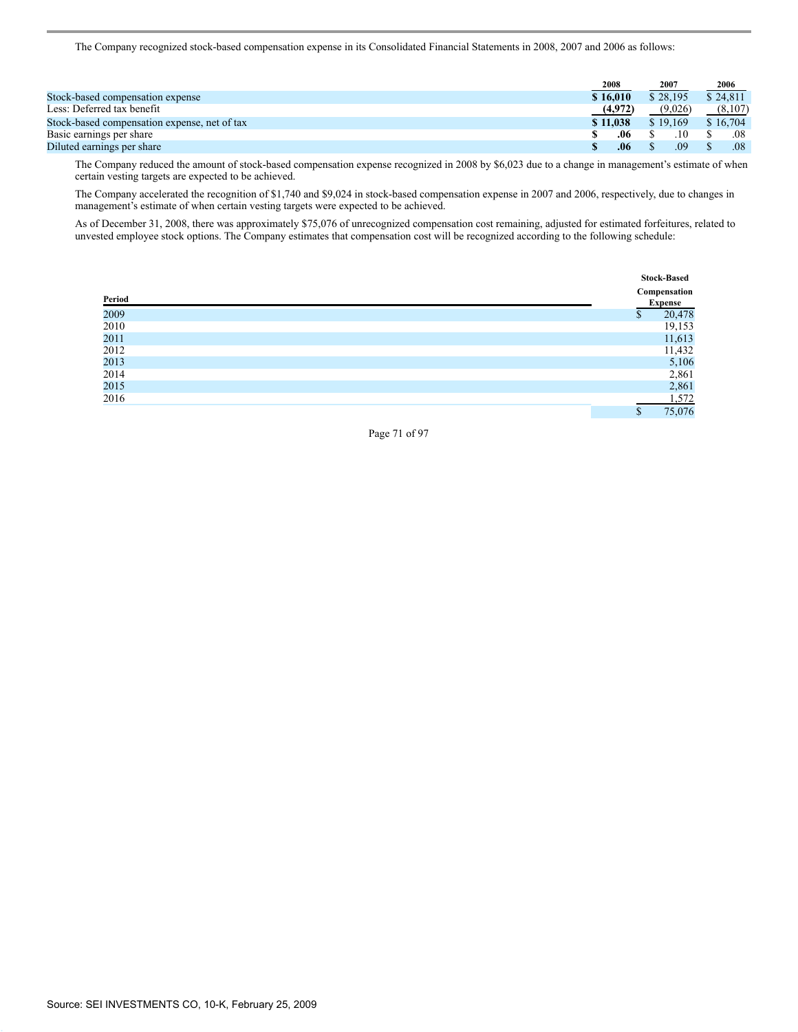The Company recognized stock-based compensation expense in its Consolidated Financial Statements in 2008, 2007 and 2006 as follows:

| | 2008 | 2007 | 2006 |
|---|---|---|---|
| Stock-based compensation expense | **$ 16,010** | $ 28,195 | $ 24,811 |
| Less: Deferred tax benefit | **(4,972)** | (9,026) | (8,107) |
| Stock-based compensation expense, net of tax | **$ 11,038** | $ 19,169 | $ 16,704 |
| Basic earnings per share | **$ .06** | $ .10 | $ .08 |
| Diluted earnings per share | **$ .06** | $ .09 | $ .08 |

The Company reduced the amount of stock-based compensation expense recognized in 2008 by $6,023 due to a change in management's estimate of when certain vesting targets are expected to be achieved.

The Company accelerated the recognition of $1,740 and $9,024 in stock-based compensation expense in 2007 and 2006, respectively, due to changes in management's estimate of when certain vesting targets were expected to be achieved.

As of December 31, 2008, there was approximately $75,076 of unrecognized compensation cost remaining, adjusted for estimated forfeitures, related to unvested employee stock options. The Company estimates that compensation cost will be recognized according to the following schedule:

| Period | Stock-Based Compensation Expense |
|---|---|
| 2009 | $ 20,478 |
| 2010 | 19,153 |
| 2011 | 11,613 |
| 2012 | 11,432 |
| 2013 | 5,106 |
| 2014 | 2,861 |
| 2015 | 2,861 |
| 2016 | 1,572 |
| | $ 75,076 |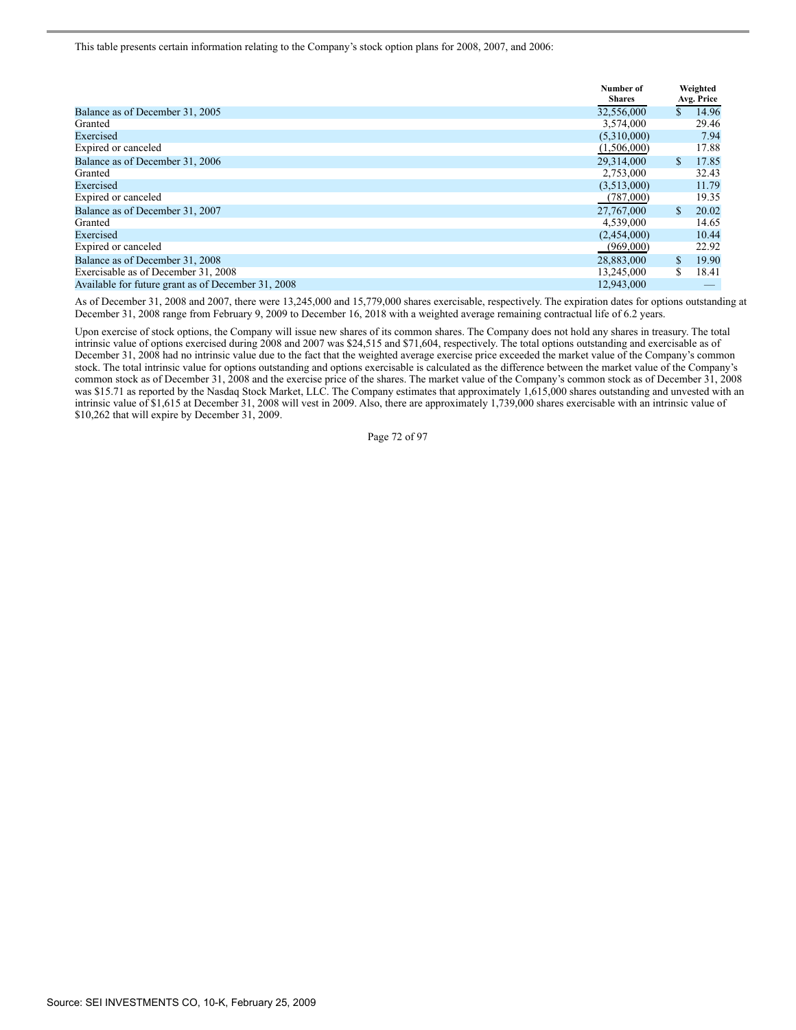This table presents certain information relating to the Company's stock option plans for 2008, 2007, and 2006:

| | Number of Shares | Weighted Avg. Price |
|---|---|---|
| Balance as of December 31, 2005 | 32,556,000 | $ 14.96 |
| Granted | 3,574,000 | 29.46 |
| Exercised | (5,310,000) | 7.94 |
| Expired or canceled | (1,506,000) | 17.88 |
| Balance as of December 31, 2006 | 29,314,000 | $ 17.85 |
| Granted | 2,753,000 | 32.43 |
| Exercised | (3,513,000) | 11.79 |
| Expired or canceled | (787,000) | 19.35 |
| Balance as of December 31, 2007 | 27,767,000 | $ 20.02 |
| Granted | 4,539,000 | 14.65 |
| Exercised | (2,454,000) | 10.44 |
| Expired or canceled | (969,000) | 22.92 |
| Balance as of December 31, 2008 | 28,883,000 | $ 19.90 |
| Exercisable as of December 31, 2008 | 13,245,000 | $ 18.41 |
| Available for future grant as of December 31, 2008 | 12,943,000 | — |

As of December 31, 2008 and 2007, there were 13,245,000 and 15,779,000 shares exercisable, respectively. The expiration dates for options outstanding at December 31, 2008 range from February 9, 2009 to December 16, 2018 with a weighted average remaining contractual life of 6.2 years.

Upon exercise of stock options, the Company will issue new shares of its common shares. The Company does not hold any shares in treasury. The total intrinsic value of options exercised during 2008 and 2007 was $24,515 and $71,604, respectively. The total options outstanding and exercisable as of December 31, 2008 had no intrinsic value due to the fact that the weighted average exercise price exceeded the market value of the Company's common stock. The total intrinsic value for options outstanding and options exercisable is calculated as the difference between the market value of the Company's common stock as of December 31, 2008 and the exercise price of the shares. The market value of the Company's common stock as of December 31, 2008 was $15.71 as reported by the Nasdaq Stock Market, LLC. The Company estimates that approximately 1,615,000 shares outstanding and unvested with an intrinsic value of $1,615 at December 31, 2008 will vest in 2009. Also, there are approximately 1,739,000 shares exercisable with an intrinsic value of $10,262 that will expire by December 31, 2009.

Source: SEI INVESTMENTS CO, 10-K, February 25, 2009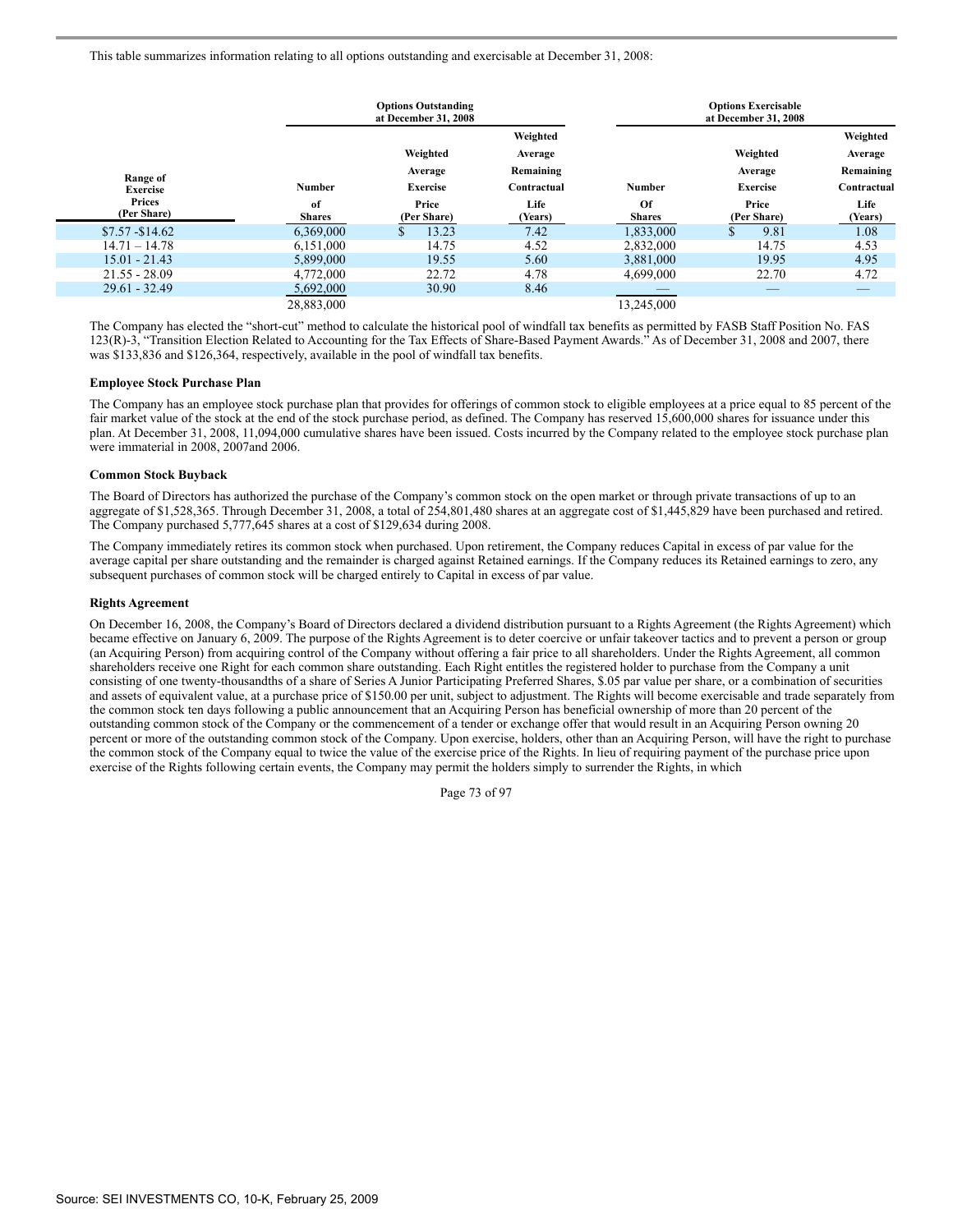This table summarizes information relating to all options outstanding and exercisable at December 31, 2008:

| Range of Exercise Prices (Per Share) | Options Outstanding at December 31, 2008 | | | Options Exercisable at December 31, 2008 | | |
|---|---|---|---|---|---|---|
| | Number of Shares | Weighted Average Exercise Price (Per Share) | Weighted Average Remaining Contractual Life (Years) | Number Of Shares | Weighted Average Exercise Price (Per Share) | Weighted Average Remaining Contractual Life (Years) |
| $7.57 -$14.62 | 6,369,000 | $ 13.23 | 7.42 | 1,833,000 | $ 9.81 | 1.08 |
| 14.71 – 14.78 | 6,151,000 | 14.75 | 4.52 | 2,832,000 | 14.75 | 4.53 |
| 15.01 - 21.43 | 5,899,000 | 19.55 | 5.60 | 3,881,000 | 19.95 | 4.95 |
| 21.55 - 28.09 | 4,772,000 | 22.72 | 4.78 | 4,699,000 | 22.70 | 4.72 |
| 29.61 - 32.49 | 5,692,000 | 30.90 | 8.46 | — | — | — |
| | 28,883,000 | | | 13,245,000 | | |

The Company has elected the "short-cut" method to calculate the historical pool of windfall tax benefits as permitted by FASB Staff Position No. FAS 123(R)-3, "Transition Election Related to Accounting for the Tax Effects of Share-Based Payment Awards." As of December 31, 2008 and 2007, there was $133,836 and $126,364, respectively, available in the pool of windfall tax benefits.

**Employee Stock Purchase Plan**

The Company has an employee stock purchase plan that provides for offerings of common stock to eligible employees at a price equal to 85 percent of the fair market value of the stock at the end of the stock purchase period, as defined. The Company has reserved 15,600,000 shares for issuance under this plan. At December 31, 2008, 11,094,000 cumulative shares have been issued. Costs incurred by the Company related to the employee stock purchase plan were immaterial in 2008, 2007and 2006.

**Common Stock Buyback**

The Board of Directors has authorized the purchase of the Company's common stock on the open market or through private transactions of up to an aggregate of $1,528,365. Through December 31, 2008, a total of 254,801,480 shares at an aggregate cost of $1,445,829 have been purchased and retired. The Company purchased 5,777,645 shares at a cost of $129,634 during 2008.

The Company immediately retires its common stock when purchased. Upon retirement, the Company reduces Capital in excess of par value for the average capital per share outstanding and the remainder is charged against Retained earnings. If the Company reduces its Retained earnings to zero, any subsequent purchases of common stock will be charged entirely to Capital in excess of par value.

**Rights Agreement**

On December 16, 2008, the Company's Board of Directors declared a dividend distribution pursuant to a Rights Agreement (the Rights Agreement) which became effective on January 6, 2009. The purpose of the Rights Agreement is to deter coercive or unfair takeover tactics and to prevent a person or group (an Acquiring Person) from acquiring control of the Company without offering a fair price to all shareholders. Under the Rights Agreement, all common shareholders receive one Right for each common share outstanding. Each Right entitles the registered holder to purchase from the Company a unit consisting of one twenty-thousandths of a share of Series A Junior Participating Preferred Shares, $.05 par value per share, or a combination of securities and assets of equivalent value, at a purchase price of $150.00 per unit, subject to adjustment. The Rights will become exercisable and trade separately from the common stock ten days following a public announcement that an Acquiring Person has beneficial ownership of more than 20 percent of the outstanding common stock of the Company or the commencement of a tender or exchange offer that would result in an Acquiring Person owning 20 percent or more of the outstanding common stock of the Company. Upon exercise, holders, other than an Acquiring Person, will have the right to purchase the common stock of the Company equal to twice the value of the exercise price of the Rights. In lieu of requiring payment of the purchase price upon exercise of the Rights following certain events, the Company may permit the holders simply to surrender the Rights, in which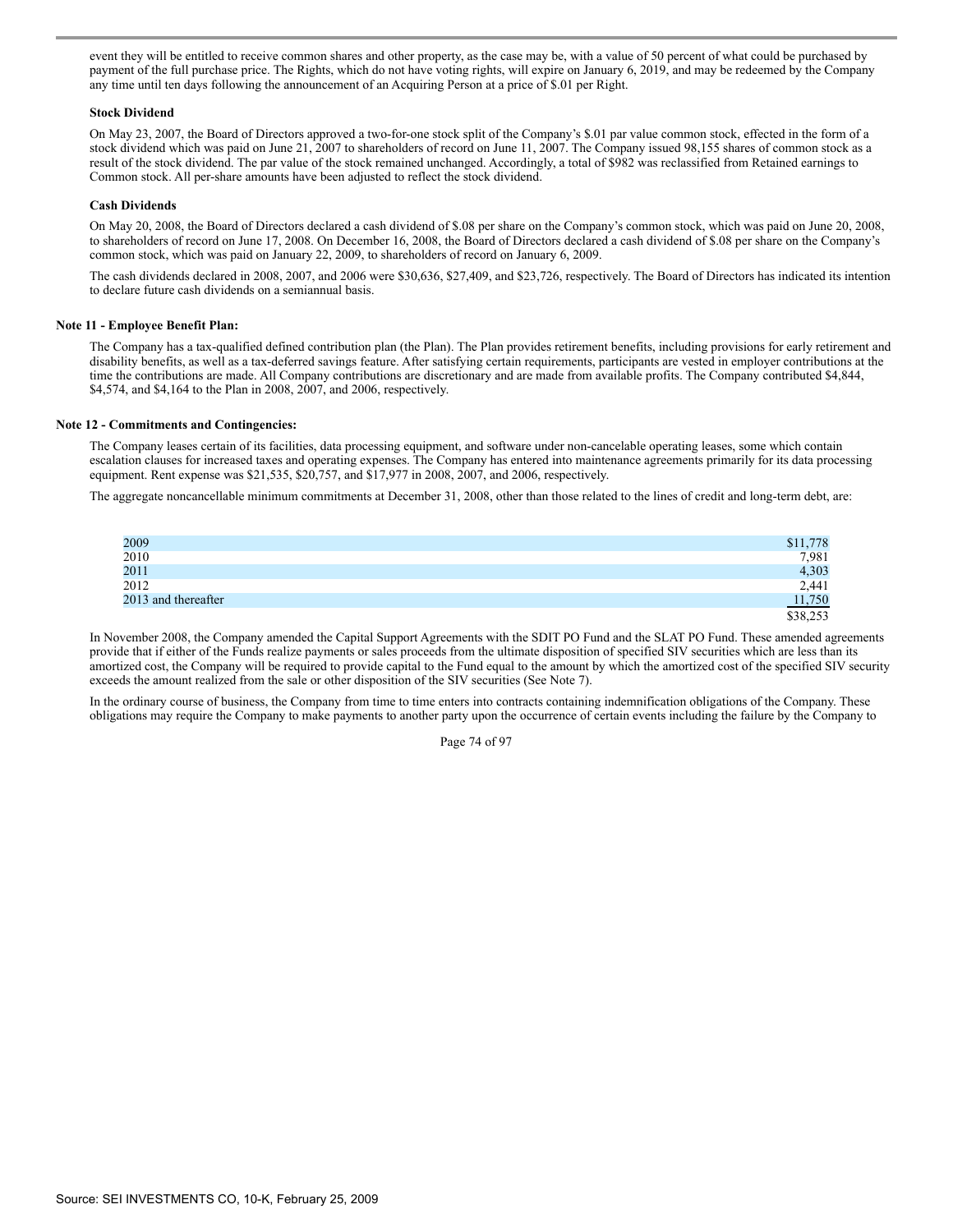event they will be entitled to receive common shares and other property, as the case may be, with a value of 50 percent of what could be purchased by payment of the full purchase price. The Rights, which do not have voting rights, will expire on January 6, 2019, and may be redeemed by the Company any time until ten days following the announcement of an Acquiring Person at a price of $.01 per Right.

**Stock Dividend**

On May 23, 2007, the Board of Directors approved a two-for-one stock split of the Company's $.01 par value common stock, effected in the form of a stock dividend which was paid on June 21, 2007 to shareholders of record on June 11, 2007. The Company issued 98,155 shares of common stock as a result of the stock dividend. The par value of the stock remained unchanged. Accordingly, a total of $982 was reclassified from Retained earnings to Common stock. All per-share amounts have been adjusted to reflect the stock dividend.

**Cash Dividends**

On May 20, 2008, the Board of Directors declared a cash dividend of $.08 per share on the Company's common stock, which was paid on June 20, 2008, to shareholders of record on June 17, 2008. On December 16, 2008, the Board of Directors declared a cash dividend of $.08 per share on the Company's common stock, which was paid on January 22, 2009, to shareholders of record on January 6, 2009.

The cash dividends declared in 2008, 2007, and 2006 were $30,636, $27,409, and $23,726, respectively. The Board of Directors has indicated its intention to declare future cash dividends on a semiannual basis.

**Note 11 - Employee Benefit Plan:**

The Company has a tax-qualified defined contribution plan (the Plan). The Plan provides retirement benefits, including provisions for early retirement and disability benefits, as well as a tax-deferred savings feature. After satisfying certain requirements, participants are vested in employer contributions at the time the contributions are made. All Company contributions are discretionary and are made from available profits. The Company contributed $4,844, $4,574, and $4,164 to the Plan in 2008, 2007, and 2006, respectively.

**Note 12 - Commitments and Contingencies:**

The Company leases certain of its facilities, data processing equipment, and software under non-cancelable operating leases, some which contain escalation clauses for increased taxes and operating expenses. The Company has entered into maintenance agreements primarily for its data processing equipment. Rent expense was $21,535, $20,757, and $17,977 in 2008, 2007, and 2006, respectively.

The aggregate noncancellable minimum commitments at December 31, 2008, other than those related to the lines of credit and long-term debt, are:

| | |
|---|---|
| 2009 | $11,778 |
| 2010 | 7,981 |
| 2011 | 4,303 |
| 2012 | 2,441 |
| 2013 and thereafter | 11,750 |
| | $38,253 |

In November 2008, the Company amended the Capital Support Agreements with the SDIT PO Fund and the SLAT PO Fund. These amended agreements provide that if either of the Funds realize payments or sales proceeds from the ultimate disposition of specified SIV securities which are less than its amortized cost, the Company will be required to provide capital to the Fund equal to the amount by which the amortized cost of the specified SIV security exceeds the amount realized from the sale or other disposition of the SIV securities (See Note 7).

In the ordinary course of business, the Company from time to time enters into contracts containing indemnification obligations of the Company. These obligations may require the Company to make payments to another party upon the occurrence of certain events including the failure by the Company to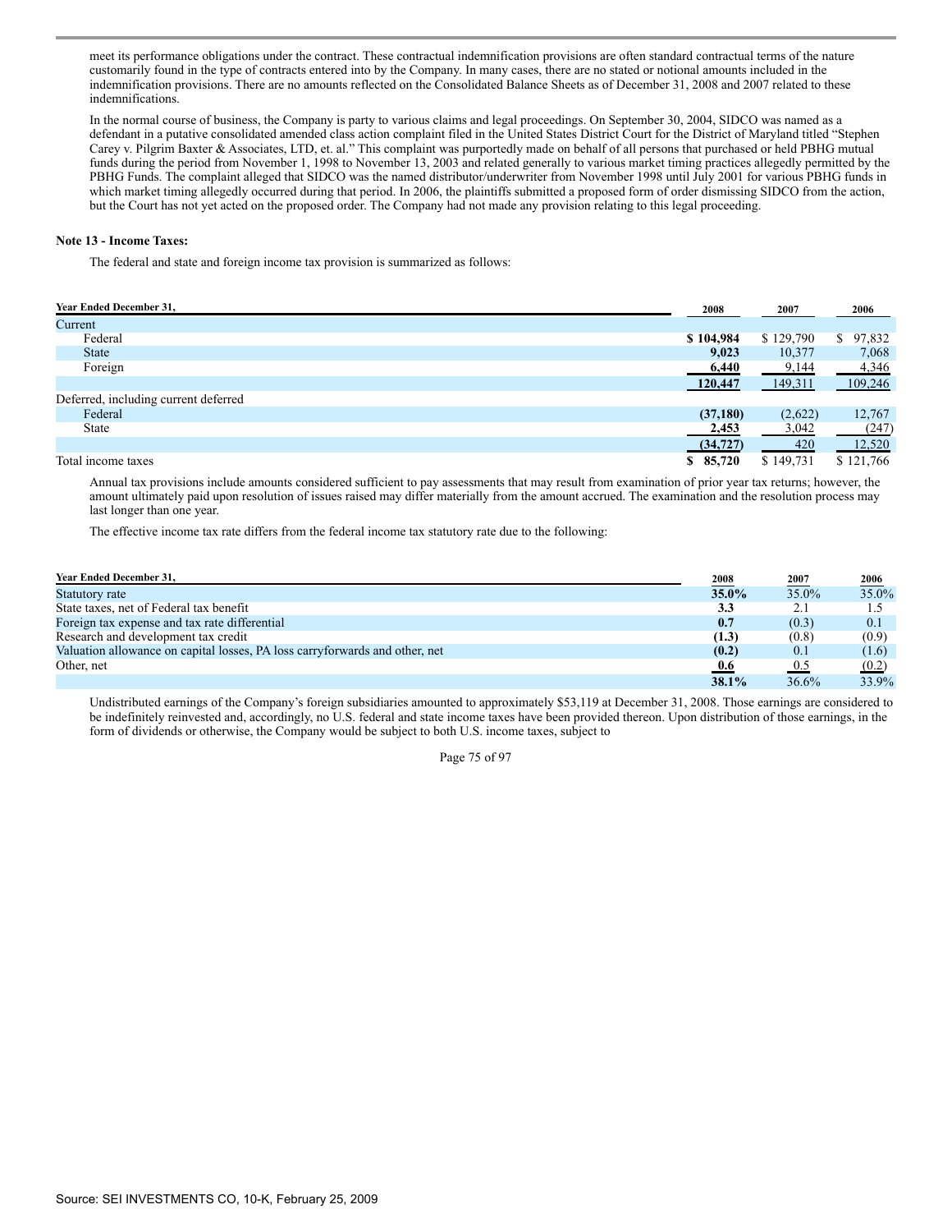meet its performance obligations under the contract. These contractual indemnification provisions are often standard contractual terms of the nature customarily found in the type of contracts entered into by the Company. In many cases, there are no stated or notional amounts included in the indemnification provisions. There are no amounts reflected on the Consolidated Balance Sheets as of December 31, 2008 and 2007 related to these indemnifications.

In the normal course of business, the Company is party to various claims and legal proceedings. On September 30, 2004, SIDCO was named as a defendant in a putative consolidated amended class action complaint filed in the United States District Court for the District of Maryland titled "Stephen Carey v. Pilgrim Baxter & Associates, LTD, et. al." This complaint was purportedly made on behalf of all persons that purchased or held PBHG mutual funds during the period from November 1, 1998 to November 13, 2003 and related generally to various market timing practices allegedly permitted by the PBHG Funds. The complaint alleged that SIDCO was the named distributor/underwriter from November 1998 until July 2001 for various PBHG funds in which market timing allegedly occurred during that period. In 2006, the plaintiffs submitted a proposed form of order dismissing SIDCO from the action, but the Court has not yet acted on the proposed order. The Company had not made any provision relating to this legal proceeding.

**Note 13 - Income Taxes:**

The federal and state and foreign income tax provision is summarized as follows:

| Year Ended December 31, | 2008 | 2007 | 2006 |
|---|---|---|---|
| Current | | | |
| Federal | **$ 104,984** | $ 129,790 | $ 97,832 |
| State | **9,023** | 10,377 | 7,068 |
| Foreign | **6,440** | 9,144 | 4,346 |
| | **120,447** | 149,311 | 109,246 |
| Deferred, including current deferred | | | |
| Federal | **(37,180)** | (2,622) | 12,767 |
| State | **2,453** | 3,042 | (247) |
| | **(34,727)** | 420 | 12,520 |
| Total income taxes | **$ 85,720** | $ 149,731 | $ 121,766 |

Annual tax provisions include amounts considered sufficient to pay assessments that may result from examination of prior year tax returns; however, the amount ultimately paid upon resolution of issues raised may differ materially from the amount accrued. The examination and the resolution process may last longer than one year.

The effective income tax rate differs from the federal income tax statutory rate due to the following:

| Year Ended December 31, | 2008 | 2007 | 2006 |
|---|---|---|---|
| Statutory rate | **35.0%** | 35.0% | 35.0% |
| State taxes, net of Federal tax benefit | **3.3** | 2.1 | 1.5 |
| Foreign tax expense and tax rate differential | **0.7** | (0.3) | 0.1 |
| Research and development tax credit | **(1.3)** | (0.8) | (0.9) |
| Valuation allowance on capital losses, PA loss carryforwards and other, net | **(0.2)** | 0.1 | (1.6) |
| Other, net | **0.6** | 0.5 | (0.2) |
| | **38.1%** | 36.6% | 33.9% |

Undistributed earnings of the Company's foreign subsidiaries amounted to approximately $53,119 at December 31, 2008. Those earnings are considered to be indefinitely reinvested and, accordingly, no U.S. federal and state income taxes have been provided thereon. Upon distribution of those earnings, in the form of dividends or otherwise, the Company would be subject to both U.S. income taxes, subject to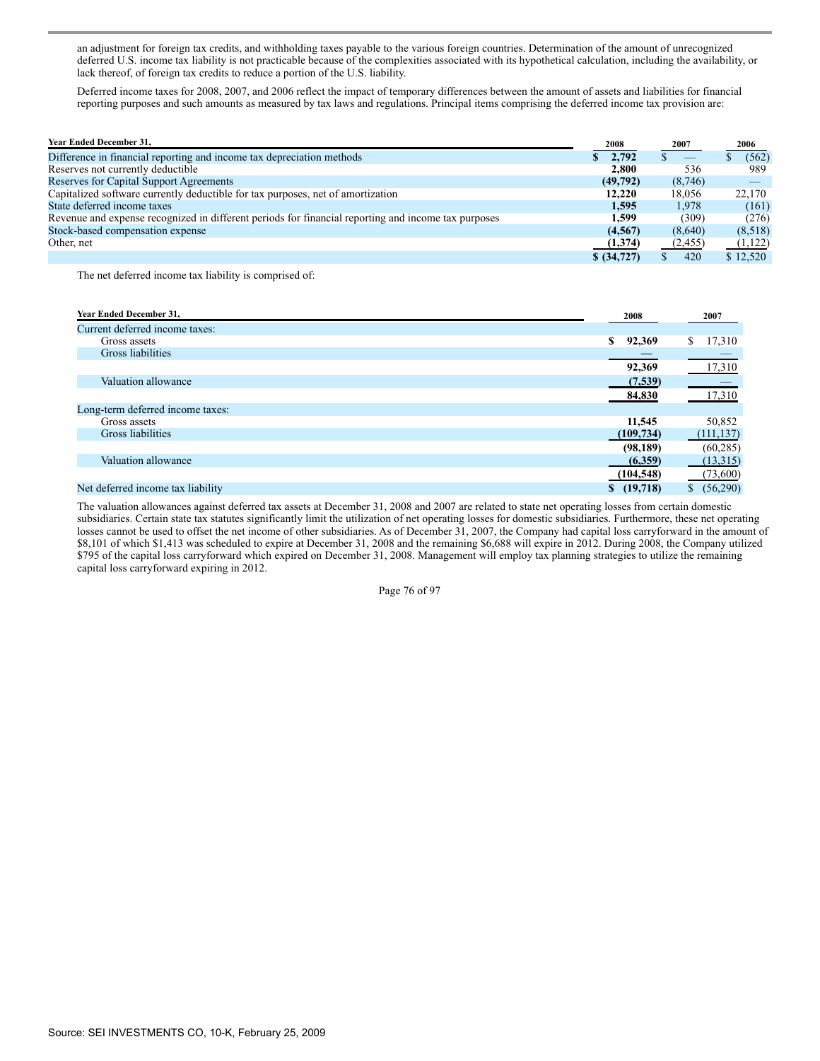an adjustment for foreign tax credits, and withholding taxes payable to the various foreign countries. Determination of the amount of unrecognized deferred U.S. income tax liability is not practicable because of the complexities associated with its hypothetical calculation, including the availability, or lack thereof, of foreign tax credits to reduce a portion of the U.S. liability.

Deferred income taxes for 2008, 2007, and 2006 reflect the impact of temporary differences between the amount of assets and liabilities for financial reporting purposes and such amounts as measured by tax laws and regulations. Principal items comprising the deferred income tax provision are:

| Year Ended December 31, | 2008 | 2007 | 2006 |
|---|---|---|---|
| Difference in financial reporting and income tax depreciation methods | **$ 2,792** | $ — | $ (562) |
| Reserves not currently deductible | **2,800** | 536 | 989 |
| Reserves for Capital Support Agreements | **(49,792)** | (8,746) | — |
| Capitalized software currently deductible for tax purposes, net of amortization | **12,220** | 18,056 | 22,170 |
| State deferred income taxes | **1,595** | 1,978 | (161) |
| Revenue and expense recognized in different periods for financial reporting and income tax purposes | **1,599** | (309) | (276) |
| Stock-based compensation expense | **(4,567)** | (8,640) | (8,518) |
| Other, net | **(1,374)** | (2,455) | (1,122) |
| | **$ (34,727)** | $ 420 | $ 12,520 |

The net deferred income tax liability is comprised of:

| Year Ended December 31, | 2008 | 2007 |
|---|---|---|
| Current deferred income taxes: | | |
| Gross assets | **$ 92,369** | $ 17,310 |
| Gross liabilities | **—** | — |
| | **92,369** | 17,310 |
| Valuation allowance | **(7,539)** | — |
| | **84,830** | 17,310 |
| Long-term deferred income taxes: | | |
| Gross assets | **11,545** | 50,852 |
| Gross liabilities | **(109,734)** | (111,137) |
| | **(98,189)** | (60,285) |
| Valuation allowance | **(6,359)** | (13,315) |
| | **(104,548)** | (73,600) |
| Net deferred income tax liability | **$ (19,718)** | $ (56,290) |

The valuation allowances against deferred tax assets at December 31, 2008 and 2007 are related to state net operating losses from certain domestic subsidiaries. Certain state tax statutes significantly limit the utilization of net operating losses for domestic subsidiaries. Furthermore, these net operating losses cannot be used to offset the net income of other subsidiaries. As of December 31, 2007, the Company had capital loss carryforward in the amount of $8,101 of which $1,413 was scheduled to expire at December 31, 2008 and the remaining $6,688 will expire in 2012. During 2008, the Company utilized $795 of the capital loss carryforward which expired on December 31, 2008. Management will employ tax planning strategies to utilize the remaining capital loss carryforward expiring in 2012.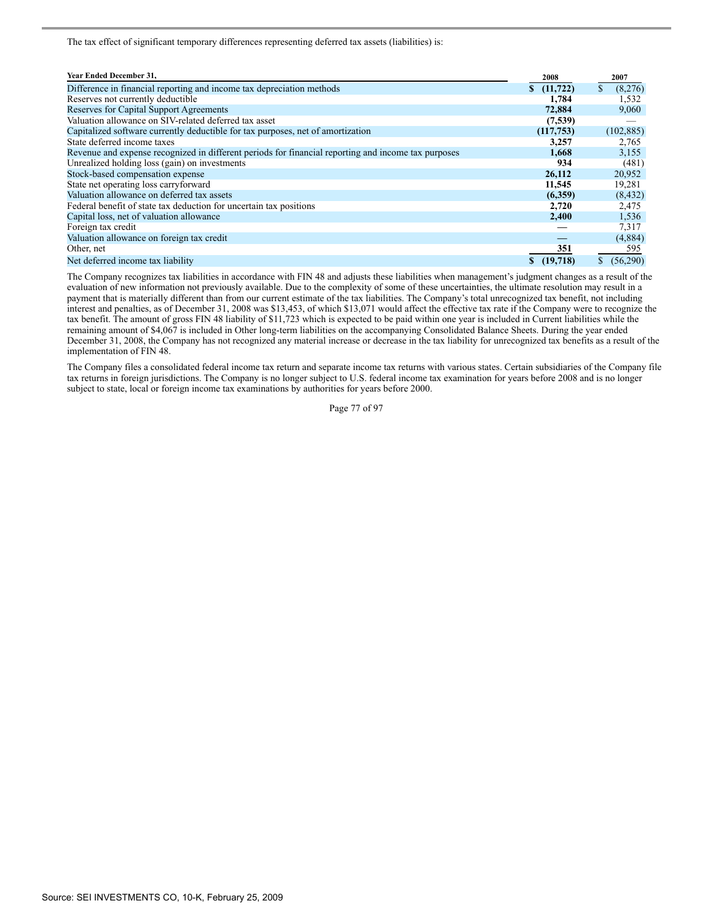The tax effect of significant temporary differences representing deferred tax assets (liabilities) is:

| Year Ended December 31, | 2008 | 2007 |
|---|---|---|
| Difference in financial reporting and income tax depreciation methods | **$ (11,722)** | $ (8,276) |
| Reserves not currently deductible | **1,784** | 1,532 |
| Reserves for Capital Support Agreements | **72,884** | 9,060 |
| Valuation allowance on SIV-related deferred tax asset | **(7,539)** | — |
| Capitalized software currently deductible for tax purposes, net of amortization | **(117,753)** | (102,885) |
| State deferred income taxes | **3,257** | 2,765 |
| Revenue and expense recognized in different periods for financial reporting and income tax purposes | **1,668** | 3,155 |
| Unrealized holding loss (gain) on investments | **934** | (481) |
| Stock-based compensation expense | **26,112** | 20,952 |
| State net operating loss carryforward | **11,545** | 19,281 |
| Valuation allowance on deferred tax assets | **(6,359)** | (8,432) |
| Federal benefit of state tax deduction for uncertain tax positions | **2,720** | 2,475 |
| Capital loss, net of valuation allowance | **2,400** | 1,536 |
| Foreign tax credit | **—** | 7,317 |
| Valuation allowance on foreign tax credit | **—** | (4,884) |
| Other, net | **351** | 595 |
| Net deferred income tax liability | **$ (19,718)** | $ (56,290) |

The Company recognizes tax liabilities in accordance with FIN 48 and adjusts these liabilities when management's judgment changes as a result of the evaluation of new information not previously available. Due to the complexity of some of these uncertainties, the ultimate resolution may result in a payment that is materially different than from our current estimate of the tax liabilities. The Company's total unrecognized tax benefit, not including interest and penalties, as of December 31, 2008 was $13,453, of which $13,071 would affect the effective tax rate if the Company were to recognize the tax benefit. The amount of gross FIN 48 liability of $11,723 which is expected to be paid within one year is included in Current liabilities while the remaining amount of $4,067 is included in Other long-term liabilities on the accompanying Consolidated Balance Sheets. During the year ended December 31, 2008, the Company has not recognized any material increase or decrease in the tax liability for unrecognized tax benefits as a result of the implementation of FIN 48.

The Company files a consolidated federal income tax return and separate income tax returns with various states. Certain subsidiaries of the Company file tax returns in foreign jurisdictions. The Company is no longer subject to U.S. federal income tax examination for years before 2008 and is no longer subject to state, local or foreign income tax examinations by authorities for years before 2000.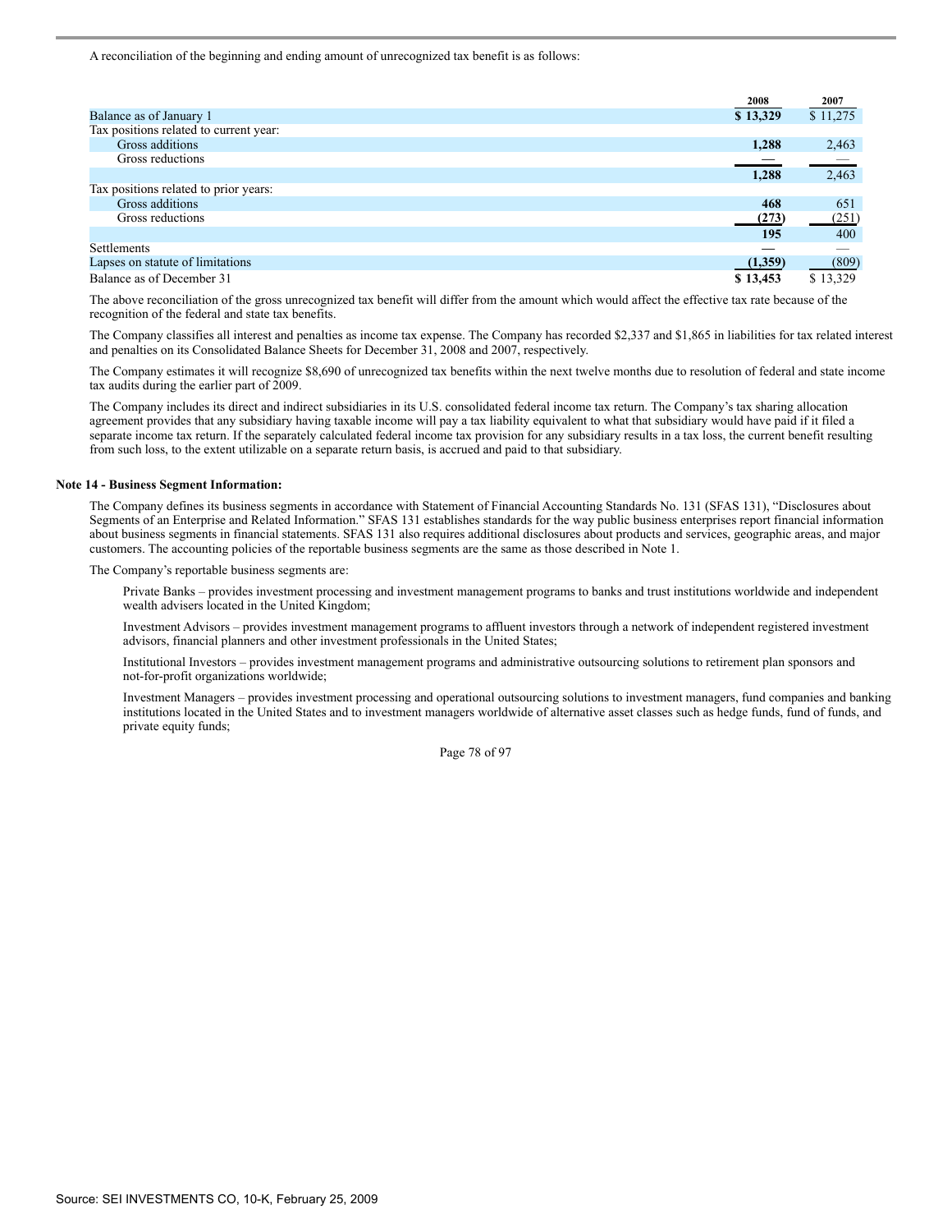A reconciliation of the beginning and ending amount of unrecognized tax benefit is as follows:

| | 2008 | 2007 |
|---|---|---|
| Balance as of January 1 | **$ 13,329** | $ 11,275 |
| Tax positions related to current year: | | |
| Gross additions | **1,288** | 2,463 |
| Gross reductions | **—** | — |
| | **1,288** | 2,463 |
| Tax positions related to prior years: | | |
| Gross additions | **468** | 651 |
| Gross reductions | **(273)** | (251) |
| | **195** | 400 |
| Settlements | **—** | — |
| Lapses on statute of limitations | **(1,359)** | (809) |
| Balance as of December 31 | **$ 13,453** | $ 13,329 |

The above reconciliation of the gross unrecognized tax benefit will differ from the amount which would affect the effective tax rate because of the recognition of the federal and state tax benefits.

The Company classifies all interest and penalties as income tax expense. The Company has recorded $2,337 and $1,865 in liabilities for tax related interest and penalties on its Consolidated Balance Sheets for December 31, 2008 and 2007, respectively.

The Company estimates it will recognize $8,690 of unrecognized tax benefits within the next twelve months due to resolution of federal and state income tax audits during the earlier part of 2009.

The Company includes its direct and indirect subsidiaries in its U.S. consolidated federal income tax return. The Company's tax sharing allocation agreement provides that any subsidiary having taxable income will pay a tax liability equivalent to what that subsidiary would have paid if it filed a separate income tax return. If the separately calculated federal income tax provision for any subsidiary results in a tax loss, the current benefit resulting from such loss, to the extent utilizable on a separate return basis, is accrued and paid to that subsidiary.

**Note 14 - Business Segment Information:**

The Company defines its business segments in accordance with Statement of Financial Accounting Standards No. 131 (SFAS 131), "Disclosures about Segments of an Enterprise and Related Information." SFAS 131 establishes standards for the way public business enterprises report financial information about business segments in financial statements. SFAS 131 also requires additional disclosures about products and services, geographic areas, and major customers. The accounting policies of the reportable business segments are the same as those described in Note 1.

The Company's reportable business segments are:

Private Banks – provides investment processing and investment management programs to banks and trust institutions worldwide and independent wealth advisers located in the United Kingdom;

Investment Advisors – provides investment management programs to affluent investors through a network of independent registered investment advisors, financial planners and other investment professionals in the United States;

Institutional Investors – provides investment management programs and administrative outsourcing solutions to retirement plan sponsors and not-for-profit organizations worldwide;

Investment Managers – provides investment processing and operational outsourcing solutions to investment managers, fund companies and banking institutions located in the United States and to investment managers worldwide of alternative asset classes such as hedge funds, fund of funds, and private equity funds;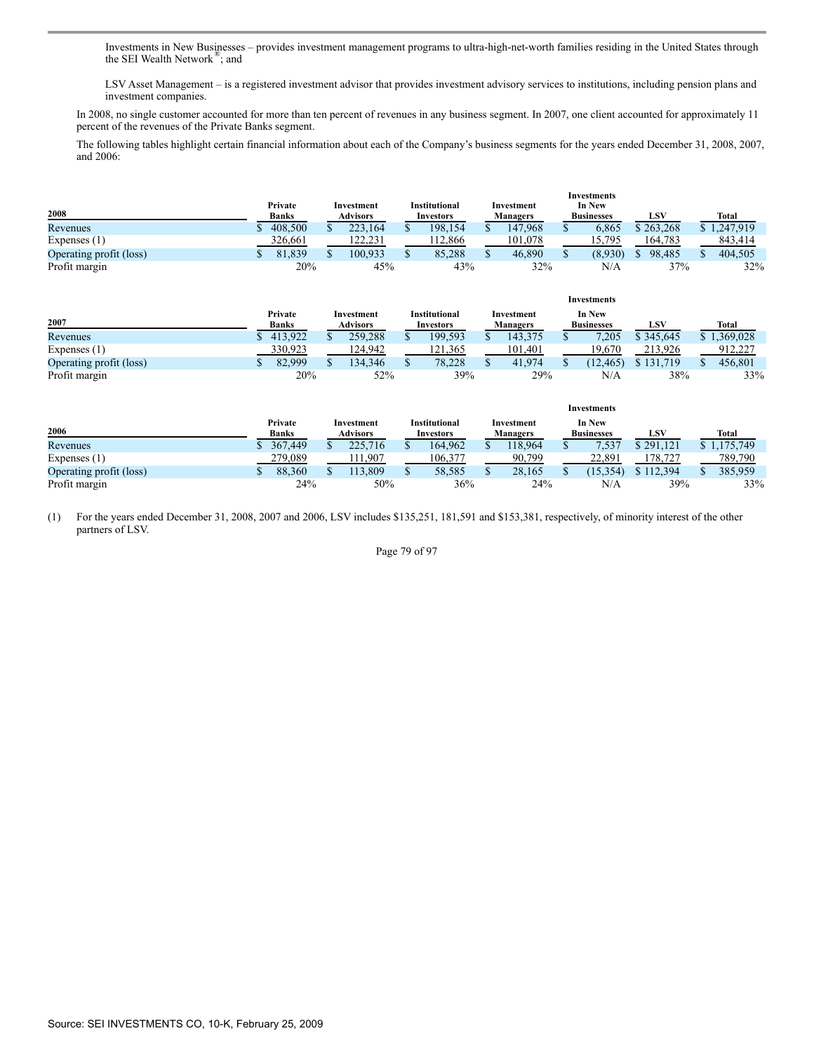Investments in New Businesses – provides investment management programs to ultra-high-net-worth families residing in the United States through the SEI Wealth Network®; and

LSV Asset Management – is a registered investment advisor that provides investment advisory services to institutions, including pension plans and investment companies.

In 2008, no single customer accounted for more than ten percent of revenues in any business segment. In 2007, one client accounted for approximately 11 percent of the revenues of the Private Banks segment.

The following tables highlight certain financial information about each of the Company's business segments for the years ended December 31, 2008, 2007, and 2006:

| 2008 | Private Banks | Investment Advisors | Institutional Investors | Investment Managers | Investments In New Businesses | LSV | Total |
|---|---|---|---|---|---|---|---|
| Revenues | $ 408,500 | $ 223,164 | $ 198,154 | $ 147,968 | $ 6,865 | $ 263,268 | $ 1,247,919 |
| Expenses (1) | 326,661 | 122,231 | 112,866 | 101,078 | 15,795 | 164,783 | 843,414 |
| Operating profit (loss) | $ 81,839 | $ 100,933 | $ 85,288 | $ 46,890 | $ (8,930) | $ 98,485 | $ 404,505 |
| Profit margin | 20% | 45% | 43% | 32% | N/A | 37% | 32% |

| 2007 | Private Banks | Investment Advisors | Institutional Investors | Investment Managers | Investments In New Businesses | LSV | Total |
|---|---|---|---|---|---|---|---|
| Revenues | $ 413,922 | $ 259,288 | $ 199,593 | $ 143,375 | $ 7,205 | $ 345,645 | $ 1,369,028 |
| Expenses (1) | 330,923 | 124,942 | 121,365 | 101,401 | 19,670 | 213,926 | 912,227 |
| Operating profit (loss) | $ 82,999 | $ 134,346 | $ 78,228 | $ 41,974 | $ (12,465) | $ 131,719 | $ 456,801 |
| Profit margin | 20% | 52% | 39% | 29% | N/A | 38% | 33% |

| 2006 | Private Banks | Investment Advisors | Institutional Investors | Investment Managers | Investments In New Businesses | LSV | Total |
|---|---|---|---|---|---|---|---|
| Revenues | $ 367,449 | $ 225,716 | $ 164,962 | $ 118,964 | $ 7,537 | $ 291,121 | $ 1,175,749 |
| Expenses (1) | 279,089 | 111,907 | 106,377 | 90,799 | 22,891 | 178,727 | 789,790 |
| Operating profit (loss) | $ 88,360 | $ 113,809 | $ 58,585 | $ 28,165 | $ (15,354) | $ 112,394 | $ 385,959 |
| Profit margin | 24% | 50% | 36% | 24% | N/A | 39% | 33% |

(1) For the years ended December 31, 2008, 2007 and 2006, LSV includes $135,251, 181,591 and $153,381, respectively, of minority interest of the other partners of LSV.

Source: SEI INVESTMENTS CO, 10-K, February 25, 2009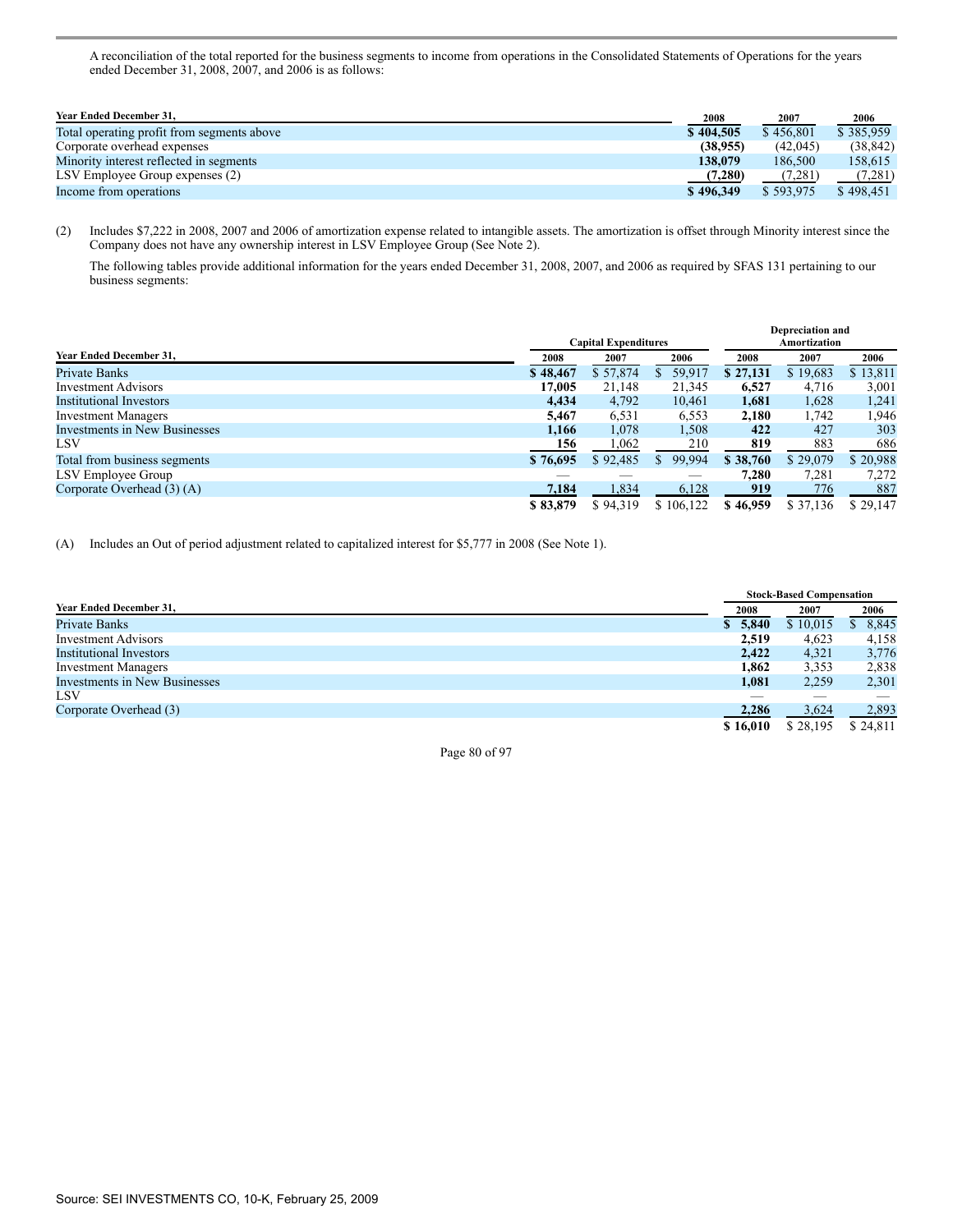A reconciliation of the total reported for the business segments to income from operations in the Consolidated Statements of Operations for the years ended December 31, 2008, 2007, and 2006 is as follows:

| Year Ended December 31, | 2008 | 2007 | 2006 |
|---|---|---|---|
| Total operating profit from segments above | **$ 404,505** | $ 456,801 | $ 385,959 |
| Corporate overhead expenses | **(38,955)** | (42,045) | (38,842) |
| Minority interest reflected in segments | **138,079** | 186,500 | 158,615 |
| LSV Employee Group expenses (2) | **(7,280)** | (7,281) | (7,281) |
| Income from operations | **$ 496,349** | $ 593,975 | $ 498,451 |

(2) Includes $7,222 in 2008, 2007 and 2006 of amortization expense related to intangible assets. The amortization is offset through Minority interest since the Company does not have any ownership interest in LSV Employee Group (See Note 2).

The following tables provide additional information for the years ended December 31, 2008, 2007, and 2006 as required by SFAS 131 pertaining to our business segments:

| | Capital Expenditures | | | Depreciation and Amortization | | |
|---|---|---|---|---|---|---|
| Year Ended December 31, | 2008 | 2007 | 2006 | 2008 | 2007 | 2006 |
| Private Banks | **$ 48,467** | $ 57,874 | $ 59,917 | **$ 27,131** | $ 19,683 | $ 13,811 |
| Investment Advisors | **17,005** | 21,148 | 21,345 | **6,527** | 4,716 | 3,001 |
| Institutional Investors | **4,434** | 4,792 | 10,461 | **1,681** | 1,628 | 1,241 |
| Investment Managers | **5,467** | 6,531 | 6,553 | **2,180** | 1,742 | 1,946 |
| Investments in New Businesses | **1,166** | 1,078 | 1,508 | **422** | 427 | 303 |
| LSV | **156** | 1,062 | 210 | **819** | 883 | 686 |
| Total from business segments | **$ 76,695** | $ 92,485 | $ 99,994 | **$ 38,760** | $ 29,079 | $ 20,988 |
| LSV Employee Group | — | — | — | **7,280** | 7,281 | 7,272 |
| Corporate Overhead (3) (A) | **7,184** | 1,834 | 6,128 | **919** | 776 | 887 |
| | **$ 83,879** | $ 94,319 | $ 106,122 | **$ 46,959** | $ 37,136 | $ 29,147 |

(A) Includes an Out of period adjustment related to capitalized interest for $5,777 in 2008 (See Note 1).

| | Stock-Based Compensation | | |
|---|---|---|---|
| Year Ended December 31, | 2008 | 2007 | 2006 |
| Private Banks | **$ 5,840** | $ 10,015 | $ 8,845 |
| Investment Advisors | **2,519** | 4,623 | 4,158 |
| Institutional Investors | **2,422** | 4,321 | 3,776 |
| Investment Managers | **1,862** | 3,353 | 2,838 |
| Investments in New Businesses | **1,081** | 2,259 | 2,301 |
| LSV | — | — | — |
| Corporate Overhead (3) | **2,286** | 3,624 | 2,893 |
| | **$ 16,010** | $ 28,195 | $ 24,811 |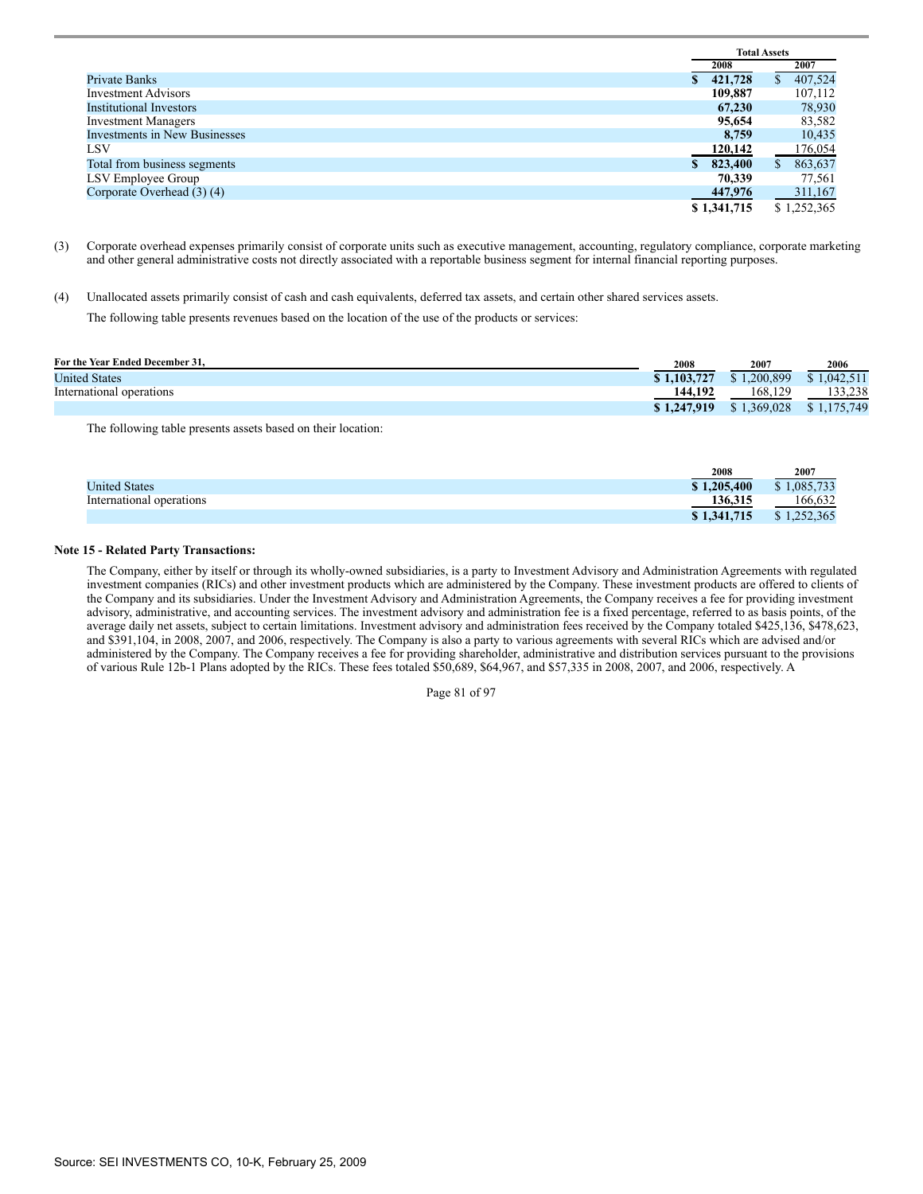| | Total Assets | |
|---|---|---|
| | 2008 | 2007 |
| Private Banks | $ 421,728 | $ 407,524 |
| Investment Advisors | 109,887 | 107,112 |
| Institutional Investors | 67,230 | 78,930 |
| Investment Managers | 95,654 | 83,582 |
| Investments in New Businesses | 8,759 | 10,435 |
| LSV | 120,142 | 176,054 |
| Total from business segments | $ 823,400 | $ 863,637 |
| LSV Employee Group | 70,339 | 77,561 |
| Corporate Overhead (3) (4) | 447,976 | 311,167 |
| | $ 1,341,715 | $ 1,252,365 |

(3) Corporate overhead expenses primarily consist of corporate units such as executive management, accounting, regulatory compliance, corporate marketing and other general administrative costs not directly associated with a reportable business segment for internal financial reporting purposes.

(4) Unallocated assets primarily consist of cash and cash equivalents, deferred tax assets, and certain other shared services assets.

The following table presents revenues based on the location of the use of the products or services:

| For the Year Ended December 31, | 2008 | 2007 | 2006 |
|---|---|---|---|
| United States | $ 1,103,727 | $ 1,200,899 | $ 1,042,511 |
| International operations | 144,192 | 168,129 | 133,238 |
| | $ 1,247,919 | $ 1,369,028 | $ 1,175,749 |

The following table presents assets based on their location:

| | 2008 | 2007 |
|---|---|---|
| United States | $ 1,205,400 | $ 1,085,733 |
| International operations | 136,315 | 166,632 |
| | $ 1,341,715 | $ 1,252,365 |

**Note 15 - Related Party Transactions:**

The Company, either by itself or through its wholly-owned subsidiaries, is a party to Investment Advisory and Administration Agreements with regulated investment companies (RICs) and other investment products which are administered by the Company. These investment products are offered to clients of the Company and its subsidiaries. Under the Investment Advisory and Administration Agreements, the Company receives a fee for providing investment advisory, administrative, and accounting services. The investment advisory and administration fee is a fixed percentage, referred to as basis points, of the average daily net assets, subject to certain limitations. Investment advisory and administration fees received by the Company totaled $425,136, $478,623, and $391,104, in 2008, 2007, and 2006, respectively. The Company is also a party to various agreements with several RICs which are advised and/or administered by the Company. The Company receives a fee for providing shareholder, administrative and distribution services pursuant to the provisions of various Rule 12b-1 Plans adopted by the RICs. These fees totaled $50,689, $64,967, and $57,335 in 2008, 2007, and 2006, respectively. A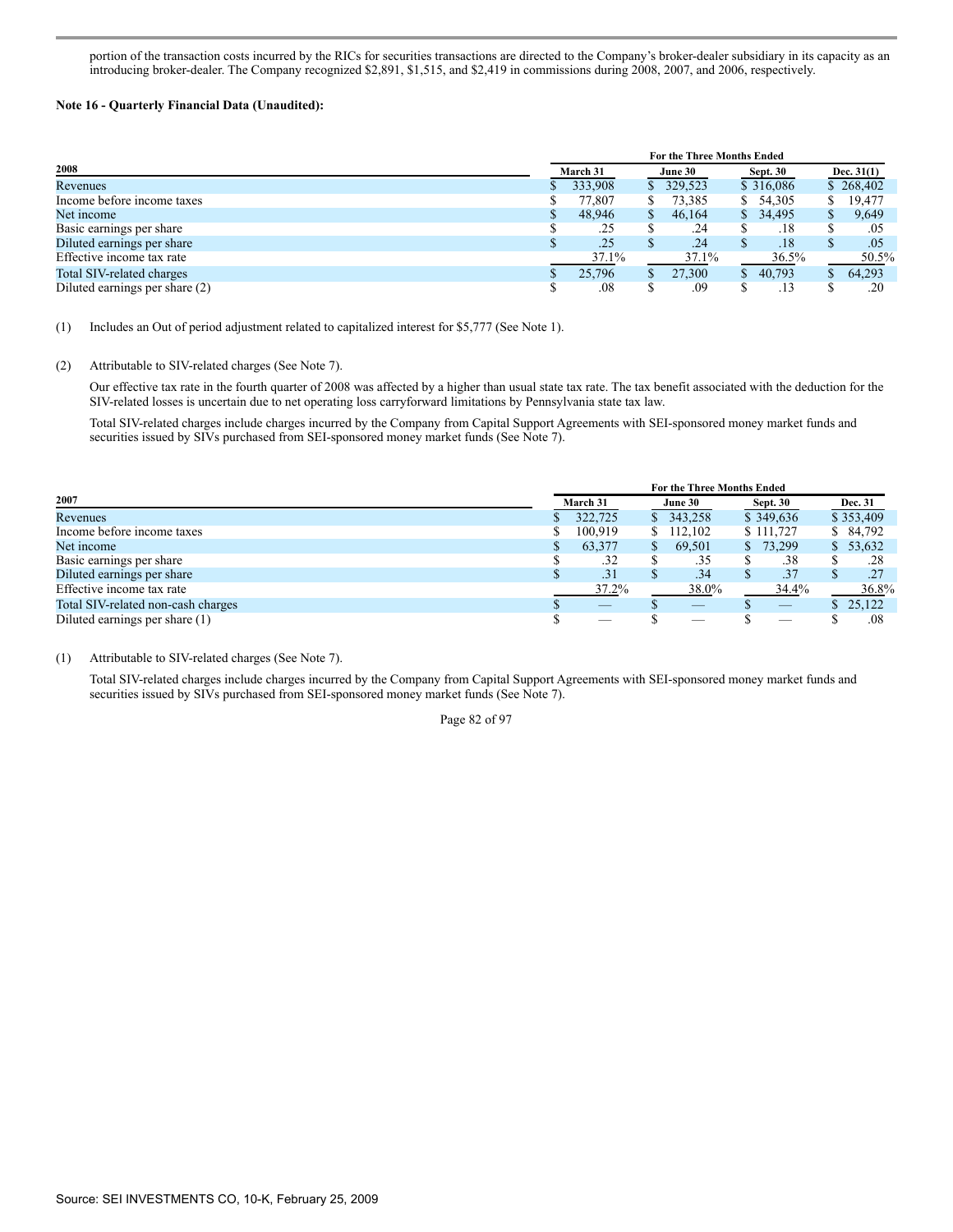portion of the transaction costs incurred by the RICs for securities transactions are directed to the Company's broker-dealer subsidiary in its capacity as an introducing broker-dealer. The Company recognized $2,891, $1,515, and $2,419 in commissions during 2008, 2007, and 2006, respectively.

**Note 16 - Quarterly Financial Data (Unaudited):**

| 2008 | For the Three Months Ended March 31 | June 30 | Sept. 30 | Dec. 31(1) |
|---|---|---|---|---|
| Revenues | $ 333,908 | $ 329,523 | $ 316,086 | $ 268,402 |
| Income before income taxes | $ 77,807 | $ 73,385 | $ 54,305 | $ 19,477 |
| Net income | $ 48,946 | $ 46,164 | $ 34,495 | $ 9,649 |
| Basic earnings per share | $ .25 | $ .24 | $ .18 | $ .05 |
| Diluted earnings per share | $ .25 | $ .24 | $ .18 | $ .05 |
| Effective income tax rate | 37.1% | 37.1% | 36.5% | 50.5% |
| Total SIV-related charges | $ 25,796 | $ 27,300 | $ 40,793 | $ 64,293 |
| Diluted earnings per share (2) | $ .08 | $ .09 | $ .13 | $ .20 |

(1) Includes an Out of period adjustment related to capitalized interest for $5,777 (See Note 1).

(2) Attributable to SIV-related charges (See Note 7).

Our effective tax rate in the fourth quarter of 2008 was affected by a higher than usual state tax rate. The tax benefit associated with the deduction for the SIV-related losses is uncertain due to net operating loss carryforward limitations by Pennsylvania state tax law.

Total SIV-related charges include charges incurred by the Company from Capital Support Agreements with SEI-sponsored money market funds and securities issued by SIVs purchased from SEI-sponsored money market funds (See Note 7).

| 2007 | For the Three Months Ended March 31 | June 30 | Sept. 30 | Dec. 31 |
|---|---|---|---|---|
| Revenues | $ 322,725 | $ 343,258 | $ 349,636 | $ 353,409 |
| Income before income taxes | $ 100,919 | $ 112,102 | $ 111,727 | $ 84,792 |
| Net income | $ 63,377 | $ 69,501 | $ 73,299 | $ 53,632 |
| Basic earnings per share | $ .32 | $ .35 | $ .38 | $ .28 |
| Diluted earnings per share | $ .31 | $ .34 | $ .37 | $ .27 |
| Effective income tax rate | 37.2% | 38.0% | 34.4% | 36.8% |
| Total SIV-related non-cash charges | $ — | $ — | $ — | $ 25,122 |
| Diluted earnings per share (1) | $ — | $ — | $ — | $ .08 |

(1) Attributable to SIV-related charges (See Note 7).

Total SIV-related charges include charges incurred by the Company from Capital Support Agreements with SEI-sponsored money market funds and securities issued by SIVs purchased from SEI-sponsored money market funds (See Note 7).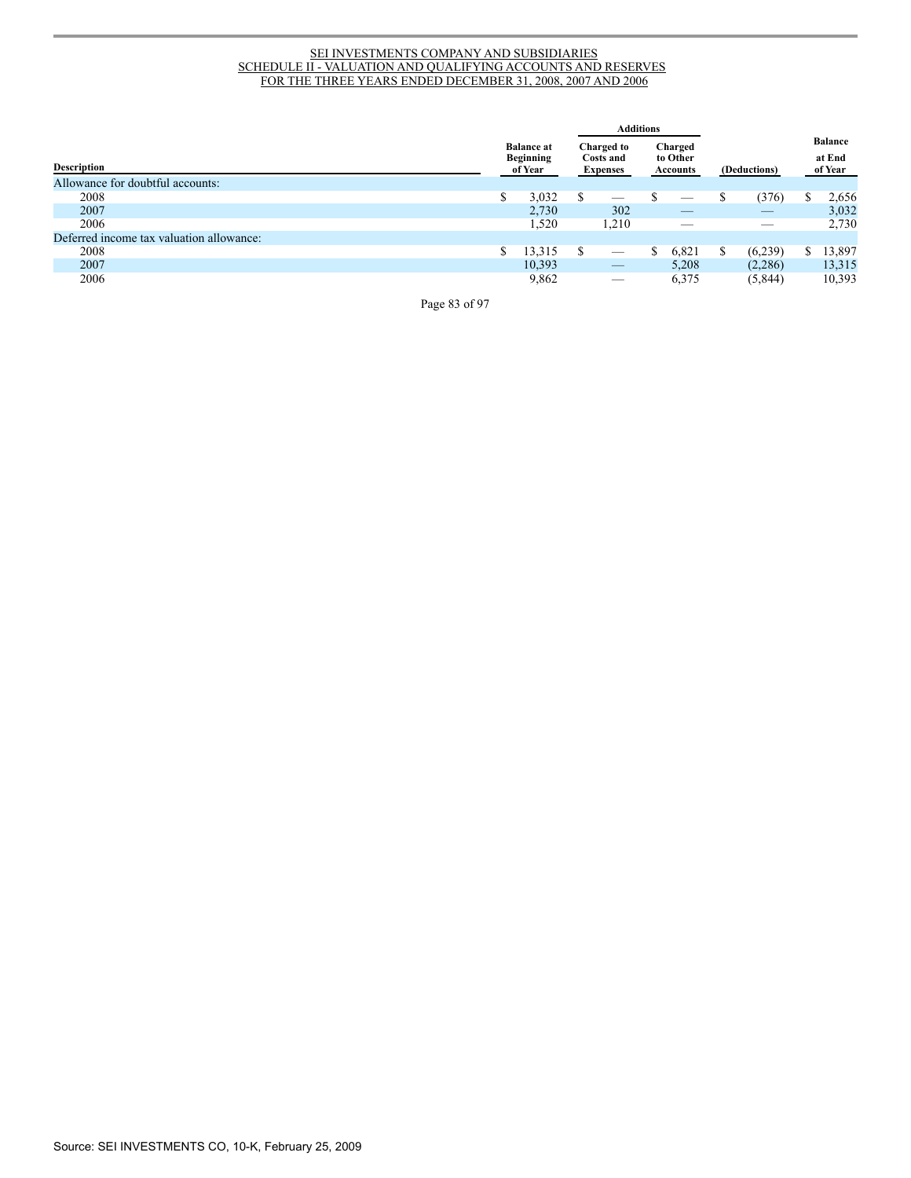SEI INVESTMENTS COMPANY AND SUBSIDIARIES
SCHEDULE II - VALUATION AND QUALIFYING ACCOUNTS AND RESERVES
FOR THE THREE YEARS ENDED DECEMBER 31, 2008, 2007 AND 2006

| Description | Balance at Beginning of Year | Additions: Charged to Costs and Expenses | Additions: Charged to Other Accounts | (Deductions) | Balance at End of Year |
|---|---|---|---|---|---|
| Allowance for doubtful accounts: | | | | | |
| 2008 | $ 3,032 | $ — | $ — | $ (376) | $ 2,656 |
| 2007 | 2,730 | 302 | — | — | 3,032 |
| 2006 | 1,520 | 1,210 | — | — | 2,730 |
| Deferred income tax valuation allowance: | | | | | |
| 2008 | $ 13,315 | $ — | $ 6,821 | $ (6,239) | $ 13,897 |
| 2007 | 10,393 | — | 5,208 | (2,286) | 13,315 |
| 2006 | 9,862 | — | 6,375 | (5,844) | 10,393 |

Source: SEI INVESTMENTS CO, 10-K, February 25, 2009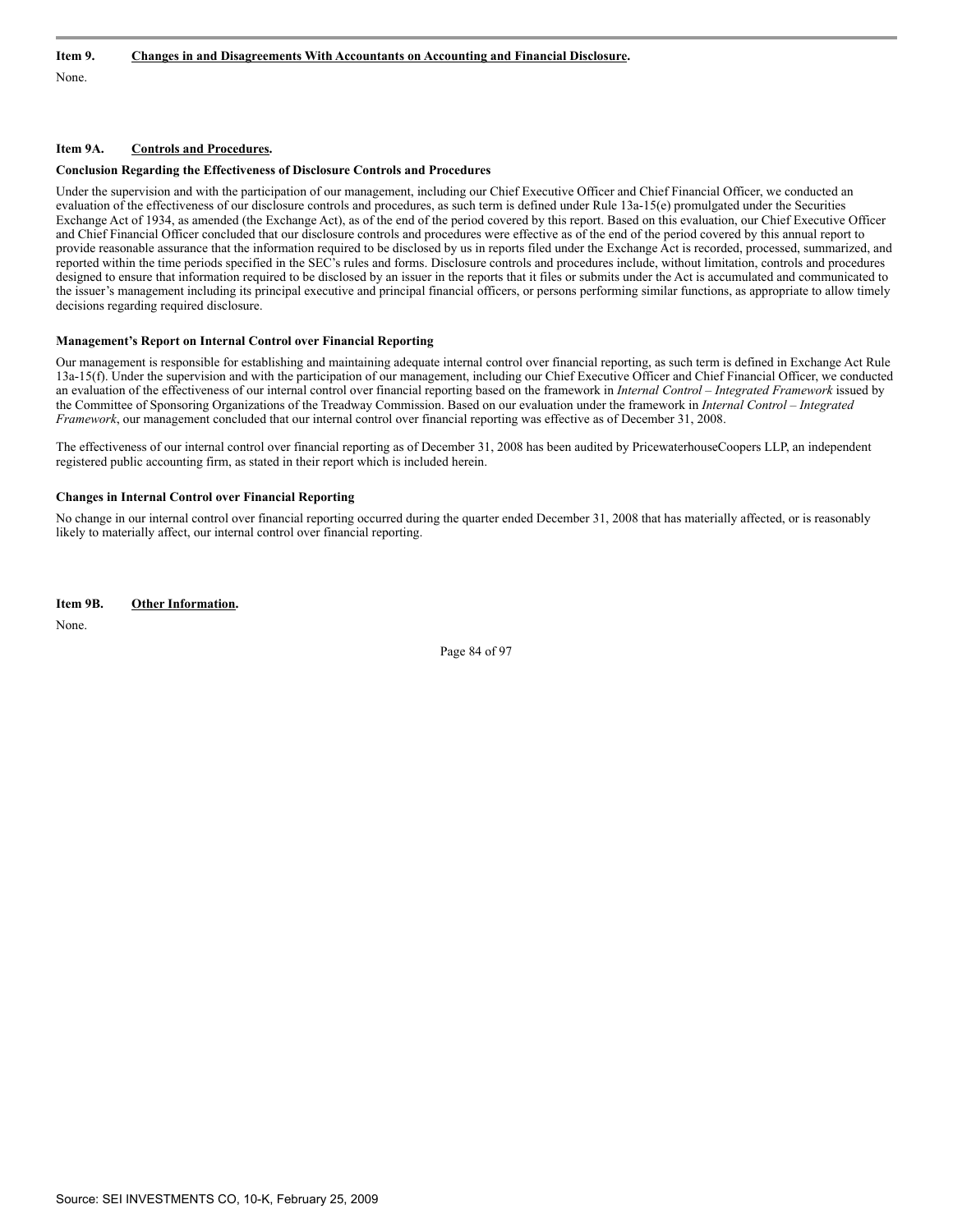## Item 9. Changes in and Disagreements With Accountants on Accounting and Financial Disclosure.

None.

## Item 9A. Controls and Procedures.

### Conclusion Regarding the Effectiveness of Disclosure Controls and Procedures

Under the supervision and with the participation of our management, including our Chief Executive Officer and Chief Financial Officer, we conducted an evaluation of the effectiveness of our disclosure controls and procedures, as such term is defined under Rule 13a-15(e) promulgated under the Securities Exchange Act of 1934, as amended (the Exchange Act), as of the end of the period covered by this report. Based on this evaluation, our Chief Executive Officer and Chief Financial Officer concluded that our disclosure controls and procedures were effective as of the end of the period covered by this annual report to provide reasonable assurance that the information required to be disclosed by us in reports filed under the Exchange Act is recorded, processed, summarized, and reported within the time periods specified in the SEC's rules and forms. Disclosure controls and procedures include, without limitation, controls and procedures designed to ensure that information required to be disclosed by an issuer in the reports that it files or submits under the Act is accumulated and communicated to the issuer's management including its principal executive and principal financial officers, or persons performing similar functions, as appropriate to allow timely decisions regarding required disclosure.

### Management's Report on Internal Control over Financial Reporting

Our management is responsible for establishing and maintaining adequate internal control over financial reporting, as such term is defined in Exchange Act Rule 13a-15(f). Under the supervision and with the participation of our management, including our Chief Executive Officer and Chief Financial Officer, we conducted an evaluation of the effectiveness of our internal control over financial reporting based on the framework in *Internal Control – Integrated Framework* issued by the Committee of Sponsoring Organizations of the Treadway Commission. Based on our evaluation under the framework in *Internal Control – Integrated Framework*, our management concluded that our internal control over financial reporting was effective as of December 31, 2008.

The effectiveness of our internal control over financial reporting as of December 31, 2008 has been audited by PricewaterhouseCoopers LLP, an independent registered public accounting firm, as stated in their report which is included herein.

### Changes in Internal Control over Financial Reporting

No change in our internal control over financial reporting occurred during the quarter ended December 31, 2008 that has materially affected, or is reasonably likely to materially affect, our internal control over financial reporting.

## Item 9B. Other Information.

None.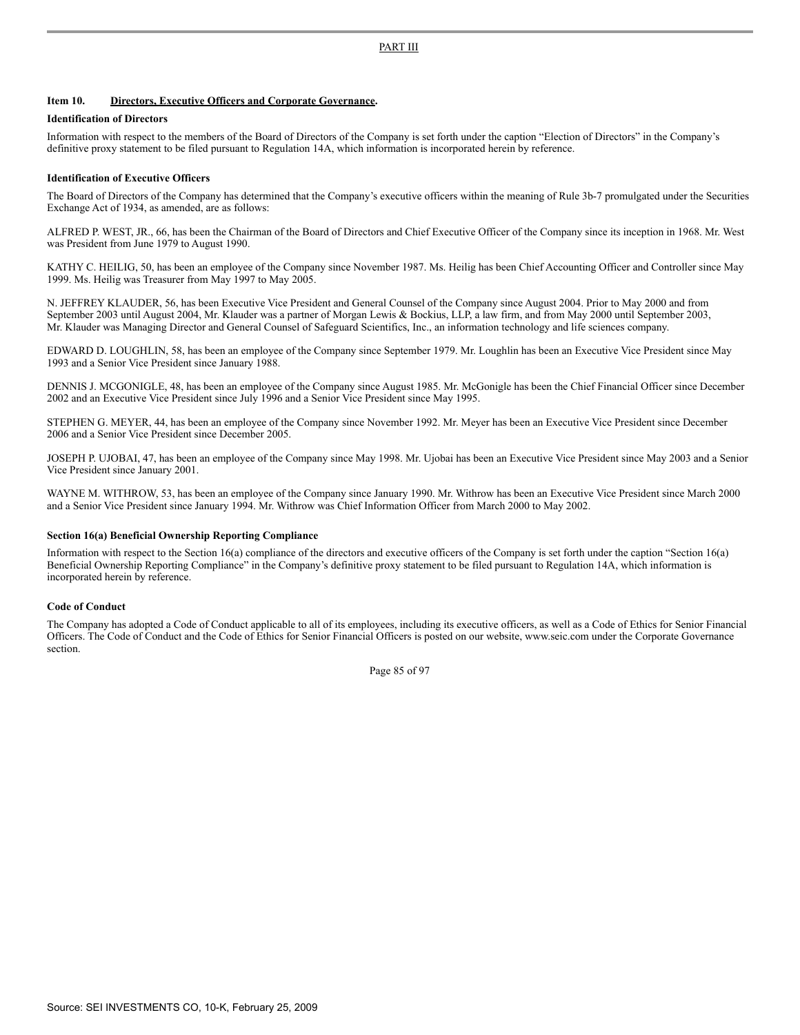PART III

### Item 10. Directors, Executive Officers and Corporate Governance.

**Identification of Directors**

Information with respect to the members of the Board of Directors of the Company is set forth under the caption "Election of Directors" in the Company's definitive proxy statement to be filed pursuant to Regulation 14A, which information is incorporated herein by reference.

**Identification of Executive Officers**

The Board of Directors of the Company has determined that the Company's executive officers within the meaning of Rule 3b-7 promulgated under the Securities Exchange Act of 1934, as amended, are as follows:

ALFRED P. WEST, JR., 66, has been the Chairman of the Board of Directors and Chief Executive Officer of the Company since its inception in 1968. Mr. West was President from June 1979 to August 1990.

KATHY C. HEILIG, 50, has been an employee of the Company since November 1987. Ms. Heilig has been Chief Accounting Officer and Controller since May 1999. Ms. Heilig was Treasurer from May 1997 to May 2005.

N. JEFFREY KLAUDER, 56, has been Executive Vice President and General Counsel of the Company since August 2004. Prior to May 2000 and from September 2003 until August 2004, Mr. Klauder was a partner of Morgan Lewis & Bockius, LLP, a law firm, and from May 2000 until September 2003, Mr. Klauder was Managing Director and General Counsel of Safeguard Scientifics, Inc., an information technology and life sciences company.

EDWARD D. LOUGHLIN, 58, has been an employee of the Company since September 1979. Mr. Loughlin has been an Executive Vice President since May 1993 and a Senior Vice President since January 1988.

DENNIS J. MCGONIGLE, 48, has been an employee of the Company since August 1985. Mr. McGonigle has been the Chief Financial Officer since December 2002 and an Executive Vice President since July 1996 and a Senior Vice President since May 1995.

STEPHEN G. MEYER, 44, has been an employee of the Company since November 1992. Mr. Meyer has been an Executive Vice President since December 2006 and a Senior Vice President since December 2005.

JOSEPH P. UJOBAI, 47, has been an employee of the Company since May 1998. Mr. Ujobai has been an Executive Vice President since May 2003 and a Senior Vice President since January 2001.

WAYNE M. WITHROW, 53, has been an employee of the Company since January 1990. Mr. Withrow has been an Executive Vice President since March 2000 and a Senior Vice President since January 1994. Mr. Withrow was Chief Information Officer from March 2000 to May 2002.

**Section 16(a) Beneficial Ownership Reporting Compliance**

Information with respect to the Section 16(a) compliance of the directors and executive officers of the Company is set forth under the caption "Section 16(a) Beneficial Ownership Reporting Compliance" in the Company's definitive proxy statement to be filed pursuant to Regulation 14A, which information is incorporated herein by reference.

**Code of Conduct**

The Company has adopted a Code of Conduct applicable to all of its employees, including its executive officers, as well as a Code of Ethics for Senior Financial Officers. The Code of Conduct and the Code of Ethics for Senior Financial Officers is posted on our website, www.seic.com under the Corporate Governance section.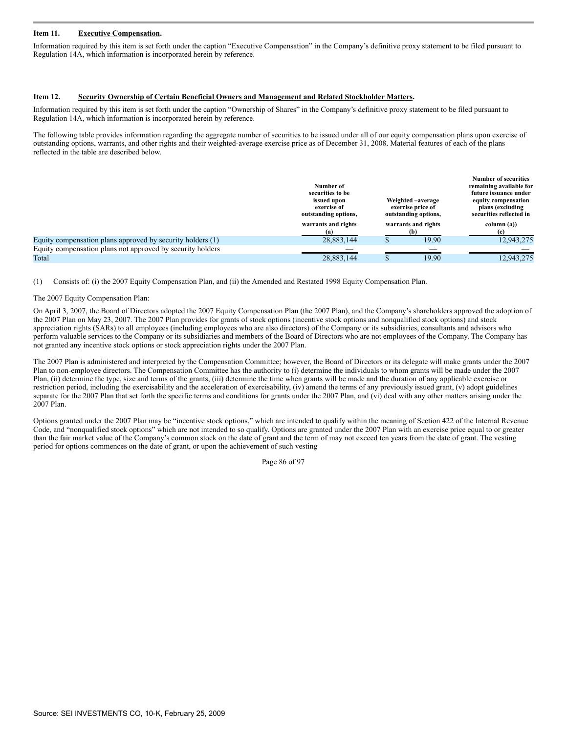### Item 11. Executive Compensation.

Information required by this item is set forth under the caption "Executive Compensation" in the Company's definitive proxy statement to be filed pursuant to Regulation 14A, which information is incorporated herein by reference.

### Item 12. Security Ownership of Certain Beneficial Owners and Management and Related Stockholder Matters.

Information required by this item is set forth under the caption "Ownership of Shares" in the Company's definitive proxy statement to be filed pursuant to Regulation 14A, which information is incorporated herein by reference.

The following table provides information regarding the aggregate number of securities to be issued under all of our equity compensation plans upon exercise of outstanding options, warrants, and other rights and their weighted-average exercise price as of December 31, 2008. Material features of each of the plans reflected in the table are described below.

| | Number of securities to be issued upon exercise of outstanding options, warrants and rights (a) | Weighted –average exercise price of outstanding options, warrants and rights (b) | Number of securities remaining available for future issuance under equity compensation plans (excluding securities reflected in column (a)) (c) |
|---|---|---|---|
| Equity compensation plans approved by security holders (1) | 28,883,144 | $ 19.90 | 12,943,275 |
| Equity compensation plans not approved by security holders | — | — | — |
| Total | 28,883,144 | $ 19.90 | 12,943,275 |

(1) Consists of: (i) the 2007 Equity Compensation Plan, and (ii) the Amended and Restated 1998 Equity Compensation Plan.

The 2007 Equity Compensation Plan:

On April 3, 2007, the Board of Directors adopted the 2007 Equity Compensation Plan (the 2007 Plan), and the Company's shareholders approved the adoption of the 2007 Plan on May 23, 2007. The 2007 Plan provides for grants of stock options (incentive stock options and nonqualified stock options) and stock appreciation rights (SARs) to all employees (including employees who are also directors) of the Company or its subsidiaries, consultants and advisors who perform valuable services to the Company or its subsidiaries and members of the Board of Directors who are not employees of the Company. The Company has not granted any incentive stock options or stock appreciation rights under the 2007 Plan.

The 2007 Plan is administered and interpreted by the Compensation Committee; however, the Board of Directors or its delegate will make grants under the 2007 Plan to non-employee directors. The Compensation Committee has the authority to (i) determine the individuals to whom grants will be made under the 2007 Plan, (ii) determine the type, size and terms of the grants, (iii) determine the time when grants will be made and the duration of any applicable exercise or restriction period, including the exercisability and the acceleration of exercisability, (iv) amend the terms of any previously issued grant, (v) adopt guidelines separate for the 2007 Plan that set forth the specific terms and conditions for grants under the 2007 Plan, and (vi) deal with any other matters arising under the 2007 Plan.

Options granted under the 2007 Plan may be "incentive stock options," which are intended to qualify within the meaning of Section 422 of the Internal Revenue Code, and "nonqualified stock options" which are not intended to so qualify. Options are granted under the 2007 Plan with an exercise price equal to or greater than the fair market value of the Company's common stock on the date of grant and the term of may not exceed ten years from the date of grant. The vesting period for options commences on the date of grant, or upon the achievement of such vesting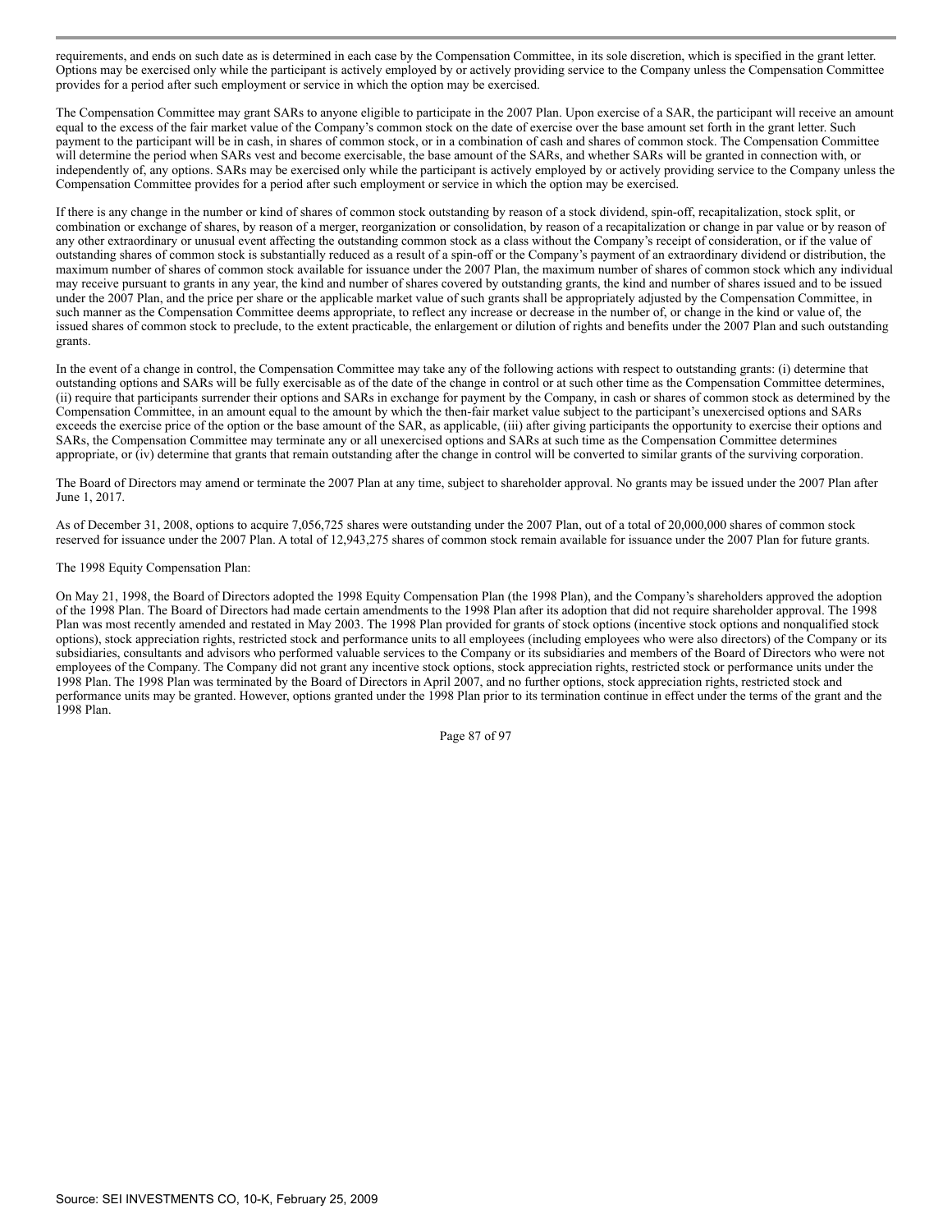requirements, and ends on such date as is determined in each case by the Compensation Committee, in its sole discretion, which is specified in the grant letter. Options may be exercised only while the participant is actively employed by or actively providing service to the Company unless the Compensation Committee provides for a period after such employment or service in which the option may be exercised.

The Compensation Committee may grant SARs to anyone eligible to participate in the 2007 Plan. Upon exercise of a SAR, the participant will receive an amount equal to the excess of the fair market value of the Company's common stock on the date of exercise over the base amount set forth in the grant letter. Such payment to the participant will be in cash, in shares of common stock, or in a combination of cash and shares of common stock. The Compensation Committee will determine the period when SARs vest and become exercisable, the base amount of the SARs, and whether SARs will be granted in connection with, or independently of, any options. SARs may be exercised only while the participant is actively employed by or actively providing service to the Company unless the Compensation Committee provides for a period after such employment or service in which the option may be exercised.

If there is any change in the number or kind of shares of common stock outstanding by reason of a stock dividend, spin-off, recapitalization, stock split, or combination or exchange of shares, by reason of a merger, reorganization or consolidation, by reason of a recapitalization or change in par value or by reason of any other extraordinary or unusual event affecting the outstanding common stock as a class without the Company's receipt of consideration, or if the value of outstanding shares of common stock is substantially reduced as a result of a spin-off or the Company's payment of an extraordinary dividend or distribution, the maximum number of shares of common stock available for issuance under the 2007 Plan, the maximum number of shares of common stock which any individual may receive pursuant to grants in any year, the kind and number of shares covered by outstanding grants, the kind and number of shares issued and to be issued under the 2007 Plan, and the price per share or the applicable market value of such grants shall be appropriately adjusted by the Compensation Committee, in such manner as the Compensation Committee deems appropriate, to reflect any increase or decrease in the number of, or change in the kind or value of, the issued shares of common stock to preclude, to the extent practicable, the enlargement or dilution of rights and benefits under the 2007 Plan and such outstanding grants.

In the event of a change in control, the Compensation Committee may take any of the following actions with respect to outstanding grants: (i) determine that outstanding options and SARs will be fully exercisable as of the date of the change in control or at such other time as the Compensation Committee determines, (ii) require that participants surrender their options and SARs in exchange for payment by the Company, in cash or shares of common stock as determined by the Compensation Committee, in an amount equal to the amount by which the then-fair market value subject to the participant's unexercised options and SARs exceeds the exercise price of the option or the base amount of the SAR, as applicable, (iii) after giving participants the opportunity to exercise their options and SARs, the Compensation Committee may terminate any or all unexercised options and SARs at such time as the Compensation Committee determines appropriate, or (iv) determine that grants that remain outstanding after the change in control will be converted to similar grants of the surviving corporation.

The Board of Directors may amend or terminate the 2007 Plan at any time, subject to shareholder approval. No grants may be issued under the 2007 Plan after June 1, 2017.

As of December 31, 2008, options to acquire 7,056,725 shares were outstanding under the 2007 Plan, out of a total of 20,000,000 shares of common stock reserved for issuance under the 2007 Plan. A total of 12,943,275 shares of common stock remain available for issuance under the 2007 Plan for future grants.

The 1998 Equity Compensation Plan:

On May 21, 1998, the Board of Directors adopted the 1998 Equity Compensation Plan (the 1998 Plan), and the Company's shareholders approved the adoption of the 1998 Plan. The Board of Directors had made certain amendments to the 1998 Plan after its adoption that did not require shareholder approval. The 1998 Plan was most recently amended and restated in May 2003. The 1998 Plan provided for grants of stock options (incentive stock options and nonqualified stock options), stock appreciation rights, restricted stock and performance units to all employees (including employees who were also directors) of the Company or its subsidiaries, consultants and advisors who performed valuable services to the Company or its subsidiaries and members of the Board of Directors who were not employees of the Company. The Company did not grant any incentive stock options, stock appreciation rights, restricted stock or performance units under the 1998 Plan. The 1998 Plan was terminated by the Board of Directors in April 2007, and no further options, stock appreciation rights, restricted stock and performance units may be granted. However, options granted under the 1998 Plan prior to its termination continue in effect under the terms of the grant and the 1998 Plan.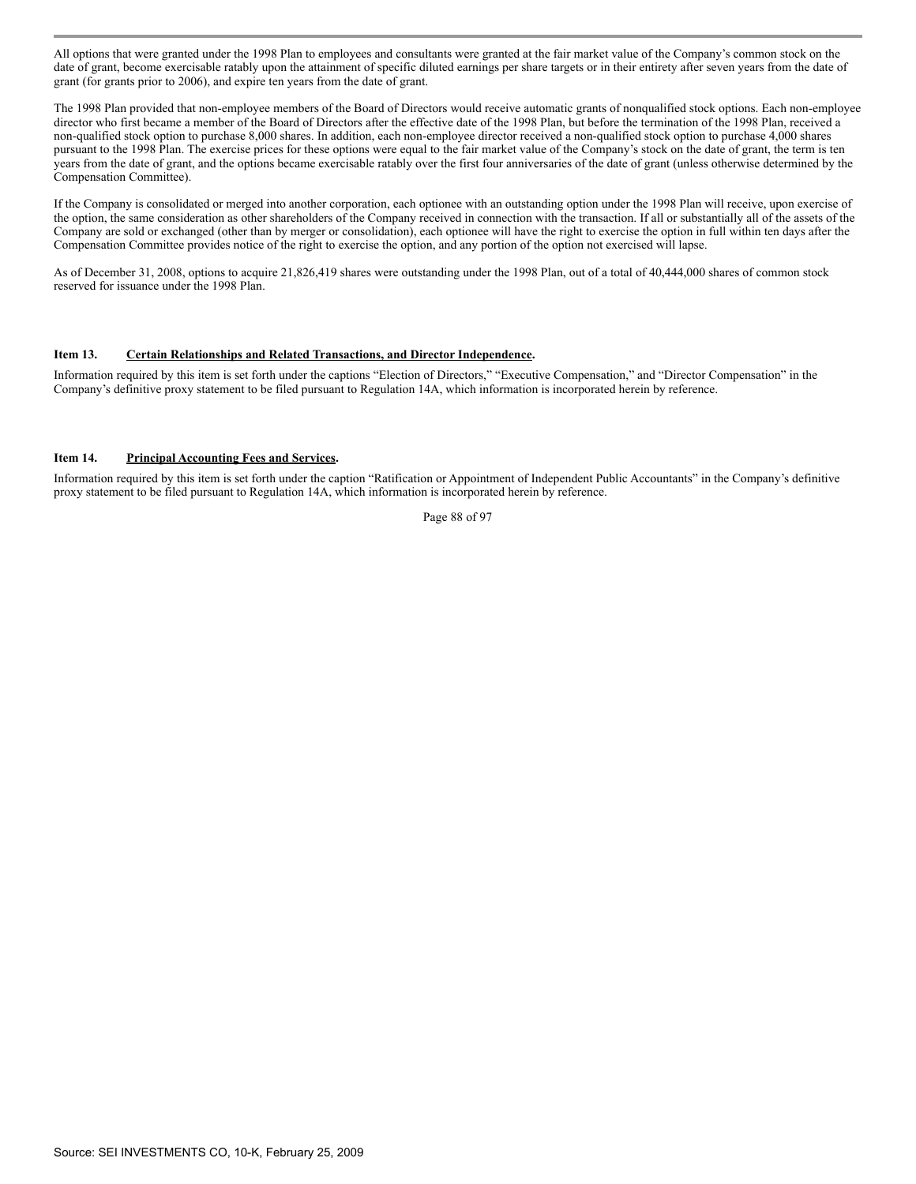All options that were granted under the 1998 Plan to employees and consultants were granted at the fair market value of the Company's common stock on the date of grant, become exercisable ratably upon the attainment of specific diluted earnings per share targets or in their entirety after seven years from the date of grant (for grants prior to 2006), and expire ten years from the date of grant.

The 1998 Plan provided that non-employee members of the Board of Directors would receive automatic grants of nonqualified stock options. Each non-employee director who first became a member of the Board of Directors after the effective date of the 1998 Plan, but before the termination of the 1998 Plan, received a non-qualified stock option to purchase 8,000 shares. In addition, each non-employee director received a non-qualified stock option to purchase 4,000 shares pursuant to the 1998 Plan. The exercise prices for these options were equal to the fair market value of the Company's stock on the date of grant, the term is ten years from the date of grant, and the options became exercisable ratably over the first four anniversaries of the date of grant (unless otherwise determined by the Compensation Committee).

If the Company is consolidated or merged into another corporation, each optionee with an outstanding option under the 1998 Plan will receive, upon exercise of the option, the same consideration as other shareholders of the Company received in connection with the transaction. If all or substantially all of the assets of the Company are sold or exchanged (other than by merger or consolidation), each optionee will have the right to exercise the option in full within ten days after the Compensation Committee provides notice of the right to exercise the option, and any portion of the option not exercised will lapse.

As of December 31, 2008, options to acquire 21,826,419 shares were outstanding under the 1998 Plan, out of a total of 40,444,000 shares of common stock reserved for issuance under the 1998 Plan.

## Item 13. Certain Relationships and Related Transactions, and Director Independence.

Information required by this item is set forth under the captions "Election of Directors," "Executive Compensation," and "Director Compensation" in the Company's definitive proxy statement to be filed pursuant to Regulation 14A, which information is incorporated herein by reference.

## Item 14. Principal Accounting Fees and Services.

Information required by this item is set forth under the caption "Ratification or Appointment of Independent Public Accountants" in the Company's definitive proxy statement to be filed pursuant to Regulation 14A, which information is incorporated herein by reference.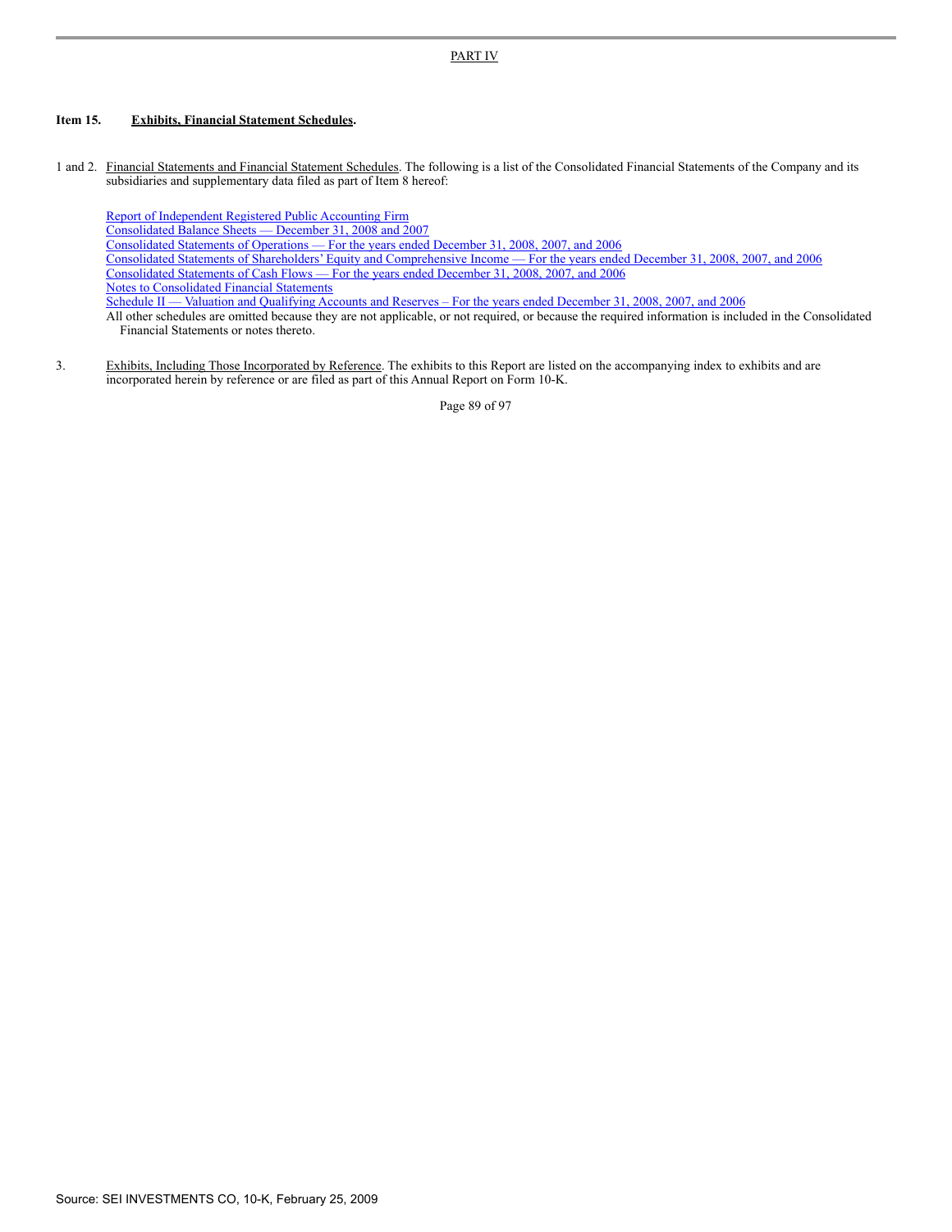## PART IV

### Item 15. Exhibits, Financial Statement Schedules.

1 and 2. Financial Statements and Financial Statement Schedules. The following is a list of the Consolidated Financial Statements of the Company and its subsidiaries and supplementary data filed as part of Item 8 hereof:

Report of Independent Registered Public Accounting Firm
Consolidated Balance Sheets — December 31, 2008 and 2007
Consolidated Statements of Operations — For the years ended December 31, 2008, 2007, and 2006
Consolidated Statements of Shareholders' Equity and Comprehensive Income — For the years ended December 31, 2008, 2007, and 2006
Consolidated Statements of Cash Flows — For the years ended December 31, 2008, 2007, and 2006
Notes to Consolidated Financial Statements
Schedule II — Valuation and Qualifying Accounts and Reserves – For the years ended December 31, 2008, 2007, and 2006
All other schedules are omitted because they are not applicable, or not required, or because the required information is included in the Consolidated Financial Statements or notes thereto.

3. Exhibits, Including Those Incorporated by Reference. The exhibits to this Report are listed on the accompanying index to exhibits and are incorporated herein by reference or are filed as part of this Annual Report on Form 10-K.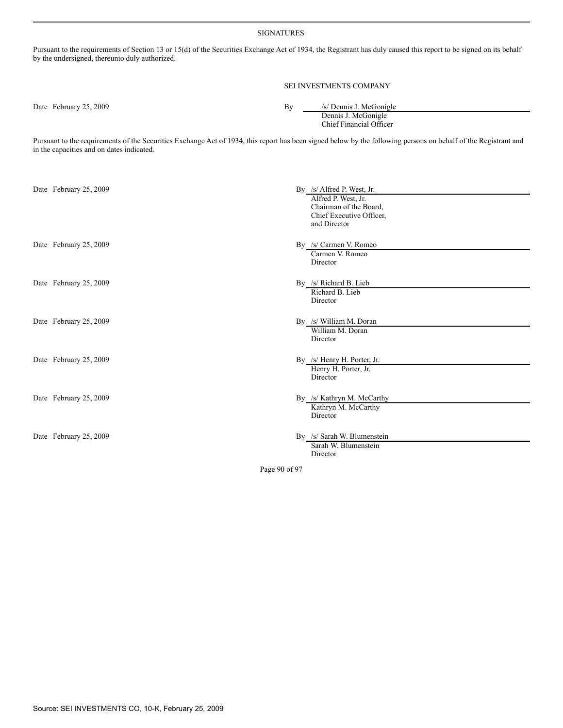## SIGNATURES

Pursuant to the requirements of Section 13 or 15(d) of the Securities Exchange Act of 1934, the Registrant has duly caused this report to be signed on its behalf by the undersigned, thereunto duly authorized.

SEI INVESTMENTS COMPANY

Date February 25, 2009

By /s/ Dennis J. McGonigle
Dennis J. McGonigle
Chief Financial Officer

Pursuant to the requirements of the Securities Exchange Act of 1934, this report has been signed below by the following persons on behalf of the Registrant and in the capacities and on dates indicated.

Date February 25, 2009

By /s/ Alfred P. West, Jr.
Alfred P. West, Jr.
Chairman of the Board,
Chief Executive Officer,
and Director

Date February 25, 2009

By /s/ Carmen V. Romeo
Carmen V. Romeo
Director

Date February 25, 2009

By /s/ Richard B. Lieb
Richard B. Lieb
Director

Date February 25, 2009

By /s/ William M. Doran
William M. Doran
Director

Date February 25, 2009

By /s/ Henry H. Porter, Jr.
Henry H. Porter, Jr.
Director

Date February 25, 2009

By /s/ Kathryn M. McCarthy
Kathryn M. McCarthy
Director

Date February 25, 2009

By /s/ Sarah W. Blumenstein
Sarah W. Blumenstein
Director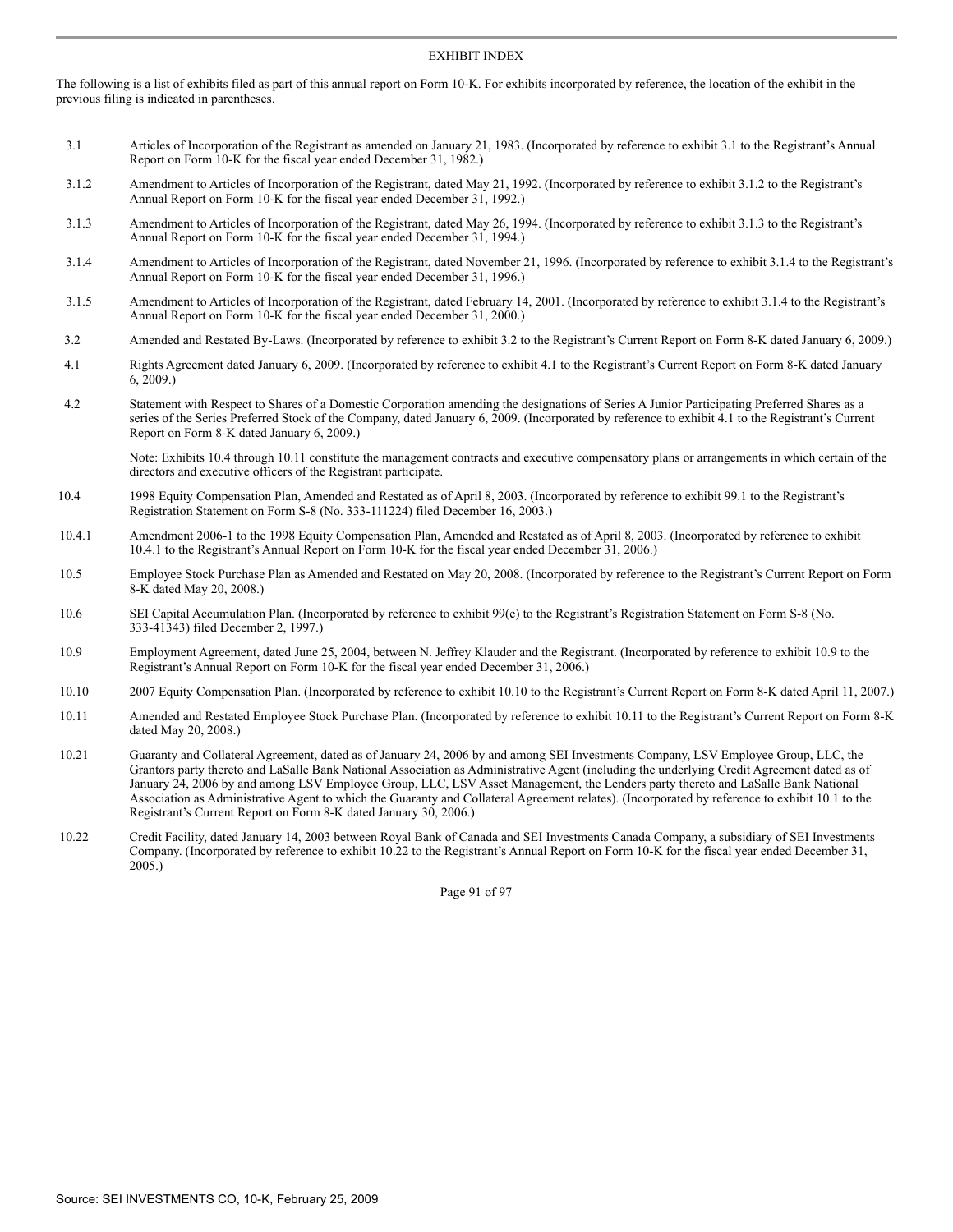## EXHIBIT INDEX

The following is a list of exhibits filed as part of this annual report on Form 10-K. For exhibits incorporated by reference, the location of the exhibit in the previous filing is indicated in parentheses.

| | |
|---|---|
| 3.1 | Articles of Incorporation of the Registrant as amended on January 21, 1983. (Incorporated by reference to exhibit 3.1 to the Registrant's Annual Report on Form 10-K for the fiscal year ended December 31, 1982.) |
| 3.1.2 | Amendment to Articles of Incorporation of the Registrant, dated May 21, 1992. (Incorporated by reference to exhibit 3.1.2 to the Registrant's Annual Report on Form 10-K for the fiscal year ended December 31, 1992.) |
| 3.1.3 | Amendment to Articles of Incorporation of the Registrant, dated May 26, 1994. (Incorporated by reference to exhibit 3.1.3 to the Registrant's Annual Report on Form 10-K for the fiscal year ended December 31, 1994.) |
| 3.1.4 | Amendment to Articles of Incorporation of the Registrant, dated November 21, 1996. (Incorporated by reference to exhibit 3.1.4 to the Registrant's Annual Report on Form 10-K for the fiscal year ended December 31, 1996.) |
| 3.1.5 | Amendment to Articles of Incorporation of the Registrant, dated February 14, 2001. (Incorporated by reference to exhibit 3.1.4 to the Registrant's Annual Report on Form 10-K for the fiscal year ended December 31, 2000.) |
| 3.2 | Amended and Restated By-Laws. (Incorporated by reference to exhibit 3.2 to the Registrant's Current Report on Form 8-K dated January 6, 2009.) |
| 4.1 | Rights Agreement dated January 6, 2009. (Incorporated by reference to exhibit 4.1 to the Registrant's Current Report on Form 8-K dated January 6, 2009.) |
| 4.2 | Statement with Respect to Shares of a Domestic Corporation amending the designations of Series A Junior Participating Preferred Shares as a series of the Series Preferred Stock of the Company, dated January 6, 2009. (Incorporated by reference to exhibit 4.1 to the Registrant's Current Report on Form 8-K dated January 6, 2009.) |

Note: Exhibits 10.4 through 10.11 constitute the management contracts and executive compensatory plans or arrangements in which certain of the directors and executive officers of the Registrant participate.

| | |
|---|---|
| 10.4 | 1998 Equity Compensation Plan, Amended and Restated as of April 8, 2003. (Incorporated by reference to exhibit 99.1 to the Registrant's Registration Statement on Form S-8 (No. 333-111224) filed December 16, 2003.) |
| 10.4.1 | Amendment 2006-1 to the 1998 Equity Compensation Plan, Amended and Restated as of April 8, 2003. (Incorporated by reference to exhibit 10.4.1 to the Registrant's Annual Report on Form 10-K for the fiscal year ended December 31, 2006.) |
| 10.5 | Employee Stock Purchase Plan as Amended and Restated on May 20, 2008. (Incorporated by reference to the Registrant's Current Report on Form 8-K dated May 20, 2008.) |
| 10.6 | SEI Capital Accumulation Plan. (Incorporated by reference to exhibit 99(e) to the Registrant's Registration Statement on Form S-8 (No. 333-41343) filed December 2, 1997.) |
| 10.9 | Employment Agreement, dated June 25, 2004, between N. Jeffrey Klauder and the Registrant. (Incorporated by reference to exhibit 10.9 to the Registrant's Annual Report on Form 10-K for the fiscal year ended December 31, 2006.) |
| 10.10 | 2007 Equity Compensation Plan. (Incorporated by reference to exhibit 10.10 to the Registrant's Current Report on Form 8-K dated April 11, 2007.) |
| 10.11 | Amended and Restated Employee Stock Purchase Plan. (Incorporated by reference to exhibit 10.11 to the Registrant's Current Report on Form 8-K dated May 20, 2008.) |
| 10.21 | Guaranty and Collateral Agreement, dated as of January 24, 2006 by and among SEI Investments Company, LSV Employee Group, LLC, the Grantors party thereto and LaSalle Bank National Association as Administrative Agent (including the underlying Credit Agreement dated as of January 24, 2006 by and among LSV Employee Group, LLC, LSV Asset Management, the Lenders party thereto and LaSalle Bank National Association as Administrative Agent to which the Guaranty and Collateral Agreement relates). (Incorporated by reference to exhibit 10.1 to the Registrant's Current Report on Form 8-K dated January 30, 2006.) |
| 10.22 | Credit Facility, dated January 14, 2003 between Royal Bank of Canada and SEI Investments Canada Company, a subsidiary of SEI Investments Company. (Incorporated by reference to exhibit 10.22 to the Registrant's Annual Report on Form 10-K for the fiscal year ended December 31, 2005.) |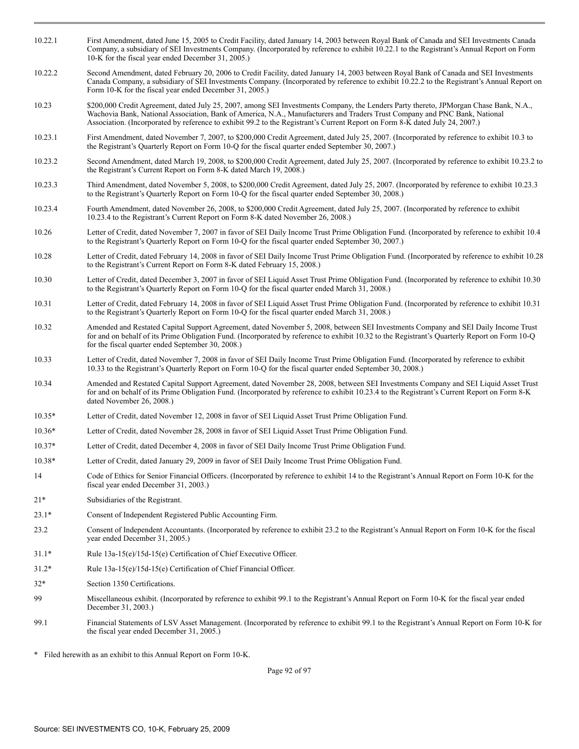| | |
|---|---|
| 10.22.1 | First Amendment, dated June 15, 2005 to Credit Facility, dated January 14, 2003 between Royal Bank of Canada and SEI Investments Canada Company, a subsidiary of SEI Investments Company. (Incorporated by reference to exhibit 10.22.1 to the Registrant's Annual Report on Form 10-K for the fiscal year ended December 31, 2005.) |
| 10.22.2 | Second Amendment, dated February 20, 2006 to Credit Facility, dated January 14, 2003 between Royal Bank of Canada and SEI Investments Canada Company, a subsidiary of SEI Investments Company. (Incorporated by reference to exhibit 10.22.2 to the Registrant's Annual Report on Form 10-K for the fiscal year ended December 31, 2005.) |
| 10.23 | $200,000 Credit Agreement, dated July 25, 2007, among SEI Investments Company, the Lenders Party thereto, JPMorgan Chase Bank, N.A., Wachovia Bank, National Association, Bank of America, N.A., Manufacturers and Traders Trust Company and PNC Bank, National Association. (Incorporated by reference to exhibit 99.2 to the Registrant's Current Report on Form 8-K dated July 24, 2007.) |
| 10.23.1 | First Amendment, dated November 7, 2007, to $200,000 Credit Agreement, dated July 25, 2007. (Incorporated by reference to exhibit 10.3 to the Registrant's Quarterly Report on Form 10-Q for the fiscal quarter ended September 30, 2007.) |
| 10.23.2 | Second Amendment, dated March 19, 2008, to $200,000 Credit Agreement, dated July 25, 2007. (Incorporated by reference to exhibit 10.23.2 to the Registrant's Current Report on Form 8-K dated March 19, 2008.) |
| 10.23.3 | Third Amendment, dated November 5, 2008, to $200,000 Credit Agreement, dated July 25, 2007. (Incorporated by reference to exhibit 10.23.3 to the Registrant's Quarterly Report on Form 10-Q for the fiscal quarter ended September 30, 2008.) |
| 10.23.4 | Fourth Amendment, dated November 26, 2008, to $200,000 Credit Agreement, dated July 25, 2007. (Incorporated by reference to exhibit 10.23.4 to the Registrant's Current Report on Form 8-K dated November 26, 2008.) |
| 10.26 | Letter of Credit, dated November 7, 2007 in favor of SEI Daily Income Trust Prime Obligation Fund. (Incorporated by reference to exhibit 10.4 to the Registrant's Quarterly Report on Form 10-Q for the fiscal quarter ended September 30, 2007.) |
| 10.28 | Letter of Credit, dated February 14, 2008 in favor of SEI Daily Income Trust Prime Obligation Fund. (Incorporated by reference to exhibit 10.28 to the Registrant's Current Report on Form 8-K dated February 15, 2008.) |
| 10.30 | Letter of Credit, dated December 3, 2007 in favor of SEI Liquid Asset Trust Prime Obligation Fund. (Incorporated by reference to exhibit 10.30 to the Registrant's Quarterly Report on Form 10-Q for the fiscal quarter ended March 31, 2008.) |
| 10.31 | Letter of Credit, dated February 14, 2008 in favor of SEI Liquid Asset Trust Prime Obligation Fund. (Incorporated by reference to exhibit 10.31 to the Registrant's Quarterly Report on Form 10-Q for the fiscal quarter ended March 31, 2008.) |
| 10.32 | Amended and Restated Capital Support Agreement, dated November 5, 2008, between SEI Investments Company and SEI Daily Income Trust for and on behalf of its Prime Obligation Fund. (Incorporated by reference to exhibit 10.32 to the Registrant's Quarterly Report on Form 10-Q for the fiscal quarter ended September 30, 2008.) |
| 10.33 | Letter of Credit, dated November 7, 2008 in favor of SEI Daily Income Trust Prime Obligation Fund. (Incorporated by reference to exhibit 10.33 to the Registrant's Quarterly Report on Form 10-Q for the fiscal quarter ended September 30, 2008.) |
| 10.34 | Amended and Restated Capital Support Agreement, dated November 28, 2008, between SEI Investments Company and SEI Liquid Asset Trust for and on behalf of its Prime Obligation Fund. (Incorporated by reference to exhibit 10.23.4 to the Registrant's Current Report on Form 8-K dated November 26, 2008.) |
| 10.35* | Letter of Credit, dated November 12, 2008 in favor of SEI Liquid Asset Trust Prime Obligation Fund. |
| 10.36* | Letter of Credit, dated November 28, 2008 in favor of SEI Liquid Asset Trust Prime Obligation Fund. |
| 10.37* | Letter of Credit, dated December 4, 2008 in favor of SEI Daily Income Trust Prime Obligation Fund. |
| 10.38* | Letter of Credit, dated January 29, 2009 in favor of SEI Daily Income Trust Prime Obligation Fund. |
| 14 | Code of Ethics for Senior Financial Officers. (Incorporated by reference to exhibit 14 to the Registrant's Annual Report on Form 10-K for the fiscal year ended December 31, 2003.) |
| 21* | Subsidiaries of the Registrant. |
| 23.1* | Consent of Independent Registered Public Accounting Firm. |
| 23.2 | Consent of Independent Accountants. (Incorporated by reference to exhibit 23.2 to the Registrant's Annual Report on Form 10-K for the fiscal year ended December 31, 2005.) |
| 31.1* | Rule 13a-15(e)/15d-15(e) Certification of Chief Executive Officer. |
| 31.2* | Rule 13a-15(e)/15d-15(e) Certification of Chief Financial Officer. |
| 32* | Section 1350 Certifications. |
| 99 | Miscellaneous exhibit. (Incorporated by reference to exhibit 99.1 to the Registrant's Annual Report on Form 10-K for the fiscal year ended December 31, 2003.) |
| 99.1 | Financial Statements of LSV Asset Management. (Incorporated by reference to exhibit 99.1 to the Registrant's Annual Report on Form 10-K for the fiscal year ended December 31, 2005.) |

\* Filed herewith as an exhibit to this Annual Report on Form 10-K.

Source: SEI INVESTMENTS CO, 10-K, February 25, 2009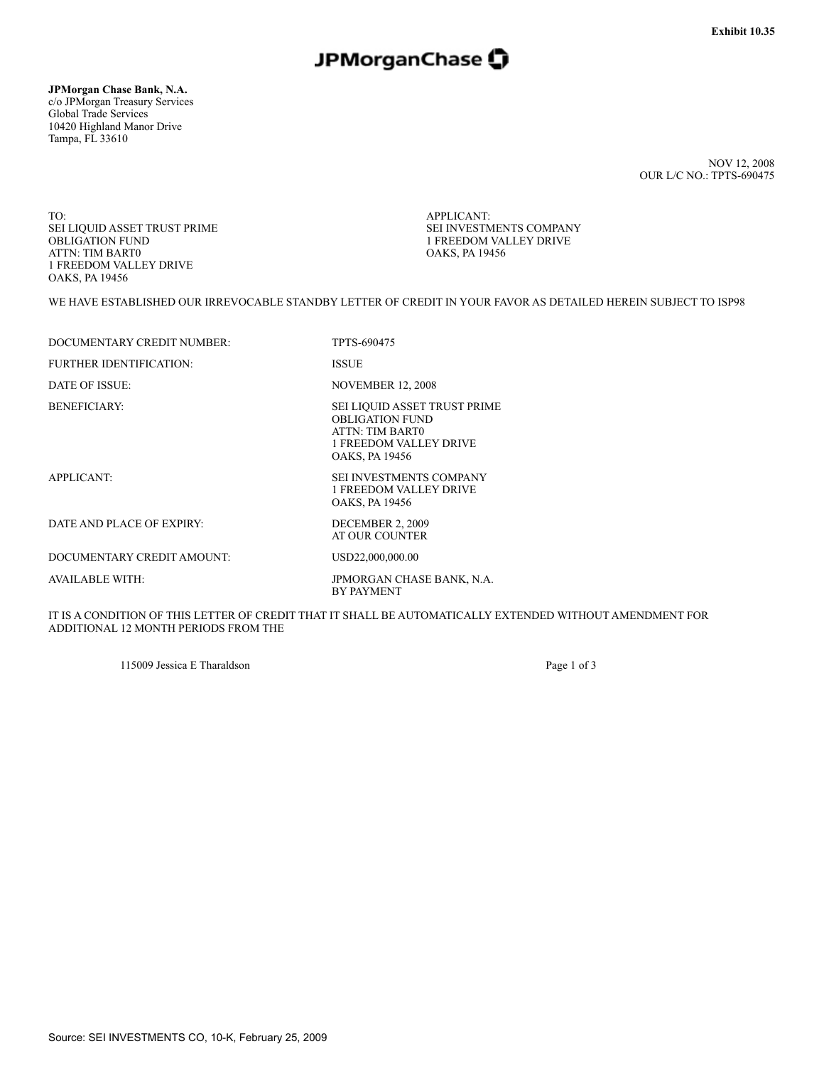Exhibit 10.35

**JPMorganChase**

**JPMorgan Chase Bank, N.A.**
c/o JPMorgan Treasury Services
Global Trade Services
10420 Highland Manor Drive
Tampa, FL 33610

NOV 12, 2008
OUR L/C NO.: TPTS-690475

TO:
SEI LIQUID ASSET TRUST PRIME
OBLIGATION FUND
ATTN: TIM BART0
1 FREEDOM VALLEY DRIVE
OAKS, PA 19456

APPLICANT:
SEI INVESTMENTS COMPANY
1 FREEDOM VALLEY DRIVE
OAKS, PA 19456

WE HAVE ESTABLISHED OUR IRREVOCABLE STANDBY LETTER OF CREDIT IN YOUR FAVOR AS DETAILED HEREIN SUBJECT TO ISP98

| | |
|---|---|
| DOCUMENTARY CREDIT NUMBER: | TPTS-690475 |
| FURTHER IDENTIFICATION: | ISSUE |
| DATE OF ISSUE: | NOVEMBER 12, 2008 |
| BENEFICIARY: | SEI LIQUID ASSET TRUST PRIME OBLIGATION FUND ATTN: TIM BART0 1 FREEDOM VALLEY DRIVE OAKS, PA 19456 |
| APPLICANT: | SEI INVESTMENTS COMPANY 1 FREEDOM VALLEY DRIVE OAKS, PA 19456 |
| DATE AND PLACE OF EXPIRY: | DECEMBER 2, 2009 AT OUR COUNTER |
| DOCUMENTARY CREDIT AMOUNT: | USD22,000,000.00 |
| AVAILABLE WITH: | JPMORGAN CHASE BANK, N.A. BY PAYMENT |

IT IS A CONDITION OF THIS LETTER OF CREDIT THAT IT SHALL BE AUTOMATICALLY EXTENDED WITHOUT AMENDMENT FOR ADDITIONAL 12 MONTH PERIODS FROM THE

115009 Jessica E Tharaldson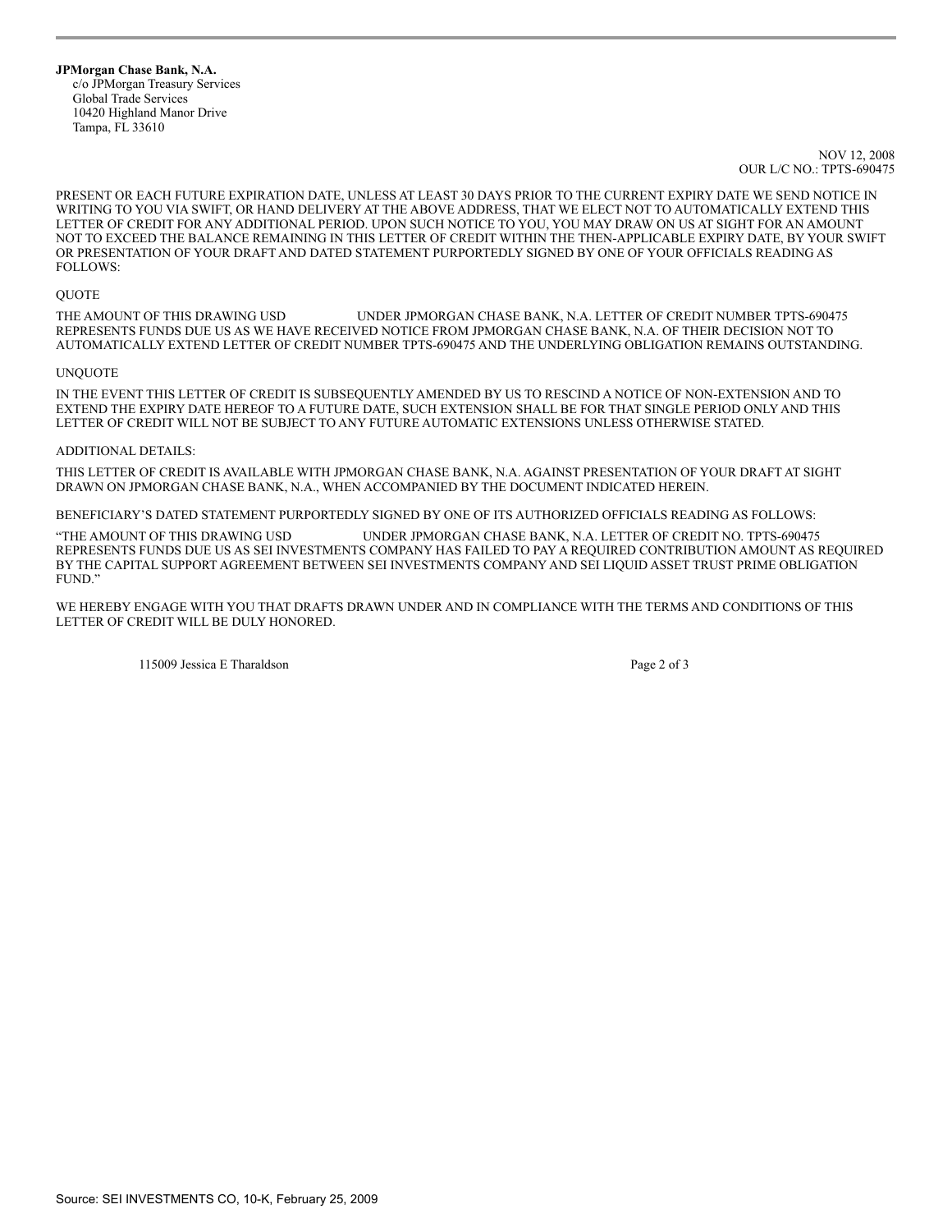**JPMorgan Chase Bank, N.A.**
c/o JPMorgan Treasury Services
Global Trade Services
10420 Highland Manor Drive
Tampa, FL 33610

NOV 12, 2008
OUR L/C NO.: TPTS-690475

PRESENT OR EACH FUTURE EXPIRATION DATE, UNLESS AT LEAST 30 DAYS PRIOR TO THE CURRENT EXPIRY DATE WE SEND NOTICE IN WRITING TO YOU VIA SWIFT, OR HAND DELIVERY AT THE ABOVE ADDRESS, THAT WE ELECT NOT TO AUTOMATICALLY EXTEND THIS LETTER OF CREDIT FOR ANY ADDITIONAL PERIOD. UPON SUCH NOTICE TO YOU, YOU MAY DRAW ON US AT SIGHT FOR AN AMOUNT NOT TO EXCEED THE BALANCE REMAINING IN THIS LETTER OF CREDIT WITHIN THE THEN-APPLICABLE EXPIRY DATE, BY YOUR SWIFT OR PRESENTATION OF YOUR DRAFT AND DATED STATEMENT PURPORTEDLY SIGNED BY ONE OF YOUR OFFICIALS READING AS FOLLOWS:

QUOTE

THE AMOUNT OF THIS DRAWING USD UNDER JPMORGAN CHASE BANK, N.A. LETTER OF CREDIT NUMBER TPTS-690475 REPRESENTS FUNDS DUE US AS WE HAVE RECEIVED NOTICE FROM JPMORGAN CHASE BANK, N.A. OF THEIR DECISION NOT TO AUTOMATICALLY EXTEND LETTER OF CREDIT NUMBER TPTS-690475 AND THE UNDERLYING OBLIGATION REMAINS OUTSTANDING.

UNQUOTE

IN THE EVENT THIS LETTER OF CREDIT IS SUBSEQUENTLY AMENDED BY US TO RESCIND A NOTICE OF NON-EXTENSION AND TO EXTEND THE EXPIRY DATE HEREOF TO A FUTURE DATE, SUCH EXTENSION SHALL BE FOR THAT SINGLE PERIOD ONLY AND THIS LETTER OF CREDIT WILL NOT BE SUBJECT TO ANY FUTURE AUTOMATIC EXTENSIONS UNLESS OTHERWISE STATED.

ADDITIONAL DETAILS:

THIS LETTER OF CREDIT IS AVAILABLE WITH JPMORGAN CHASE BANK, N.A. AGAINST PRESENTATION OF YOUR DRAFT AT SIGHT DRAWN ON JPMORGAN CHASE BANK, N.A., WHEN ACCOMPANIED BY THE DOCUMENT INDICATED HEREIN.

BENEFICIARY'S DATED STATEMENT PURPORTEDLY SIGNED BY ONE OF ITS AUTHORIZED OFFICIALS READING AS FOLLOWS:

"THE AMOUNT OF THIS DRAWING USD UNDER JPMORGAN CHASE BANK, N.A. LETTER OF CREDIT NO. TPTS-690475 REPRESENTS FUNDS DUE US AS SEI INVESTMENTS COMPANY HAS FAILED TO PAY A REQUIRED CONTRIBUTION AMOUNT AS REQUIRED BY THE CAPITAL SUPPORT AGREEMENT BETWEEN SEI INVESTMENTS COMPANY AND SEI LIQUID ASSET TRUST PRIME OBLIGATION FUND."

WE HEREBY ENGAGE WITH YOU THAT DRAFTS DRAWN UNDER AND IN COMPLIANCE WITH THE TERMS AND CONDITIONS OF THIS LETTER OF CREDIT WILL BE DULY HONORED.

115009 Jessica E Tharaldson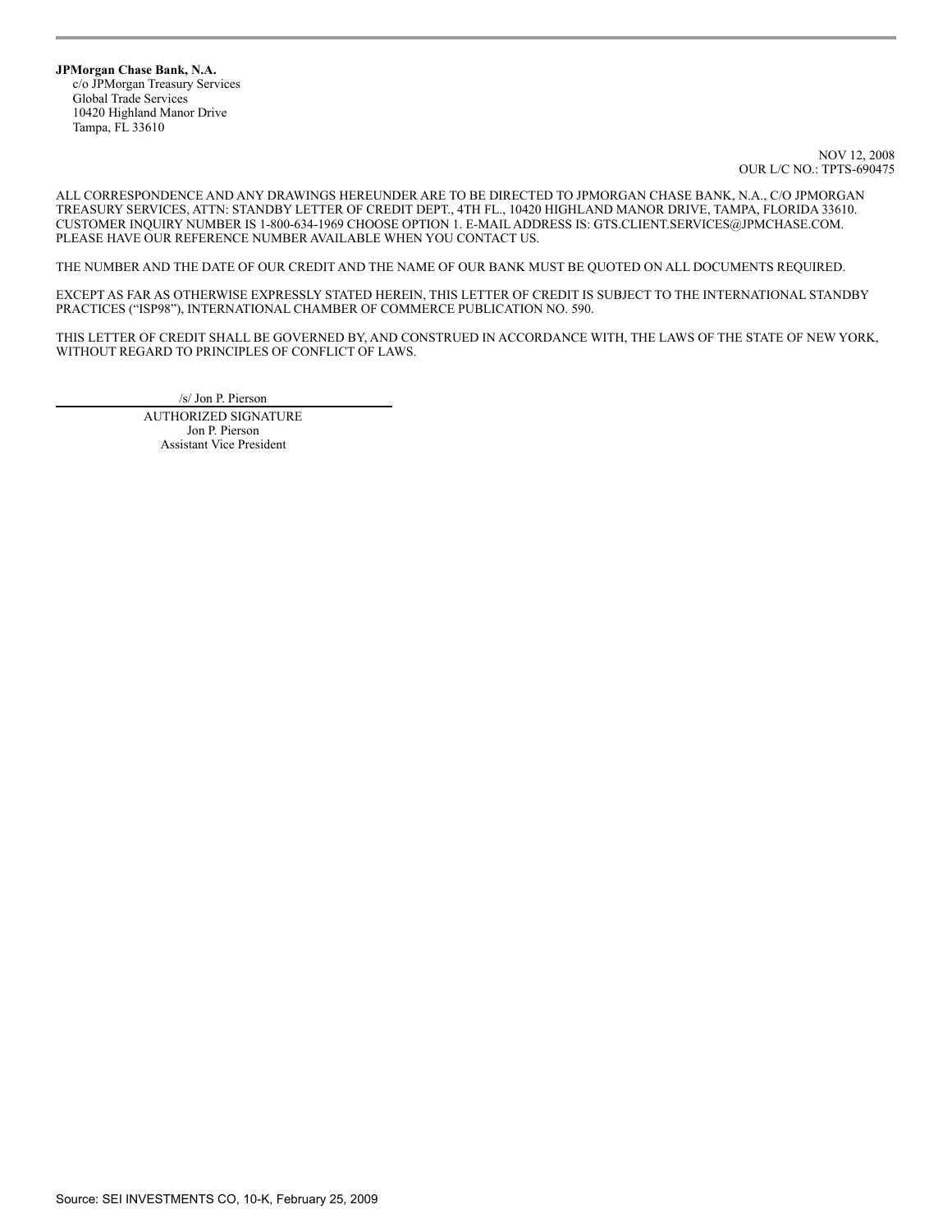**JPMorgan Chase Bank, N.A.**
c/o JPMorgan Treasury Services
Global Trade Services
10420 Highland Manor Drive
Tampa, FL 33610

NOV 12, 2008
OUR L/C NO.: TPTS-690475

ALL CORRESPONDENCE AND ANY DRAWINGS HEREUNDER ARE TO BE DIRECTED TO JPMORGAN CHASE BANK, N.A., C/O JPMORGAN TREASURY SERVICES, ATTN: STANDBY LETTER OF CREDIT DEPT., 4TH FL., 10420 HIGHLAND MANOR DRIVE, TAMPA, FLORIDA 33610. CUSTOMER INQUIRY NUMBER IS 1-800-634-1969 CHOOSE OPTION 1. E-MAIL ADDRESS IS: GTS.CLIENT.SERVICES@JPMCHASE.COM. PLEASE HAVE OUR REFERENCE NUMBER AVAILABLE WHEN YOU CONTACT US.

THE NUMBER AND THE DATE OF OUR CREDIT AND THE NAME OF OUR BANK MUST BE QUOTED ON ALL DOCUMENTS REQUIRED.

EXCEPT AS FAR AS OTHERWISE EXPRESSLY STATED HEREIN, THIS LETTER OF CREDIT IS SUBJECT TO THE INTERNATIONAL STANDBY PRACTICES ("ISP98"), INTERNATIONAL CHAMBER OF COMMERCE PUBLICATION NO. 590.

THIS LETTER OF CREDIT SHALL BE GOVERNED BY, AND CONSTRUED IN ACCORDANCE WITH, THE LAWS OF THE STATE OF NEW YORK, WITHOUT REGARD TO PRINCIPLES OF CONFLICT OF LAWS.

/s/ Jon P. Pierson

AUTHORIZED SIGNATURE
Jon P. Pierson
Assistant Vice President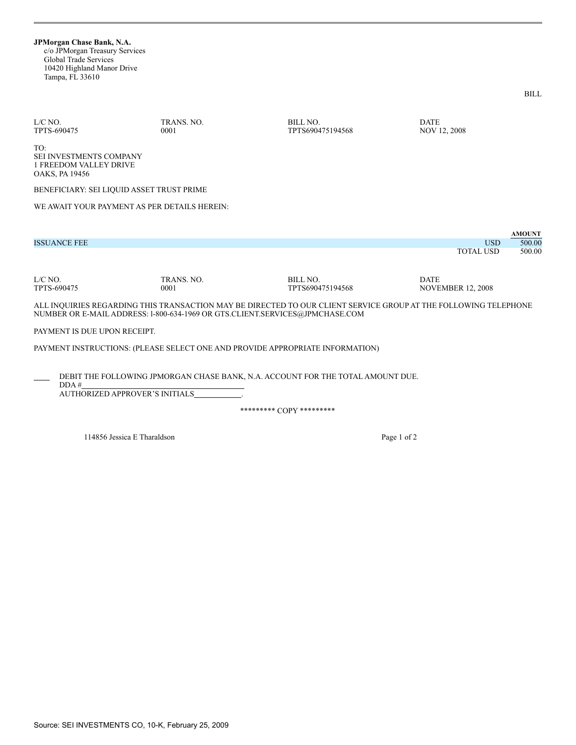**JPMorgan Chase Bank, N.A.**
c/o JPMorgan Treasury Services
Global Trade Services
10420 Highland Manor Drive
Tampa, FL 33610

BILL

| L/C NO. | TRANS. NO. | BILL NO. | DATE |
|---|---|---|---|
| TPTS-690475 | 0001 | TPTS690475194568 | NOV 12, 2008 |

TO:
SEI INVESTMENTS COMPANY
1 FREEDOM VALLEY DRIVE
OAKS, PA 19456

BENEFICIARY: SEI LIQUID ASSET TRUST PRIME

WE AWAIT YOUR PAYMENT AS PER DETAILS HEREIN:

| | | **AMOUNT** |
|---|---|---|
| ISSUANCE FEE | USD | 500.00 |
| | TOTAL USD | 500.00 |

| L/C NO. | TRANS. NO. | BILL NO. | DATE |
|---|---|---|---|
| TPTS-690475 | 0001 | TPTS690475194568 | NOVEMBER 12, 2008 |

ALL INQUIRIES REGARDING THIS TRANSACTION MAY BE DIRECTED TO OUR CLIENT SERVICE GROUP AT THE FOLLOWING TELEPHONE NUMBER OR E-MAIL ADDRESS: l-800-634-1969 OR GTS.CLIENT.SERVICES@JPMCHASE.COM

PAYMENT IS DUE UPON RECEIPT.

PAYMENT INSTRUCTIONS: (PLEASE SELECT ONE AND PROVIDE APPROPRIATE INFORMATION)

____ DEBIT THE FOLLOWING JPMORGAN CHASE BANK, N.A. ACCOUNT FOR THE TOTAL AMOUNT DUE.
DDA #________________________
AUTHORIZED APPROVER'S INITIALS__________.

********* COPY *********

114856 Jessica E Tharaldson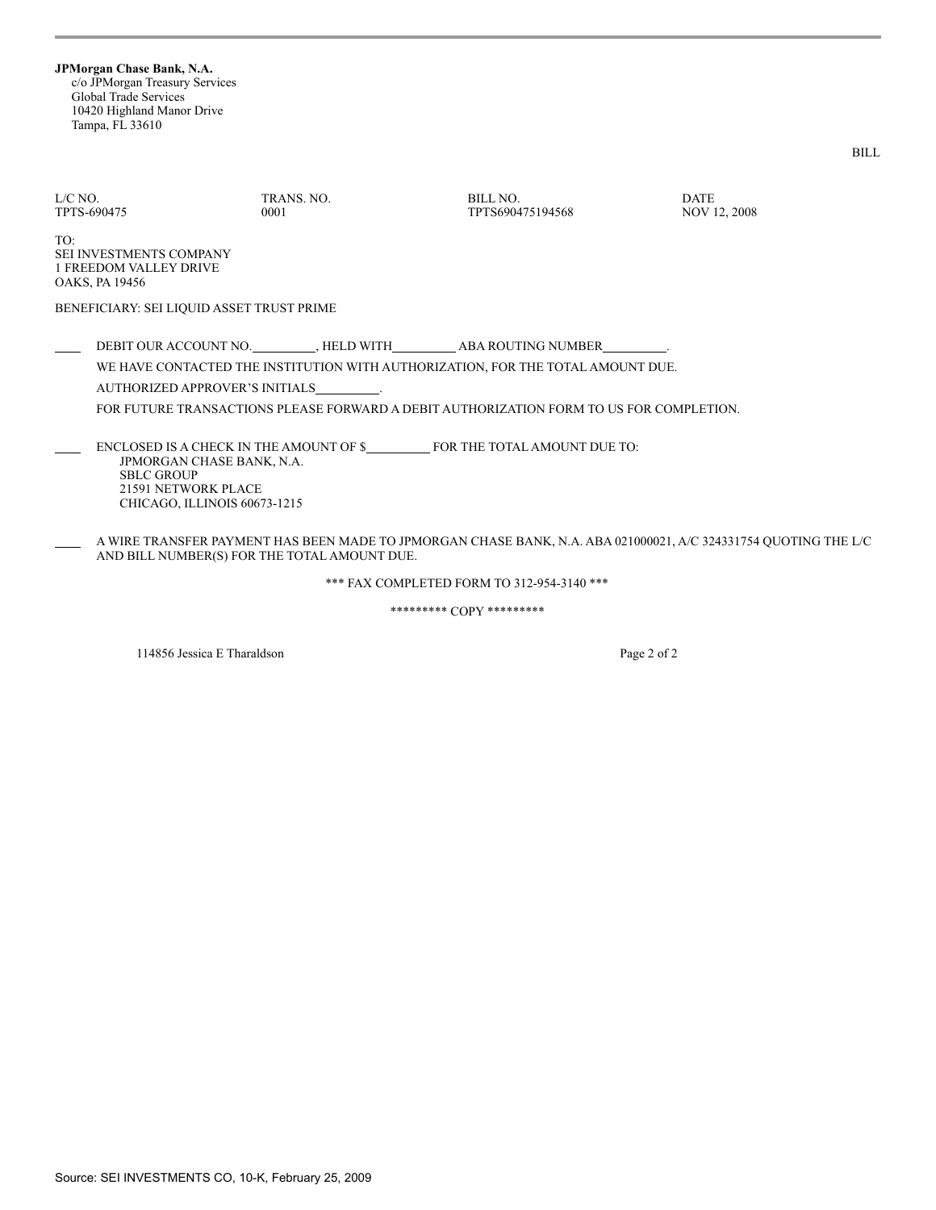**JPMorgan Chase Bank, N.A.**
c/o JPMorgan Treasury Services
Global Trade Services
10420 Highland Manor Drive
Tampa, FL 33610

BILL

| L/C NO. | TRANS. NO. | BILL NO. | DATE |
|---|---|---|---|
| TPTS-690475 | 0001 | TPTS690475194568 | NOV 12, 2008 |

TO:
SEI INVESTMENTS COMPANY
1 FREEDOM VALLEY DRIVE
OAKS, PA 19456

BENEFICIARY: SEI LIQUID ASSET TRUST PRIME

____ DEBIT OUR ACCOUNT NO.__________, HELD WITH__________ ABA ROUTING NUMBER__________.
WE HAVE CONTACTED THE INSTITUTION WITH AUTHORIZATION, FOR THE TOTAL AMOUNT DUE.
AUTHORIZED APPROVER'S INITIALS__________.
FOR FUTURE TRANSACTIONS PLEASE FORWARD A DEBIT AUTHORIZATION FORM TO US FOR COMPLETION.

____ ENCLOSED IS A CHECK IN THE AMOUNT OF $__________ FOR THE TOTAL AMOUNT DUE TO:
JPMORGAN CHASE BANK, N.A.
SBLC GROUP
21591 NETWORK PLACE
CHICAGO, ILLINOIS 60673-1215

____ A WIRE TRANSFER PAYMENT HAS BEEN MADE TO JPMORGAN CHASE BANK, N.A. ABA 021000021, A/C 324331754 QUOTING THE L/C AND BILL NUMBER(S) FOR THE TOTAL AMOUNT DUE.

*** FAX COMPLETED FORM TO 312-954-3140 ***

********* COPY *********

114856 Jessica E Tharaldson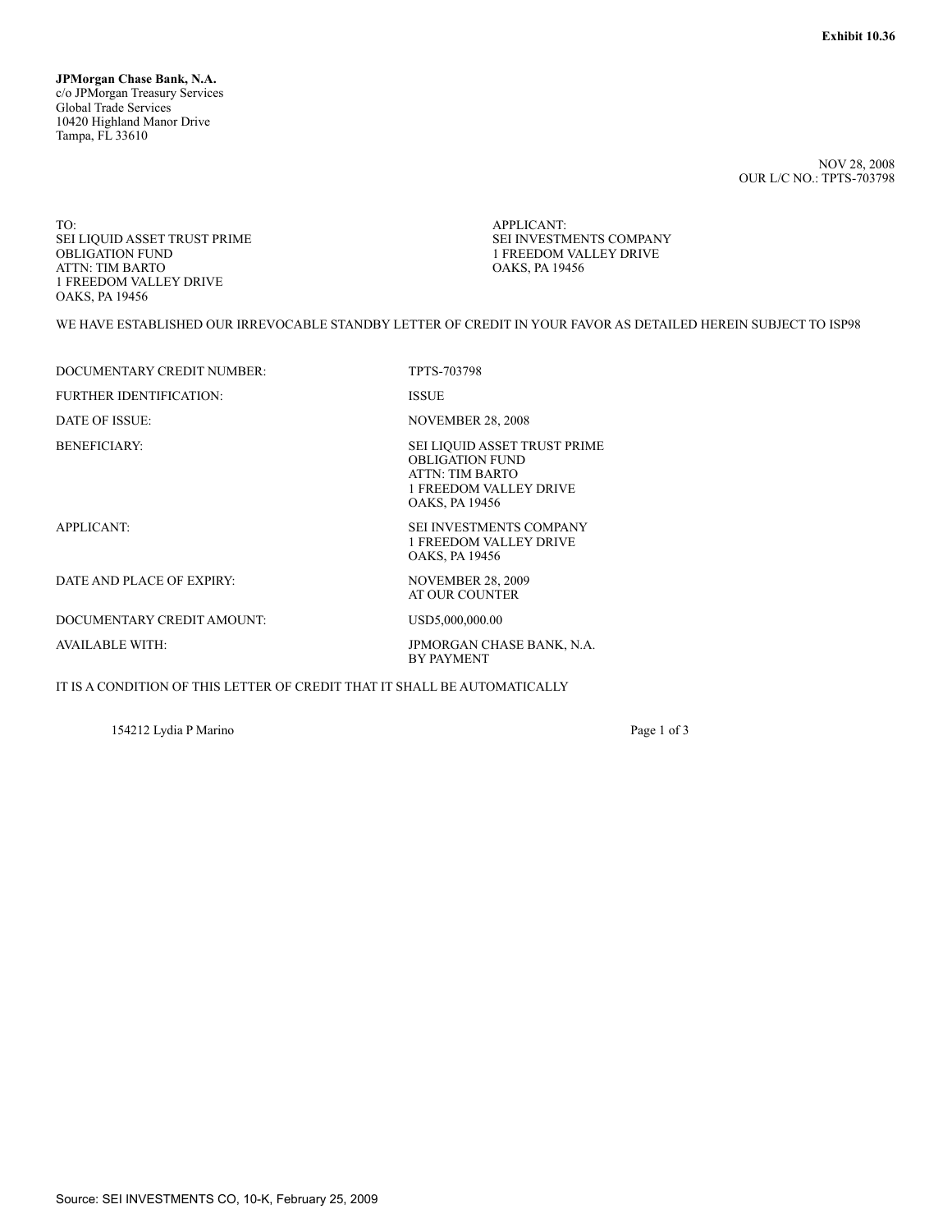Exhibit 10.36

**JPMorgan Chase Bank, N.A.**
c/o JPMorgan Treasury Services
Global Trade Services
10420 Highland Manor Drive
Tampa, FL 33610

NOV 28, 2008
OUR L/C NO.: TPTS-703798

TO:
SEI LIQUID ASSET TRUST PRIME
OBLIGATION FUND
ATTN: TIM BARTO
1 FREEDOM VALLEY DRIVE
OAKS, PA 19456

APPLICANT:
SEI INVESTMENTS COMPANY
1 FREEDOM VALLEY DRIVE
OAKS, PA 19456

WE HAVE ESTABLISHED OUR IRREVOCABLE STANDBY LETTER OF CREDIT IN YOUR FAVOR AS DETAILED HEREIN SUBJECT TO ISP98

| | |
|---|---|
| DOCUMENTARY CREDIT NUMBER: | TPTS-703798 |
| FURTHER IDENTIFICATION: | ISSUE |
| DATE OF ISSUE: | NOVEMBER 28, 2008 |
| BENEFICIARY: | SEI LIQUID ASSET TRUST PRIME OBLIGATION FUND ATTN: TIM BARTO 1 FREEDOM VALLEY DRIVE OAKS, PA 19456 |
| APPLICANT: | SEI INVESTMENTS COMPANY 1 FREEDOM VALLEY DRIVE OAKS, PA 19456 |
| DATE AND PLACE OF EXPIRY: | NOVEMBER 28, 2009 AT OUR COUNTER |
| DOCUMENTARY CREDIT AMOUNT: | USD5,000,000.00 |
| AVAILABLE WITH: | JPMORGAN CHASE BANK, N.A. BY PAYMENT |

IT IS A CONDITION OF THIS LETTER OF CREDIT THAT IT SHALL BE AUTOMATICALLY

154212 Lydia P Marino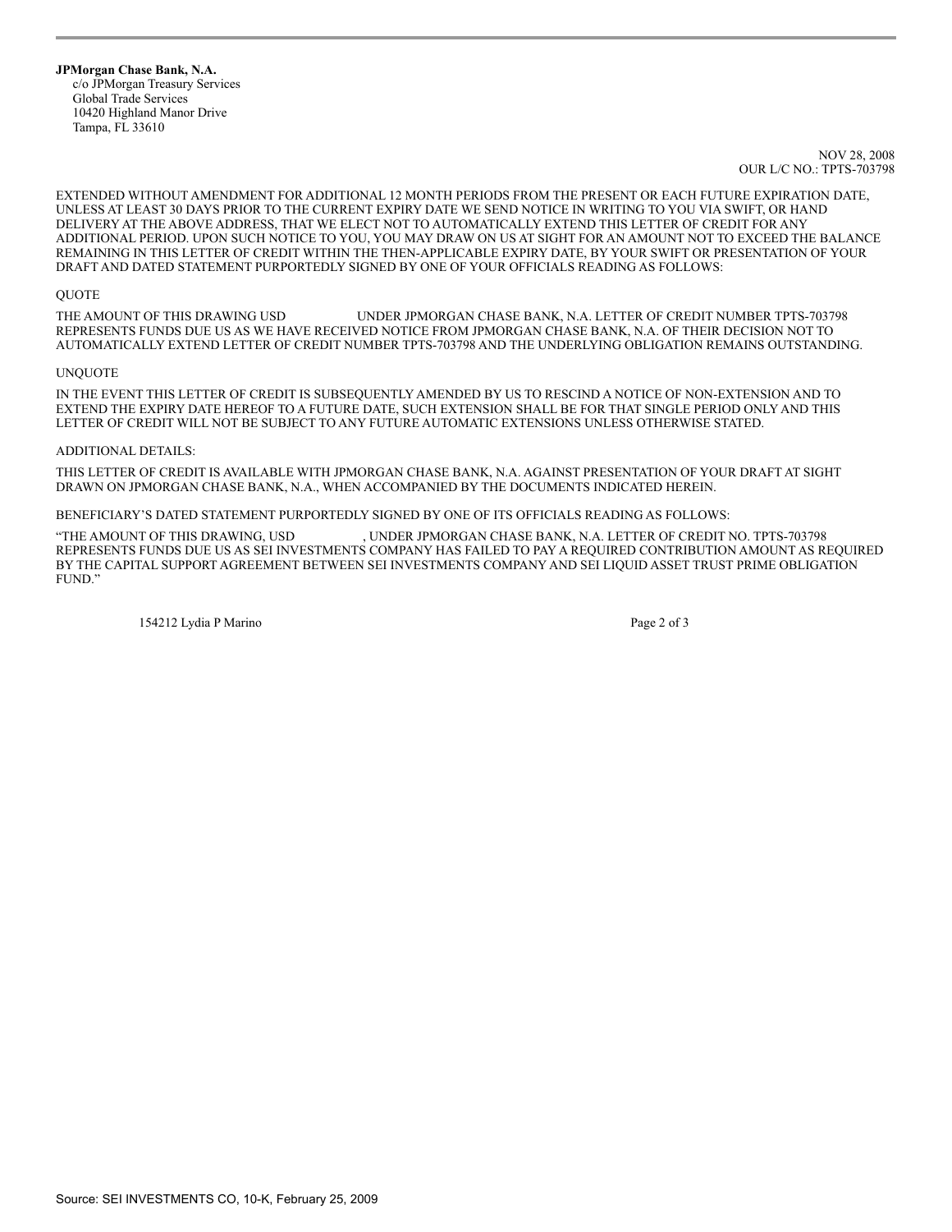**JPMorgan Chase Bank, N.A.**
c/o JPMorgan Treasury Services
Global Trade Services
10420 Highland Manor Drive
Tampa, FL 33610

NOV 28, 2008
OUR L/C NO.: TPTS-703798

EXTENDED WITHOUT AMENDMENT FOR ADDITIONAL 12 MONTH PERIODS FROM THE PRESENT OR EACH FUTURE EXPIRATION DATE, UNLESS AT LEAST 30 DAYS PRIOR TO THE CURRENT EXPIRY DATE WE SEND NOTICE IN WRITING TO YOU VIA SWIFT, OR HAND DELIVERY AT THE ABOVE ADDRESS, THAT WE ELECT NOT TO AUTOMATICALLY EXTEND THIS LETTER OF CREDIT FOR ANY ADDITIONAL PERIOD. UPON SUCH NOTICE TO YOU, YOU MAY DRAW ON US AT SIGHT FOR AN AMOUNT NOT TO EXCEED THE BALANCE REMAINING IN THIS LETTER OF CREDIT WITHIN THE THEN-APPLICABLE EXPIRY DATE, BY YOUR SWIFT OR PRESENTATION OF YOUR DRAFT AND DATED STATEMENT PURPORTEDLY SIGNED BY ONE OF YOUR OFFICIALS READING AS FOLLOWS:

QUOTE

THE AMOUNT OF THIS DRAWING USD UNDER JPMORGAN CHASE BANK, N.A. LETTER OF CREDIT NUMBER TPTS-703798 REPRESENTS FUNDS DUE US AS WE HAVE RECEIVED NOTICE FROM JPMORGAN CHASE BANK, N.A. OF THEIR DECISION NOT TO AUTOMATICALLY EXTEND LETTER OF CREDIT NUMBER TPTS-703798 AND THE UNDERLYING OBLIGATION REMAINS OUTSTANDING.

UNQUOTE

IN THE EVENT THIS LETTER OF CREDIT IS SUBSEQUENTLY AMENDED BY US TO RESCIND A NOTICE OF NON-EXTENSION AND TO EXTEND THE EXPIRY DATE HEREOF TO A FUTURE DATE, SUCH EXTENSION SHALL BE FOR THAT SINGLE PERIOD ONLY AND THIS LETTER OF CREDIT WILL NOT BE SUBJECT TO ANY FUTURE AUTOMATIC EXTENSIONS UNLESS OTHERWISE STATED.

ADDITIONAL DETAILS:

THIS LETTER OF CREDIT IS AVAILABLE WITH JPMORGAN CHASE BANK, N.A. AGAINST PRESENTATION OF YOUR DRAFT AT SIGHT DRAWN ON JPMORGAN CHASE BANK, N.A., WHEN ACCOMPANIED BY THE DOCUMENTS INDICATED HEREIN.

BENEFICIARY'S DATED STATEMENT PURPORTEDLY SIGNED BY ONE OF ITS OFFICIALS READING AS FOLLOWS:

"THE AMOUNT OF THIS DRAWING, USD , UNDER JPMORGAN CHASE BANK, N.A. LETTER OF CREDIT NO. TPTS-703798 REPRESENTS FUNDS DUE US AS SEI INVESTMENTS COMPANY HAS FAILED TO PAY A REQUIRED CONTRIBUTION AMOUNT AS REQUIRED BY THE CAPITAL SUPPORT AGREEMENT BETWEEN SEI INVESTMENTS COMPANY AND SEI LIQUID ASSET TRUST PRIME OBLIGATION FUND."

154212 Lydia P Marino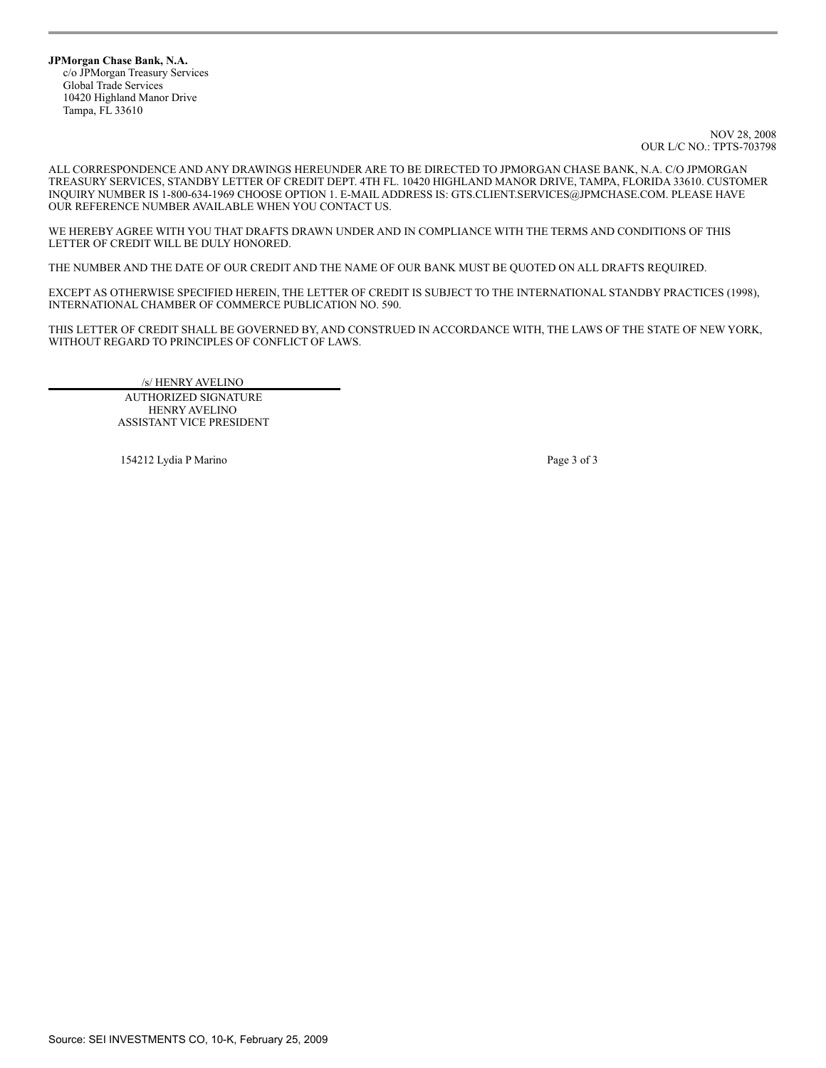**JPMorgan Chase Bank, N.A.**
c/o JPMorgan Treasury Services
Global Trade Services
10420 Highland Manor Drive
Tampa, FL 33610

NOV 28, 2008
OUR L/C NO.: TPTS-703798

ALL CORRESPONDENCE AND ANY DRAWINGS HEREUNDER ARE TO BE DIRECTED TO JPMORGAN CHASE BANK, N.A. C/O JPMORGAN TREASURY SERVICES, STANDBY LETTER OF CREDIT DEPT. 4TH FL. 10420 HIGHLAND MANOR DRIVE, TAMPA, FLORIDA 33610. CUSTOMER INQUIRY NUMBER IS 1-800-634-1969 CHOOSE OPTION 1. E-MAIL ADDRESS IS: GTS.CLIENT.SERVICES@JPMCHASE.COM. PLEASE HAVE OUR REFERENCE NUMBER AVAILABLE WHEN YOU CONTACT US.

WE HEREBY AGREE WITH YOU THAT DRAFTS DRAWN UNDER AND IN COMPLIANCE WITH THE TERMS AND CONDITIONS OF THIS LETTER OF CREDIT WILL BE DULY HONORED.

THE NUMBER AND THE DATE OF OUR CREDIT AND THE NAME OF OUR BANK MUST BE QUOTED ON ALL DRAFTS REQUIRED.

EXCEPT AS OTHERWISE SPECIFIED HEREIN, THE LETTER OF CREDIT IS SUBJECT TO THE INTERNATIONAL STANDBY PRACTICES (1998), INTERNATIONAL CHAMBER OF COMMERCE PUBLICATION NO. 590.

THIS LETTER OF CREDIT SHALL BE GOVERNED BY, AND CONSTRUED IN ACCORDANCE WITH, THE LAWS OF THE STATE OF NEW YORK, WITHOUT REGARD TO PRINCIPLES OF CONFLICT OF LAWS.

/s/ HENRY AVELINO
AUTHORIZED SIGNATURE
HENRY AVELINO
ASSISTANT VICE PRESIDENT

154212 Lydia P Marino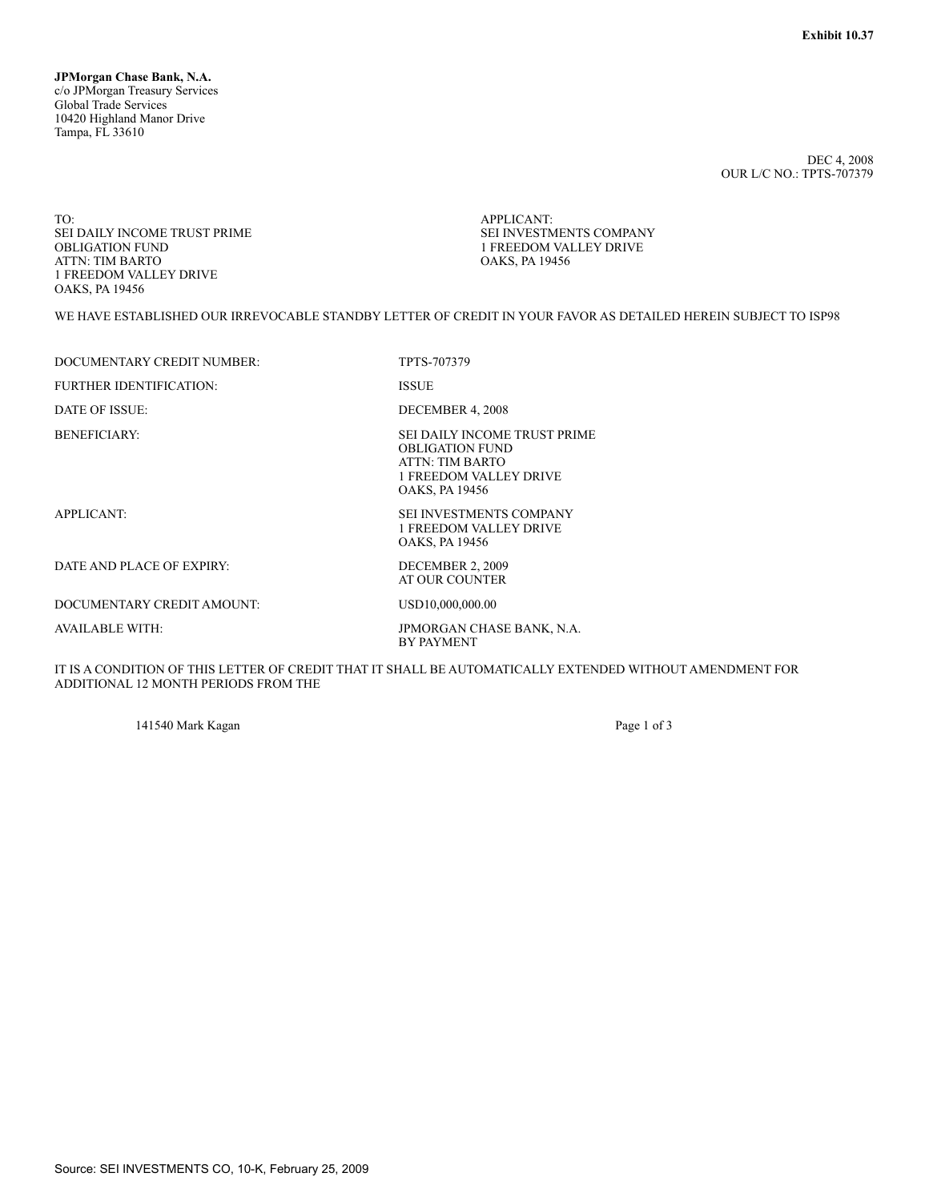**Exhibit 10.37**

**JPMorgan Chase Bank, N.A.**
c/o JPMorgan Treasury Services
Global Trade Services
10420 Highland Manor Drive
Tampa, FL 33610

DEC 4, 2008
OUR L/C NO.: TPTS-707379

TO:
SEI DAILY INCOME TRUST PRIME
OBLIGATION FUND
ATTN: TIM BARTO
1 FREEDOM VALLEY DRIVE
OAKS, PA 19456

APPLICANT:
SEI INVESTMENTS COMPANY
1 FREEDOM VALLEY DRIVE
OAKS, PA 19456

WE HAVE ESTABLISHED OUR IRREVOCABLE STANDBY LETTER OF CREDIT IN YOUR FAVOR AS DETAILED HEREIN SUBJECT TO ISP98

| | |
|---|---|
| DOCUMENTARY CREDIT NUMBER: | TPTS-707379 |
| FURTHER IDENTIFICATION: | ISSUE |
| DATE OF ISSUE: | DECEMBER 4, 2008 |
| BENEFICIARY: | SEI DAILY INCOME TRUST PRIME OBLIGATION FUND ATTN: TIM BARTO 1 FREEDOM VALLEY DRIVE OAKS, PA 19456 |
| APPLICANT: | SEI INVESTMENTS COMPANY 1 FREEDOM VALLEY DRIVE OAKS, PA 19456 |
| DATE AND PLACE OF EXPIRY: | DECEMBER 2, 2009 AT OUR COUNTER |
| DOCUMENTARY CREDIT AMOUNT: | USD10,000,000.00 |
| AVAILABLE WITH: | JPMORGAN CHASE BANK, N.A. BY PAYMENT |

IT IS A CONDITION OF THIS LETTER OF CREDIT THAT IT SHALL BE AUTOMATICALLY EXTENDED WITHOUT AMENDMENT FOR ADDITIONAL 12 MONTH PERIODS FROM THE

141540 Mark Kagan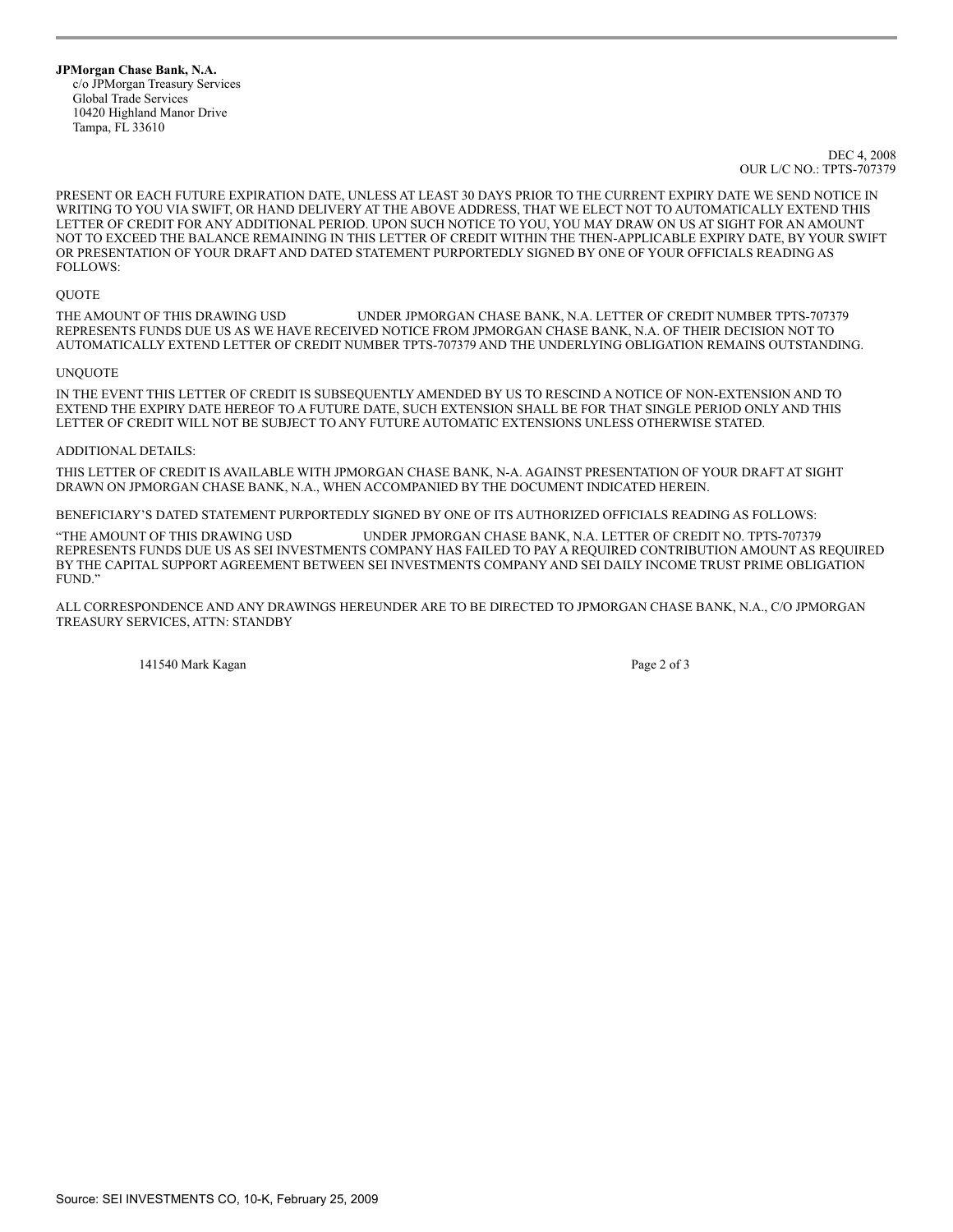**JPMorgan Chase Bank, N.A.**
c/o JPMorgan Treasury Services
Global Trade Services
10420 Highland Manor Drive
Tampa, FL 33610

DEC 4, 2008
OUR L/C NO.: TPTS-707379

PRESENT OR EACH FUTURE EXPIRATION DATE, UNLESS AT LEAST 30 DAYS PRIOR TO THE CURRENT EXPIRY DATE WE SEND NOTICE IN WRITING TO YOU VIA SWIFT, OR HAND DELIVERY AT THE ABOVE ADDRESS, THAT WE ELECT NOT TO AUTOMATICALLY EXTEND THIS LETTER OF CREDIT FOR ANY ADDITIONAL PERIOD. UPON SUCH NOTICE TO YOU, YOU MAY DRAW ON US AT SIGHT FOR AN AMOUNT NOT TO EXCEED THE BALANCE REMAINING IN THIS LETTER OF CREDIT WITHIN THE THEN-APPLICABLE EXPIRY DATE, BY YOUR SWIFT OR PRESENTATION OF YOUR DRAFT AND DATED STATEMENT PURPORTEDLY SIGNED BY ONE OF YOUR OFFICIALS READING AS FOLLOWS:

QUOTE

THE AMOUNT OF THIS DRAWING USD UNDER JPMORGAN CHASE BANK, N.A. LETTER OF CREDIT NUMBER TPTS-707379 REPRESENTS FUNDS DUE US AS WE HAVE RECEIVED NOTICE FROM JPMORGAN CHASE BANK, N.A. OF THEIR DECISION NOT TO AUTOMATICALLY EXTEND LETTER OF CREDIT NUMBER TPTS-707379 AND THE UNDERLYING OBLIGATION REMAINS OUTSTANDING.

UNQUOTE

IN THE EVENT THIS LETTER OF CREDIT IS SUBSEQUENTLY AMENDED BY US TO RESCIND A NOTICE OF NON-EXTENSION AND TO EXTEND THE EXPIRY DATE HEREOF TO A FUTURE DATE, SUCH EXTENSION SHALL BE FOR THAT SINGLE PERIOD ONLY AND THIS LETTER OF CREDIT WILL NOT BE SUBJECT TO ANY FUTURE AUTOMATIC EXTENSIONS UNLESS OTHERWISE STATED.

ADDITIONAL DETAILS:

THIS LETTER OF CREDIT IS AVAILABLE WITH JPMORGAN CHASE BANK, N-A. AGAINST PRESENTATION OF YOUR DRAFT AT SIGHT DRAWN ON JPMORGAN CHASE BANK, N.A., WHEN ACCOMPANIED BY THE DOCUMENT INDICATED HEREIN.

BENEFICIARY'S DATED STATEMENT PURPORTEDLY SIGNED BY ONE OF ITS AUTHORIZED OFFICIALS READING AS FOLLOWS:

"THE AMOUNT OF THIS DRAWING USD UNDER JPMORGAN CHASE BANK, N.A. LETTER OF CREDIT NO. TPTS-707379 REPRESENTS FUNDS DUE US AS SEI INVESTMENTS COMPANY HAS FAILED TO PAY A REQUIRED CONTRIBUTION AMOUNT AS REQUIRED BY THE CAPITAL SUPPORT AGREEMENT BETWEEN SEI INVESTMENTS COMPANY AND SEI DAILY INCOME TRUST PRIME OBLIGATION FUND."

ALL CORRESPONDENCE AND ANY DRAWINGS HEREUNDER ARE TO BE DIRECTED TO JPMORGAN CHASE BANK, N.A., C/O JPMORGAN TREASURY SERVICES, ATTN: STANDBY

141540 Mark Kagan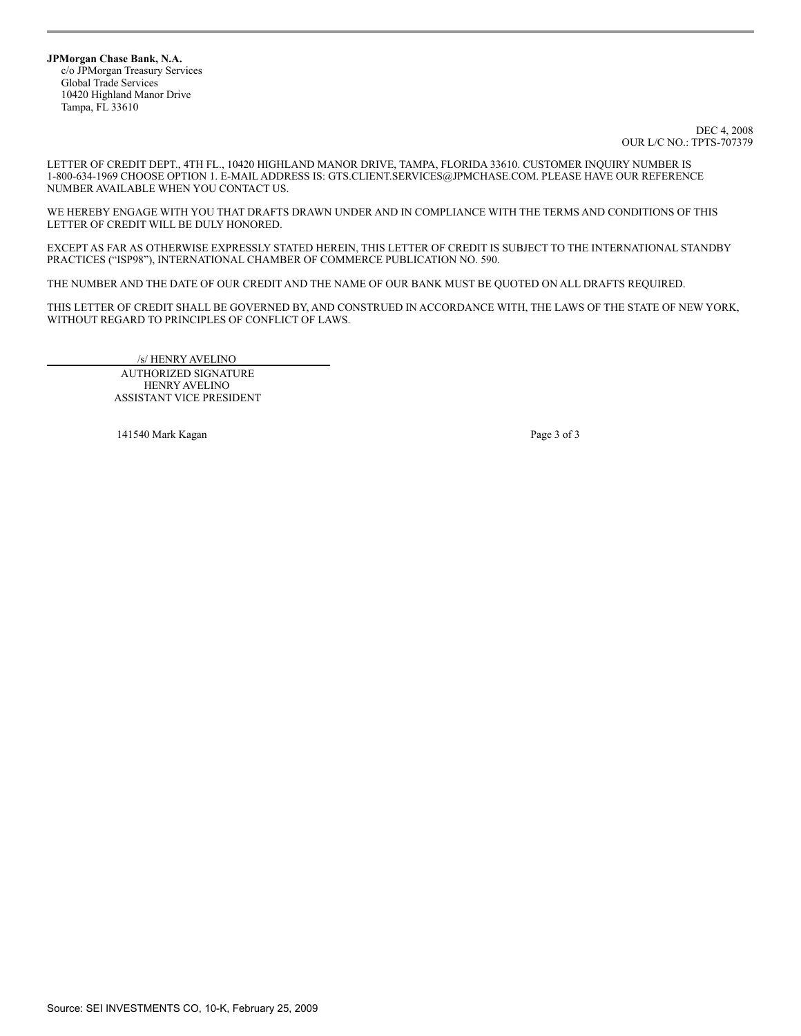**JPMorgan Chase Bank, N.A.**
c/o JPMorgan Treasury Services
Global Trade Services
10420 Highland Manor Drive
Tampa, FL 33610

DEC 4, 2008
OUR L/C NO.: TPTS-707379

LETTER OF CREDIT DEPT., 4TH FL., 10420 HIGHLAND MANOR DRIVE, TAMPA, FLORIDA 33610. CUSTOMER INQUIRY NUMBER IS 1-800-634-1969 CHOOSE OPTION 1. E-MAIL ADDRESS IS: GTS.CLIENT.SERVICES@JPMCHASE.COM. PLEASE HAVE OUR REFERENCE NUMBER AVAILABLE WHEN YOU CONTACT US.

WE HEREBY ENGAGE WITH YOU THAT DRAFTS DRAWN UNDER AND IN COMPLIANCE WITH THE TERMS AND CONDITIONS OF THIS LETTER OF CREDIT WILL BE DULY HONORED.

EXCEPT AS FAR AS OTHERWISE EXPRESSLY STATED HEREIN, THIS LETTER OF CREDIT IS SUBJECT TO THE INTERNATIONAL STANDBY PRACTICES ("ISP98"), INTERNATIONAL CHAMBER OF COMMERCE PUBLICATION NO. 590.

THE NUMBER AND THE DATE OF OUR CREDIT AND THE NAME OF OUR BANK MUST BE QUOTED ON ALL DRAFTS REQUIRED.

THIS LETTER OF CREDIT SHALL BE GOVERNED BY, AND CONSTRUED IN ACCORDANCE WITH, THE LAWS OF THE STATE OF NEW YORK, WITHOUT REGARD TO PRINCIPLES OF CONFLICT OF LAWS.

/s/ HENRY AVELINO

AUTHORIZED SIGNATURE
HENRY AVELINO
ASSISTANT VICE PRESIDENT

141540 Mark Kagan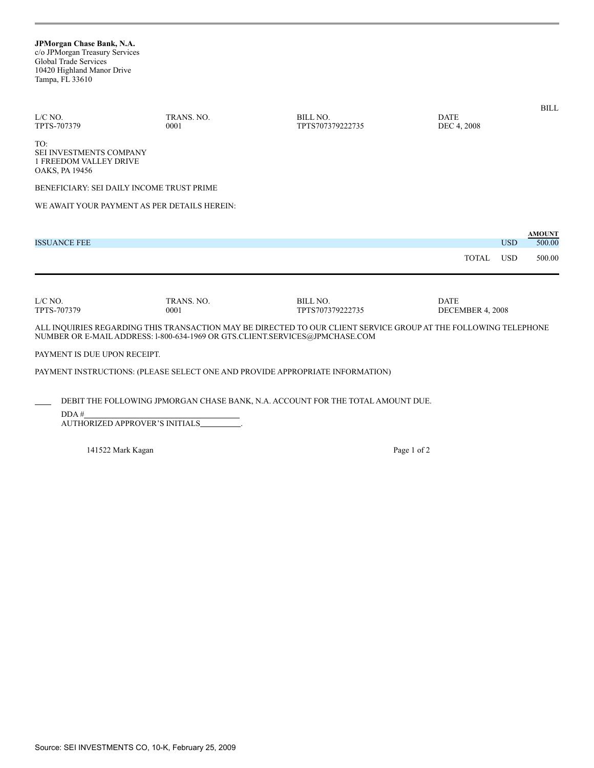**JPMorgan Chase Bank, N.A.**
c/o JPMorgan Treasury Services
Global Trade Services
10420 Highland Manor Drive
Tampa, FL 33610

BILL

| L/C NO. | TRANS. NO. | BILL NO. | DATE |
|---|---|---|---|
| TPTS-707379 | 0001 | TPTS707379222735 | DEC 4, 2008 |

TO:
SEI INVESTMENTS COMPANY
1 FREEDOM VALLEY DRIVE
OAKS, PA 19456

BENEFICIARY: SEI DAILY INCOME TRUST PRIME

WE AWAIT YOUR PAYMENT AS PER DETAILS HEREIN:

| | | **AMOUNT** |
|---|---|---|
| ISSUANCE FEE | USD | 500.00 |
| TOTAL | USD | 500.00 |

| L/C NO. | TRANS. NO. | BILL NO. | DATE |
|---|---|---|---|
| TPTS-707379 | 0001 | TPTS707379222735 | DECEMBER 4, 2008 |

ALL INQUIRIES REGARDING THIS TRANSACTION MAY BE DIRECTED TO OUR CLIENT SERVICE GROUP AT THE FOLLOWING TELEPHONE NUMBER OR E-MAIL ADDRESS: l-800-634-1969 OR GTS.CLIENT.SERVICES@JPMCHASE.COM

PAYMENT IS DUE UPON RECEIPT.

PAYMENT INSTRUCTIONS: (PLEASE SELECT ONE AND PROVIDE APPROPRIATE INFORMATION)

____ DEBIT THE FOLLOWING JPMORGAN CHASE BANK, N.A. ACCOUNT FOR THE TOTAL AMOUNT DUE.

DDA #____________________

AUTHORIZED APPROVER'S INITIALS__________.

141522 Mark Kagan

Source: SEI INVESTMENTS CO, 10-K, February 25, 2009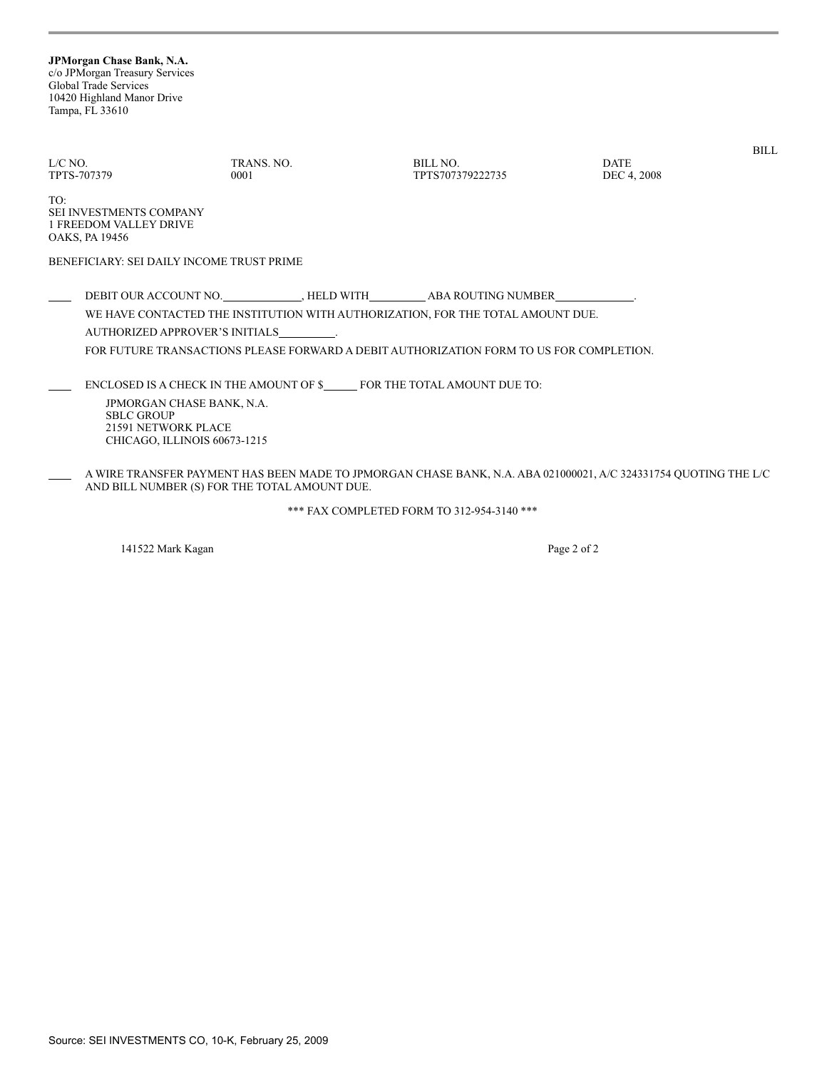**JPMorgan Chase Bank, N.A.**
c/o JPMorgan Treasury Services
Global Trade Services
10420 Highland Manor Drive
Tampa, FL 33610

BILL

| L/C NO. | TRANS. NO. | BILL NO. | DATE |
|---|---|---|---|
| TPTS-707379 | 0001 | TPTS707379222735 | DEC 4, 2008 |

TO:
SEI INVESTMENTS COMPANY
1 FREEDOM VALLEY DRIVE
OAKS, PA 19456

BENEFICIARY: SEI DAILY INCOME TRUST PRIME

____ DEBIT OUR ACCOUNT NO.____________, HELD WITH_________ ABA ROUTING NUMBER____________.

WE HAVE CONTACTED THE INSTITUTION WITH AUTHORIZATION, FOR THE TOTAL AMOUNT DUE.

AUTHORIZED APPROVER'S INITIALS_________.

FOR FUTURE TRANSACTIONS PLEASE FORWARD A DEBIT AUTHORIZATION FORM TO US FOR COMPLETION.

____ ENCLOSED IS A CHECK IN THE AMOUNT OF $_____ FOR THE TOTAL AMOUNT DUE TO:

JPMORGAN CHASE BANK, N.A.
SBLC GROUP
21591 NETWORK PLACE
CHICAGO, ILLINOIS 60673-1215

____ A WIRE TRANSFER PAYMENT HAS BEEN MADE TO JPMORGAN CHASE BANK, N.A. ABA 021000021, A/C 324331754 QUOTING THE L/C AND BILL NUMBER (S) FOR THE TOTAL AMOUNT DUE.

*** FAX COMPLETED FORM TO 312-954-3140 ***

141522 Mark Kagan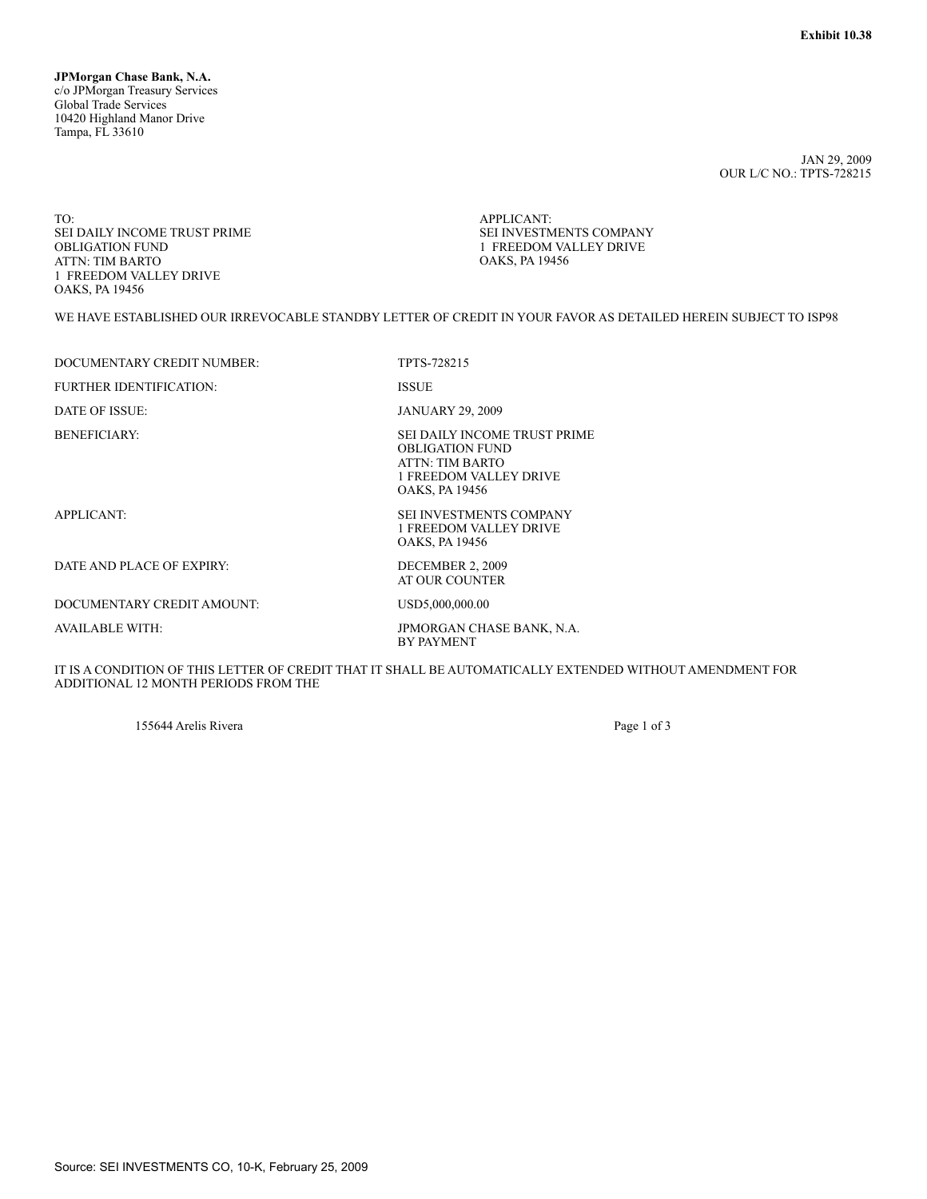**Exhibit 10.38**

**JPMorgan Chase Bank, N.A.**
c/o JPMorgan Treasury Services
Global Trade Services
10420 Highland Manor Drive
Tampa, FL 33610

JAN 29, 2009
OUR L/C NO.: TPTS-728215

TO:
SEI DAILY INCOME TRUST PRIME
OBLIGATION FUND
ATTN: TIM BARTO
1 FREEDOM VALLEY DRIVE
OAKS, PA 19456

APPLICANT:
SEI INVESTMENTS COMPANY
1 FREEDOM VALLEY DRIVE
OAKS, PA 19456

WE HAVE ESTABLISHED OUR IRREVOCABLE STANDBY LETTER OF CREDIT IN YOUR FAVOR AS DETAILED HEREIN SUBJECT TO ISP98

| | |
|---|---|
| DOCUMENTARY CREDIT NUMBER: | TPTS-728215 |
| FURTHER IDENTIFICATION: | ISSUE |
| DATE OF ISSUE: | JANUARY 29, 2009 |
| BENEFICIARY: | SEI DAILY INCOME TRUST PRIME OBLIGATION FUND ATTN: TIM BARTO 1 FREEDOM VALLEY DRIVE OAKS, PA 19456 |
| APPLICANT: | SEI INVESTMENTS COMPANY 1 FREEDOM VALLEY DRIVE OAKS, PA 19456 |
| DATE AND PLACE OF EXPIRY: | DECEMBER 2, 2009 AT OUR COUNTER |
| DOCUMENTARY CREDIT AMOUNT: | USD5,000,000.00 |
| AVAILABLE WITH: | JPMORGAN CHASE BANK, N.A. BY PAYMENT |

IT IS A CONDITION OF THIS LETTER OF CREDIT THAT IT SHALL BE AUTOMATICALLY EXTENDED WITHOUT AMENDMENT FOR ADDITIONAL 12 MONTH PERIODS FROM THE

155644 Arelis Rivera

Source: SEI INVESTMENTS CO, 10-K, February 25, 2009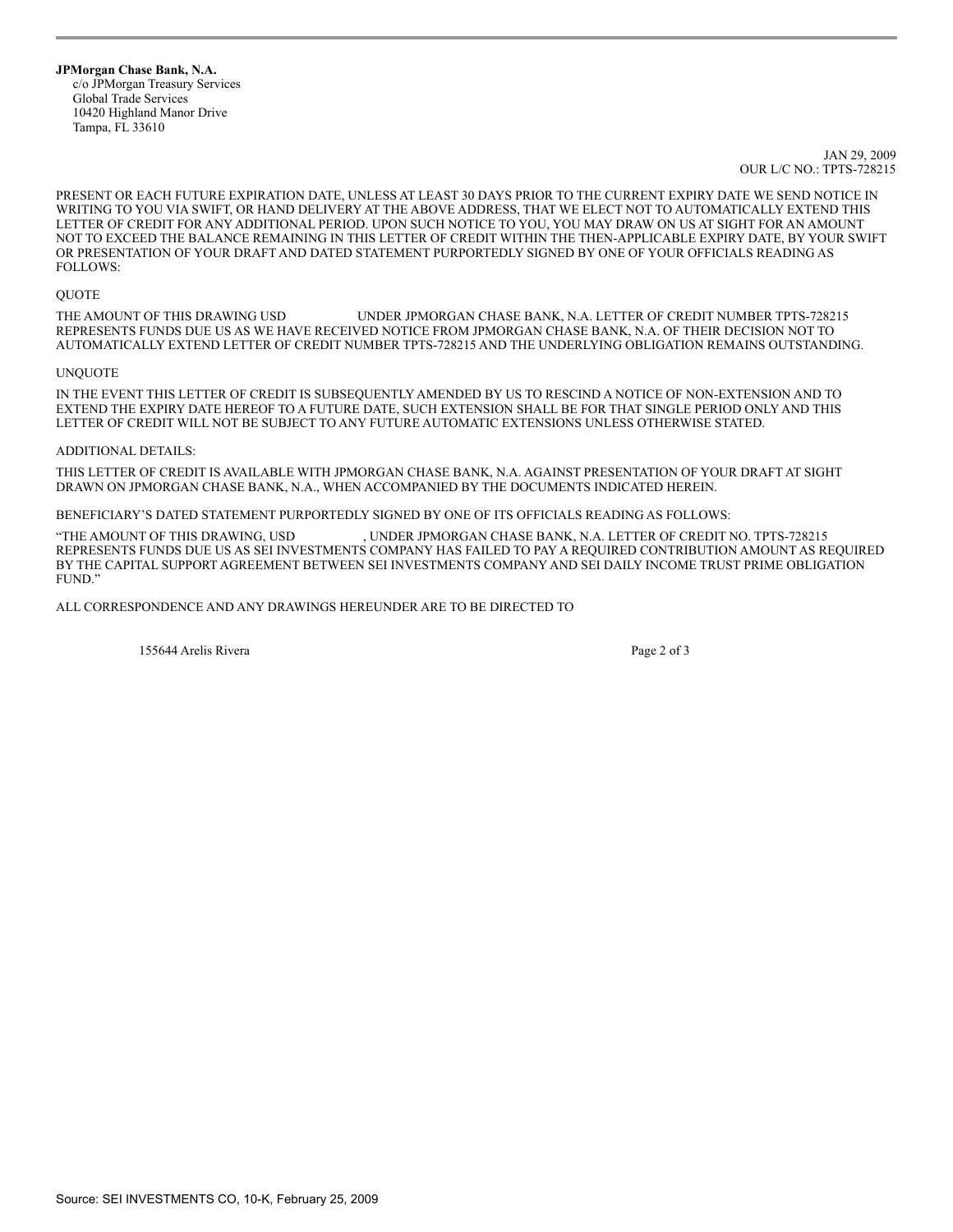**JPMorgan Chase Bank, N.A.**
c/o JPMorgan Treasury Services
Global Trade Services
10420 Highland Manor Drive
Tampa, FL 33610

JAN 29, 2009
OUR L/C NO.: TPTS-728215

PRESENT OR EACH FUTURE EXPIRATION DATE, UNLESS AT LEAST 30 DAYS PRIOR TO THE CURRENT EXPIRY DATE WE SEND NOTICE IN WRITING TO YOU VIA SWIFT, OR HAND DELIVERY AT THE ABOVE ADDRESS, THAT WE ELECT NOT TO AUTOMATICALLY EXTEND THIS LETTER OF CREDIT FOR ANY ADDITIONAL PERIOD. UPON SUCH NOTICE TO YOU, YOU MAY DRAW ON US AT SIGHT FOR AN AMOUNT NOT TO EXCEED THE BALANCE REMAINING IN THIS LETTER OF CREDIT WITHIN THE THEN-APPLICABLE EXPIRY DATE, BY YOUR SWIFT OR PRESENTATION OF YOUR DRAFT AND DATED STATEMENT PURPORTEDLY SIGNED BY ONE OF YOUR OFFICIALS READING AS FOLLOWS:

QUOTE

THE AMOUNT OF THIS DRAWING USD UNDER JPMORGAN CHASE BANK, N.A. LETTER OF CREDIT NUMBER TPTS-728215 REPRESENTS FUNDS DUE US AS WE HAVE RECEIVED NOTICE FROM JPMORGAN CHASE BANK, N.A. OF THEIR DECISION NOT TO AUTOMATICALLY EXTEND LETTER OF CREDIT NUMBER TPTS-728215 AND THE UNDERLYING OBLIGATION REMAINS OUTSTANDING.

UNQUOTE

IN THE EVENT THIS LETTER OF CREDIT IS SUBSEQUENTLY AMENDED BY US TO RESCIND A NOTICE OF NON-EXTENSION AND TO EXTEND THE EXPIRY DATE HEREOF TO A FUTURE DATE, SUCH EXTENSION SHALL BE FOR THAT SINGLE PERIOD ONLY AND THIS LETTER OF CREDIT WILL NOT BE SUBJECT TO ANY FUTURE AUTOMATIC EXTENSIONS UNLESS OTHERWISE STATED.

ADDITIONAL DETAILS:

THIS LETTER OF CREDIT IS AVAILABLE WITH JPMORGAN CHASE BANK, N.A. AGAINST PRESENTATION OF YOUR DRAFT AT SIGHT DRAWN ON JPMORGAN CHASE BANK, N.A., WHEN ACCOMPANIED BY THE DOCUMENTS INDICATED HEREIN.

BENEFICIARY'S DATED STATEMENT PURPORTEDLY SIGNED BY ONE OF ITS OFFICIALS READING AS FOLLOWS:

"THE AMOUNT OF THIS DRAWING, USD , UNDER JPMORGAN CHASE BANK, N.A. LETTER OF CREDIT NO. TPTS-728215 REPRESENTS FUNDS DUE US AS SEI INVESTMENTS COMPANY HAS FAILED TO PAY A REQUIRED CONTRIBUTION AMOUNT AS REQUIRED BY THE CAPITAL SUPPORT AGREEMENT BETWEEN SEI INVESTMENTS COMPANY AND SEI DAILY INCOME TRUST PRIME OBLIGATION FUND."

ALL CORRESPONDENCE AND ANY DRAWINGS HEREUNDER ARE TO BE DIRECTED TO

155644 Arelis Rivera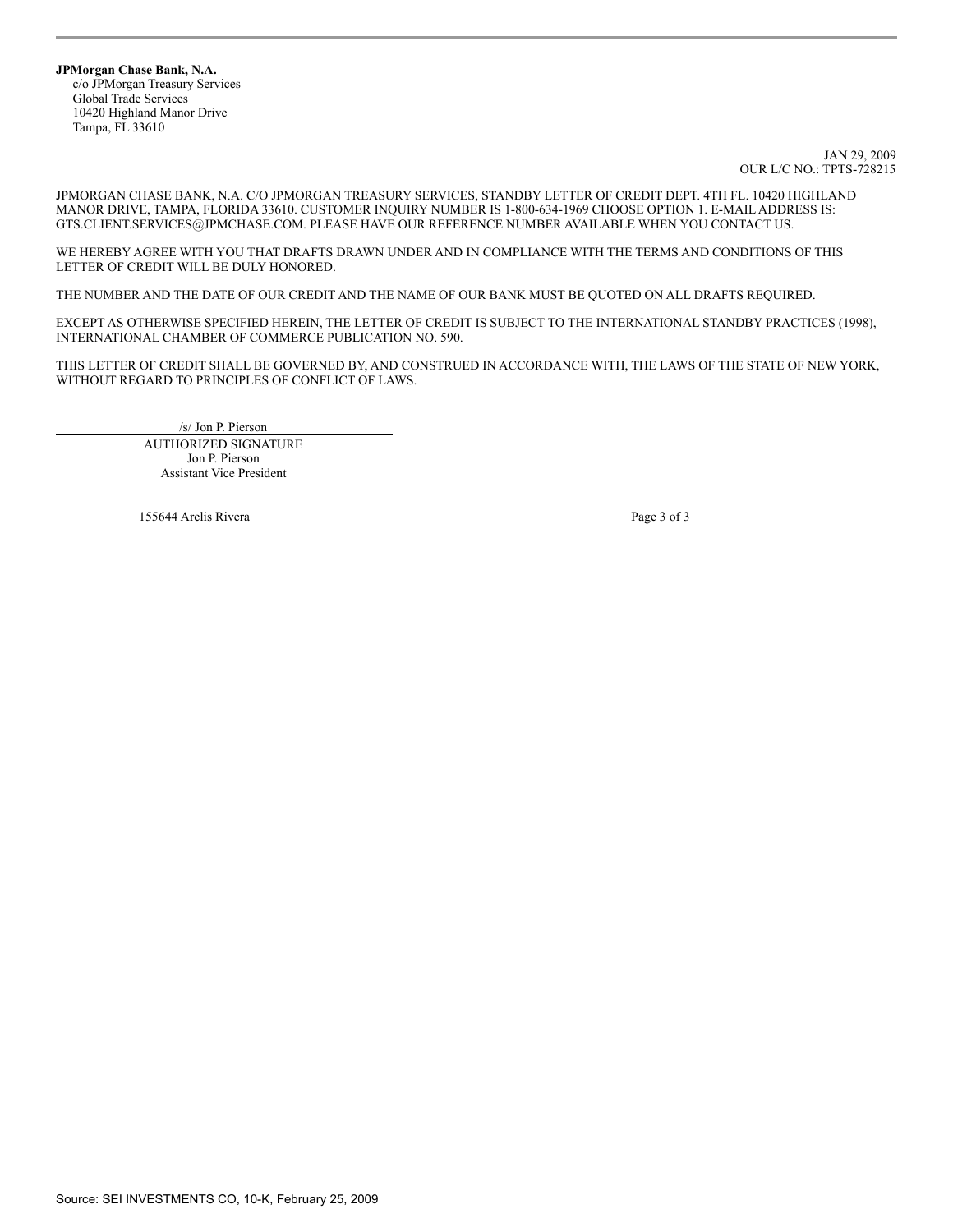**JPMorgan Chase Bank, N.A.**
c/o JPMorgan Treasury Services
Global Trade Services
10420 Highland Manor Drive
Tampa, FL 33610

JAN 29, 2009
OUR L/C NO.: TPTS-728215

JPMORGAN CHASE BANK, N.A. C/O JPMORGAN TREASURY SERVICES, STANDBY LETTER OF CREDIT DEPT. 4TH FL. 10420 HIGHLAND MANOR DRIVE, TAMPA, FLORIDA 33610. CUSTOMER INQUIRY NUMBER IS 1-800-634-1969 CHOOSE OPTION 1. E-MAIL ADDRESS IS: GTS.CLIENT.SERVICES@JPMCHASE.COM. PLEASE HAVE OUR REFERENCE NUMBER AVAILABLE WHEN YOU CONTACT US.

WE HEREBY AGREE WITH YOU THAT DRAFTS DRAWN UNDER AND IN COMPLIANCE WITH THE TERMS AND CONDITIONS OF THIS LETTER OF CREDIT WILL BE DULY HONORED.

THE NUMBER AND THE DATE OF OUR CREDIT AND THE NAME OF OUR BANK MUST BE QUOTED ON ALL DRAFTS REQUIRED.

EXCEPT AS OTHERWISE SPECIFIED HEREIN, THE LETTER OF CREDIT IS SUBJECT TO THE INTERNATIONAL STANDBY PRACTICES (1998), INTERNATIONAL CHAMBER OF COMMERCE PUBLICATION NO. 590.

THIS LETTER OF CREDIT SHALL BE GOVERNED BY, AND CONSTRUED IN ACCORDANCE WITH, THE LAWS OF THE STATE OF NEW YORK, WITHOUT REGARD TO PRINCIPLES OF CONFLICT OF LAWS.

/s/ Jon P. Pierson

AUTHORIZED SIGNATURE
Jon P. Pierson
Assistant Vice President

155644 Arelis Rivera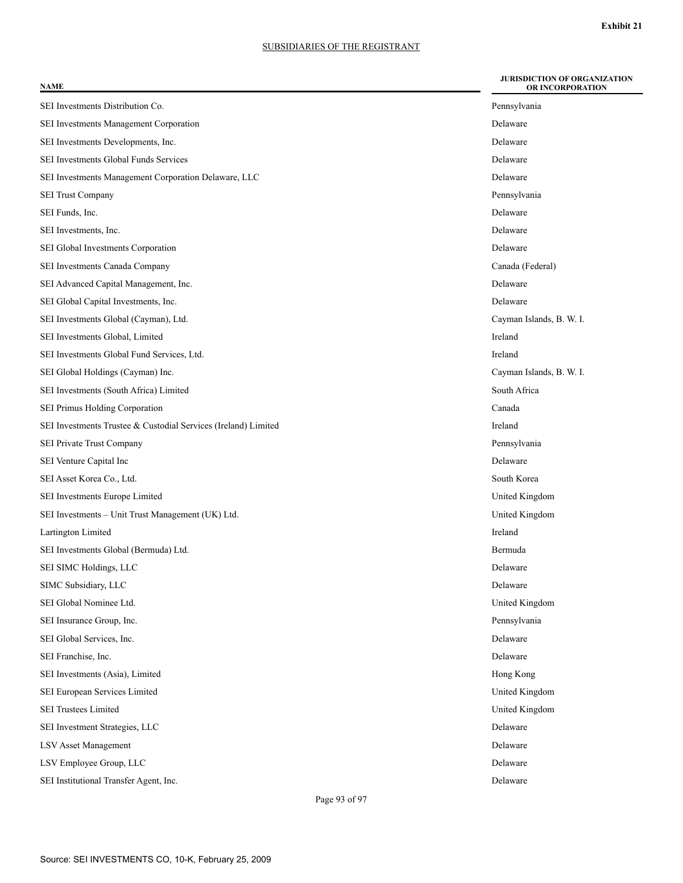**Exhibit 21**

SUBSIDIARIES OF THE REGISTRANT

| NAME | JURISDICTION OF ORGANIZATION OR INCORPORATION |
|---|---|
| SEI Investments Distribution Co. | Pennsylvania |
| SEI Investments Management Corporation | Delaware |
| SEI Investments Developments, Inc. | Delaware |
| SEI Investments Global Funds Services | Delaware |
| SEI Investments Management Corporation Delaware, LLC | Delaware |
| SEI Trust Company | Pennsylvania |
| SEI Funds, Inc. | Delaware |
| SEI Investments, Inc. | Delaware |
| SEI Global Investments Corporation | Delaware |
| SEI Investments Canada Company | Canada (Federal) |
| SEI Advanced Capital Management, Inc. | Delaware |
| SEI Global Capital Investments, Inc. | Delaware |
| SEI Investments Global (Cayman), Ltd. | Cayman Islands, B. W. I. |
| SEI Investments Global, Limited | Ireland |
| SEI Investments Global Fund Services, Ltd. | Ireland |
| SEI Global Holdings (Cayman) Inc. | Cayman Islands, B. W. I. |
| SEI Investments (South Africa) Limited | South Africa |
| SEI Primus Holding Corporation | Canada |
| SEI Investments Trustee & Custodial Services (Ireland) Limited | Ireland |
| SEI Private Trust Company | Pennsylvania |
| SEI Venture Capital Inc | Delaware |
| SEI Asset Korea Co., Ltd. | South Korea |
| SEI Investments Europe Limited | United Kingdom |
| SEI Investments – Unit Trust Management (UK) Ltd. | United Kingdom |
| Lartington Limited | Ireland |
| SEI Investments Global (Bermuda) Ltd. | Bermuda |
| SEI SIMC Holdings, LLC | Delaware |
| SIMC Subsidiary, LLC | Delaware |
| SEI Global Nominee Ltd. | United Kingdom |
| SEI Insurance Group, Inc. | Pennsylvania |
| SEI Global Services, Inc. | Delaware |
| SEI Franchise, Inc. | Delaware |
| SEI Investments (Asia), Limited | Hong Kong |
| SEI European Services Limited | United Kingdom |
| SEI Trustees Limited | United Kingdom |
| SEI Investment Strategies, LLC | Delaware |
| LSV Asset Management | Delaware |
| LSV Employee Group, LLC | Delaware |
| SEI Institutional Transfer Agent, Inc. | Delaware |

Source: SEI INVESTMENTS CO, 10-K, February 25, 2009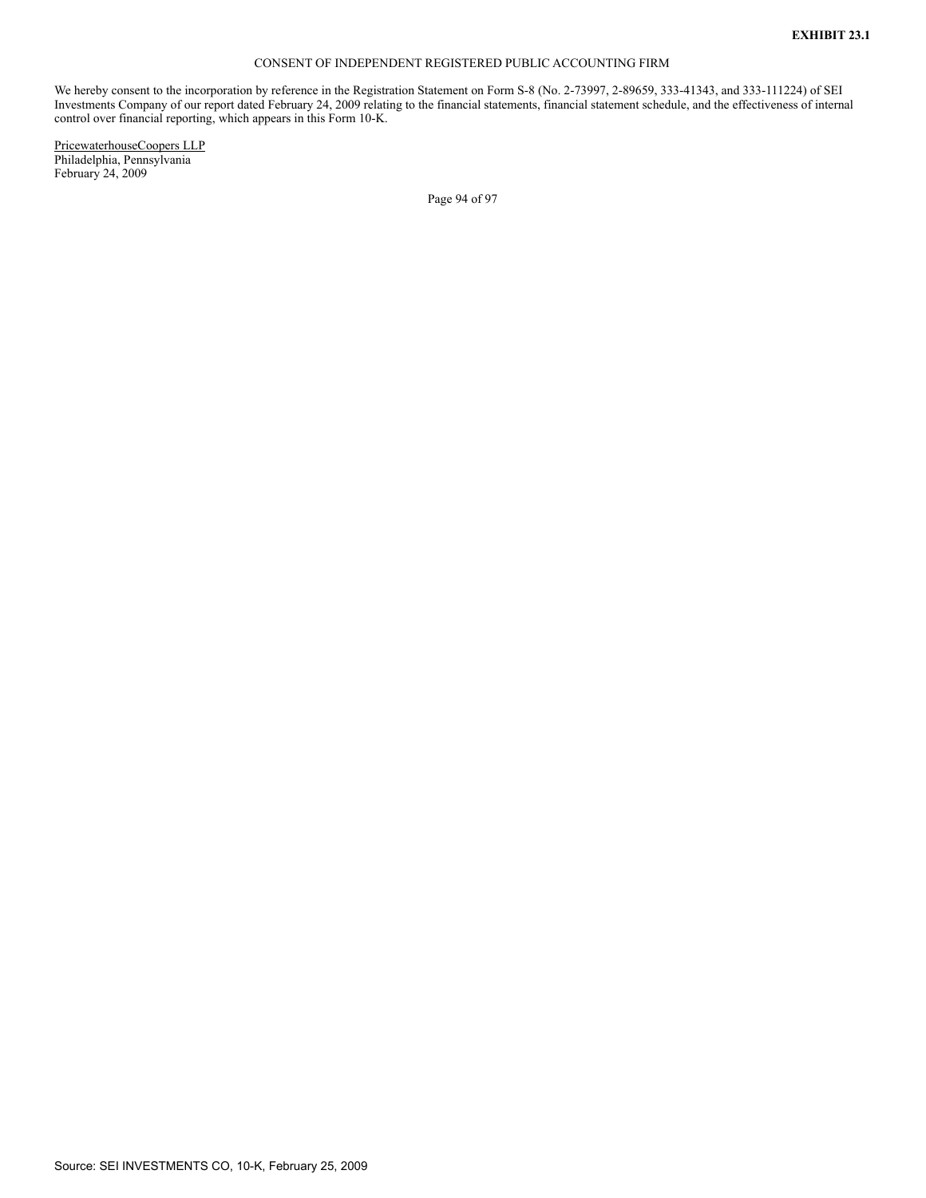**EXHIBIT 23.1**

CONSENT OF INDEPENDENT REGISTERED PUBLIC ACCOUNTING FIRM

We hereby consent to the incorporation by reference in the Registration Statement on Form S-8 (No. 2-73997, 2-89659, 333-41343, and 333-111224) of SEI Investments Company of our report dated February 24, 2009 relating to the financial statements, financial statement schedule, and the effectiveness of internal control over financial reporting, which appears in this Form 10-K.

PricewaterhouseCoopers LLP
Philadelphia, Pennsylvania
February 24, 2009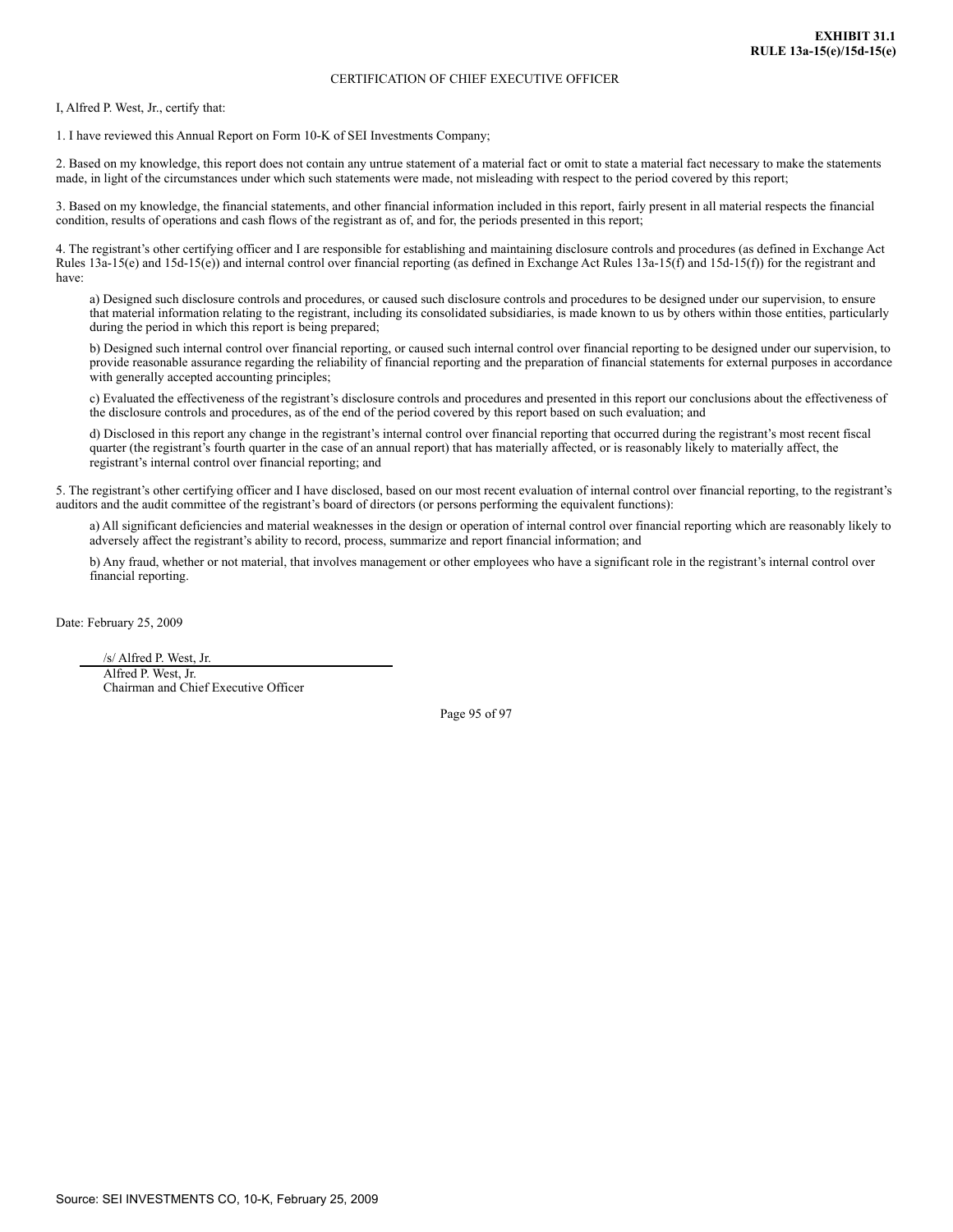**EXHIBIT 31.1**
**RULE 13a-15(e)/15d-15(e)**

CERTIFICATION OF CHIEF EXECUTIVE OFFICER

I, Alfred P. West, Jr., certify that:

1. I have reviewed this Annual Report on Form 10-K of SEI Investments Company;

2. Based on my knowledge, this report does not contain any untrue statement of a material fact or omit to state a material fact necessary to make the statements made, in light of the circumstances under which such statements were made, not misleading with respect to the period covered by this report;

3. Based on my knowledge, the financial statements, and other financial information included in this report, fairly present in all material respects the financial condition, results of operations and cash flows of the registrant as of, and for, the periods presented in this report;

4. The registrant's other certifying officer and I are responsible for establishing and maintaining disclosure controls and procedures (as defined in Exchange Act Rules 13a-15(e) and 15d-15(e)) and internal control over financial reporting (as defined in Exchange Act Rules 13a-15(f) and 15d-15(f)) for the registrant and have:

a) Designed such disclosure controls and procedures, or caused such disclosure controls and procedures to be designed under our supervision, to ensure that material information relating to the registrant, including its consolidated subsidiaries, is made known to us by others within those entities, particularly during the period in which this report is being prepared;

b) Designed such internal control over financial reporting, or caused such internal control over financial reporting to be designed under our supervision, to provide reasonable assurance regarding the reliability of financial reporting and the preparation of financial statements for external purposes in accordance with generally accepted accounting principles;

c) Evaluated the effectiveness of the registrant's disclosure controls and procedures and presented in this report our conclusions about the effectiveness of the disclosure controls and procedures, as of the end of the period covered by this report based on such evaluation; and

d) Disclosed in this report any change in the registrant's internal control over financial reporting that occurred during the registrant's most recent fiscal quarter (the registrant's fourth quarter in the case of an annual report) that has materially affected, or is reasonably likely to materially affect, the registrant's internal control over financial reporting; and

5. The registrant's other certifying officer and I have disclosed, based on our most recent evaluation of internal control over financial reporting, to the registrant's auditors and the audit committee of the registrant's board of directors (or persons performing the equivalent functions):

a) All significant deficiencies and material weaknesses in the design or operation of internal control over financial reporting which are reasonably likely to adversely affect the registrant's ability to record, process, summarize and report financial information; and

b) Any fraud, whether or not material, that involves management or other employees who have a significant role in the registrant's internal control over financial reporting.

Date: February 25, 2009

/s/ Alfred P. West, Jr.
Alfred P. West, Jr.
Chairman and Chief Executive Officer

Source: SEI INVESTMENTS CO, 10-K, February 25, 2009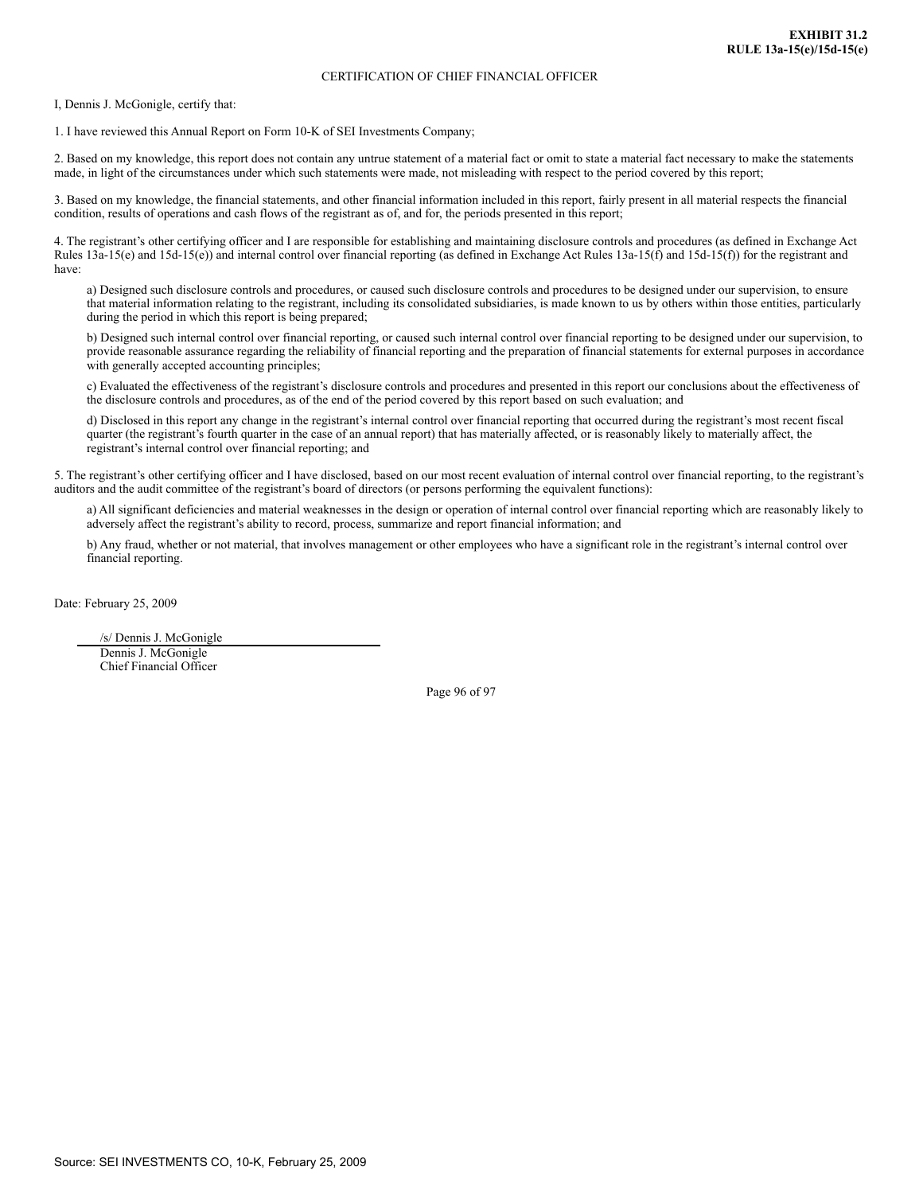**EXHIBIT 31.2**
**RULE 13a-15(e)/15d-15(e)**

CERTIFICATION OF CHIEF FINANCIAL OFFICER

I, Dennis J. McGonigle, certify that:

1. I have reviewed this Annual Report on Form 10-K of SEI Investments Company;

2. Based on my knowledge, this report does not contain any untrue statement of a material fact or omit to state a material fact necessary to make the statements made, in light of the circumstances under which such statements were made, not misleading with respect to the period covered by this report;

3. Based on my knowledge, the financial statements, and other financial information included in this report, fairly present in all material respects the financial condition, results of operations and cash flows of the registrant as of, and for, the periods presented in this report;

4. The registrant's other certifying officer and I are responsible for establishing and maintaining disclosure controls and procedures (as defined in Exchange Act Rules 13a-15(e) and 15d-15(e)) and internal control over financial reporting (as defined in Exchange Act Rules 13a-15(f) and 15d-15(f)) for the registrant and have:

a) Designed such disclosure controls and procedures, or caused such disclosure controls and procedures to be designed under our supervision, to ensure that material information relating to the registrant, including its consolidated subsidiaries, is made known to us by others within those entities, particularly during the period in which this report is being prepared;

b) Designed such internal control over financial reporting, or caused such internal control over financial reporting to be designed under our supervision, to provide reasonable assurance regarding the reliability of financial reporting and the preparation of financial statements for external purposes in accordance with generally accepted accounting principles;

c) Evaluated the effectiveness of the registrant's disclosure controls and procedures and presented in this report our conclusions about the effectiveness of the disclosure controls and procedures, as of the end of the period covered by this report based on such evaluation; and

d) Disclosed in this report any change in the registrant's internal control over financial reporting that occurred during the registrant's most recent fiscal quarter (the registrant's fourth quarter in the case of an annual report) that has materially affected, or is reasonably likely to materially affect, the registrant's internal control over financial reporting; and

5. The registrant's other certifying officer and I have disclosed, based on our most recent evaluation of internal control over financial reporting, to the registrant's auditors and the audit committee of the registrant's board of directors (or persons performing the equivalent functions):

a) All significant deficiencies and material weaknesses in the design or operation of internal control over financial reporting which are reasonably likely to adversely affect the registrant's ability to record, process, summarize and report financial information; and

b) Any fraud, whether or not material, that involves management or other employees who have a significant role in the registrant's internal control over financial reporting.

Date: February 25, 2009

/s/ Dennis J. McGonigle
Dennis J. McGonigle
Chief Financial Officer

Source: SEI INVESTMENTS CO, 10-K, February 25, 2009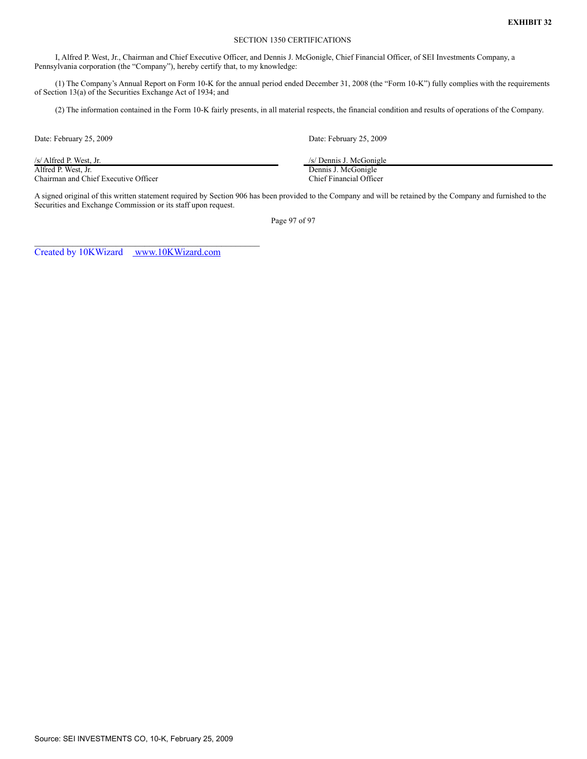**EXHIBIT 32**

SECTION 1350 CERTIFICATIONS

I, Alfred P. West, Jr., Chairman and Chief Executive Officer, and Dennis J. McGonigle, Chief Financial Officer, of SEI Investments Company, a Pennsylvania corporation (the "Company"), hereby certify that, to my knowledge:

(1) The Company's Annual Report on Form 10-K for the annual period ended December 31, 2008 (the "Form 10-K") fully complies with the requirements of Section 13(a) of the Securities Exchange Act of 1934; and

(2) The information contained in the Form 10-K fairly presents, in all material respects, the financial condition and results of operations of the Company.

Date: February 25, 2009

/s/ Alfred P. West, Jr.
Alfred P. West, Jr.
Chairman and Chief Executive Officer

Date: February 25, 2009

/s/ Dennis J. McGonigle
Dennis J. McGonigle
Chief Financial Officer

A signed original of this written statement required by Section 906 has been provided to the Company and will be retained by the Company and furnished to the Securities and Exchange Commission or its staff upon request.